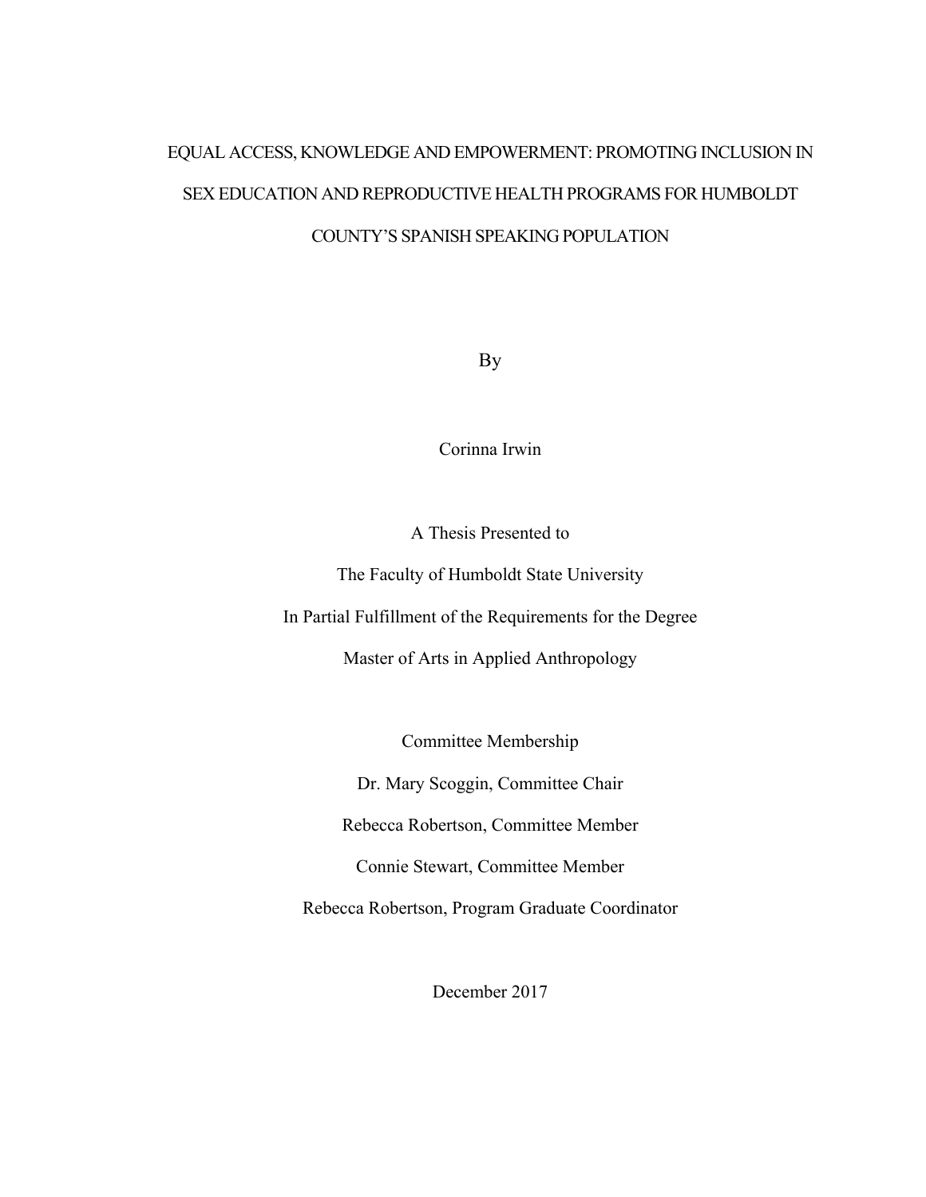# EQUAL ACCESS, KNOWLEDGE AND EMPOWERMENT: PROMOTING INCLUSION IN SEX EDUCATION AND REPRODUCTIVE HEALTH PROGRAMS FOR HUMBOLDT COUNTY'S SPANISH SPEAKING POPULATION

By

Corinna Irwin

A Thesis Presented to

The Faculty of Humboldt State University

In Partial Fulfillment of the Requirements for the Degree

Master of Arts in Applied Anthropology

Committee Membership

Dr. Mary Scoggin, Committee Chair

Rebecca Robertson, Committee Member

Connie Stewart, Committee Member

Rebecca Robertson, Program Graduate Coordinator

December 2017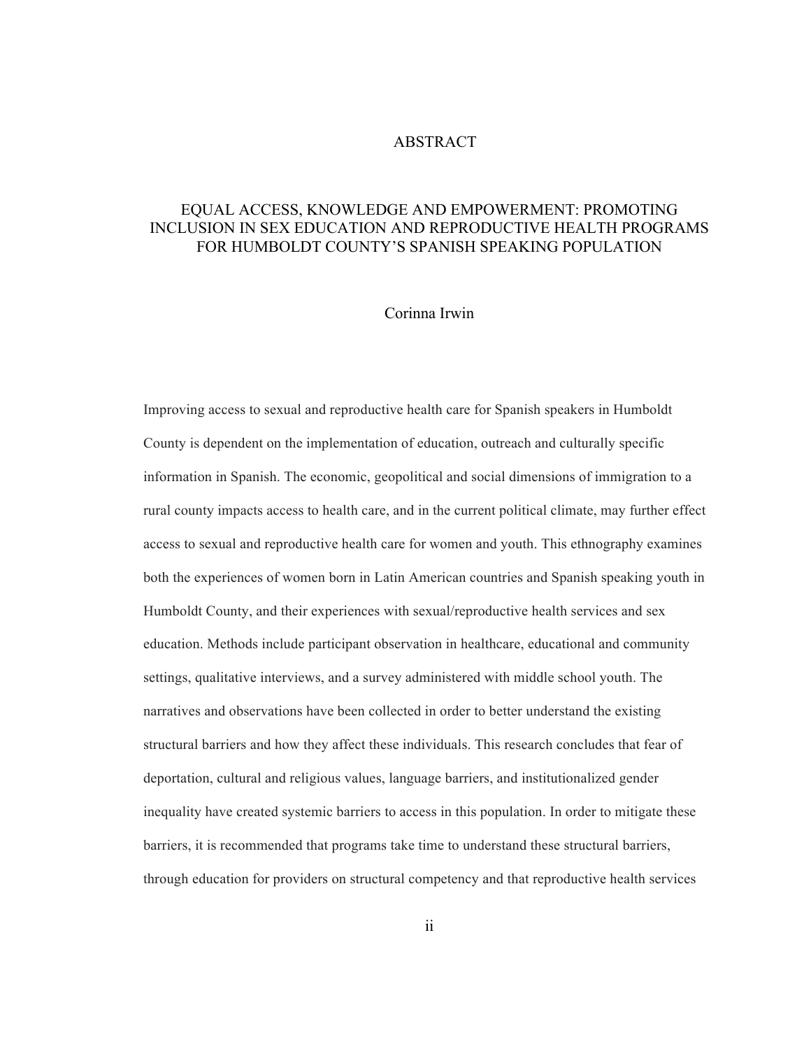# ABSTRACT

## EQUAL ACCESS, KNOWLEDGE AND EMPOWERMENT: PROMOTING INCLUSION IN SEX EDUCATION AND REPRODUCTIVE HEALTH PROGRAMS FOR HUMBOLDT COUNTY'S SPANISH SPEAKING POPULATION

Corinna Irwin

Improving access to sexual and reproductive health care for Spanish speakers in Humboldt County is dependent on the implementation of education, outreach and culturally specific information in Spanish. The economic, geopolitical and social dimensions of immigration to a rural county impacts access to health care, and in the current political climate, may further effect access to sexual and reproductive health care for women and youth. This ethnography examines both the experiences of women born in Latin American countries and Spanish speaking youth in Humboldt County, and their experiences with sexual/reproductive health services and sex education. Methods include participant observation in healthcare, educational and community settings, qualitative interviews, and a survey administered with middle school youth. The narratives and observations have been collected in order to better understand the existing structural barriers and how they affect these individuals. This research concludes that fear of deportation, cultural and religious values, language barriers, and institutionalized gender inequality have created systemic barriers to access in this population. In order to mitigate these barriers, it is recommended that programs take time to understand these structural barriers, through education for providers on structural competency and that reproductive health services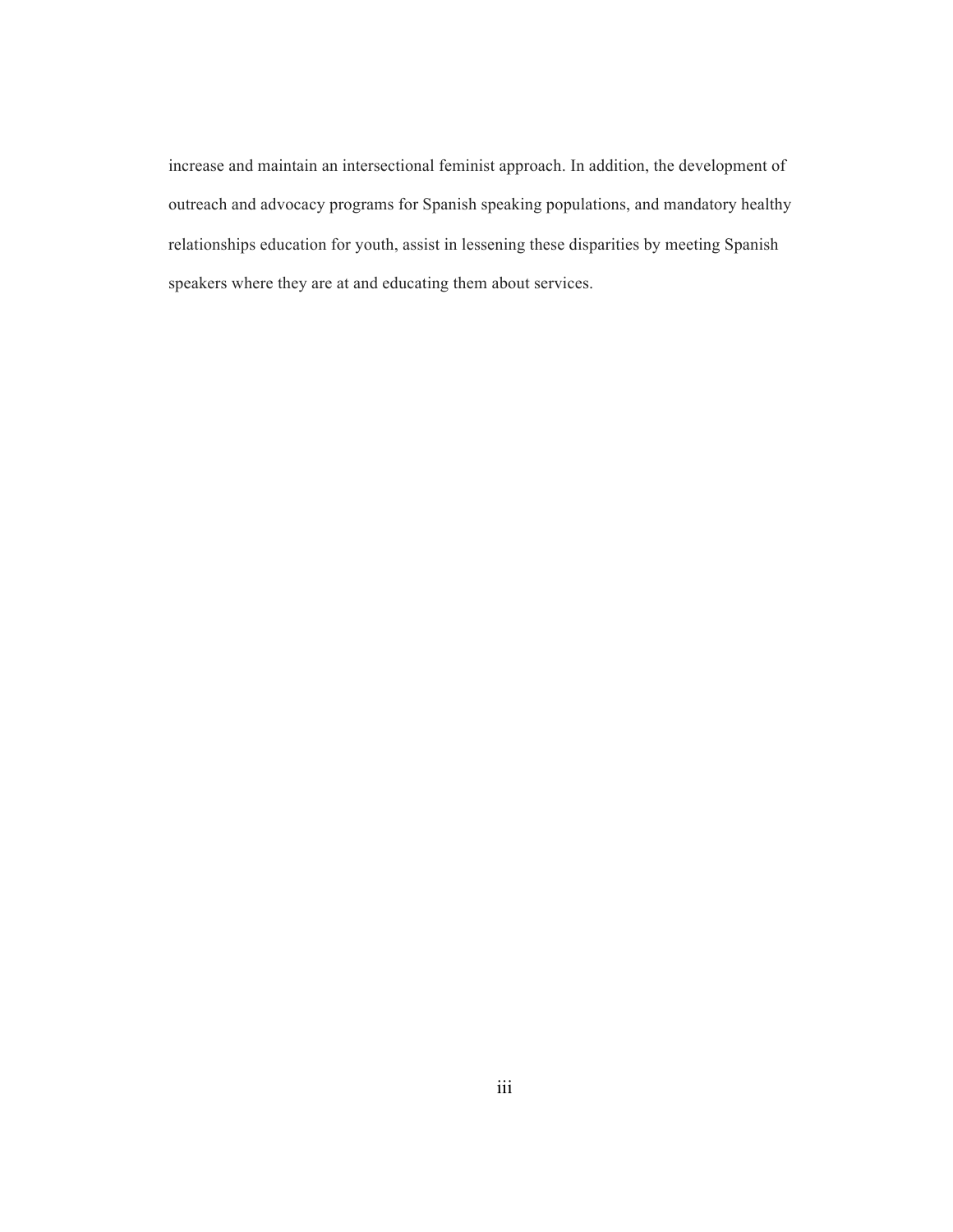increase and maintain an intersectional feminist approach. In addition, the development of outreach and advocacy programs for Spanish speaking populations, and mandatory healthy relationships education for youth, assist in lessening these disparities by meeting Spanish speakers where they are at and educating them about services.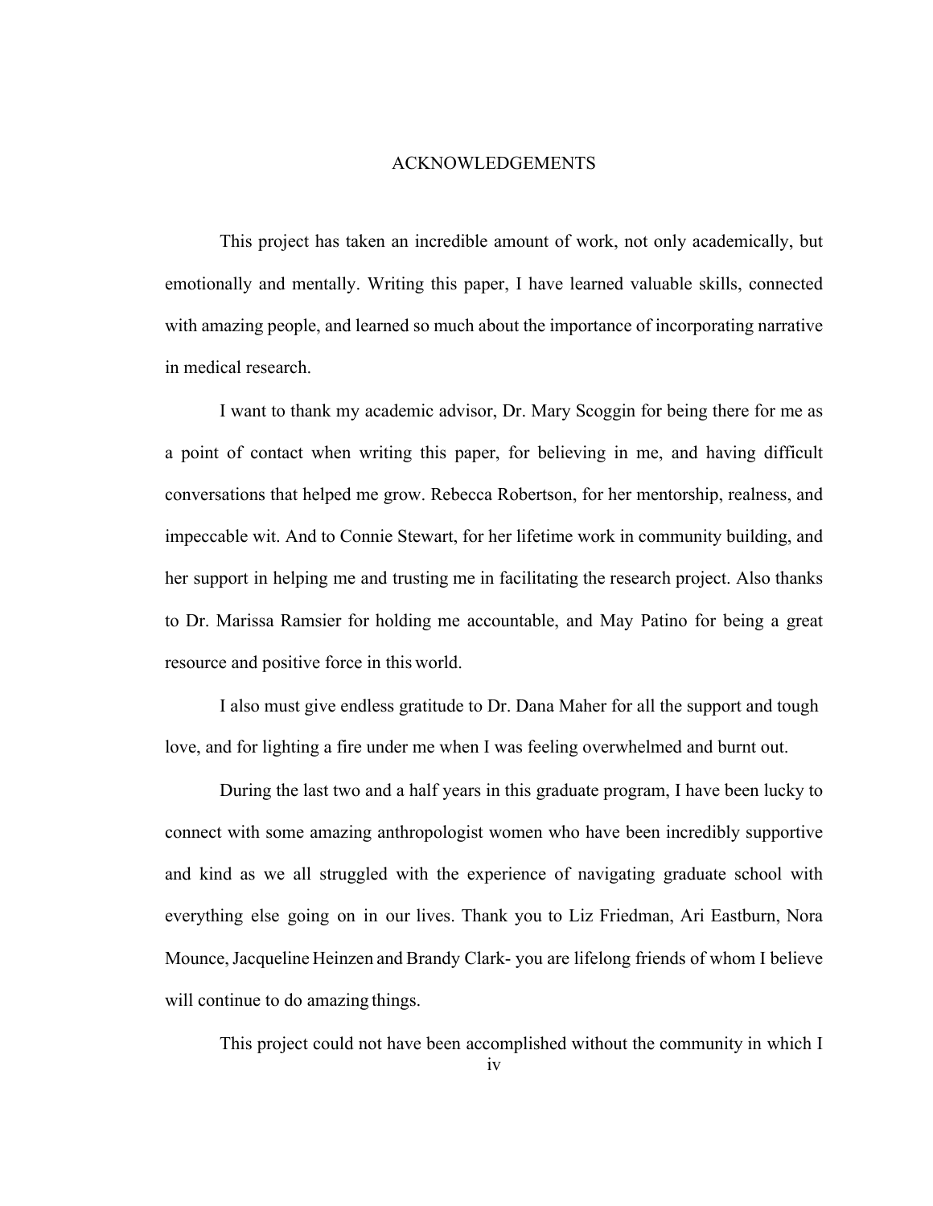# ACKNOWLEDGEMENTS

This project has taken an incredible amount of work, not only academically, but emotionally and mentally. Writing this paper, I have learned valuable skills, connected with amazing people, and learned so much about the importance of incorporating narrative in medical research.

I want to thank my academic advisor, Dr. Mary Scoggin for being there for me as a point of contact when writing this paper, for believing in me, and having difficult conversations that helped me grow. Rebecca Robertson, for her mentorship, realness, and impeccable wit. And to Connie Stewart, for her lifetime work in community building, and her support in helping me and trusting me in facilitating the research project. Also thanks to Dr. Marissa Ramsier for holding me accountable, and May Patino for being a great resource and positive force in this world.

I also must give endless gratitude to Dr. Dana Maher for all the support and tough love, and for lighting a fire under me when I was feeling overwhelmed and burnt out.

During the last two and a half years in this graduate program, I have been lucky to connect with some amazing anthropologist women who have been incredibly supportive and kind as we all struggled with the experience of navigating graduate school with everything else going on in our lives. Thank you to Liz Friedman, Ari Eastburn, Nora Mounce, Jacqueline Heinzen and Brandy Clark- you are lifelong friends of whom I believe will continue to do amazing things.

This project could not have been accomplished without the community in which I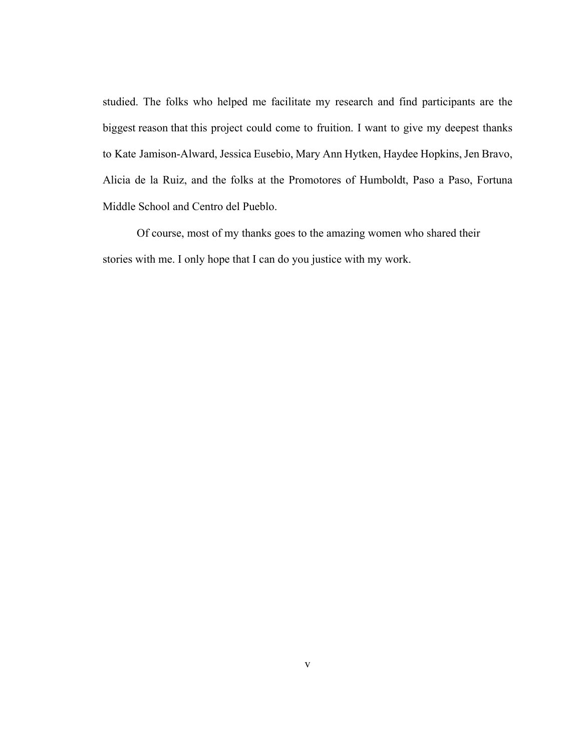studied. The folks who helped me facilitate my research and find participants are the biggest reason that this project could come to fruition. I want to give my deepest thanks to Kate Jamison-Alward, Jessica Eusebio, Mary Ann Hytken, Haydee Hopkins, Jen Bravo, Alicia de la Ruiz, and the folks at the Promotores of Humboldt, Paso a Paso, Fortuna Middle School and Centro del Pueblo.

Of course, most of my thanks goes to the amazing women who shared their stories with me. I only hope that I can do you justice with my work.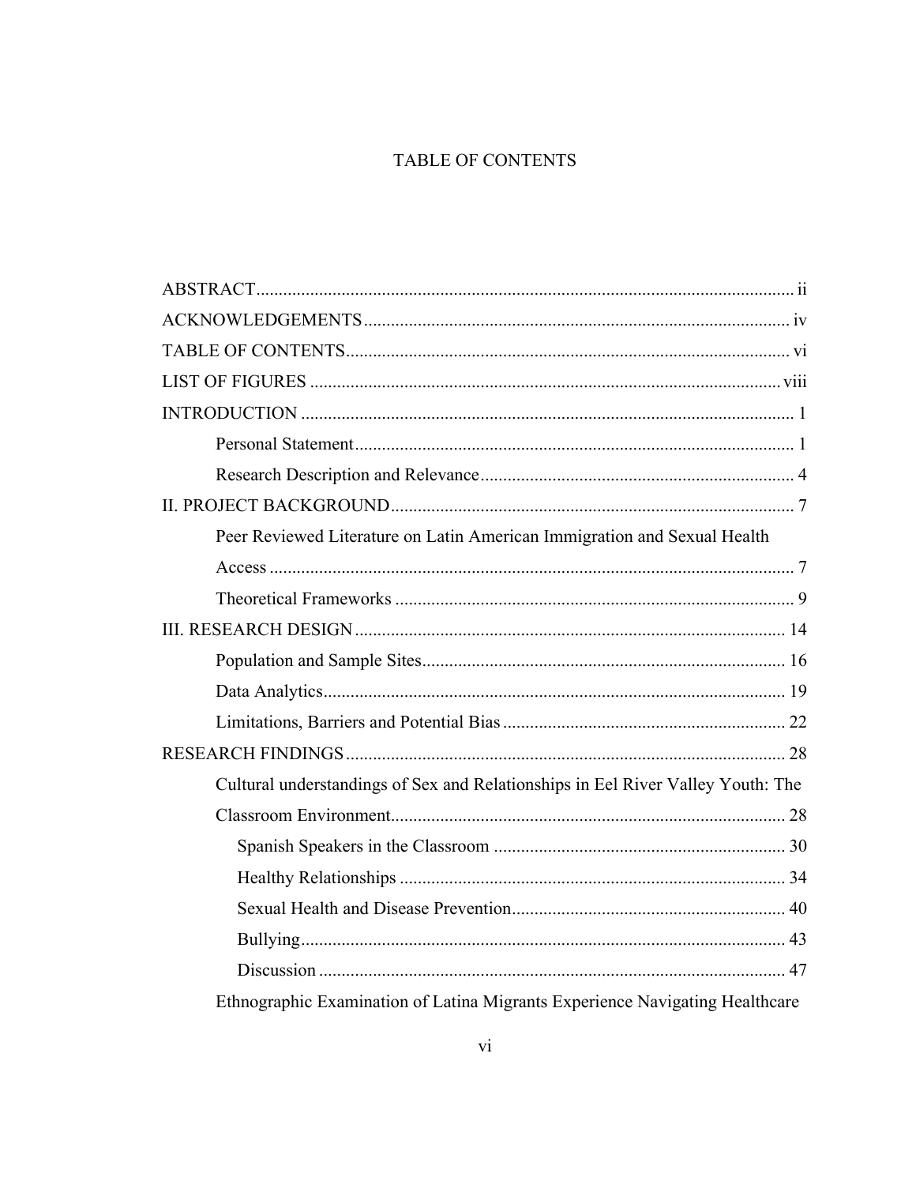# TABLE OF CONTENTS

ABSTRACT ..... ii

ACKNOWLEDGEMENTS ..... iv

TABLE OF CONTENTS ..... vi

LIST OF FIGURES ..... viii

INTRODUCTION ..... 1

- Personal Statement ..... 1
- Research Description and Relevance ..... 4

II. PROJECT BACKGROUND ..... 7

- Peer Reviewed Literature on Latin American Immigration and Sexual Health Access ..... 7
- Theoretical Frameworks ..... 9

III. RESEARCH DESIGN ..... 14

- Population and Sample Sites ..... 16
- Data Analytics ..... 19
- Limitations, Barriers and Potential Bias ..... 22

RESEARCH FINDINGS ..... 28

- Cultural understandings of Sex and Relationships in Eel River Valley Youth: The Classroom Environment ..... 28
  - Spanish Speakers in the Classroom ..... 30
  - Healthy Relationships ..... 34
  - Sexual Health and Disease Prevention ..... 40
  - Bullying ..... 43
  - Discussion ..... 47
- Ethnographic Examination of Latina Migrants Experience Navigating Healthcare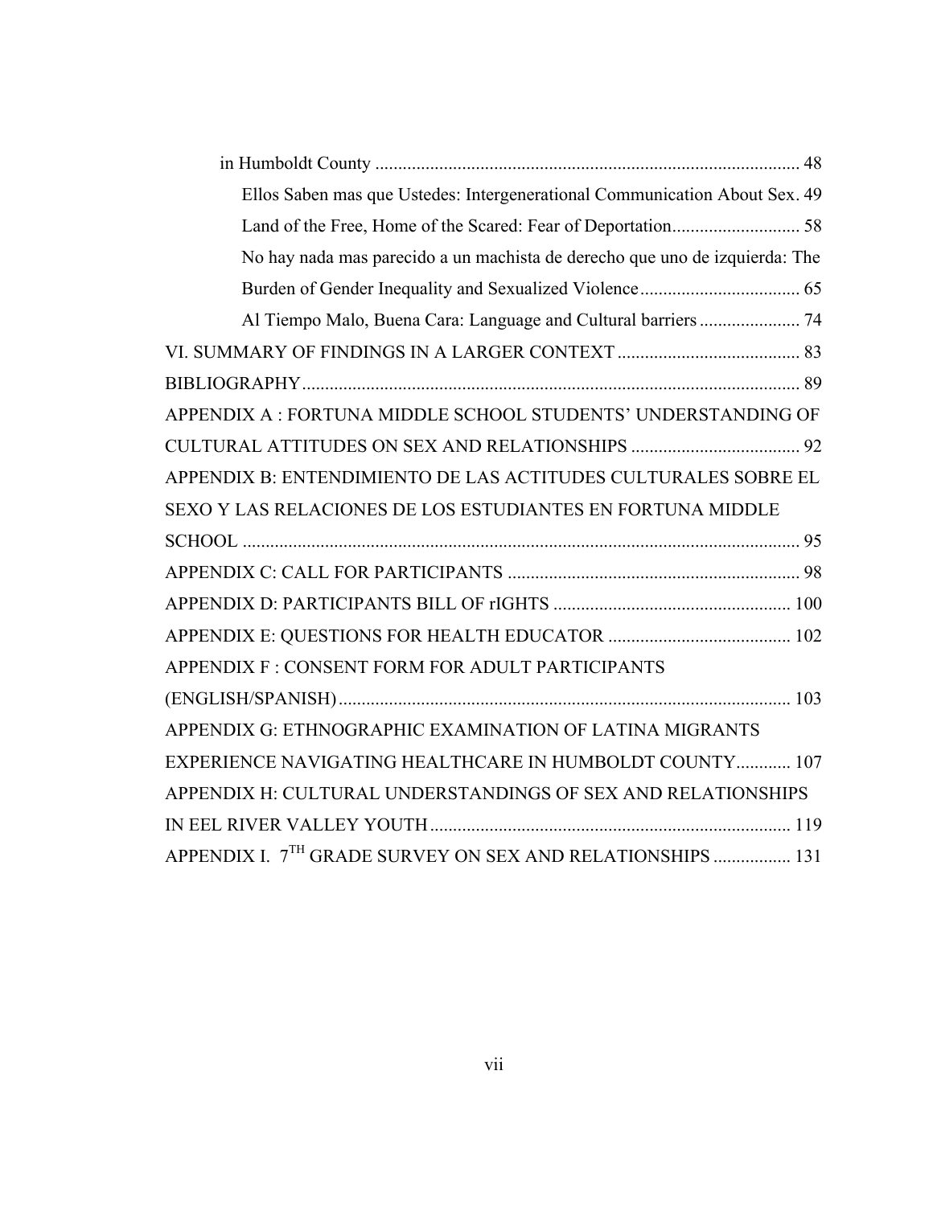in Humboldt County ............................................................................................ 48

Ellos Saben mas que Ustedes: Intergenerational Communication About Sex. 49

Land of the Free, Home of the Scared: Fear of Deportation............................ 58

No hay nada mas parecido a un machista de derecho que uno de izquierda: The Burden of Gender Inequality and Sexualized Violence................................... 65

Al Tiempo Malo, Buena Cara: Language and Cultural barriers...................... 74

VI. SUMMARY OF FINDINGS IN A LARGER CONTEXT........................................ 83

BIBLIOGRAPHY............................................................................................................ 89

APPENDIX A : FORTUNA MIDDLE SCHOOL STUDENTS' UNDERSTANDING OF CULTURAL ATTITUDES ON SEX AND RELATIONSHIPS ..................................... 92

APPENDIX B: ENTENDIMIENTO DE LAS ACTITUDES CULTURALES SOBRE EL SEXO Y LAS RELACIONES DE LOS ESTUDIANTES EN FORTUNA MIDDLE SCHOOL .......................................................................................................................... 95

APPENDIX C: CALL FOR PARTICIPANTS ................................................................ 98

APPENDIX D: PARTICIPANTS BILL OF rIGHTS .................................................... 100

APPENDIX E: QUESTIONS FOR HEALTH EDUCATOR ........................................ 102

APPENDIX F : CONSENT FORM FOR ADULT PARTICIPANTS (ENGLISH/SPANISH).................................................................................................. 103

APPENDIX G: ETHNOGRAPHIC EXAMINATION OF LATINA MIGRANTS EXPERIENCE NAVIGATING HEALTHCARE IN HUMBOLDT COUNTY............ 107

APPENDIX H: CULTURAL UNDERSTANDINGS OF SEX AND RELATIONSHIPS IN EEL RIVER VALLEY YOUTH.............................................................................. 119

APPENDIX I. 7TH GRADE SURVEY ON SEX AND RELATIONSHIPS ................. 131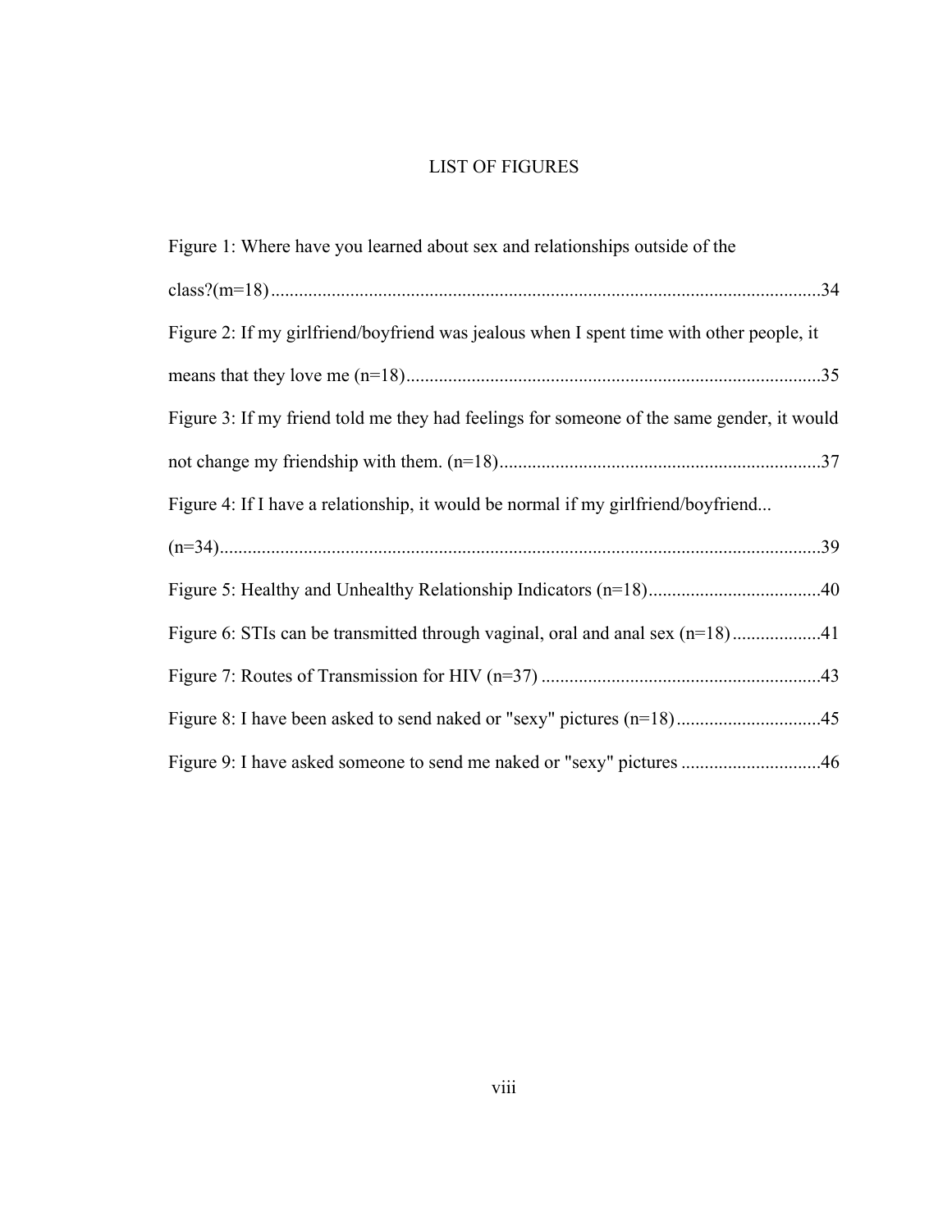# LIST OF FIGURES

Figure 1: Where have you learned about sex and relationships outside of the class?(m=18) ....................................................................................................................34

Figure 2: If my girlfriend/boyfriend was jealous when I spent time with other people, it means that they love me (n=18).........................................................................................35

Figure 3: If my friend told me they had feelings for someone of the same gender, it would not change my friendship with them. (n=18).....................................................................37

Figure 4: If I have a relationship, it would be normal if my girlfriend/boyfriend... (n=34).................................................................................................................................39

Figure 5: Healthy and Unhealthy Relationship Indicators (n=18).....................................40

Figure 6: STIs can be transmitted through vaginal, oral and anal sex (n=18)...................41

Figure 7: Routes of Transmission for HIV (n=37) ............................................................43

Figure 8: I have been asked to send naked or "sexy" pictures (n=18)...............................45

Figure 9: I have asked someone to send me naked or "sexy" pictures ..............................46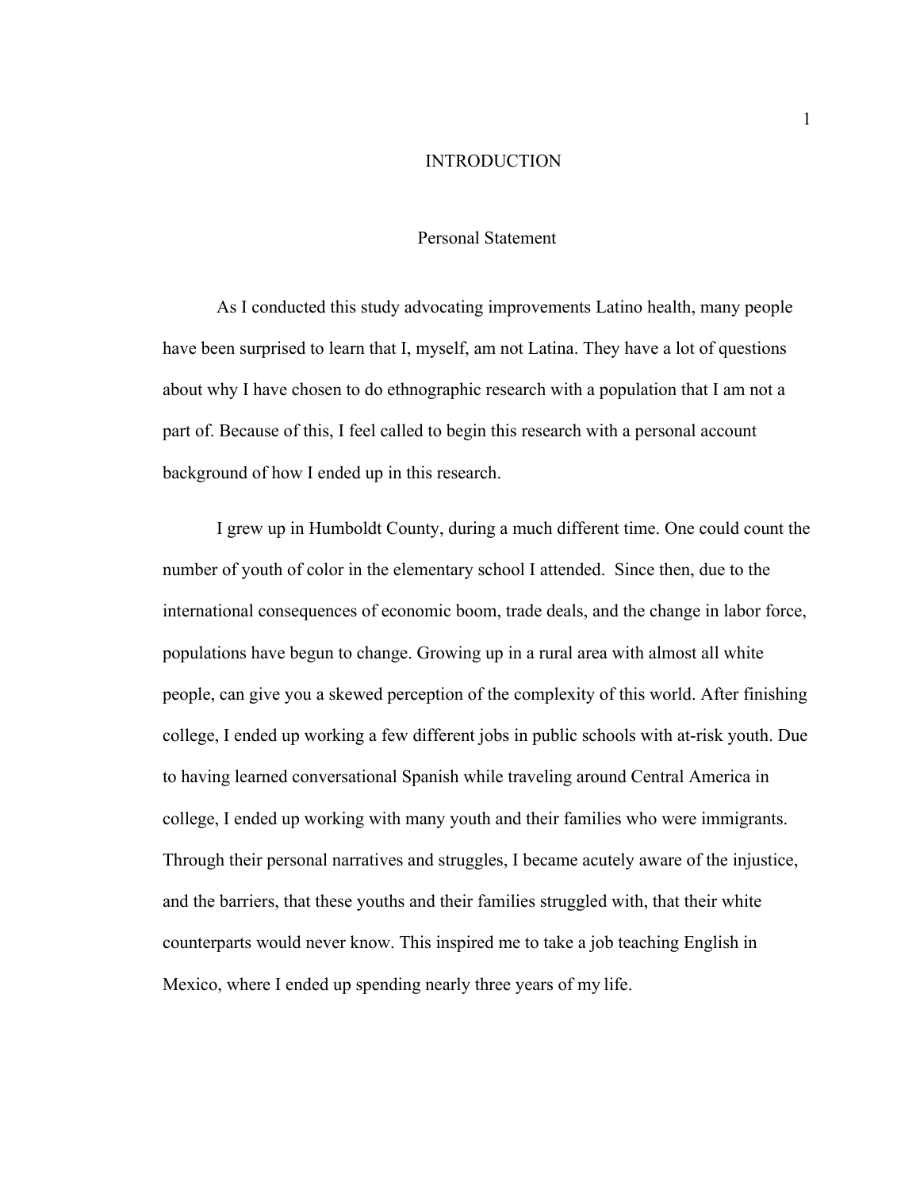# INTRODUCTION

## Personal Statement

As I conducted this study advocating improvements Latino health, many people have been surprised to learn that I, myself, am not Latina. They have a lot of questions about why I have chosen to do ethnographic research with a population that I am not a part of. Because of this, I feel called to begin this research with a personal account background of how I ended up in this research.

I grew up in Humboldt County, during a much different time. One could count the number of youth of color in the elementary school I attended. Since then, due to the international consequences of economic boom, trade deals, and the change in labor force, populations have begun to change. Growing up in a rural area with almost all white people, can give you a skewed perception of the complexity of this world. After finishing college, I ended up working a few different jobs in public schools with at-risk youth. Due to having learned conversational Spanish while traveling around Central America in college, I ended up working with many youth and their families who were immigrants. Through their personal narratives and struggles, I became acutely aware of the injustice, and the barriers, that these youths and their families struggled with, that their white counterparts would never know. This inspired me to take a job teaching English in Mexico, where I ended up spending nearly three years of my life.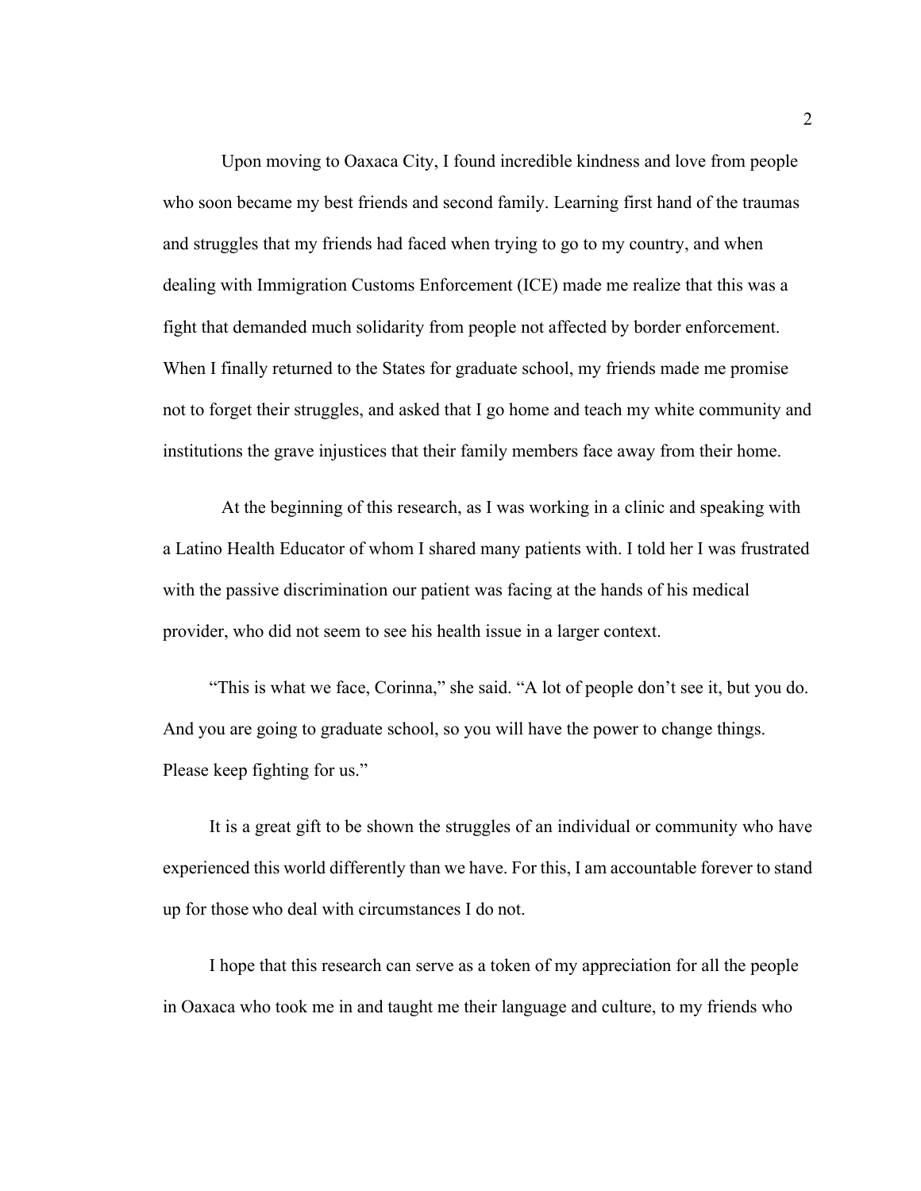Upon moving to Oaxaca City, I found incredible kindness and love from people who soon became my best friends and second family. Learning first hand of the traumas and struggles that my friends had faced when trying to go to my country, and when dealing with Immigration Customs Enforcement (ICE) made me realize that this was a fight that demanded much solidarity from people not affected by border enforcement. When I finally returned to the States for graduate school, my friends made me promise not to forget their struggles, and asked that I go home and teach my white community and institutions the grave injustices that their family members face away from their home.

At the beginning of this research, as I was working in a clinic and speaking with a Latino Health Educator of whom I shared many patients with. I told her I was frustrated with the passive discrimination our patient was facing at the hands of his medical provider, who did not seem to see his health issue in a larger context.

"This is what we face, Corinna," she said. "A lot of people don't see it, but you do. And you are going to graduate school, so you will have the power to change things. Please keep fighting for us."

It is a great gift to be shown the struggles of an individual or community who have experienced this world differently than we have. For this, I am accountable forever to stand up for those who deal with circumstances I do not.

I hope that this research can serve as a token of my appreciation for all the people in Oaxaca who took me in and taught me their language and culture, to my friends who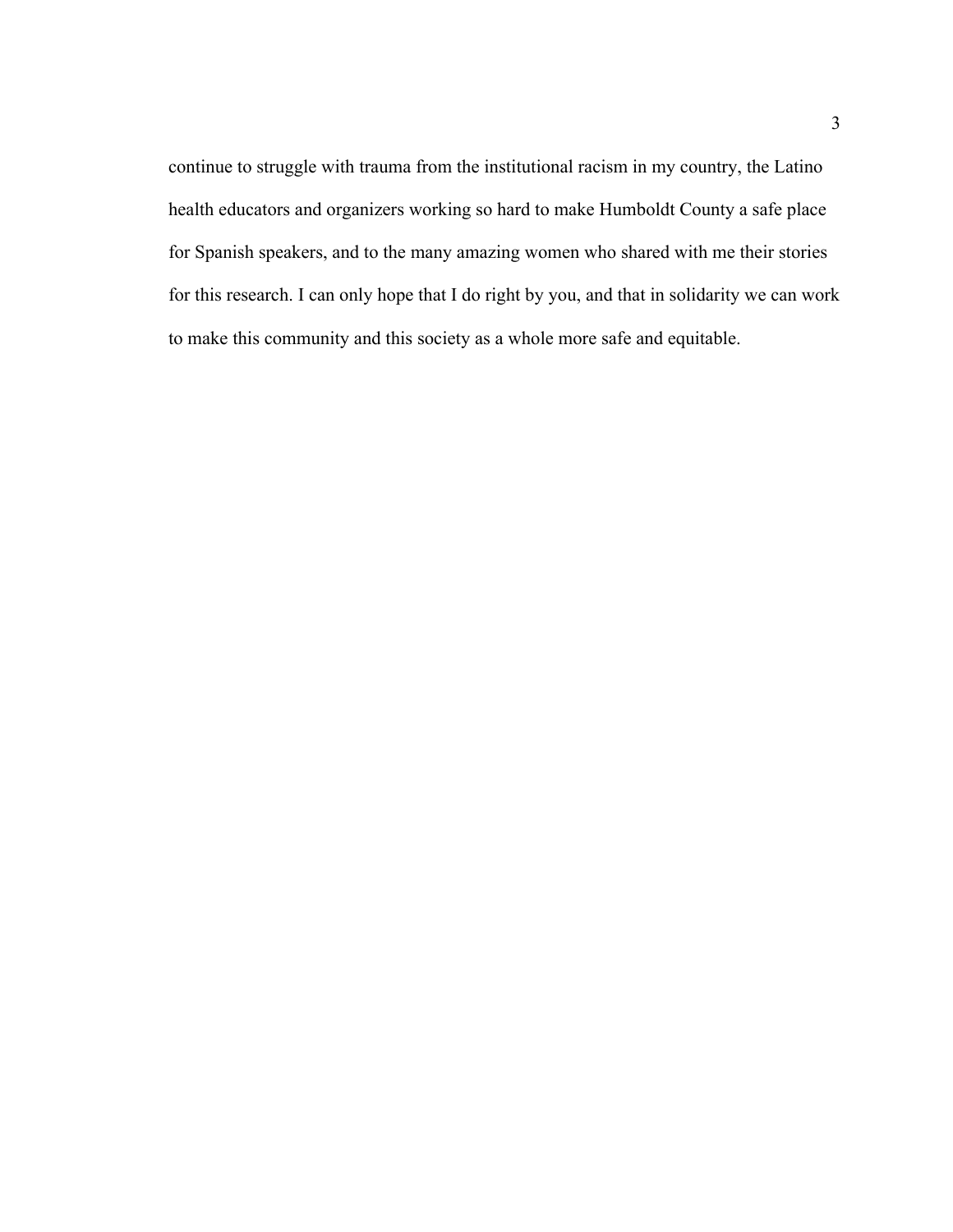continue to struggle with trauma from the institutional racism in my country, the Latino health educators and organizers working so hard to make Humboldt County a safe place for Spanish speakers, and to the many amazing women who shared with me their stories for this research. I can only hope that I do right by you, and that in solidarity we can work to make this community and this society as a whole more safe and equitable.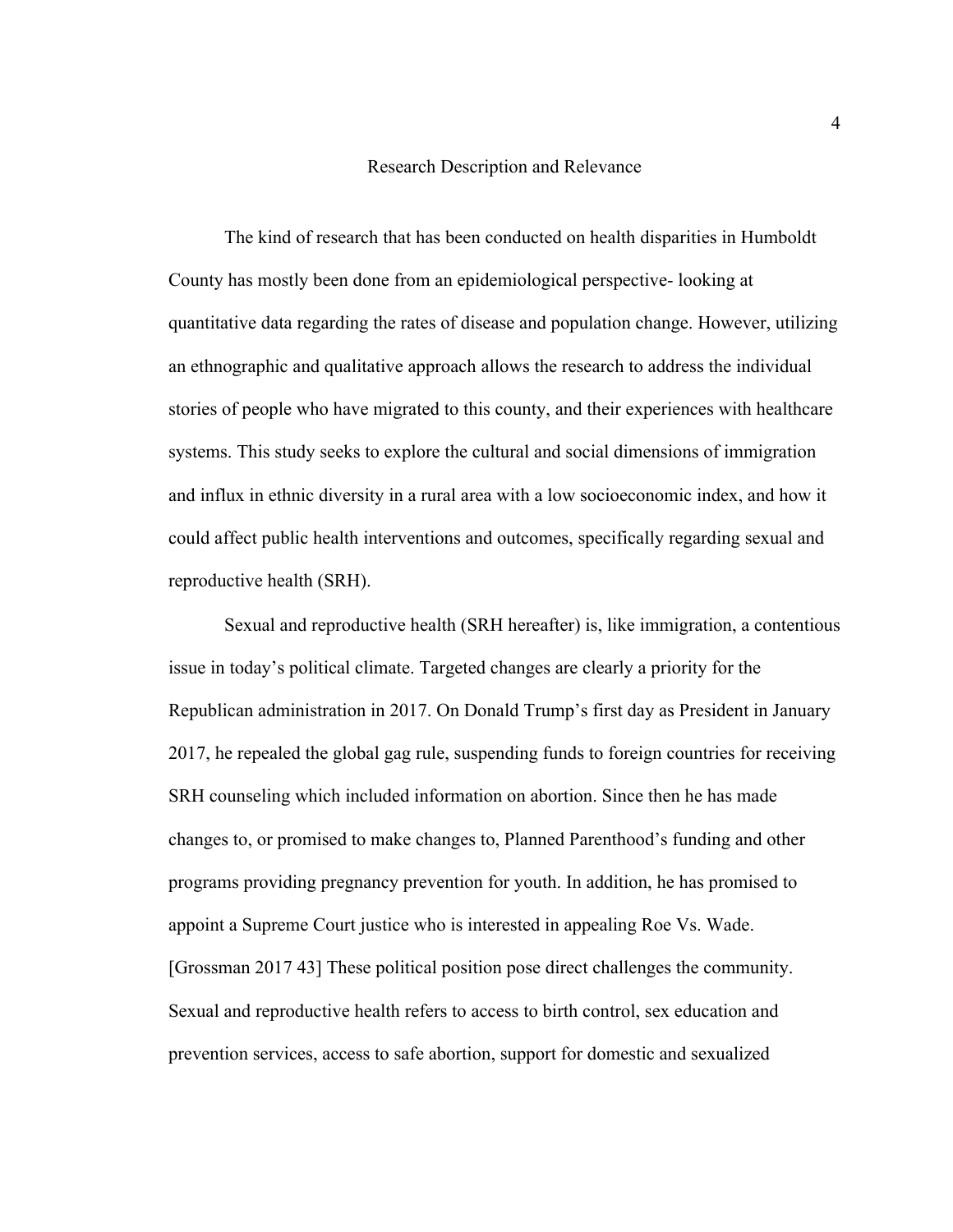## Research Description and Relevance

The kind of research that has been conducted on health disparities in Humboldt County has mostly been done from an epidemiological perspective- looking at quantitative data regarding the rates of disease and population change. However, utilizing an ethnographic and qualitative approach allows the research to address the individual stories of people who have migrated to this county, and their experiences with healthcare systems. This study seeks to explore the cultural and social dimensions of immigration and influx in ethnic diversity in a rural area with a low socioeconomic index, and how it could affect public health interventions and outcomes, specifically regarding sexual and reproductive health (SRH).

Sexual and reproductive health (SRH hereafter) is, like immigration, a contentious issue in today's political climate. Targeted changes are clearly a priority for the Republican administration in 2017. On Donald Trump's first day as President in January 2017, he repealed the global gag rule, suspending funds to foreign countries for receiving SRH counseling which included information on abortion. Since then he has made changes to, or promised to make changes to, Planned Parenthood's funding and other programs providing pregnancy prevention for youth. In addition, he has promised to appoint a Supreme Court justice who is interested in appealing Roe Vs. Wade. [Grossman 2017 43] These political position pose direct challenges the community. Sexual and reproductive health refers to access to birth control, sex education and prevention services, access to safe abortion, support for domestic and sexualized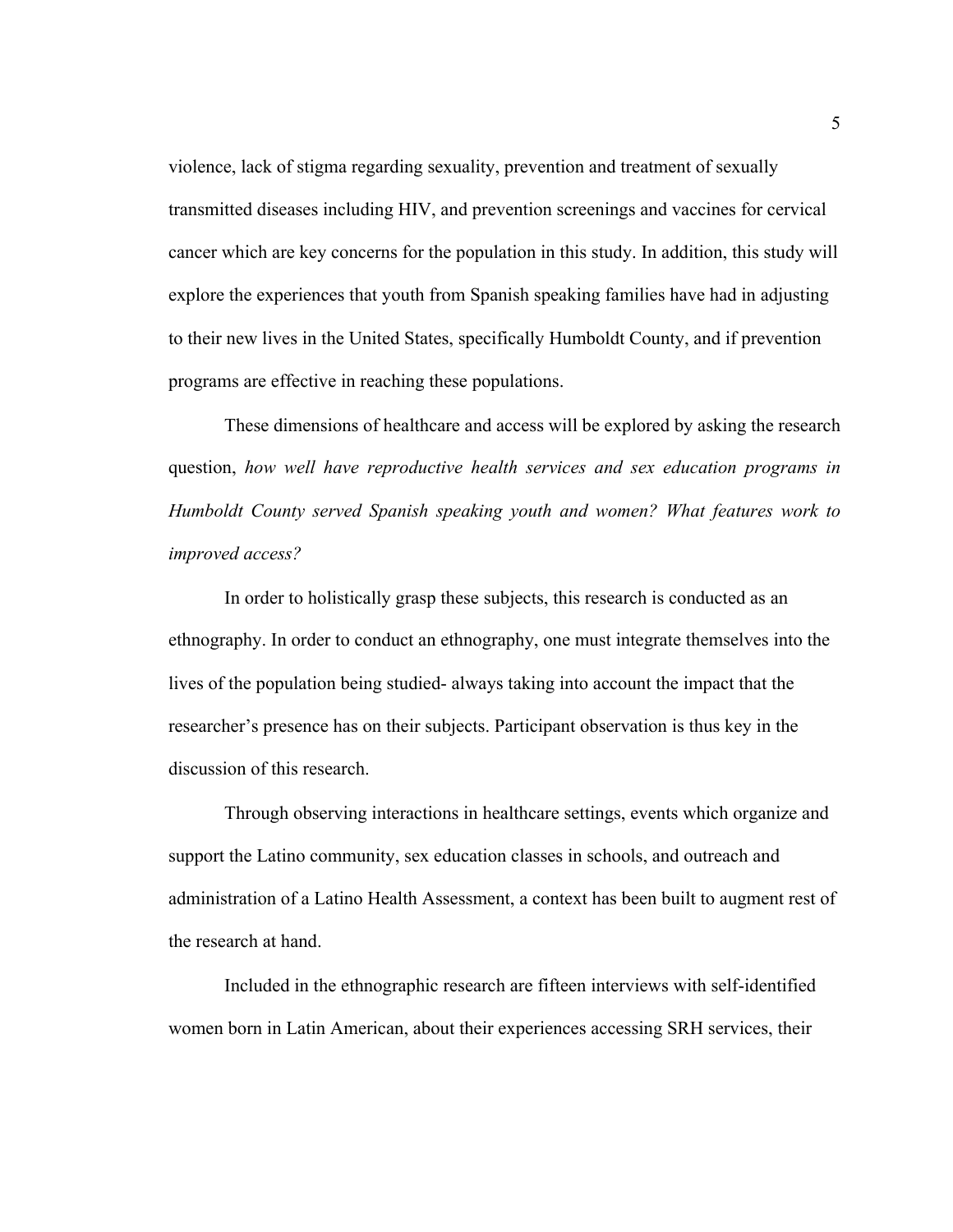violence, lack of stigma regarding sexuality, prevention and treatment of sexually transmitted diseases including HIV, and prevention screenings and vaccines for cervical cancer which are key concerns for the population in this study. In addition, this study will explore the experiences that youth from Spanish speaking families have had in adjusting to their new lives in the United States, specifically Humboldt County, and if prevention programs are effective in reaching these populations.

These dimensions of healthcare and access will be explored by asking the research question, *how well have reproductive health services and sex education programs in Humboldt County served Spanish speaking youth and women? What features work to improved access?*

In order to holistically grasp these subjects, this research is conducted as an ethnography. In order to conduct an ethnography, one must integrate themselves into the lives of the population being studied- always taking into account the impact that the researcher's presence has on their subjects. Participant observation is thus key in the discussion of this research.

Through observing interactions in healthcare settings, events which organize and support the Latino community, sex education classes in schools, and outreach and administration of a Latino Health Assessment, a context has been built to augment rest of the research at hand.

Included in the ethnographic research are fifteen interviews with self-identified women born in Latin American, about their experiences accessing SRH services, their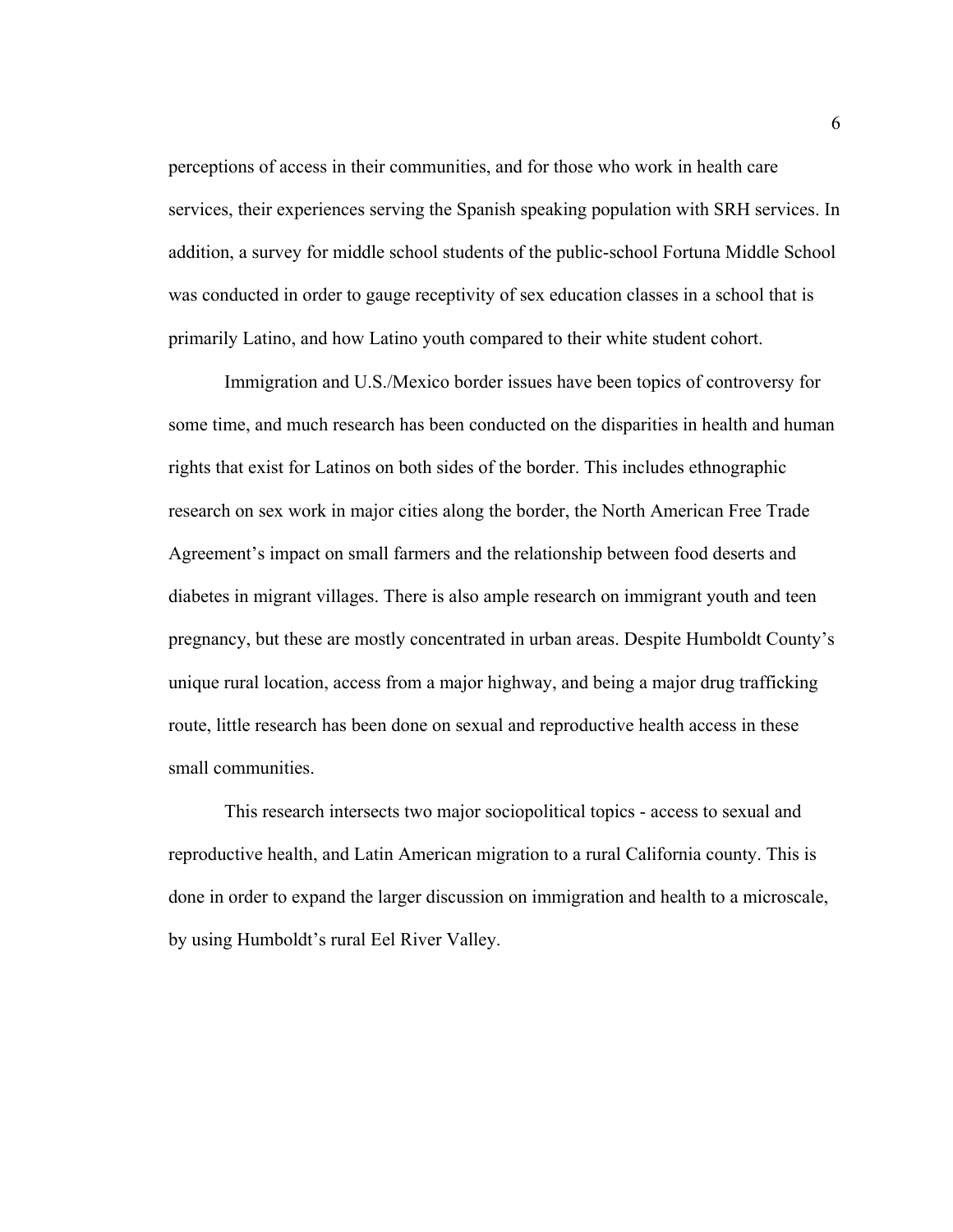perceptions of access in their communities, and for those who work in health care services, their experiences serving the Spanish speaking population with SRH services. In addition, a survey for middle school students of the public-school Fortuna Middle School was conducted in order to gauge receptivity of sex education classes in a school that is primarily Latino, and how Latino youth compared to their white student cohort.

Immigration and U.S./Mexico border issues have been topics of controversy for some time, and much research has been conducted on the disparities in health and human rights that exist for Latinos on both sides of the border. This includes ethnographic research on sex work in major cities along the border, the North American Free Trade Agreement's impact on small farmers and the relationship between food deserts and diabetes in migrant villages. There is also ample research on immigrant youth and teen pregnancy, but these are mostly concentrated in urban areas. Despite Humboldt County's unique rural location, access from a major highway, and being a major drug trafficking route, little research has been done on sexual and reproductive health access in these small communities.

This research intersects two major sociopolitical topics - access to sexual and reproductive health, and Latin American migration to a rural California county. This is done in order to expand the larger discussion on immigration and health to a microscale, by using Humboldt's rural Eel River Valley.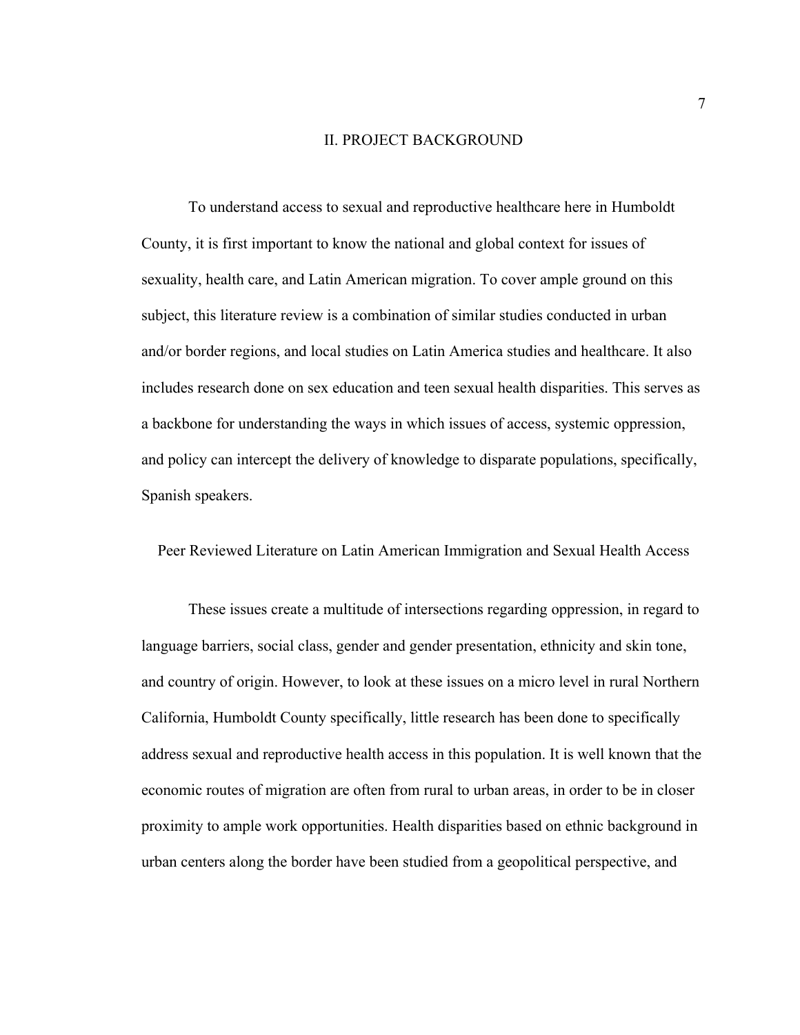## II. PROJECT BACKGROUND

To understand access to sexual and reproductive healthcare here in Humboldt County, it is first important to know the national and global context for issues of sexuality, health care, and Latin American migration. To cover ample ground on this subject, this literature review is a combination of similar studies conducted in urban and/or border regions, and local studies on Latin America studies and healthcare. It also includes research done on sex education and teen sexual health disparities. This serves as a backbone for understanding the ways in which issues of access, systemic oppression, and policy can intercept the delivery of knowledge to disparate populations, specifically, Spanish speakers.

### Peer Reviewed Literature on Latin American Immigration and Sexual Health Access

These issues create a multitude of intersections regarding oppression, in regard to language barriers, social class, gender and gender presentation, ethnicity and skin tone, and country of origin. However, to look at these issues on a micro level in rural Northern California, Humboldt County specifically, little research has been done to specifically address sexual and reproductive health access in this population. It is well known that the economic routes of migration are often from rural to urban areas, in order to be in closer proximity to ample work opportunities. Health disparities based on ethnic background in urban centers along the border have been studied from a geopolitical perspective, and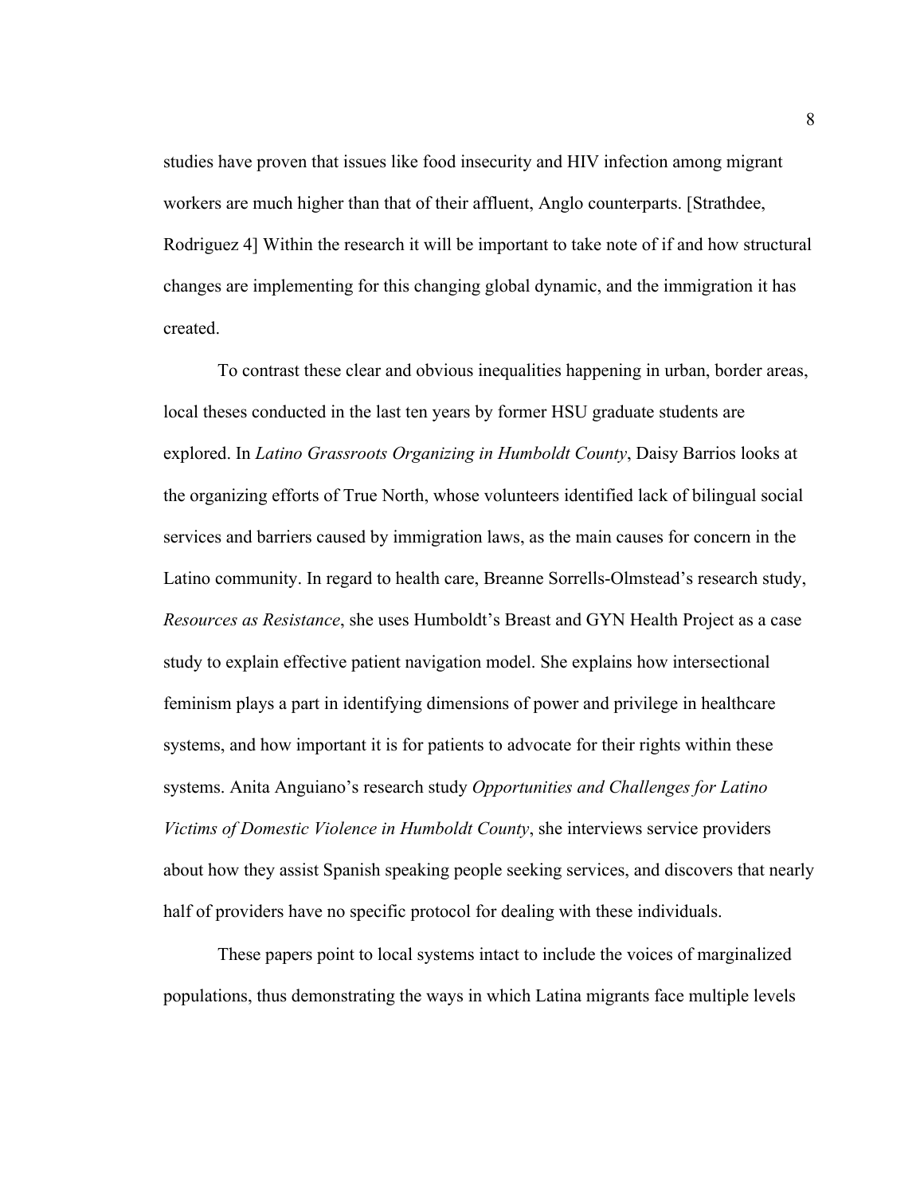studies have proven that issues like food insecurity and HIV infection among migrant workers are much higher than that of their affluent, Anglo counterparts. [Strathdee, Rodriguez 4] Within the research it will be important to take note of if and how structural changes are implementing for this changing global dynamic, and the immigration it has created.

To contrast these clear and obvious inequalities happening in urban, border areas, local theses conducted in the last ten years by former HSU graduate students are explored. In *Latino Grassroots Organizing in Humboldt County*, Daisy Barrios looks at the organizing efforts of True North, whose volunteers identified lack of bilingual social services and barriers caused by immigration laws, as the main causes for concern in the Latino community. In regard to health care, Breanne Sorrells-Olmstead's research study, *Resources as Resistance*, she uses Humboldt's Breast and GYN Health Project as a case study to explain effective patient navigation model. She explains how intersectional feminism plays a part in identifying dimensions of power and privilege in healthcare systems, and how important it is for patients to advocate for their rights within these systems. Anita Anguiano's research study *Opportunities and Challenges for Latino Victims of Domestic Violence in Humboldt County*, she interviews service providers about how they assist Spanish speaking people seeking services, and discovers that nearly half of providers have no specific protocol for dealing with these individuals.

These papers point to local systems intact to include the voices of marginalized populations, thus demonstrating the ways in which Latina migrants face multiple levels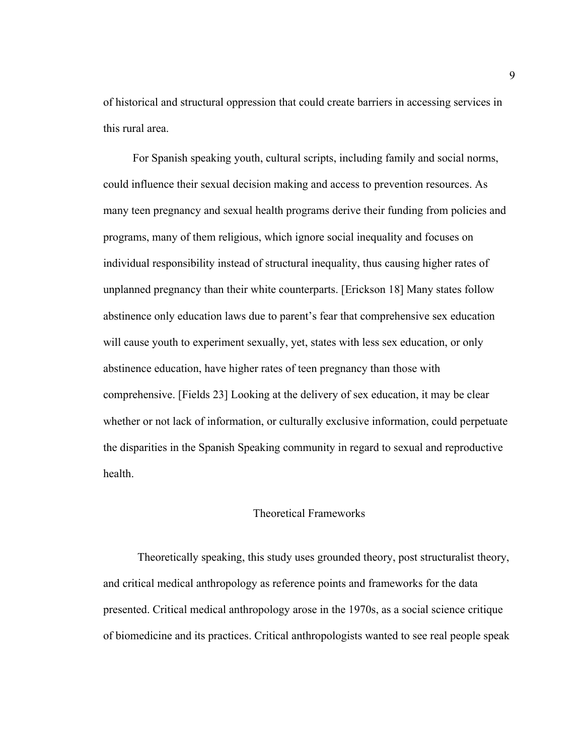of historical and structural oppression that could create barriers in accessing services in this rural area.

For Spanish speaking youth, cultural scripts, including family and social norms, could influence their sexual decision making and access to prevention resources. As many teen pregnancy and sexual health programs derive their funding from policies and programs, many of them religious, which ignore social inequality and focuses on individual responsibility instead of structural inequality, thus causing higher rates of unplanned pregnancy than their white counterparts. [Erickson 18] Many states follow abstinence only education laws due to parent's fear that comprehensive sex education will cause youth to experiment sexually, yet, states with less sex education, or only abstinence education, have higher rates of teen pregnancy than those with comprehensive. [Fields 23] Looking at the delivery of sex education, it may be clear whether or not lack of information, or culturally exclusive information, could perpetuate the disparities in the Spanish Speaking community in regard to sexual and reproductive health.

## Theoretical Frameworks

Theoretically speaking, this study uses grounded theory, post structuralist theory, and critical medical anthropology as reference points and frameworks for the data presented. Critical medical anthropology arose in the 1970s, as a social science critique of biomedicine and its practices. Critical anthropologists wanted to see real people speak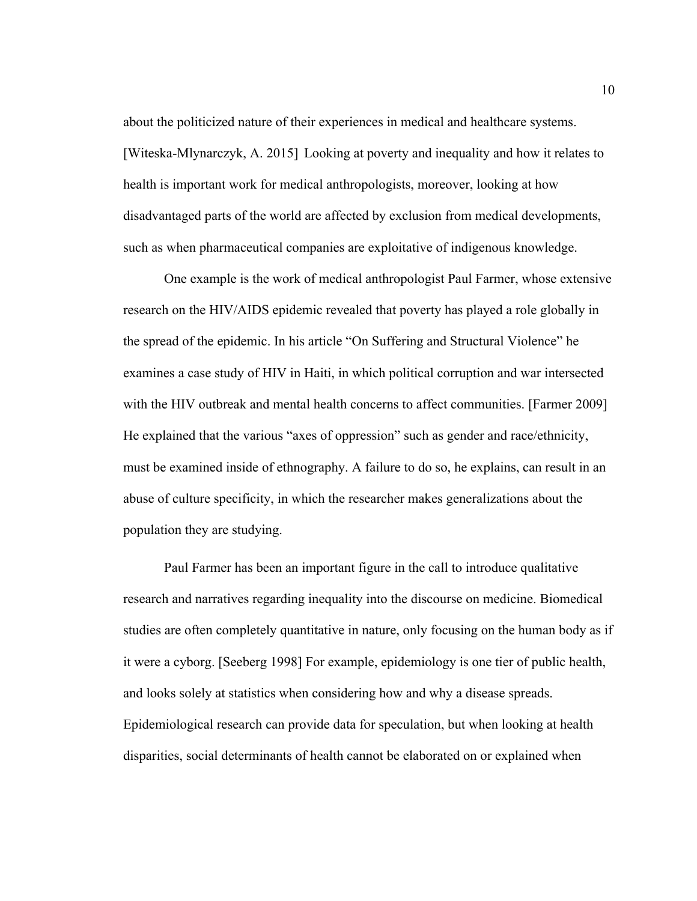about the politicized nature of their experiences in medical and healthcare systems. [Witeska-Mlynarczyk, A. 2015] Looking at poverty and inequality and how it relates to health is important work for medical anthropologists, moreover, looking at how disadvantaged parts of the world are affected by exclusion from medical developments, such as when pharmaceutical companies are exploitative of indigenous knowledge.

One example is the work of medical anthropologist Paul Farmer, whose extensive research on the HIV/AIDS epidemic revealed that poverty has played a role globally in the spread of the epidemic. In his article "On Suffering and Structural Violence" he examines a case study of HIV in Haiti, in which political corruption and war intersected with the HIV outbreak and mental health concerns to affect communities. [Farmer 2009] He explained that the various "axes of oppression" such as gender and race/ethnicity, must be examined inside of ethnography. A failure to do so, he explains, can result in an abuse of culture specificity, in which the researcher makes generalizations about the population they are studying.

Paul Farmer has been an important figure in the call to introduce qualitative research and narratives regarding inequality into the discourse on medicine. Biomedical studies are often completely quantitative in nature, only focusing on the human body as if it were a cyborg. [Seeberg 1998] For example, epidemiology is one tier of public health, and looks solely at statistics when considering how and why a disease spreads. Epidemiological research can provide data for speculation, but when looking at health disparities, social determinants of health cannot be elaborated on or explained when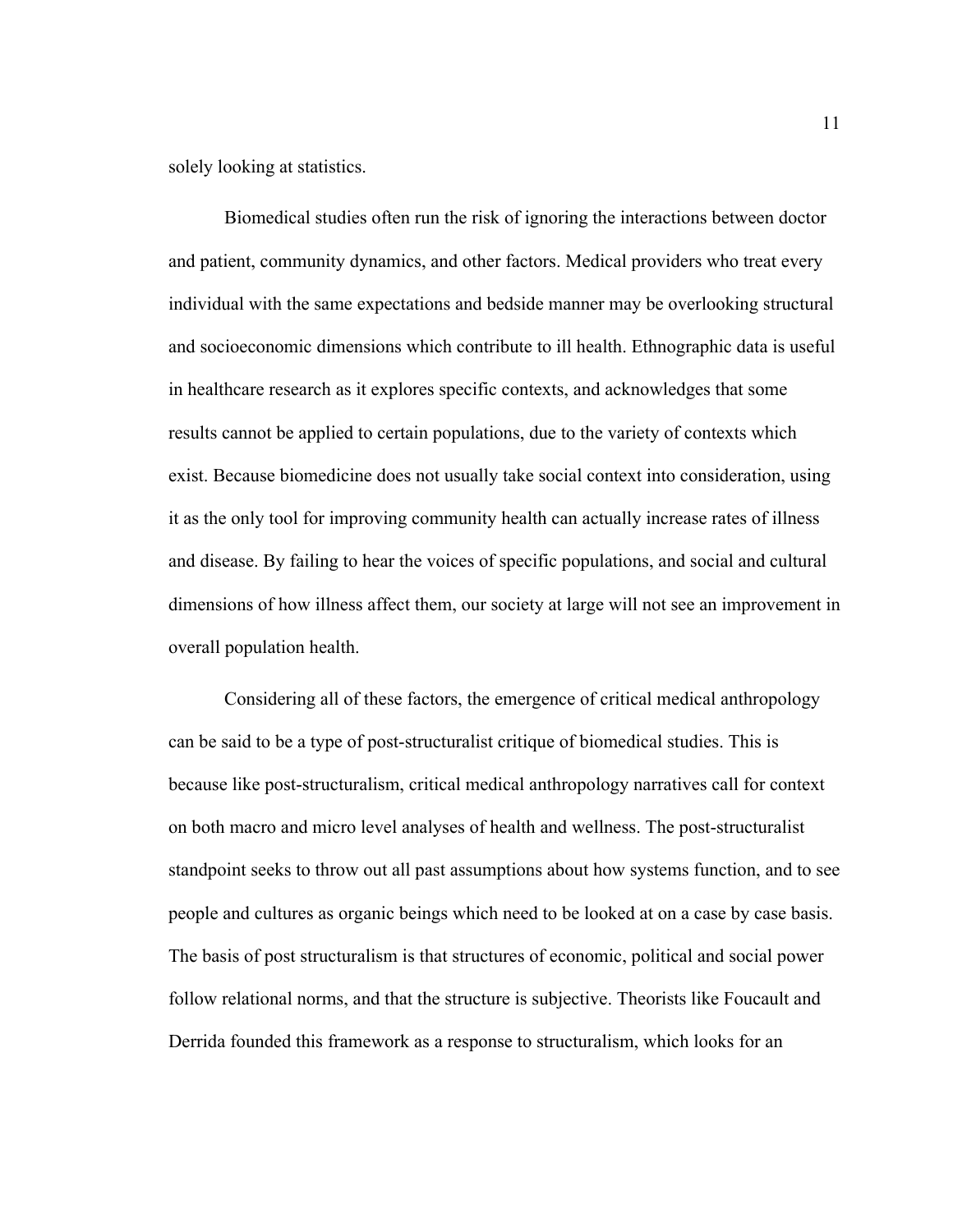solely looking at statistics.

Biomedical studies often run the risk of ignoring the interactions between doctor and patient, community dynamics, and other factors. Medical providers who treat every individual with the same expectations and bedside manner may be overlooking structural and socioeconomic dimensions which contribute to ill health. Ethnographic data is useful in healthcare research as it explores specific contexts, and acknowledges that some results cannot be applied to certain populations, due to the variety of contexts which exist. Because biomedicine does not usually take social context into consideration, using it as the only tool for improving community health can actually increase rates of illness and disease. By failing to hear the voices of specific populations, and social and cultural dimensions of how illness affect them, our society at large will not see an improvement in overall population health.

Considering all of these factors, the emergence of critical medical anthropology can be said to be a type of post-structuralist critique of biomedical studies. This is because like post-structuralism, critical medical anthropology narratives call for context on both macro and micro level analyses of health and wellness. The post-structuralist standpoint seeks to throw out all past assumptions about how systems function, and to see people and cultures as organic beings which need to be looked at on a case by case basis. The basis of post structuralism is that structures of economic, political and social power follow relational norms, and that the structure is subjective. Theorists like Foucault and Derrida founded this framework as a response to structuralism, which looks for an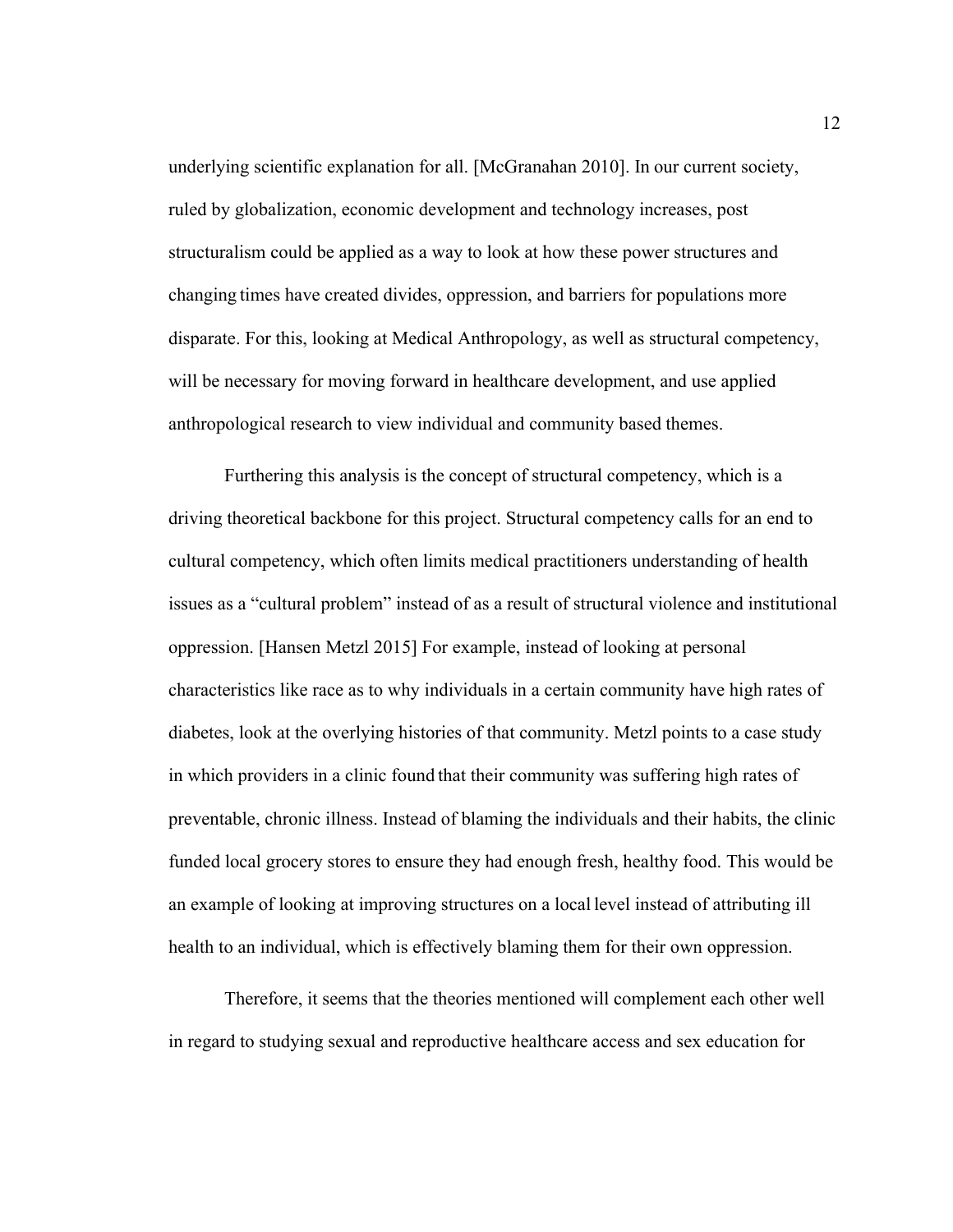underlying scientific explanation for all. [McGranahan 2010]. In our current society, ruled by globalization, economic development and technology increases, post structuralism could be applied as a way to look at how these power structures and changing times have created divides, oppression, and barriers for populations more disparate. For this, looking at Medical Anthropology, as well as structural competency, will be necessary for moving forward in healthcare development, and use applied anthropological research to view individual and community based themes.

Furthering this analysis is the concept of structural competency, which is a driving theoretical backbone for this project. Structural competency calls for an end to cultural competency, which often limits medical practitioners understanding of health issues as a "cultural problem" instead of as a result of structural violence and institutional oppression. [Hansen Metzl 2015] For example, instead of looking at personal characteristics like race as to why individuals in a certain community have high rates of diabetes, look at the overlying histories of that community. Metzl points to a case study in which providers in a clinic found that their community was suffering high rates of preventable, chronic illness. Instead of blaming the individuals and their habits, the clinic funded local grocery stores to ensure they had enough fresh, healthy food. This would be an example of looking at improving structures on a local level instead of attributing ill health to an individual, which is effectively blaming them for their own oppression.

Therefore, it seems that the theories mentioned will complement each other well in regard to studying sexual and reproductive healthcare access and sex education for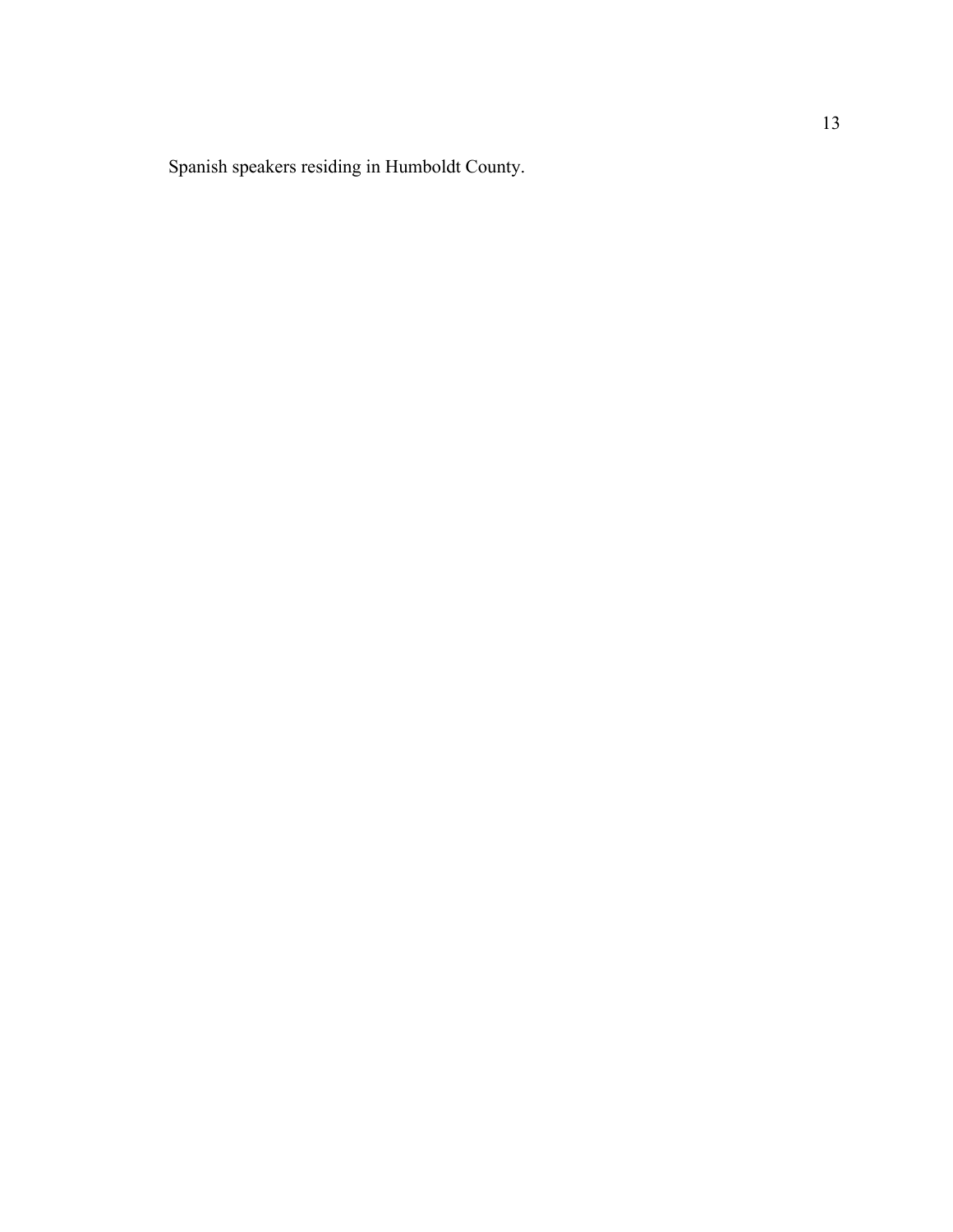Spanish speakers residing in Humboldt County.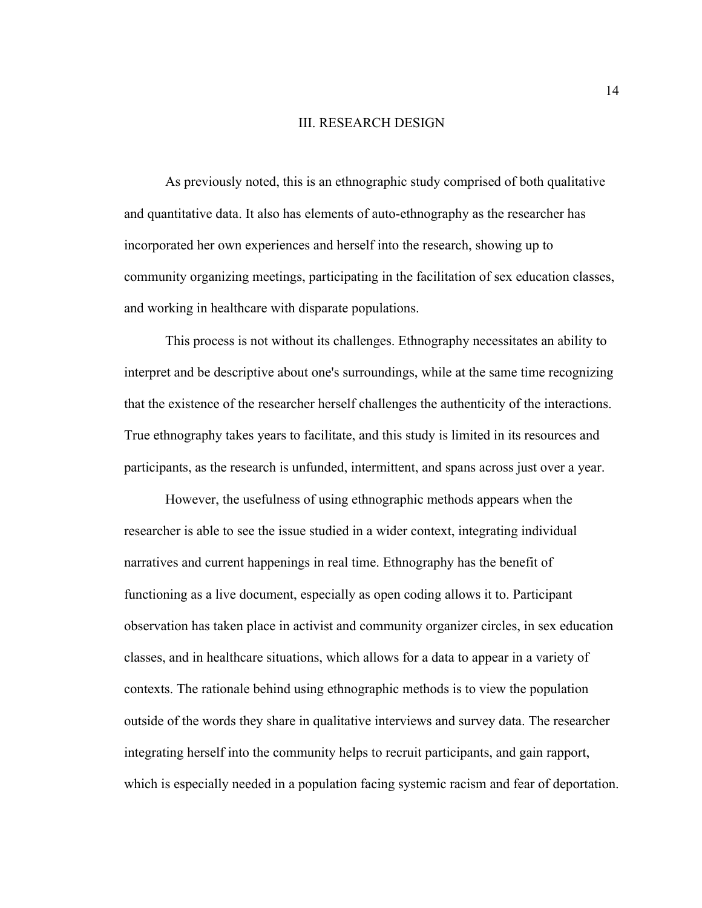# III. RESEARCH DESIGN

As previously noted, this is an ethnographic study comprised of both qualitative and quantitative data. It also has elements of auto-ethnography as the researcher has incorporated her own experiences and herself into the research, showing up to community organizing meetings, participating in the facilitation of sex education classes, and working in healthcare with disparate populations.

This process is not without its challenges. Ethnography necessitates an ability to interpret and be descriptive about one's surroundings, while at the same time recognizing that the existence of the researcher herself challenges the authenticity of the interactions. True ethnography takes years to facilitate, and this study is limited in its resources and participants, as the research is unfunded, intermittent, and spans across just over a year.

However, the usefulness of using ethnographic methods appears when the researcher is able to see the issue studied in a wider context, integrating individual narratives and current happenings in real time. Ethnography has the benefit of functioning as a live document, especially as open coding allows it to. Participant observation has taken place in activist and community organizer circles, in sex education classes, and in healthcare situations, which allows for a data to appear in a variety of contexts. The rationale behind using ethnographic methods is to view the population outside of the words they share in qualitative interviews and survey data. The researcher integrating herself into the community helps to recruit participants, and gain rapport, which is especially needed in a population facing systemic racism and fear of deportation.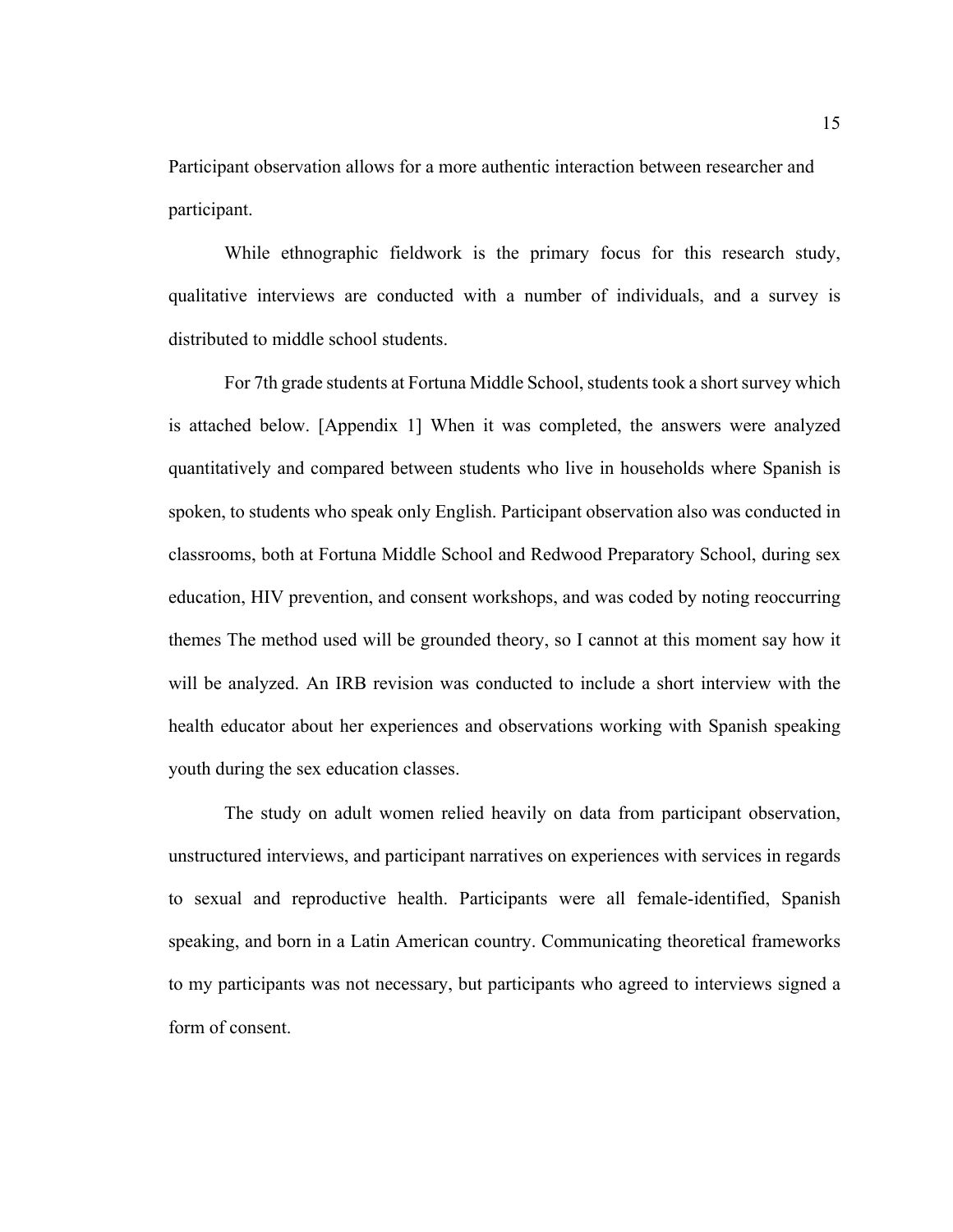Participant observation allows for a more authentic interaction between researcher and participant.

While ethnographic fieldwork is the primary focus for this research study, qualitative interviews are conducted with a number of individuals, and a survey is distributed to middle school students.

For 7th grade students at Fortuna Middle School, students took a short survey which is attached below. [Appendix 1] When it was completed, the answers were analyzed quantitatively and compared between students who live in households where Spanish is spoken, to students who speak only English. Participant observation also was conducted in classrooms, both at Fortuna Middle School and Redwood Preparatory School, during sex education, HIV prevention, and consent workshops, and was coded by noting reoccurring themes The method used will be grounded theory, so I cannot at this moment say how it will be analyzed. An IRB revision was conducted to include a short interview with the health educator about her experiences and observations working with Spanish speaking youth during the sex education classes.

The study on adult women relied heavily on data from participant observation, unstructured interviews, and participant narratives on experiences with services in regards to sexual and reproductive health. Participants were all female-identified, Spanish speaking, and born in a Latin American country. Communicating theoretical frameworks to my participants was not necessary, but participants who agreed to interviews signed a form of consent.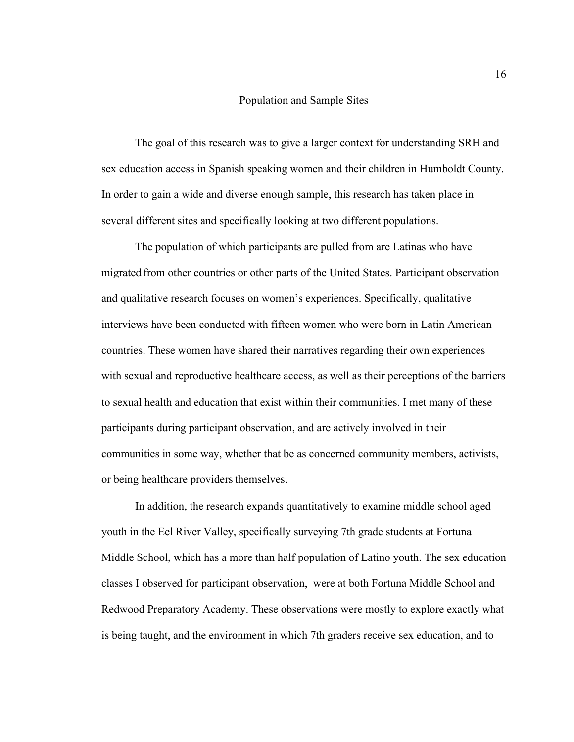## Population and Sample Sites

The goal of this research was to give a larger context for understanding SRH and sex education access in Spanish speaking women and their children in Humboldt County. In order to gain a wide and diverse enough sample, this research has taken place in several different sites and specifically looking at two different populations.

The population of which participants are pulled from are Latinas who have migrated from other countries or other parts of the United States. Participant observation and qualitative research focuses on women's experiences. Specifically, qualitative interviews have been conducted with fifteen women who were born in Latin American countries. These women have shared their narratives regarding their own experiences with sexual and reproductive healthcare access, as well as their perceptions of the barriers to sexual health and education that exist within their communities. I met many of these participants during participant observation, and are actively involved in their communities in some way, whether that be as concerned community members, activists, or being healthcare providers themselves.

In addition, the research expands quantitatively to examine middle school aged youth in the Eel River Valley, specifically surveying 7th grade students at Fortuna Middle School, which has a more than half population of Latino youth. The sex education classes I observed for participant observation, were at both Fortuna Middle School and Redwood Preparatory Academy. These observations were mostly to explore exactly what is being taught, and the environment in which 7th graders receive sex education, and to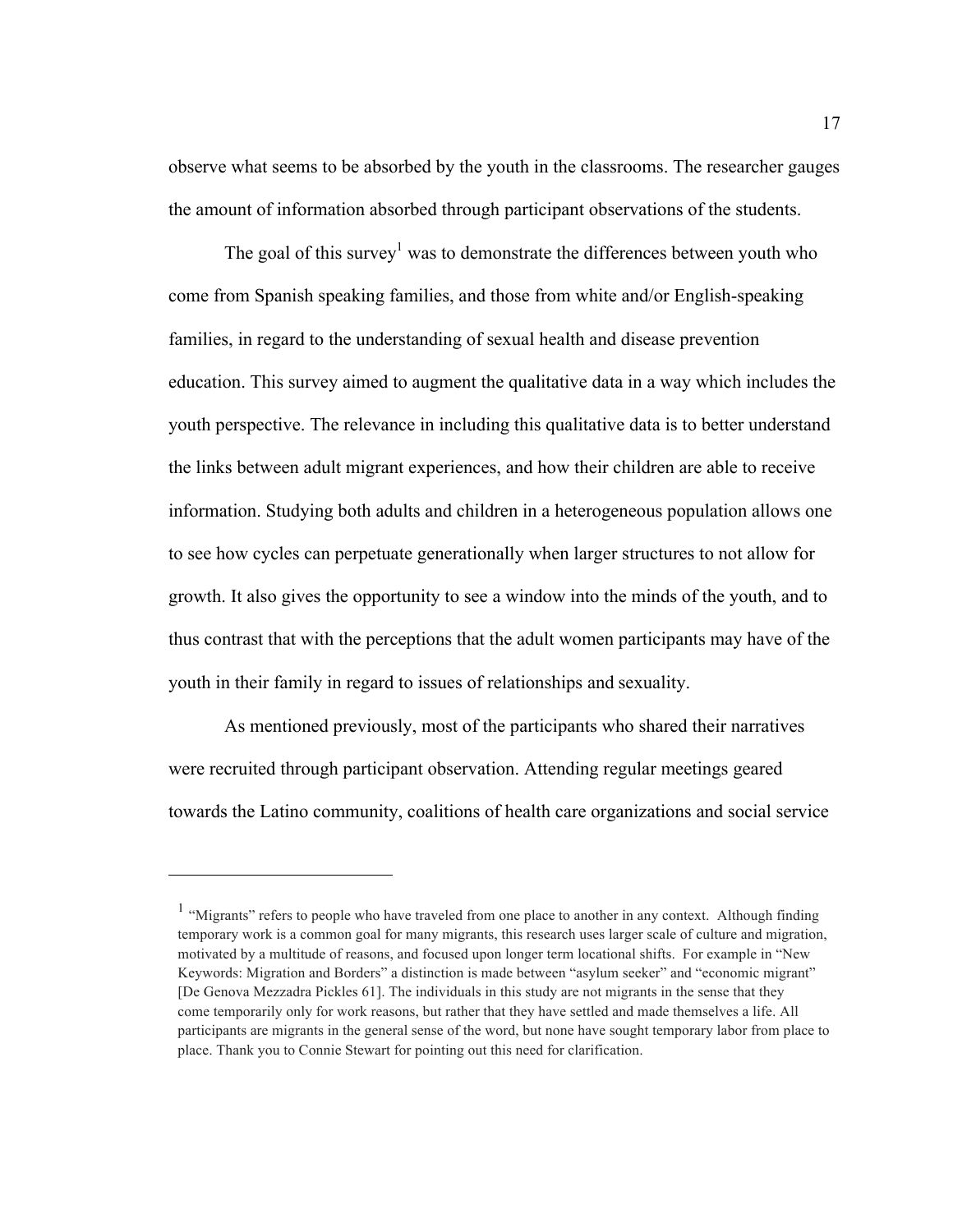observe what seems to be absorbed by the youth in the classrooms. The researcher gauges the amount of information absorbed through participant observations of the students.

The goal of this survey[1] was to demonstrate the differences between youth who come from Spanish speaking families, and those from white and/or English-speaking families, in regard to the understanding of sexual health and disease prevention education. This survey aimed to augment the qualitative data in a way which includes the youth perspective. The relevance in including this qualitative data is to better understand the links between adult migrant experiences, and how their children are able to receive information. Studying both adults and children in a heterogeneous population allows one to see how cycles can perpetuate generationally when larger structures to not allow for growth. It also gives the opportunity to see a window into the minds of the youth, and to thus contrast that with the perceptions that the adult women participants may have of the youth in their family in regard to issues of relationships and sexuality.

As mentioned previously, most of the participants who shared their narratives were recruited through participant observation. Attending regular meetings geared towards the Latino community, coalitions of health care organizations and social service

---

[1] "Migrants" refers to people who have traveled from one place to another in any context. Although finding temporary work is a common goal for many migrants, this research uses larger scale of culture and migration, motivated by a multitude of reasons, and focused upon longer term locational shifts. For example in "New Keywords: Migration and Borders" a distinction is made between "asylum seeker" and "economic migrant" [De Genova Mezzadra Pickles 61]. The individuals in this study are not migrants in the sense that they come temporarily only for work reasons, but rather that they have settled and made themselves a life. All participants are migrants in the general sense of the word, but none have sought temporary labor from place to place. Thank you to Connie Stewart for pointing out this need for clarification.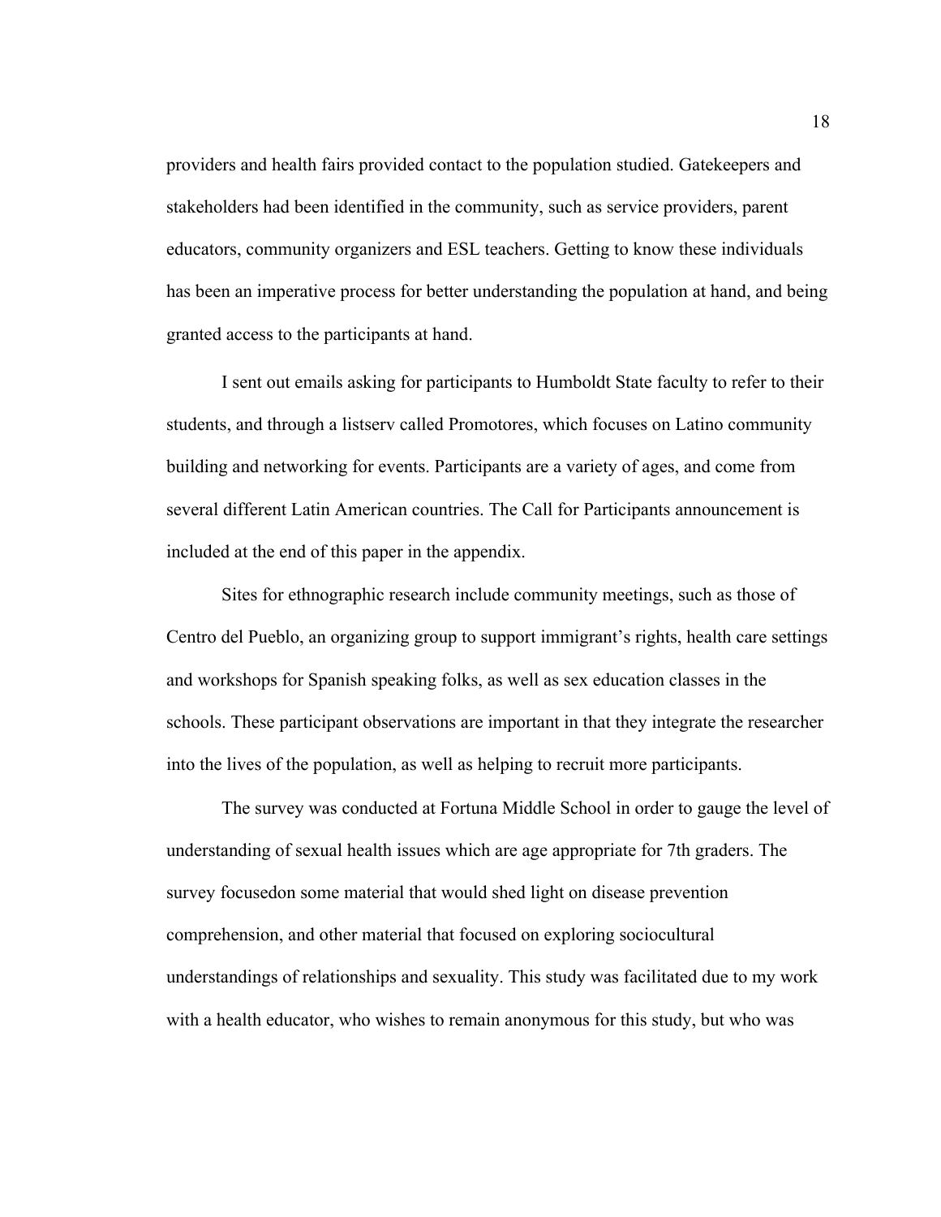providers and health fairs provided contact to the population studied. Gatekeepers and stakeholders had been identified in the community, such as service providers, parent educators, community organizers and ESL teachers. Getting to know these individuals has been an imperative process for better understanding the population at hand, and being granted access to the participants at hand.

I sent out emails asking for participants to Humboldt State faculty to refer to their students, and through a listserv called Promotores, which focuses on Latino community building and networking for events. Participants are a variety of ages, and come from several different Latin American countries. The Call for Participants announcement is included at the end of this paper in the appendix.

Sites for ethnographic research include community meetings, such as those of Centro del Pueblo, an organizing group to support immigrant's rights, health care settings and workshops for Spanish speaking folks, as well as sex education classes in the schools. These participant observations are important in that they integrate the researcher into the lives of the population, as well as helping to recruit more participants.

The survey was conducted at Fortuna Middle School in order to gauge the level of understanding of sexual health issues which are age appropriate for 7th graders. The survey focusedon some material that would shed light on disease prevention comprehension, and other material that focused on exploring sociocultural understandings of relationships and sexuality. This study was facilitated due to my work with a health educator, who wishes to remain anonymous for this study, but who was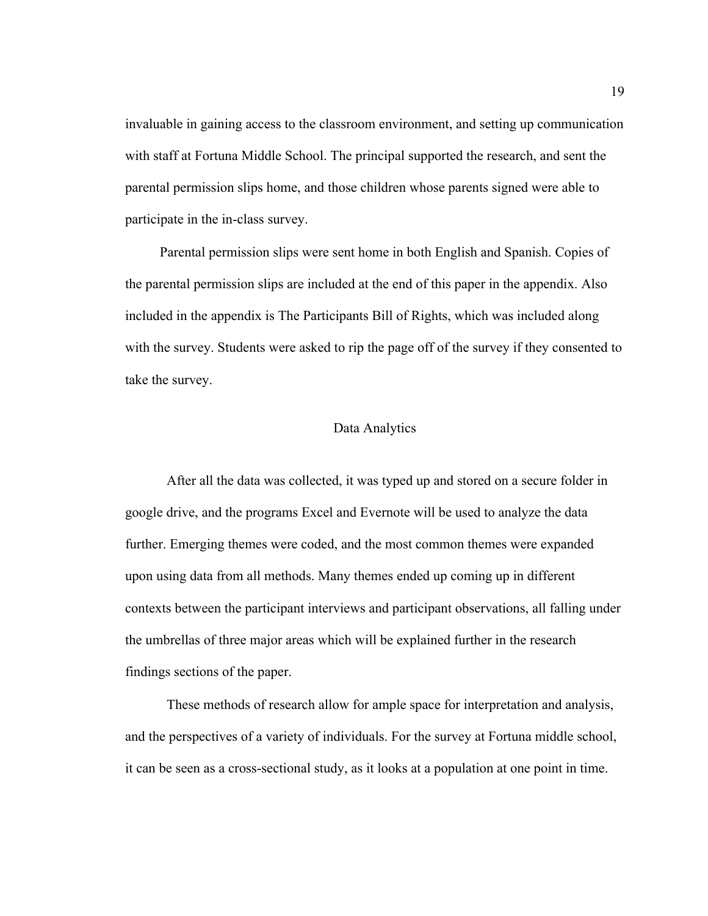invaluable in gaining access to the classroom environment, and setting up communication with staff at Fortuna Middle School. The principal supported the research, and sent the parental permission slips home, and those children whose parents signed were able to participate in the in-class survey.

Parental permission slips were sent home in both English and Spanish. Copies of the parental permission slips are included at the end of this paper in the appendix. Also included in the appendix is The Participants Bill of Rights, which was included along with the survey. Students were asked to rip the page off of the survey if they consented to take the survey.

## Data Analytics

After all the data was collected, it was typed up and stored on a secure folder in google drive, and the programs Excel and Evernote will be used to analyze the data further. Emerging themes were coded, and the most common themes were expanded upon using data from all methods. Many themes ended up coming up in different contexts between the participant interviews and participant observations, all falling under the umbrellas of three major areas which will be explained further in the research findings sections of the paper.

These methods of research allow for ample space for interpretation and analysis, and the perspectives of a variety of individuals. For the survey at Fortuna middle school, it can be seen as a cross-sectional study, as it looks at a population at one point in time.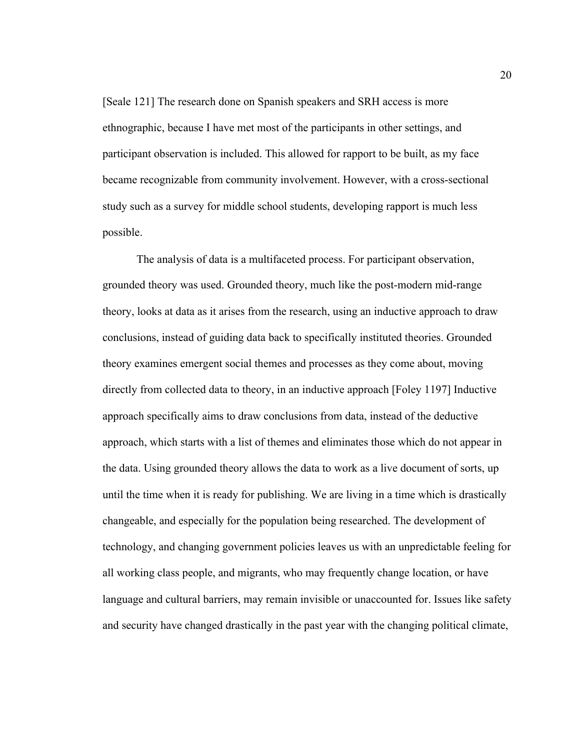[Seale 121] The research done on Spanish speakers and SRH access is more ethnographic, because I have met most of the participants in other settings, and participant observation is included. This allowed for rapport to be built, as my face became recognizable from community involvement. However, with a cross-sectional study such as a survey for middle school students, developing rapport is much less possible.

The analysis of data is a multifaceted process. For participant observation, grounded theory was used. Grounded theory, much like the post-modern mid-range theory, looks at data as it arises from the research, using an inductive approach to draw conclusions, instead of guiding data back to specifically instituted theories. Grounded theory examines emergent social themes and processes as they come about, moving directly from collected data to theory, in an inductive approach [Foley 1197] Inductive approach specifically aims to draw conclusions from data, instead of the deductive approach, which starts with a list of themes and eliminates those which do not appear in the data. Using grounded theory allows the data to work as a live document of sorts, up until the time when it is ready for publishing. We are living in a time which is drastically changeable, and especially for the population being researched. The development of technology, and changing government policies leaves us with an unpredictable feeling for all working class people, and migrants, who may frequently change location, or have language and cultural barriers, may remain invisible or unaccounted for. Issues like safety and security have changed drastically in the past year with the changing political climate,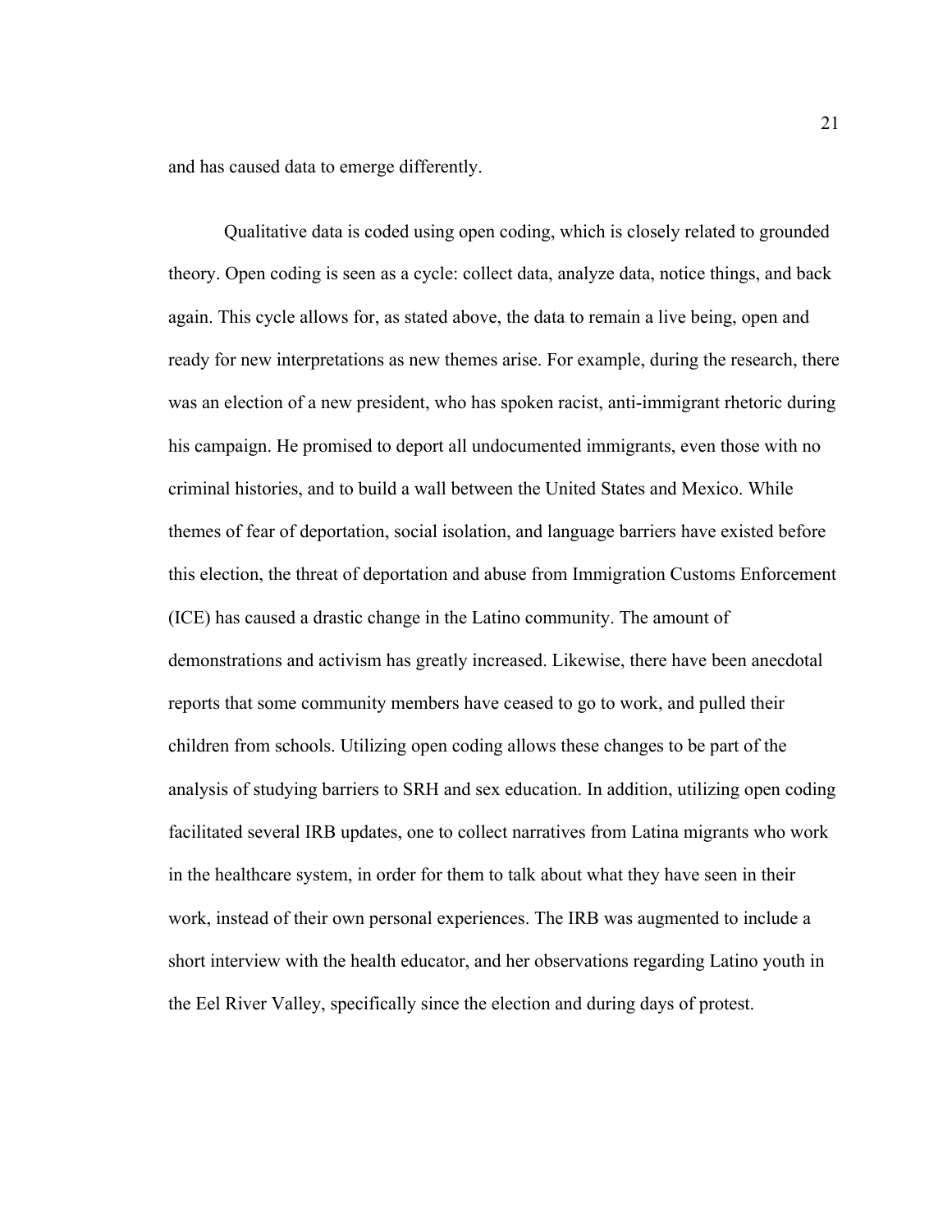and has caused data to emerge differently.

Qualitative data is coded using open coding, which is closely related to grounded theory. Open coding is seen as a cycle: collect data, analyze data, notice things, and back again. This cycle allows for, as stated above, the data to remain a live being, open and ready for new interpretations as new themes arise. For example, during the research, there was an election of a new president, who has spoken racist, anti-immigrant rhetoric during his campaign. He promised to deport all undocumented immigrants, even those with no criminal histories, and to build a wall between the United States and Mexico. While themes of fear of deportation, social isolation, and language barriers have existed before this election, the threat of deportation and abuse from Immigration Customs Enforcement (ICE) has caused a drastic change in the Latino community. The amount of demonstrations and activism has greatly increased. Likewise, there have been anecdotal reports that some community members have ceased to go to work, and pulled their children from schools. Utilizing open coding allows these changes to be part of the analysis of studying barriers to SRH and sex education. In addition, utilizing open coding facilitated several IRB updates, one to collect narratives from Latina migrants who work in the healthcare system, in order for them to talk about what they have seen in their work, instead of their own personal experiences. The IRB was augmented to include a short interview with the health educator, and her observations regarding Latino youth in the Eel River Valley, specifically since the election and during days of protest.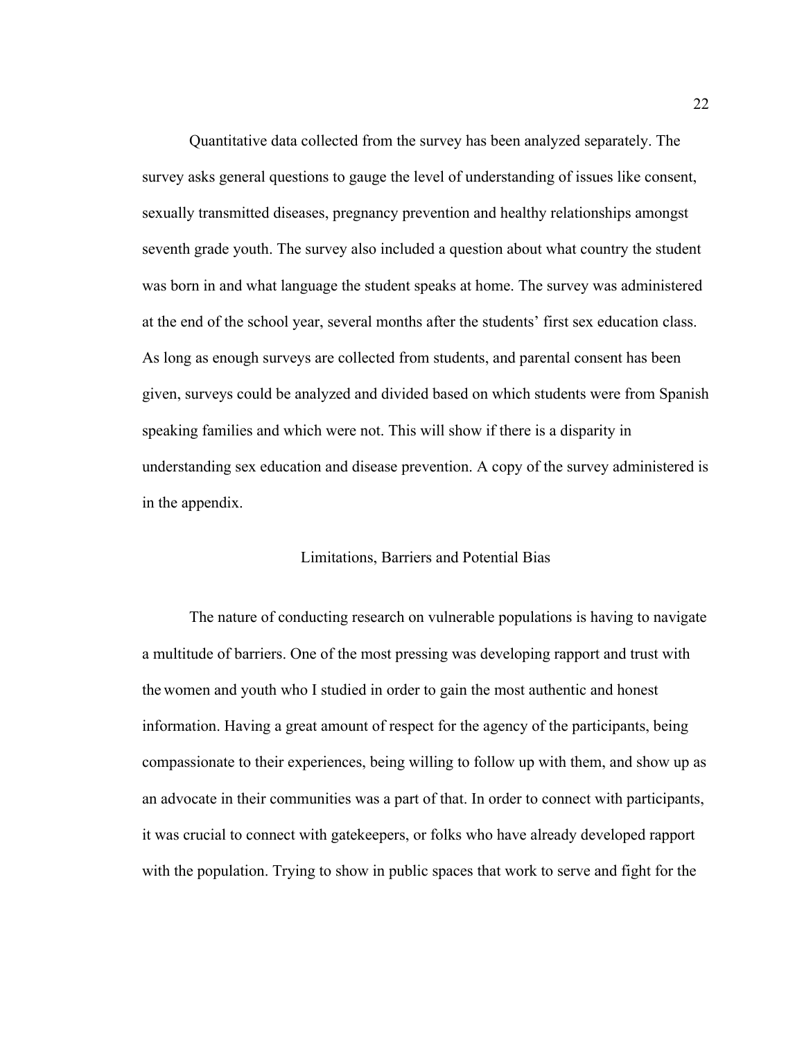Quantitative data collected from the survey has been analyzed separately. The survey asks general questions to gauge the level of understanding of issues like consent, sexually transmitted diseases, pregnancy prevention and healthy relationships amongst seventh grade youth. The survey also included a question about what country the student was born in and what language the student speaks at home. The survey was administered at the end of the school year, several months after the students' first sex education class. As long as enough surveys are collected from students, and parental consent has been given, surveys could be analyzed and divided based on which students were from Spanish speaking families and which were not. This will show if there is a disparity in understanding sex education and disease prevention. A copy of the survey administered is in the appendix.

## Limitations, Barriers and Potential Bias

The nature of conducting research on vulnerable populations is having to navigate a multitude of barriers. One of the most pressing was developing rapport and trust with the women and youth who I studied in order to gain the most authentic and honest information. Having a great amount of respect for the agency of the participants, being compassionate to their experiences, being willing to follow up with them, and show up as an advocate in their communities was a part of that. In order to connect with participants, it was crucial to connect with gatekeepers, or folks who have already developed rapport with the population. Trying to show in public spaces that work to serve and fight for the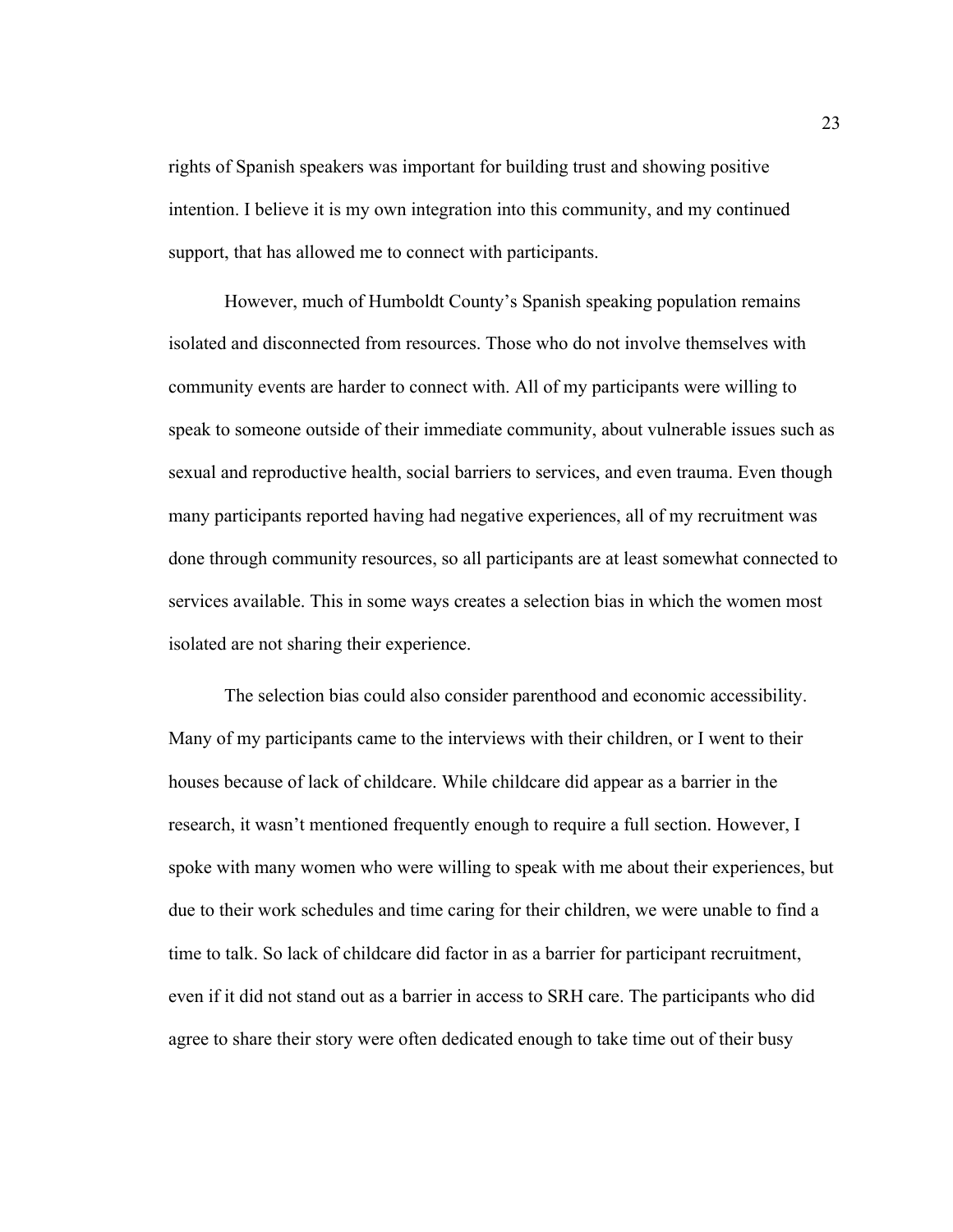rights of Spanish speakers was important for building trust and showing positive intention. I believe it is my own integration into this community, and my continued support, that has allowed me to connect with participants.

However, much of Humboldt County's Spanish speaking population remains isolated and disconnected from resources. Those who do not involve themselves with community events are harder to connect with. All of my participants were willing to speak to someone outside of their immediate community, about vulnerable issues such as sexual and reproductive health, social barriers to services, and even trauma. Even though many participants reported having had negative experiences, all of my recruitment was done through community resources, so all participants are at least somewhat connected to services available. This in some ways creates a selection bias in which the women most isolated are not sharing their experience.

The selection bias could also consider parenthood and economic accessibility. Many of my participants came to the interviews with their children, or I went to their houses because of lack of childcare. While childcare did appear as a barrier in the research, it wasn't mentioned frequently enough to require a full section. However, I spoke with many women who were willing to speak with me about their experiences, but due to their work schedules and time caring for their children, we were unable to find a time to talk. So lack of childcare did factor in as a barrier for participant recruitment, even if it did not stand out as a barrier in access to SRH care. The participants who did agree to share their story were often dedicated enough to take time out of their busy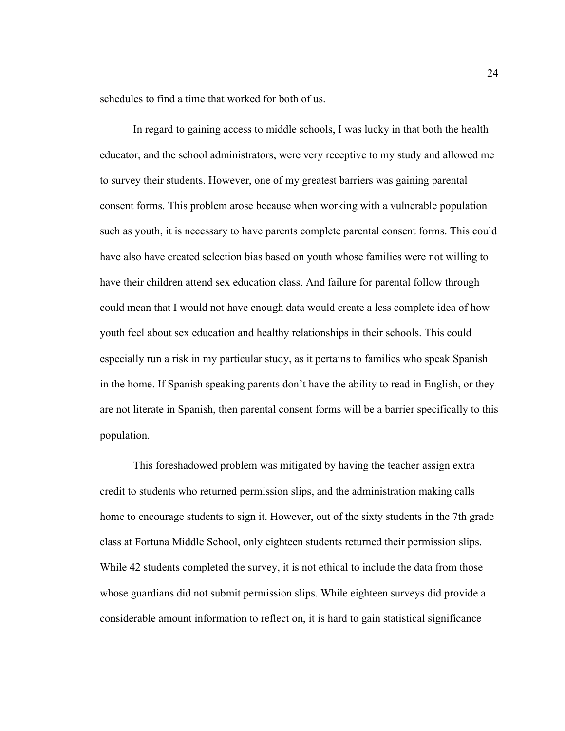schedules to find a time that worked for both of us.

In regard to gaining access to middle schools, I was lucky in that both the health educator, and the school administrators, were very receptive to my study and allowed me to survey their students. However, one of my greatest barriers was gaining parental consent forms. This problem arose because when working with a vulnerable population such as youth, it is necessary to have parents complete parental consent forms. This could have also have created selection bias based on youth whose families were not willing to have their children attend sex education class. And failure for parental follow through could mean that I would not have enough data would create a less complete idea of how youth feel about sex education and healthy relationships in their schools. This could especially run a risk in my particular study, as it pertains to families who speak Spanish in the home. If Spanish speaking parents don't have the ability to read in English, or they are not literate in Spanish, then parental consent forms will be a barrier specifically to this population.

This foreshadowed problem was mitigated by having the teacher assign extra credit to students who returned permission slips, and the administration making calls home to encourage students to sign it. However, out of the sixty students in the 7th grade class at Fortuna Middle School, only eighteen students returned their permission slips. While 42 students completed the survey, it is not ethical to include the data from those whose guardians did not submit permission slips. While eighteen surveys did provide a considerable amount information to reflect on, it is hard to gain statistical significance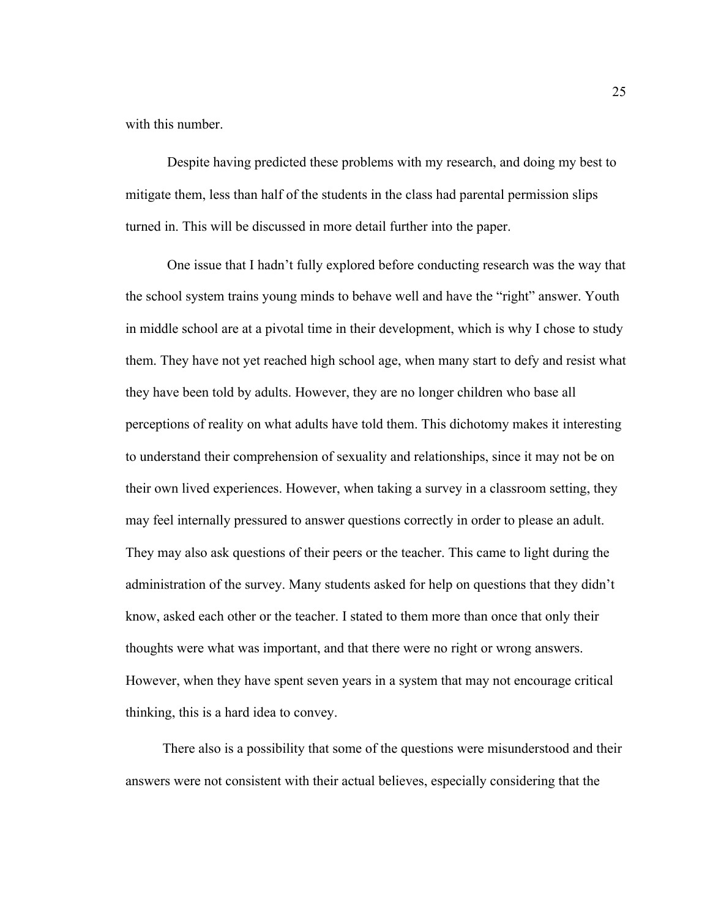with this number.

Despite having predicted these problems with my research, and doing my best to mitigate them, less than half of the students in the class had parental permission slips turned in. This will be discussed in more detail further into the paper.

One issue that I hadn't fully explored before conducting research was the way that the school system trains young minds to behave well and have the "right" answer. Youth in middle school are at a pivotal time in their development, which is why I chose to study them. They have not yet reached high school age, when many start to defy and resist what they have been told by adults. However, they are no longer children who base all perceptions of reality on what adults have told them. This dichotomy makes it interesting to understand their comprehension of sexuality and relationships, since it may not be on their own lived experiences. However, when taking a survey in a classroom setting, they may feel internally pressured to answer questions correctly in order to please an adult. They may also ask questions of their peers or the teacher. This came to light during the administration of the survey. Many students asked for help on questions that they didn't know, asked each other or the teacher. I stated to them more than once that only their thoughts were what was important, and that there were no right or wrong answers. However, when they have spent seven years in a system that may not encourage critical thinking, this is a hard idea to convey.

There also is a possibility that some of the questions were misunderstood and their answers were not consistent with their actual believes, especially considering that the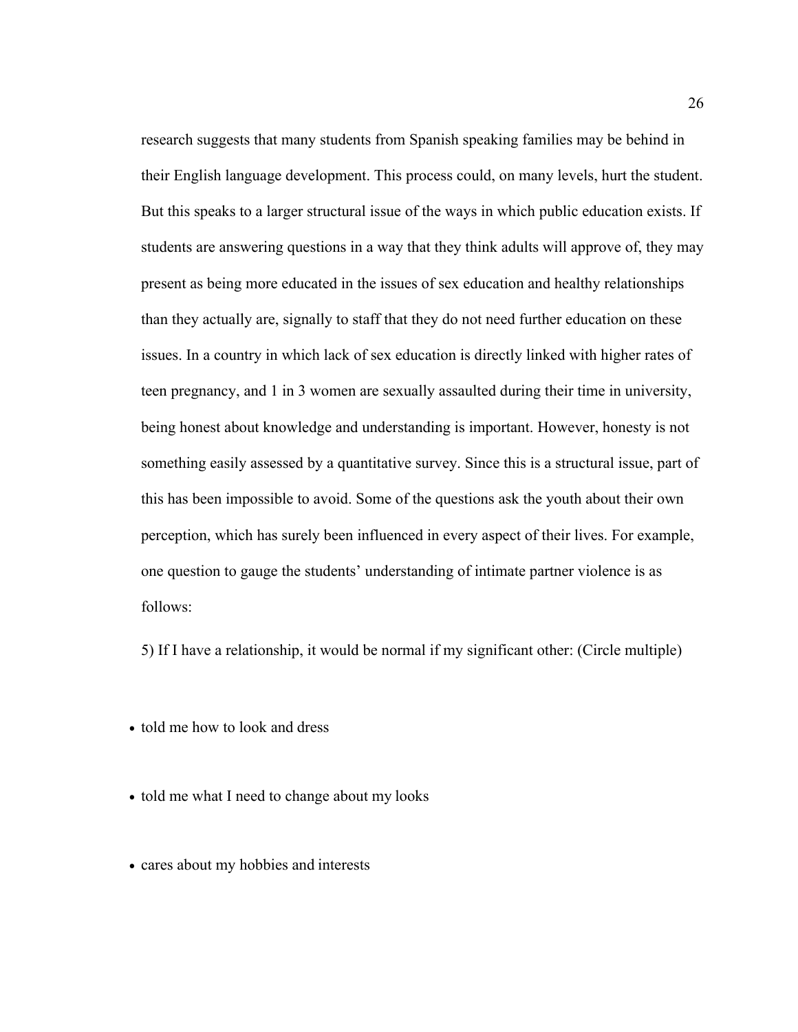research suggests that many students from Spanish speaking families may be behind in their English language development. This process could, on many levels, hurt the student. But this speaks to a larger structural issue of the ways in which public education exists. If students are answering questions in a way that they think adults will approve of, they may present as being more educated in the issues of sex education and healthy relationships than they actually are, signally to staff that they do not need further education on these issues. In a country in which lack of sex education is directly linked with higher rates of teen pregnancy, and 1 in 3 women are sexually assaulted during their time in university, being honest about knowledge and understanding is important. However, honesty is not something easily assessed by a quantitative survey. Since this is a structural issue, part of this has been impossible to avoid. Some of the questions ask the youth about their own perception, which has surely been influenced in every aspect of their lives. For example, one question to gauge the students' understanding of intimate partner violence is as follows:

5) If I have a relationship, it would be normal if my significant other: (Circle multiple)

- told me how to look and dress
- told me what I need to change about my looks
- cares about my hobbies and interests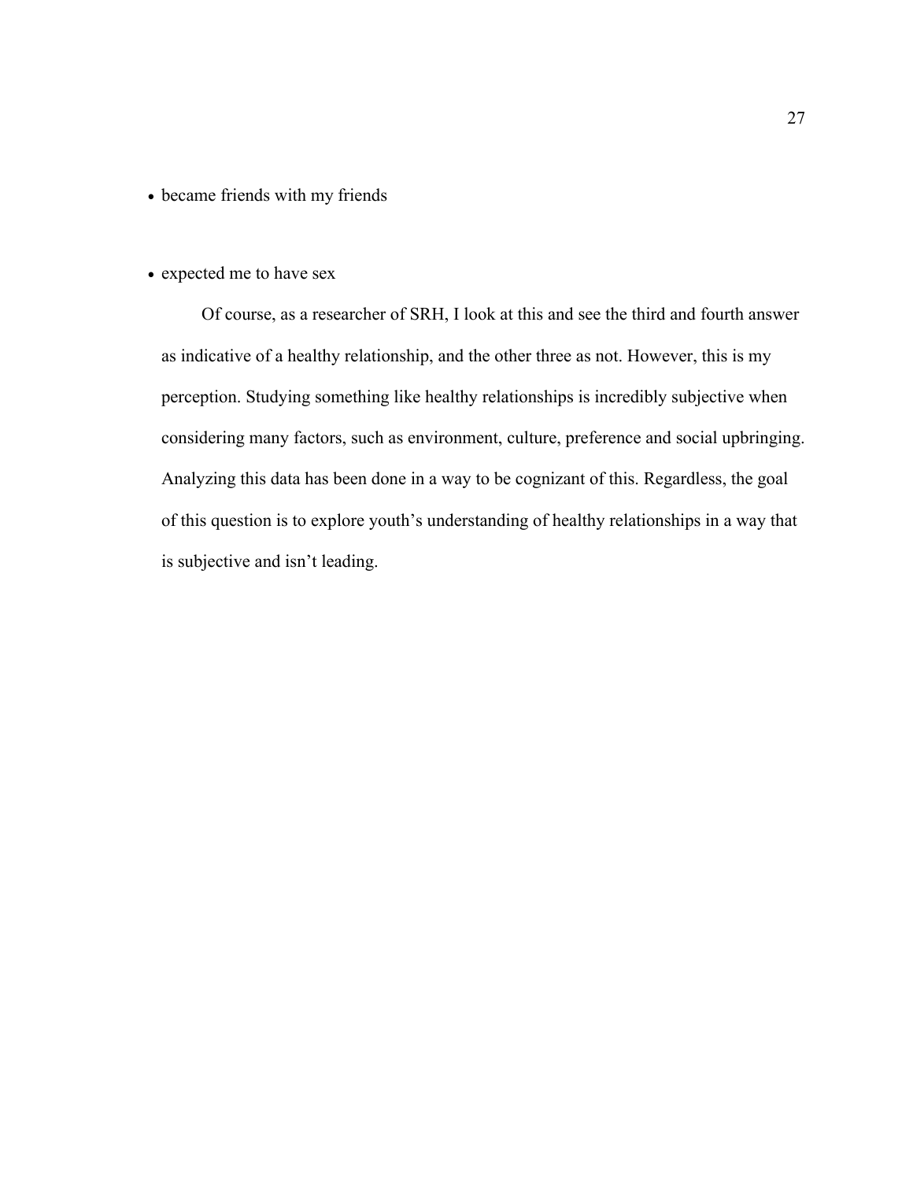- became friends with my friends
- expected me to have sex

Of course, as a researcher of SRH, I look at this and see the third and fourth answer as indicative of a healthy relationship, and the other three as not. However, this is my perception. Studying something like healthy relationships is incredibly subjective when considering many factors, such as environment, culture, preference and social upbringing. Analyzing this data has been done in a way to be cognizant of this. Regardless, the goal of this question is to explore youth's understanding of healthy relationships in a way that is subjective and isn't leading.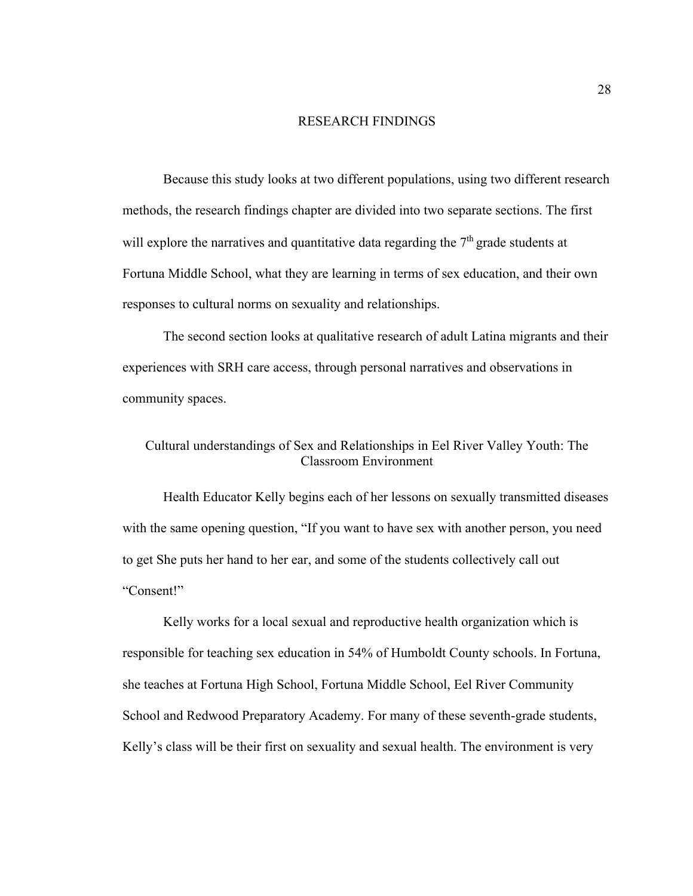# RESEARCH FINDINGS

Because this study looks at two different populations, using two different research methods, the research findings chapter are divided into two separate sections. The first will explore the narratives and quantitative data regarding the 7th grade students at Fortuna Middle School, what they are learning in terms of sex education, and their own responses to cultural norms on sexuality and relationships.

The second section looks at qualitative research of adult Latina migrants and their experiences with SRH care access, through personal narratives and observations in community spaces.

## Cultural understandings of Sex and Relationships in Eel River Valley Youth: The Classroom Environment

Health Educator Kelly begins each of her lessons on sexually transmitted diseases with the same opening question, "If you want to have sex with another person, you need to get She puts her hand to her ear, and some of the students collectively call out "Consent!"

Kelly works for a local sexual and reproductive health organization which is responsible for teaching sex education in 54% of Humboldt County schools. In Fortuna, she teaches at Fortuna High School, Fortuna Middle School, Eel River Community School and Redwood Preparatory Academy. For many of these seventh-grade students, Kelly's class will be their first on sexuality and sexual health. The environment is very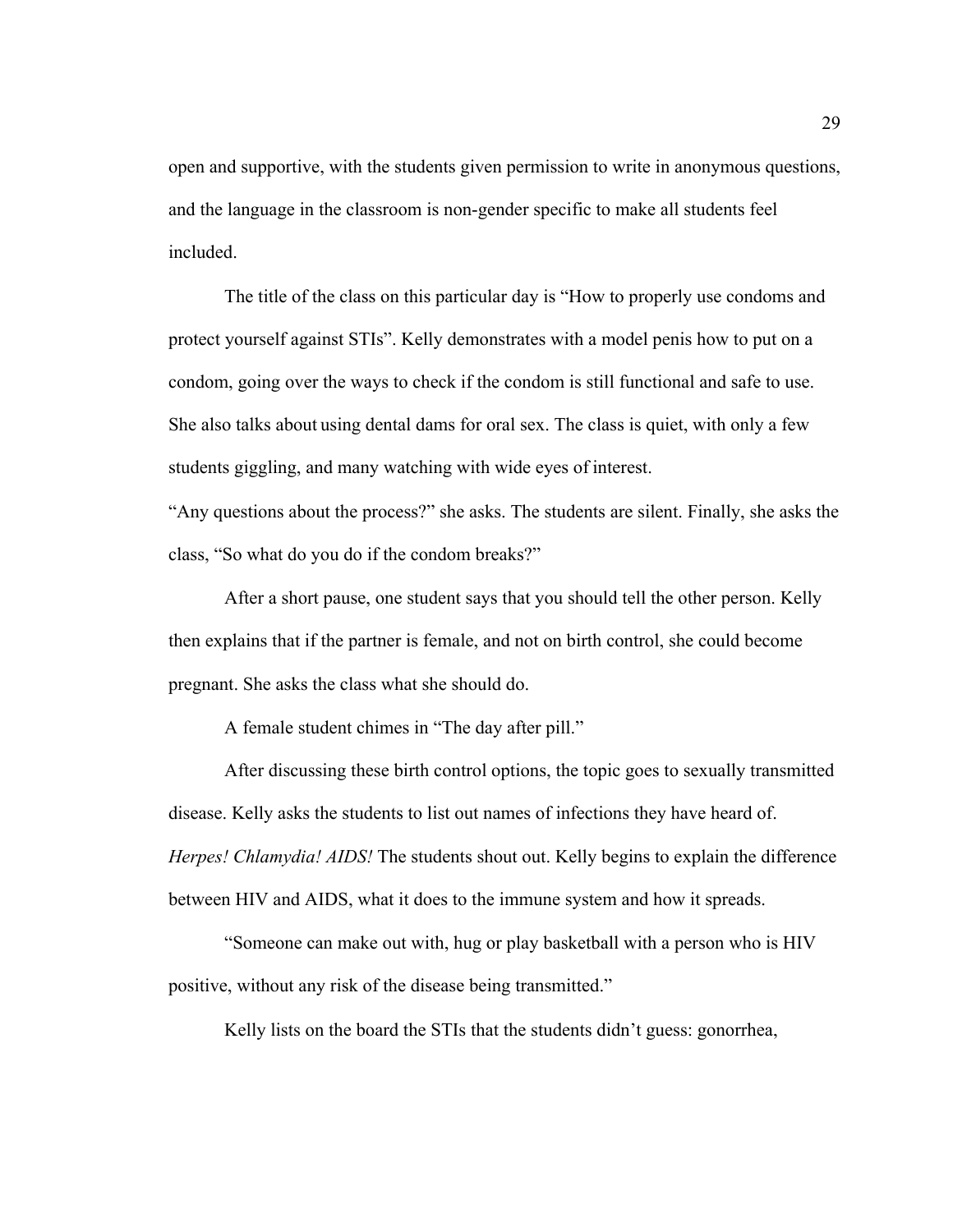open and supportive, with the students given permission to write in anonymous questions, and the language in the classroom is non-gender specific to make all students feel included.

The title of the class on this particular day is "How to properly use condoms and protect yourself against STIs". Kelly demonstrates with a model penis how to put on a condom, going over the ways to check if the condom is still functional and safe to use. She also talks about using dental dams for oral sex. The class is quiet, with only a few students giggling, and many watching with wide eyes of interest.

"Any questions about the process?" she asks. The students are silent. Finally, she asks the class, "So what do you do if the condom breaks?"

After a short pause, one student says that you should tell the other person. Kelly then explains that if the partner is female, and not on birth control, she could become pregnant. She asks the class what she should do.

A female student chimes in "The day after pill."

After discussing these birth control options, the topic goes to sexually transmitted disease. Kelly asks the students to list out names of infections they have heard of. *Herpes! Chlamydia! AIDS!* The students shout out. Kelly begins to explain the difference between HIV and AIDS, what it does to the immune system and how it spreads.

"Someone can make out with, hug or play basketball with a person who is HIV positive, without any risk of the disease being transmitted."

Kelly lists on the board the STIs that the students didn't guess: gonorrhea,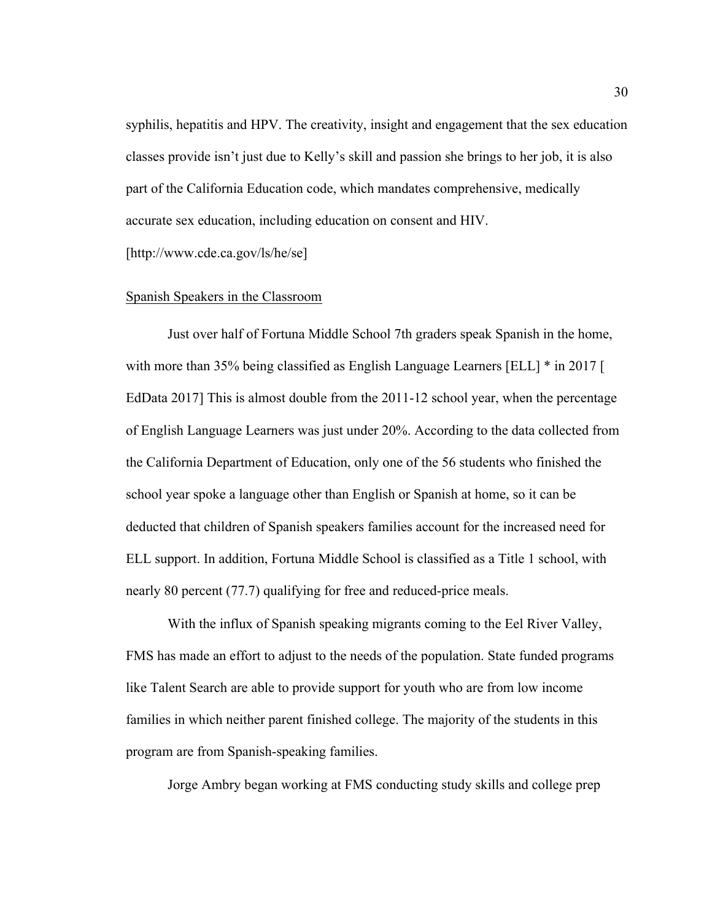syphilis, hepatitis and HPV. The creativity, insight and engagement that the sex education classes provide isn't just due to Kelly's skill and passion she brings to her job, it is also part of the California Education code, which mandates comprehensive, medically accurate sex education, including education on consent and HIV. [http://www.cde.ca.gov/ls/he/se]

<u>Spanish Speakers in the Classroom</u>

Just over half of Fortuna Middle School 7th graders speak Spanish in the home, with more than 35% being classified as English Language Learners [ELL] * in 2017 [ EdData 2017] This is almost double from the 2011-12 school year, when the percentage of English Language Learners was just under 20%. According to the data collected from the California Department of Education, only one of the 56 students who finished the school year spoke a language other than English or Spanish at home, so it can be deducted that children of Spanish speakers families account for the increased need for ELL support. In addition, Fortuna Middle School is classified as a Title 1 school, with nearly 80 percent (77.7) qualifying for free and reduced-price meals.

With the influx of Spanish speaking migrants coming to the Eel River Valley, FMS has made an effort to adjust to the needs of the population. State funded programs like Talent Search are able to provide support for youth who are from low income families in which neither parent finished college. The majority of the students in this program are from Spanish-speaking families.

Jorge Ambry began working at FMS conducting study skills and college prep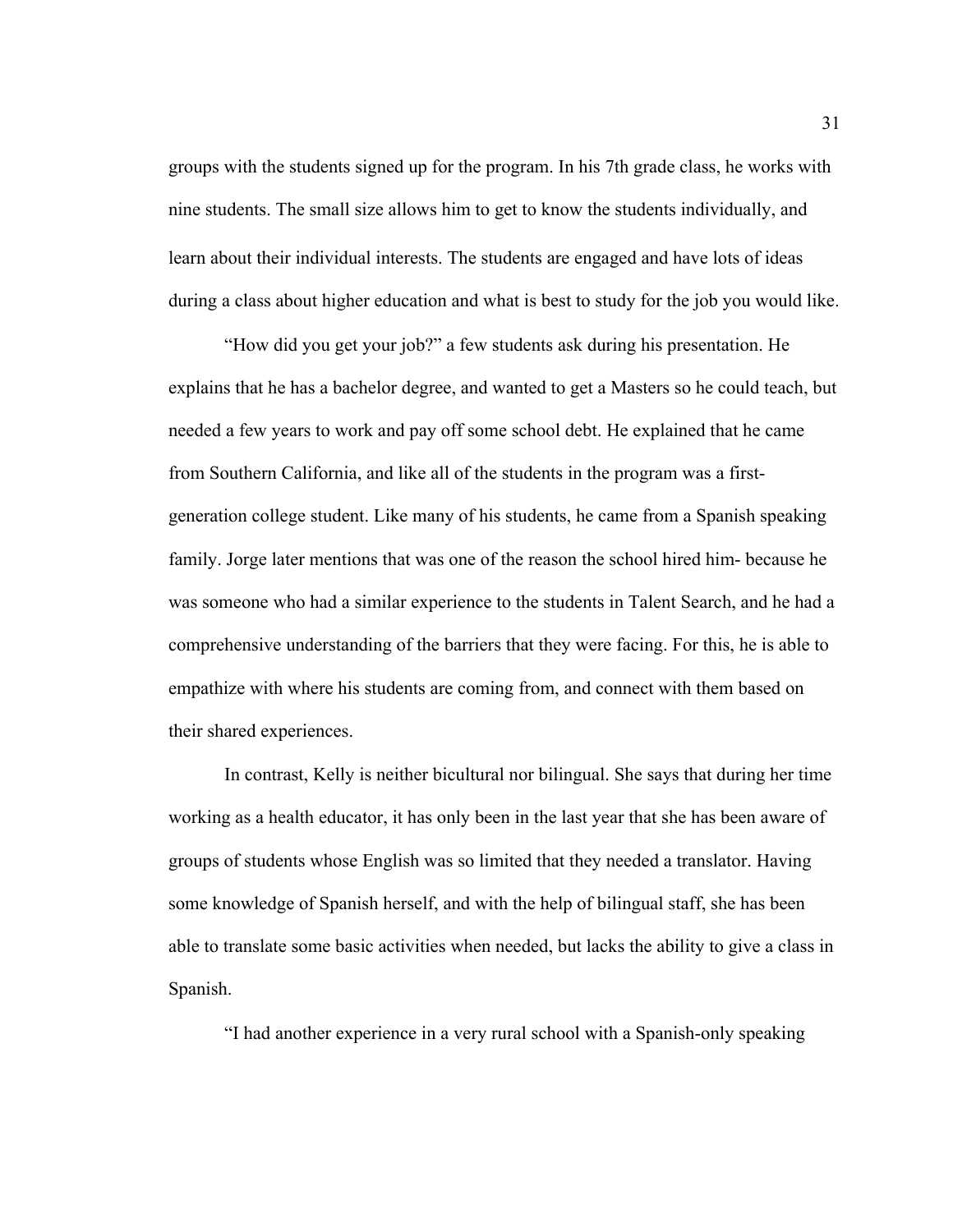groups with the students signed up for the program. In his 7th grade class, he works with nine students. The small size allows him to get to know the students individually, and learn about their individual interests. The students are engaged and have lots of ideas during a class about higher education and what is best to study for the job you would like.

"How did you get your job?" a few students ask during his presentation. He explains that he has a bachelor degree, and wanted to get a Masters so he could teach, but needed a few years to work and pay off some school debt. He explained that he came from Southern California, and like all of the students in the program was a first-generation college student. Like many of his students, he came from a Spanish speaking family. Jorge later mentions that was one of the reason the school hired him- because he was someone who had a similar experience to the students in Talent Search, and he had a comprehensive understanding of the barriers that they were facing. For this, he is able to empathize with where his students are coming from, and connect with them based on their shared experiences.

In contrast, Kelly is neither bicultural nor bilingual. She says that during her time working as a health educator, it has only been in the last year that she has been aware of groups of students whose English was so limited that they needed a translator. Having some knowledge of Spanish herself, and with the help of bilingual staff, she has been able to translate some basic activities when needed, but lacks the ability to give a class in Spanish.

"I had another experience in a very rural school with a Spanish-only speaking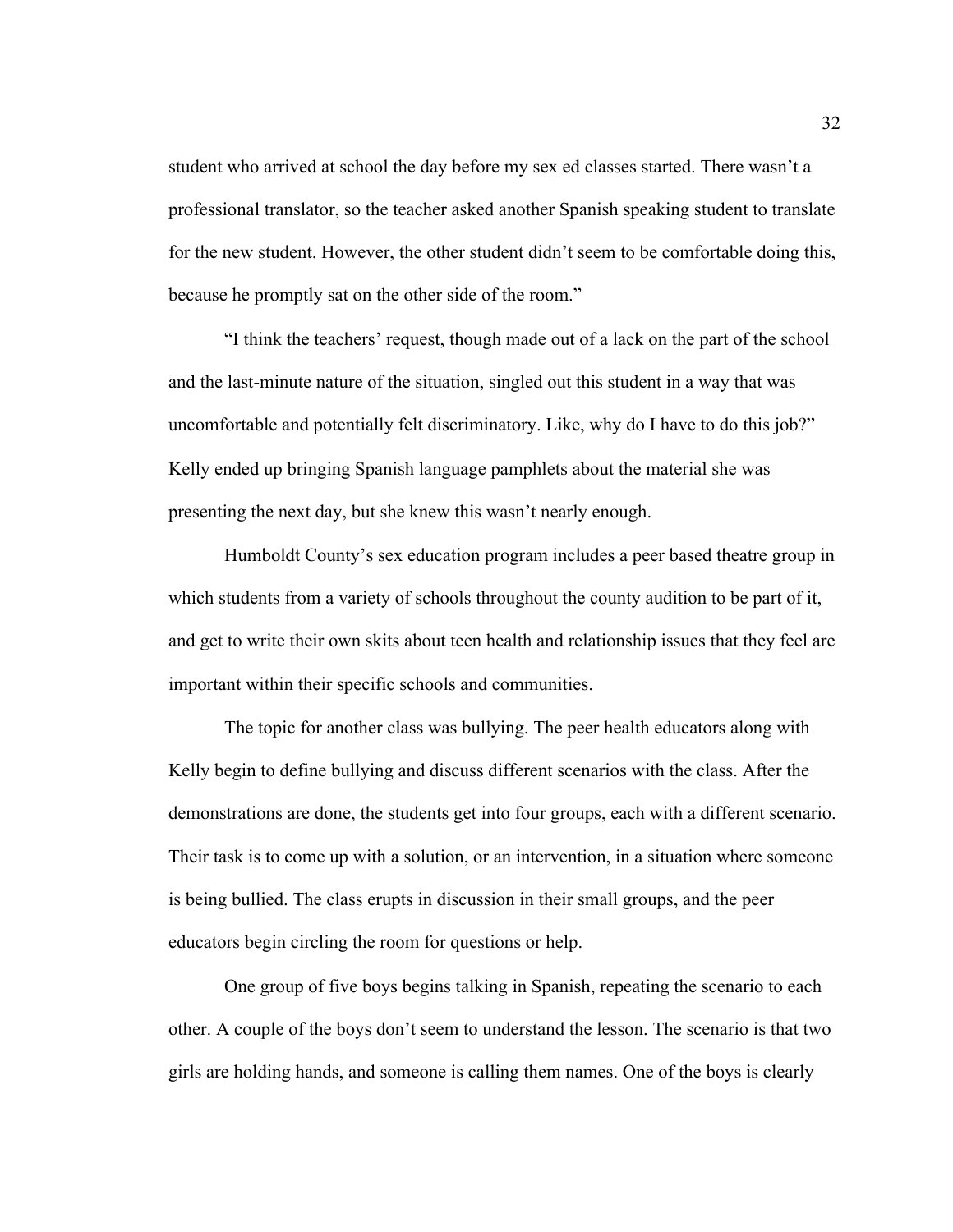student who arrived at school the day before my sex ed classes started. There wasn't a professional translator, so the teacher asked another Spanish speaking student to translate for the new student. However, the other student didn't seem to be comfortable doing this, because he promptly sat on the other side of the room."

"I think the teachers' request, though made out of a lack on the part of the school and the last-minute nature of the situation, singled out this student in a way that was uncomfortable and potentially felt discriminatory. Like, why do I have to do this job?" Kelly ended up bringing Spanish language pamphlets about the material she was presenting the next day, but she knew this wasn't nearly enough.

Humboldt County's sex education program includes a peer based theatre group in which students from a variety of schools throughout the county audition to be part of it, and get to write their own skits about teen health and relationship issues that they feel are important within their specific schools and communities.

The topic for another class was bullying. The peer health educators along with Kelly begin to define bullying and discuss different scenarios with the class. After the demonstrations are done, the students get into four groups, each with a different scenario. Their task is to come up with a solution, or an intervention, in a situation where someone is being bullied. The class erupts in discussion in their small groups, and the peer educators begin circling the room for questions or help.

One group of five boys begins talking in Spanish, repeating the scenario to each other. A couple of the boys don't seem to understand the lesson. The scenario is that two girls are holding hands, and someone is calling them names. One of the boys is clearly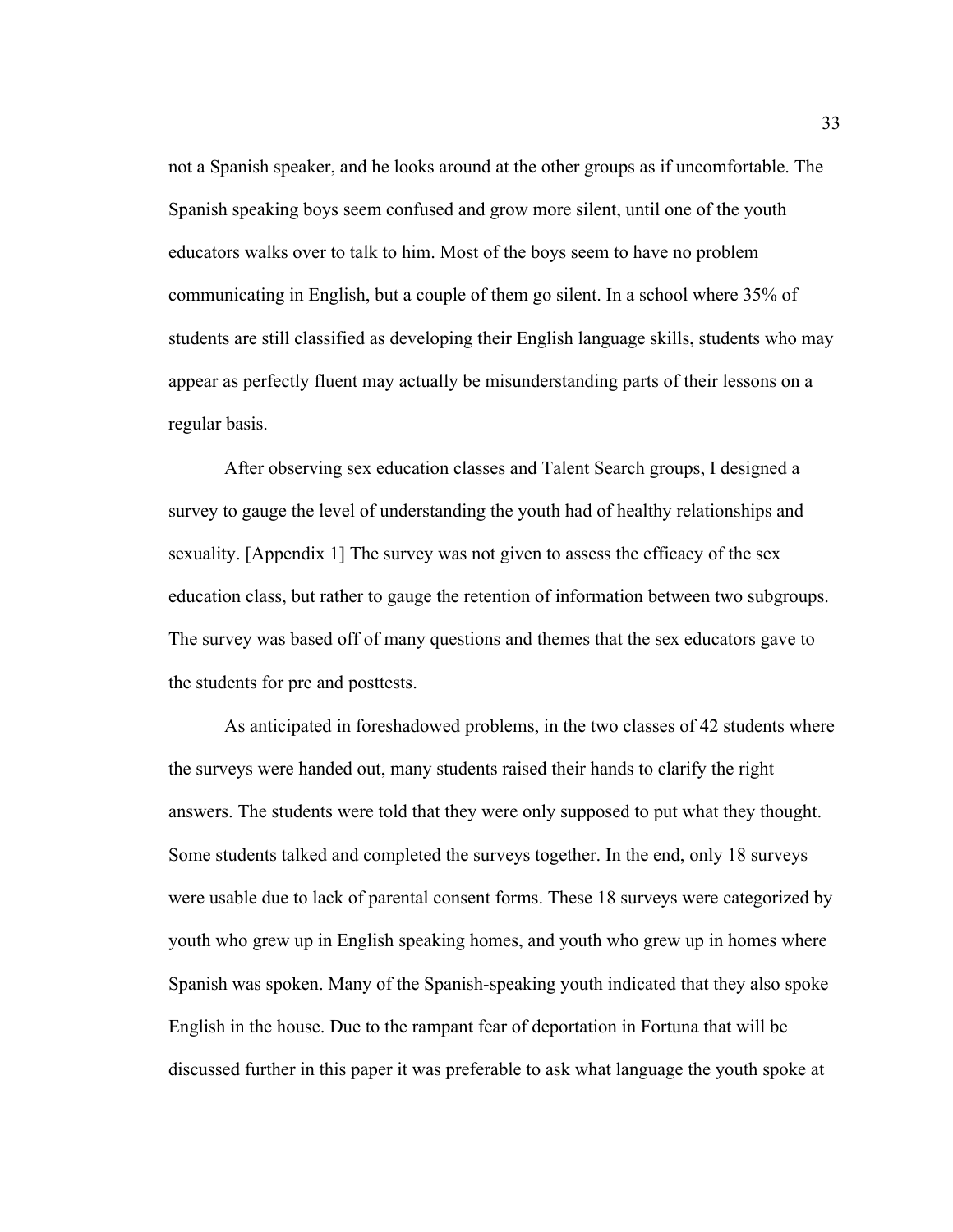not a Spanish speaker, and he looks around at the other groups as if uncomfortable. The Spanish speaking boys seem confused and grow more silent, until one of the youth educators walks over to talk to him. Most of the boys seem to have no problem communicating in English, but a couple of them go silent. In a school where 35% of students are still classified as developing their English language skills, students who may appear as perfectly fluent may actually be misunderstanding parts of their lessons on a regular basis.

After observing sex education classes and Talent Search groups, I designed a survey to gauge the level of understanding the youth had of healthy relationships and sexuality. [Appendix 1] The survey was not given to assess the efficacy of the sex education class, but rather to gauge the retention of information between two subgroups. The survey was based off of many questions and themes that the sex educators gave to the students for pre and posttests.

As anticipated in foreshadowed problems, in the two classes of 42 students where the surveys were handed out, many students raised their hands to clarify the right answers. The students were told that they were only supposed to put what they thought. Some students talked and completed the surveys together. In the end, only 18 surveys were usable due to lack of parental consent forms. These 18 surveys were categorized by youth who grew up in English speaking homes, and youth who grew up in homes where Spanish was spoken. Many of the Spanish-speaking youth indicated that they also spoke English in the house. Due to the rampant fear of deportation in Fortuna that will be discussed further in this paper it was preferable to ask what language the youth spoke at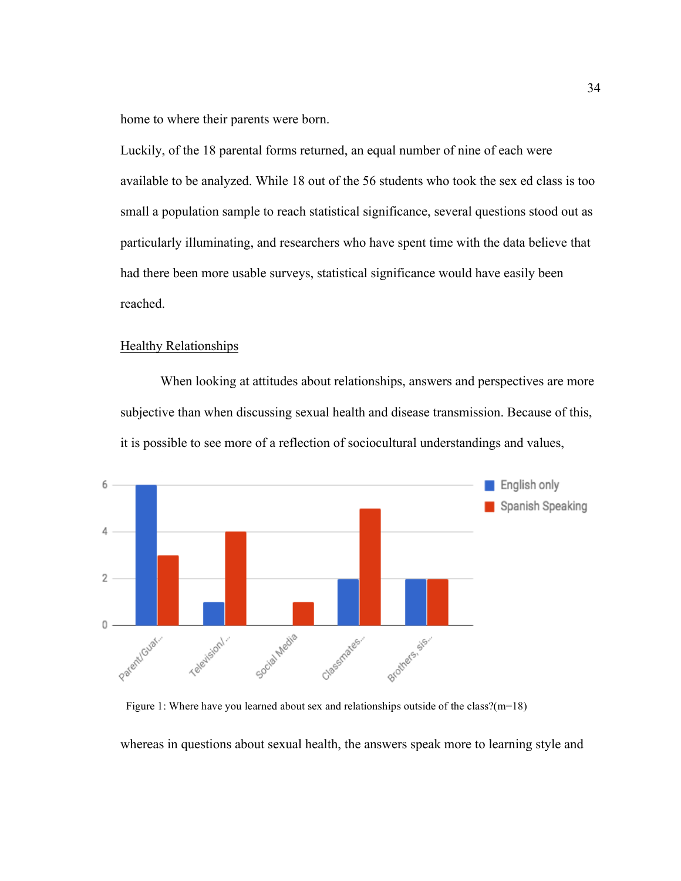home to where their parents were born.

Luckily, of the 18 parental forms returned, an equal number of nine of each were available to be analyzed. While 18 out of the 56 students who took the sex ed class is too small a population sample to reach statistical significance, several questions stood out as particularly illuminating, and researchers who have spent time with the data believe that had there been more usable surveys, statistical significance would have easily been reached.

## Healthy Relationships

When looking at attitudes about relationships, answers and perspectives are more subjective than when discussing sexual health and disease transmission. Because of this, it is possible to see more of a reflection of sociocultural understandings and values,

Figure 1: Where have you learned about sex and relationships outside of the class?(m=18)

whereas in questions about sexual health, the answers speak more to learning style and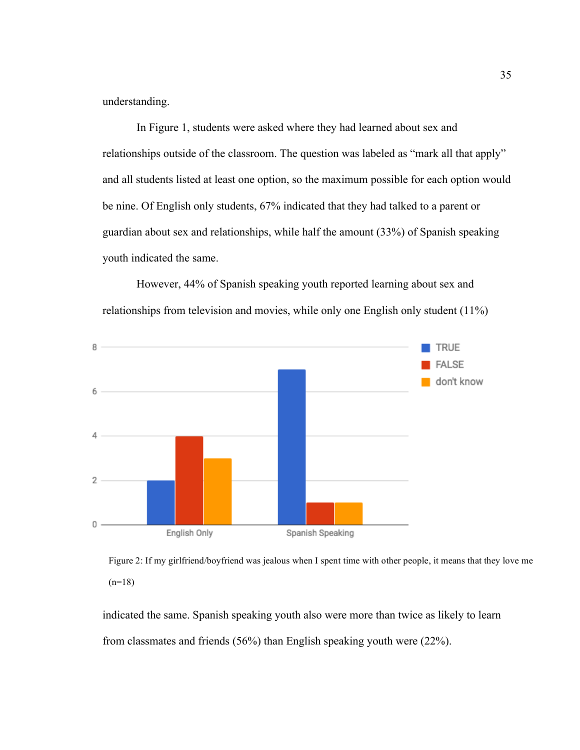understanding.

In Figure 1, students were asked where they had learned about sex and relationships outside of the classroom. The question was labeled as "mark all that apply" and all students listed at least one option, so the maximum possible for each option would be nine. Of English only students, 67% indicated that they had talked to a parent or guardian about sex and relationships, while half the amount (33%) of Spanish speaking youth indicated the same.

However, 44% of Spanish speaking youth reported learning about sex and relationships from television and movies, while only one English only student (11%)

Figure 2: If my girlfriend/boyfriend was jealous when I spent time with other people, it means that they love me (n=18)

indicated the same. Spanish speaking youth also were more than twice as likely to learn from classmates and friends (56%) than English speaking youth were (22%).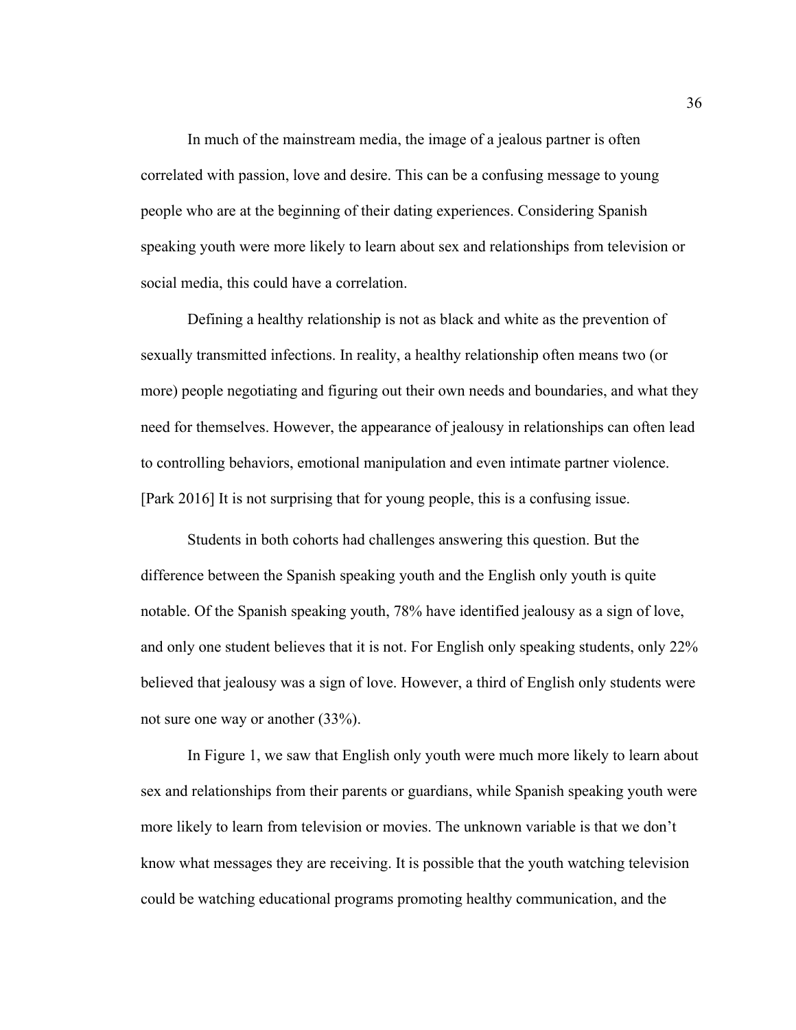In much of the mainstream media, the image of a jealous partner is often correlated with passion, love and desire. This can be a confusing message to young people who are at the beginning of their dating experiences. Considering Spanish speaking youth were more likely to learn about sex and relationships from television or social media, this could have a correlation.

Defining a healthy relationship is not as black and white as the prevention of sexually transmitted infections. In reality, a healthy relationship often means two (or more) people negotiating and figuring out their own needs and boundaries, and what they need for themselves. However, the appearance of jealousy in relationships can often lead to controlling behaviors, emotional manipulation and even intimate partner violence. [Park 2016] It is not surprising that for young people, this is a confusing issue.

Students in both cohorts had challenges answering this question. But the difference between the Spanish speaking youth and the English only youth is quite notable. Of the Spanish speaking youth, 78% have identified jealousy as a sign of love, and only one student believes that it is not. For English only speaking students, only 22% believed that jealousy was a sign of love. However, a third of English only students were not sure one way or another (33%).

In Figure 1, we saw that English only youth were much more likely to learn about sex and relationships from their parents or guardians, while Spanish speaking youth were more likely to learn from television or movies. The unknown variable is that we don't know what messages they are receiving. It is possible that the youth watching television could be watching educational programs promoting healthy communication, and the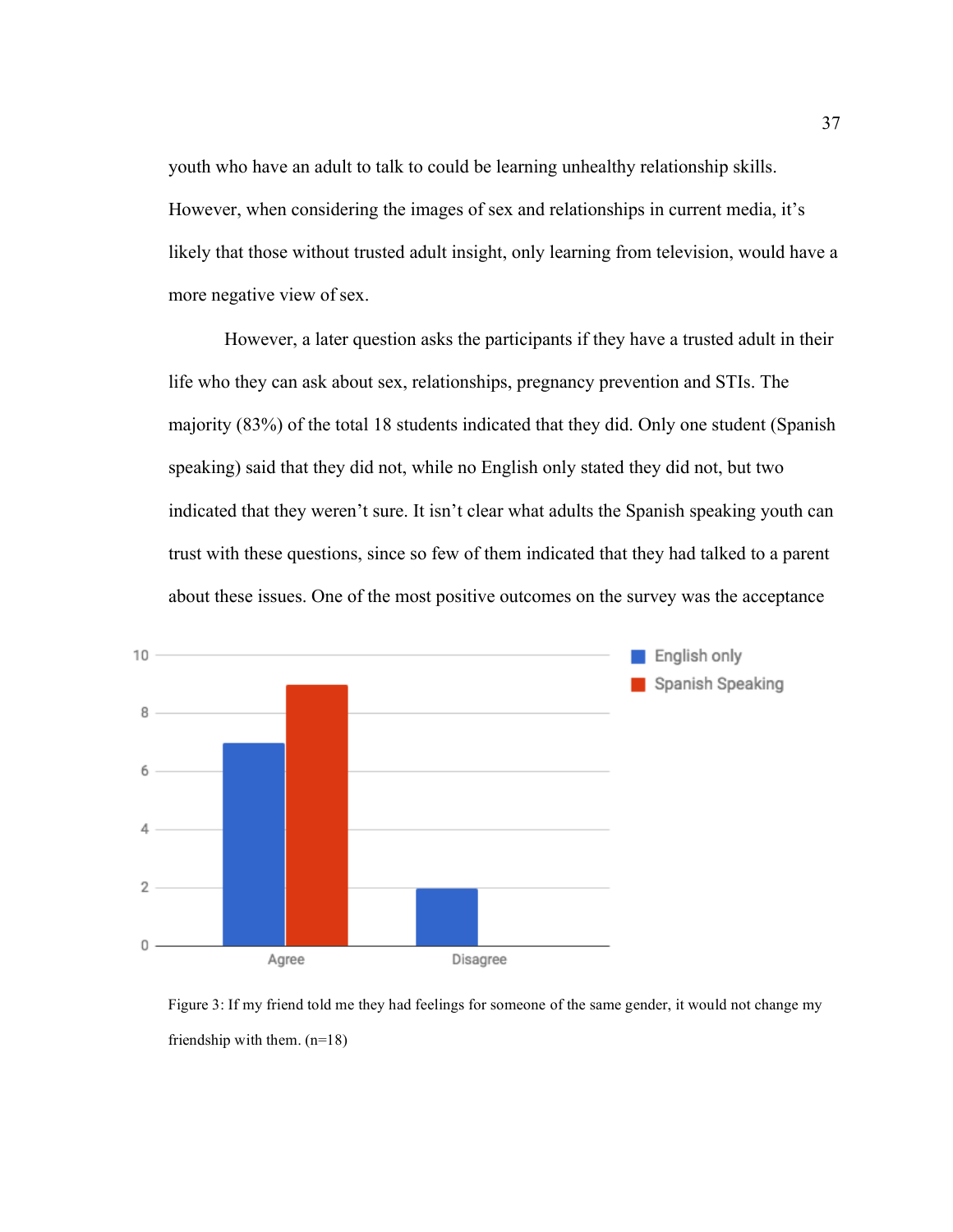youth who have an adult to talk to could be learning unhealthy relationship skills. However, when considering the images of sex and relationships in current media, it's likely that those without trusted adult insight, only learning from television, would have a more negative view of sex.

However, a later question asks the participants if they have a trusted adult in their life who they can ask about sex, relationships, pregnancy prevention and STIs. The majority (83%) of the total 18 students indicated that they did. Only one student (Spanish speaking) said that they did not, while no English only stated they did not, but two indicated that they weren't sure. It isn't clear what adults the Spanish speaking youth can trust with these questions, since so few of them indicated that they had talked to a parent about these issues. One of the most positive outcomes on the survey was the acceptance

| | English only | Spanish Speaking |
|---|---|---|
| Agree | 7 | 9 |
| Disagree | 2 | 0 |

Figure 3: If my friend told me they had feelings for someone of the same gender, it would not change my friendship with them. (n=18)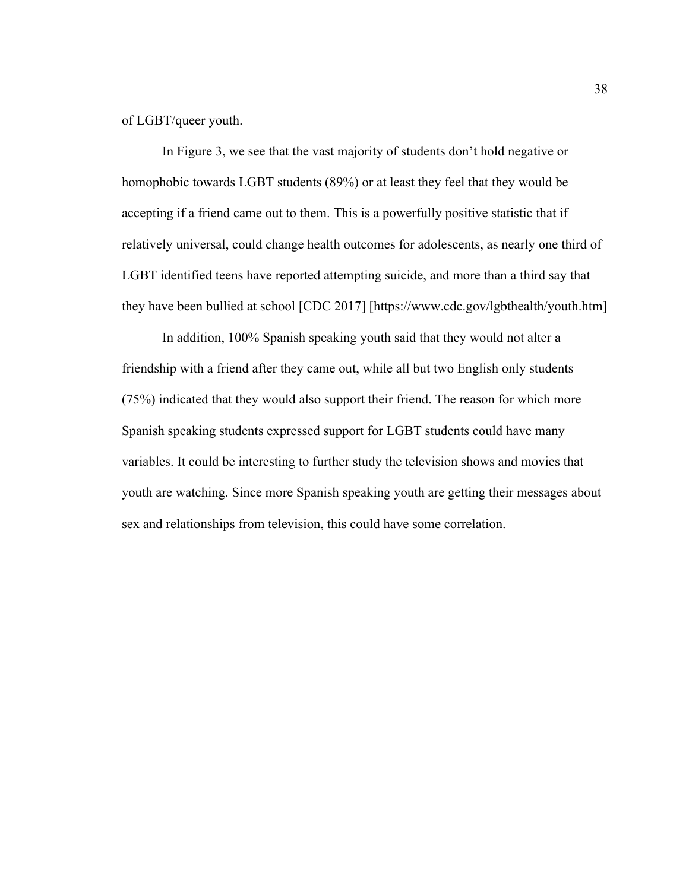of LGBT/queer youth.

In Figure 3, we see that the vast majority of students don't hold negative or homophobic towards LGBT students (89%) or at least they feel that they would be accepting if a friend came out to them. This is a powerfully positive statistic that if relatively universal, could change health outcomes for adolescents, as nearly one third of LGBT identified teens have reported attempting suicide, and more than a third say that they have been bullied at school [CDC 2017] [https://www.cdc.gov/lgbthealth/youth.htm]

In addition, 100% Spanish speaking youth said that they would not alter a friendship with a friend after they came out, while all but two English only students (75%) indicated that they would also support their friend. The reason for which more Spanish speaking students expressed support for LGBT students could have many variables. It could be interesting to further study the television shows and movies that youth are watching. Since more Spanish speaking youth are getting their messages about sex and relationships from television, this could have some correlation.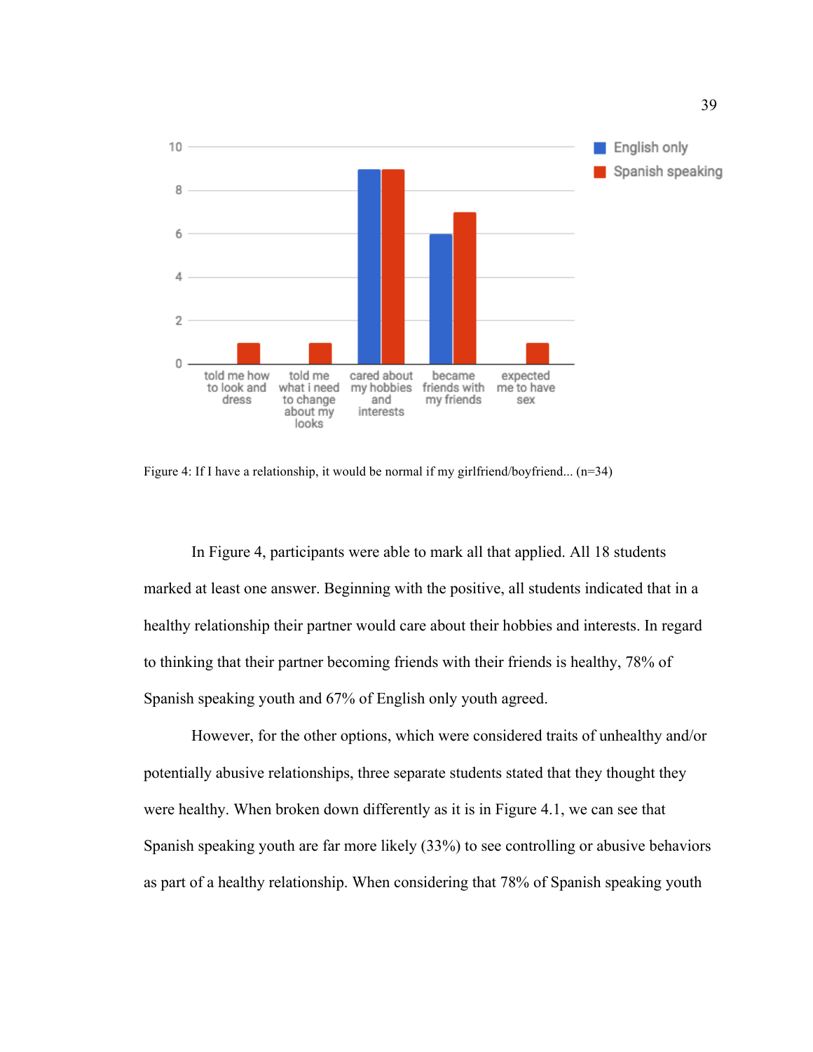Figure 4: If I have a relationship, it would be normal if my girlfriend/boyfriend... (n=34)

In Figure 4, participants were able to mark all that applied. All 18 students marked at least one answer. Beginning with the positive, all students indicated that in a healthy relationship their partner would care about their hobbies and interests. In regard to thinking that their partner becoming friends with their friends is healthy, 78% of Spanish speaking youth and 67% of English only youth agreed.

However, for the other options, which were considered traits of unhealthy and/or potentially abusive relationships, three separate students stated that they thought they were healthy. When broken down differently as it is in Figure 4.1, we can see that Spanish speaking youth are far more likely (33%) to see controlling or abusive behaviors as part of a healthy relationship. When considering that 78% of Spanish speaking youth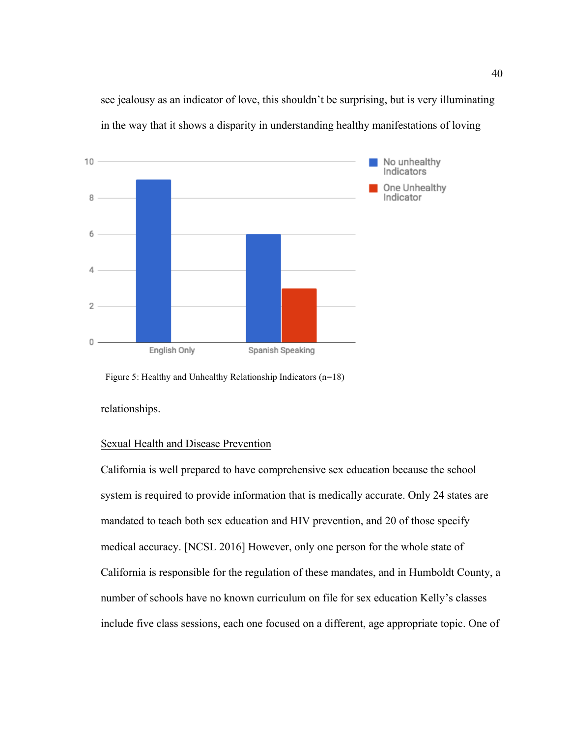see jealousy as an indicator of love, this shouldn't be surprising, but is very illuminating in the way that it shows a disparity in understanding healthy manifestations of loving

Figure 5: Healthy and Unhealthy Relationship Indicators (n=18)

relationships.

<u>Sexual Health and Disease Prevention</u>

California is well prepared to have comprehensive sex education because the school system is required to provide information that is medically accurate. Only 24 states are mandated to teach both sex education and HIV prevention, and 20 of those specify medical accuracy. [NCSL 2016] However, only one person for the whole state of California is responsible for the regulation of these mandates, and in Humboldt County, a number of schools have no known curriculum on file for sex education Kelly's classes include five class sessions, each one focused on a different, age appropriate topic. One of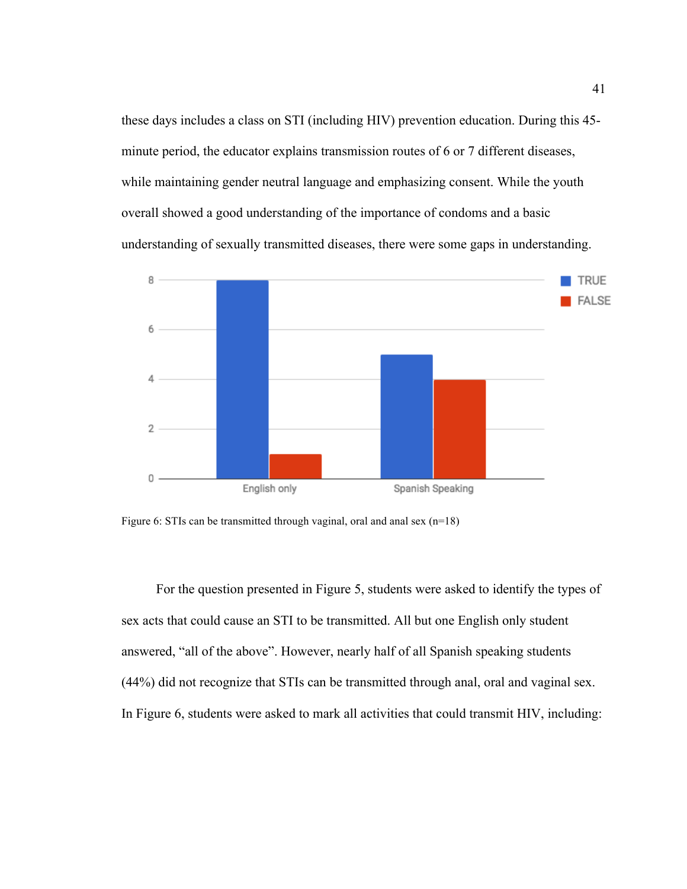these days includes a class on STI (including HIV) prevention education. During this 45-minute period, the educator explains transmission routes of 6 or 7 different diseases, while maintaining gender neutral language and emphasizing consent. While the youth overall showed a good understanding of the importance of condoms and a basic understanding of sexually transmitted diseases, there were some gaps in understanding.

Figure 6: STIs can be transmitted through vaginal, oral and anal sex (n=18)

For the question presented in Figure 5, students were asked to identify the types of sex acts that could cause an STI to be transmitted. All but one English only student answered, "all of the above". However, nearly half of all Spanish speaking students (44%) did not recognize that STIs can be transmitted through anal, oral and vaginal sex. In Figure 6, students were asked to mark all activities that could transmit HIV, including: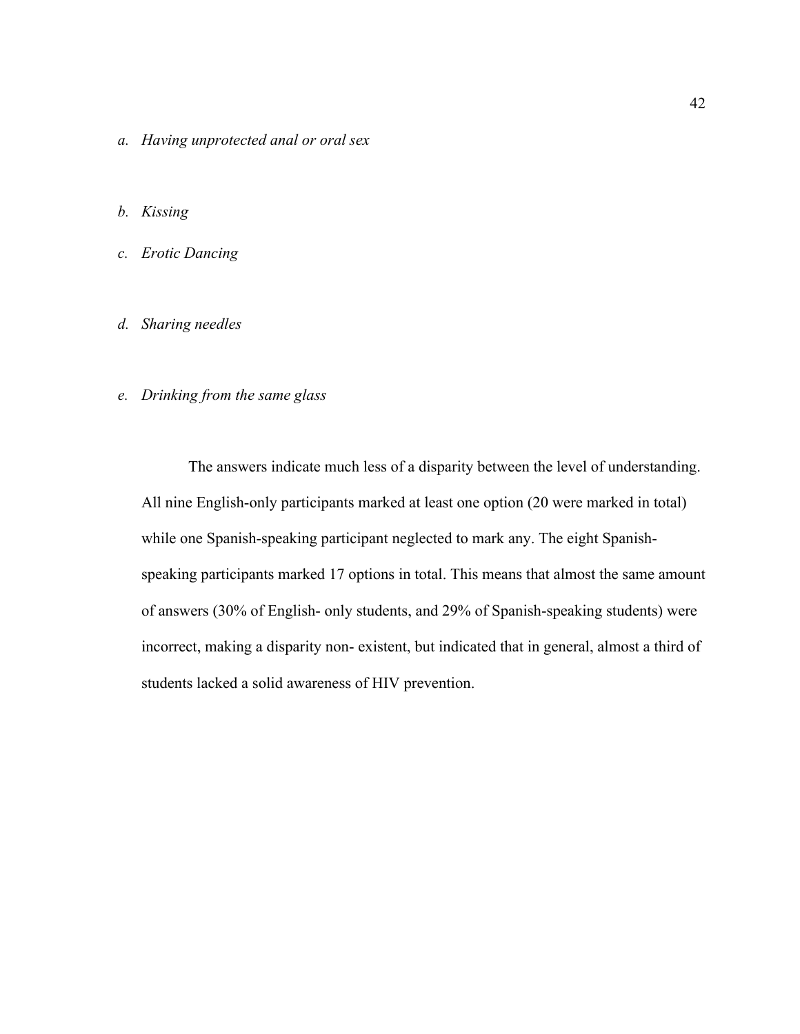*a. Having unprotected anal or oral sex*

*b. Kissing*

*c. Erotic Dancing*

*d. Sharing needles*

*e. Drinking from the same glass*

The answers indicate much less of a disparity between the level of understanding. All nine English-only participants marked at least one option (20 were marked in total) while one Spanish-speaking participant neglected to mark any. The eight Spanish-speaking participants marked 17 options in total. This means that almost the same amount of answers (30% of English- only students, and 29% of Spanish-speaking students) were incorrect, making a disparity non- existent, but indicated that in general, almost a third of students lacked a solid awareness of HIV prevention.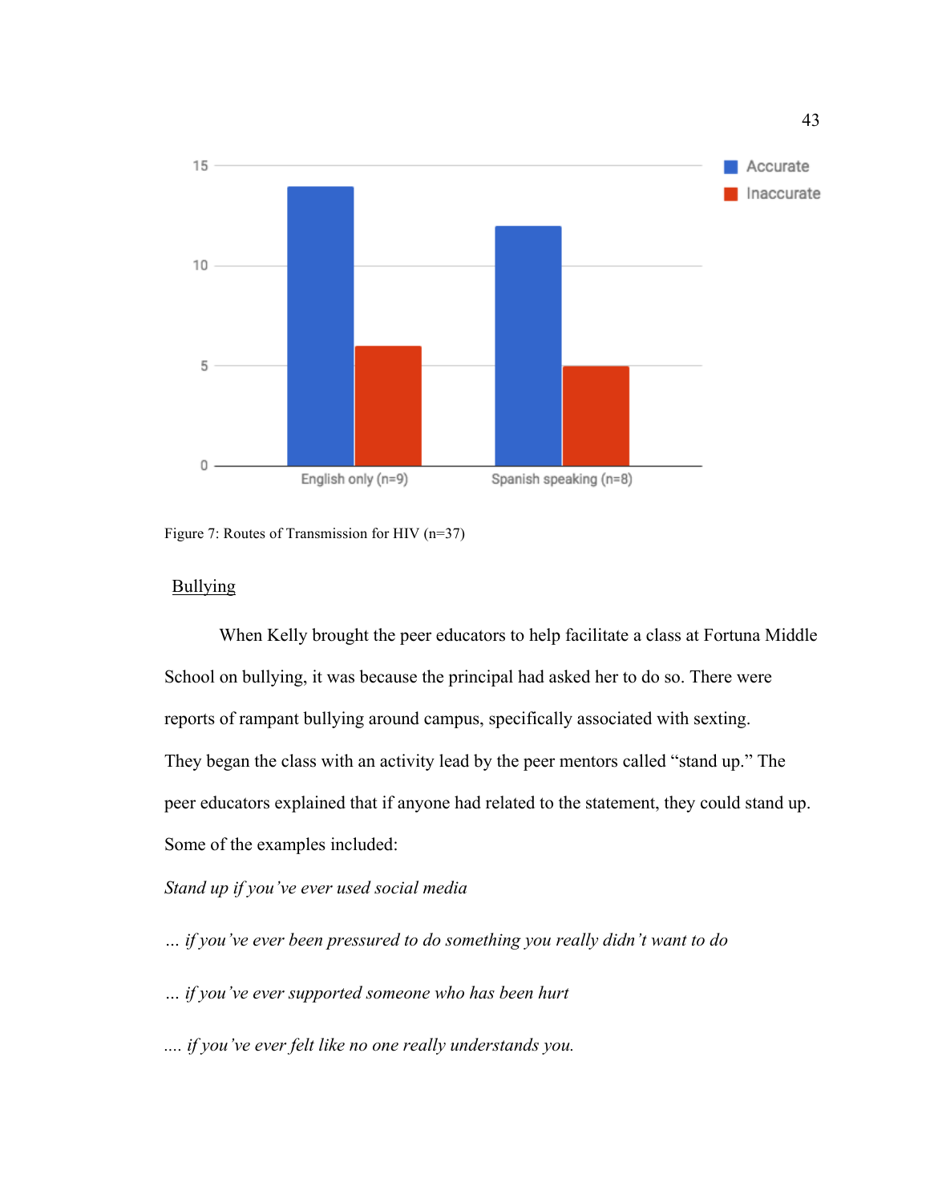Figure 7: Routes of Transmission for HIV (n=37)

## Bullying

When Kelly brought the peer educators to help facilitate a class at Fortuna Middle School on bullying, it was because the principal had asked her to do so. There were reports of rampant bullying around campus, specifically associated with sexting. They began the class with an activity lead by the peer mentors called "stand up." The peer educators explained that if anyone had related to the statement, they could stand up. Some of the examples included:

*Stand up if you've ever used social media*

*… if you've ever been pressured to do something you really didn't want to do*

*… if you've ever supported someone who has been hurt*

*…. if you've ever felt like no one really understands you.*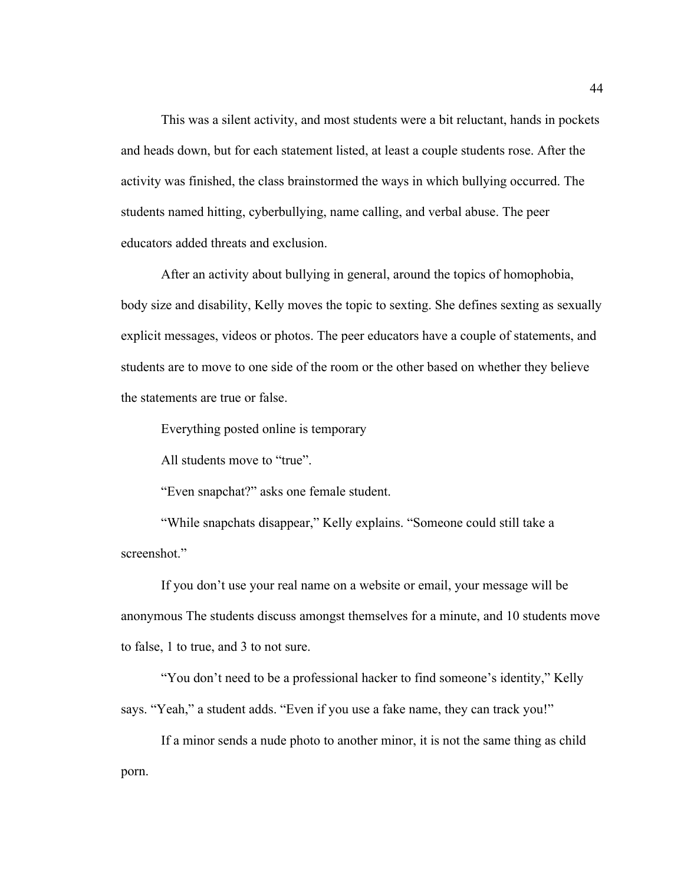This was a silent activity, and most students were a bit reluctant, hands in pockets and heads down, but for each statement listed, at least a couple students rose. After the activity was finished, the class brainstormed the ways in which bullying occurred. The students named hitting, cyberbullying, name calling, and verbal abuse. The peer educators added threats and exclusion.

After an activity about bullying in general, around the topics of homophobia, body size and disability, Kelly moves the topic to sexting. She defines sexting as sexually explicit messages, videos or photos. The peer educators have a couple of statements, and students are to move to one side of the room or the other based on whether they believe the statements are true or false.

Everything posted online is temporary

All students move to "true".

"Even snapchat?" asks one female student.

"While snapchats disappear," Kelly explains. "Someone could still take a screenshot."

If you don't use your real name on a website or email, your message will be anonymous The students discuss amongst themselves for a minute, and 10 students move to false, 1 to true, and 3 to not sure.

"You don't need to be a professional hacker to find someone's identity," Kelly says. "Yeah," a student adds. "Even if you use a fake name, they can track you!"

If a minor sends a nude photo to another minor, it is not the same thing as child porn.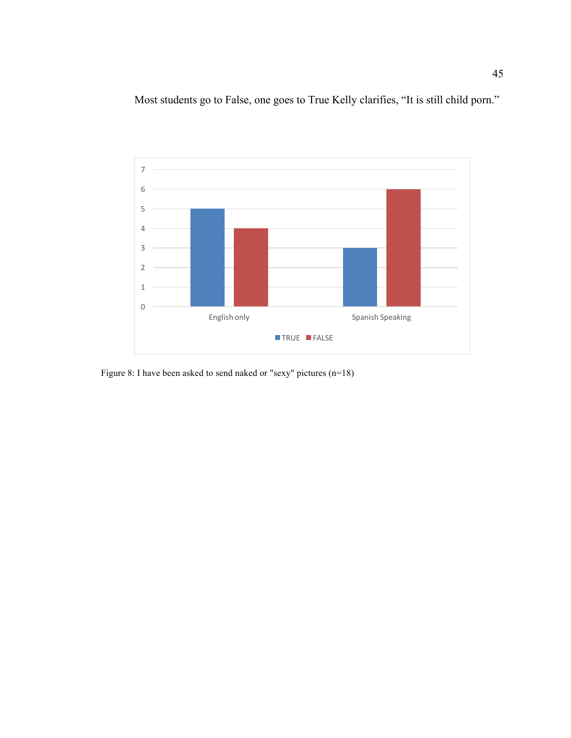Most students go to False, one goes to True Kelly clarifies, “It is still child porn.”

Figure 8: I have been asked to send naked or "sexy" pictures (n=18)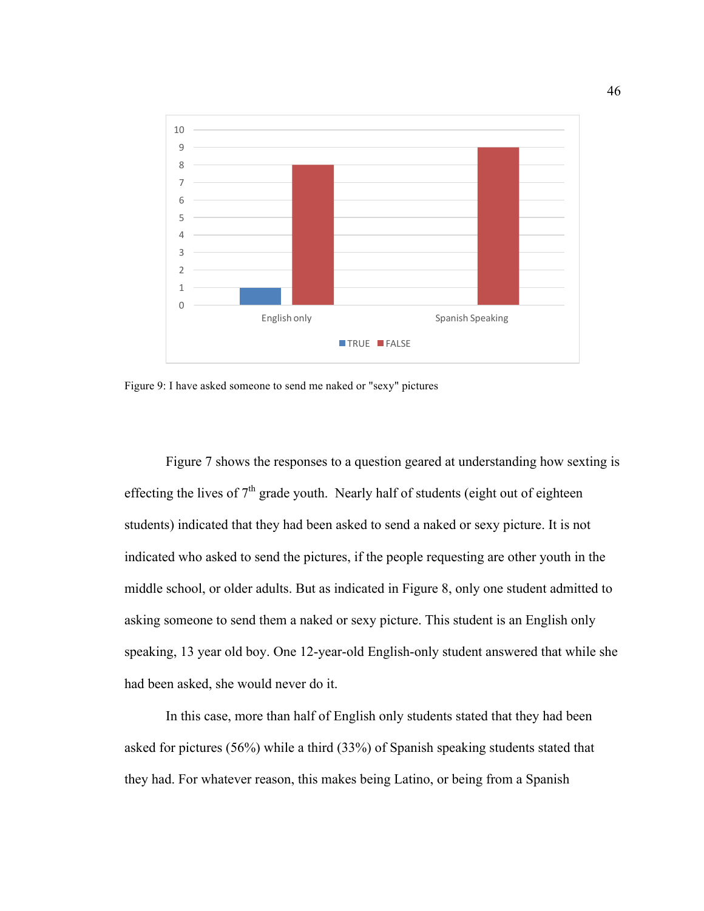Figure 9: I have asked someone to send me naked or "sexy" pictures

Figure 7 shows the responses to a question geared at understanding how sexting is effecting the lives of 7th grade youth. Nearly half of students (eight out of eighteen students) indicated that they had been asked to send a naked or sexy picture. It is not indicated who asked to send the pictures, if the people requesting are other youth in the middle school, or older adults. But as indicated in Figure 8, only one student admitted to asking someone to send them a naked or sexy picture. This student is an English only speaking, 13 year old boy. One 12-year-old English-only student answered that while she had been asked, she would never do it.

In this case, more than half of English only students stated that they had been asked for pictures (56%) while a third (33%) of Spanish speaking students stated that they had. For whatever reason, this makes being Latino, or being from a Spanish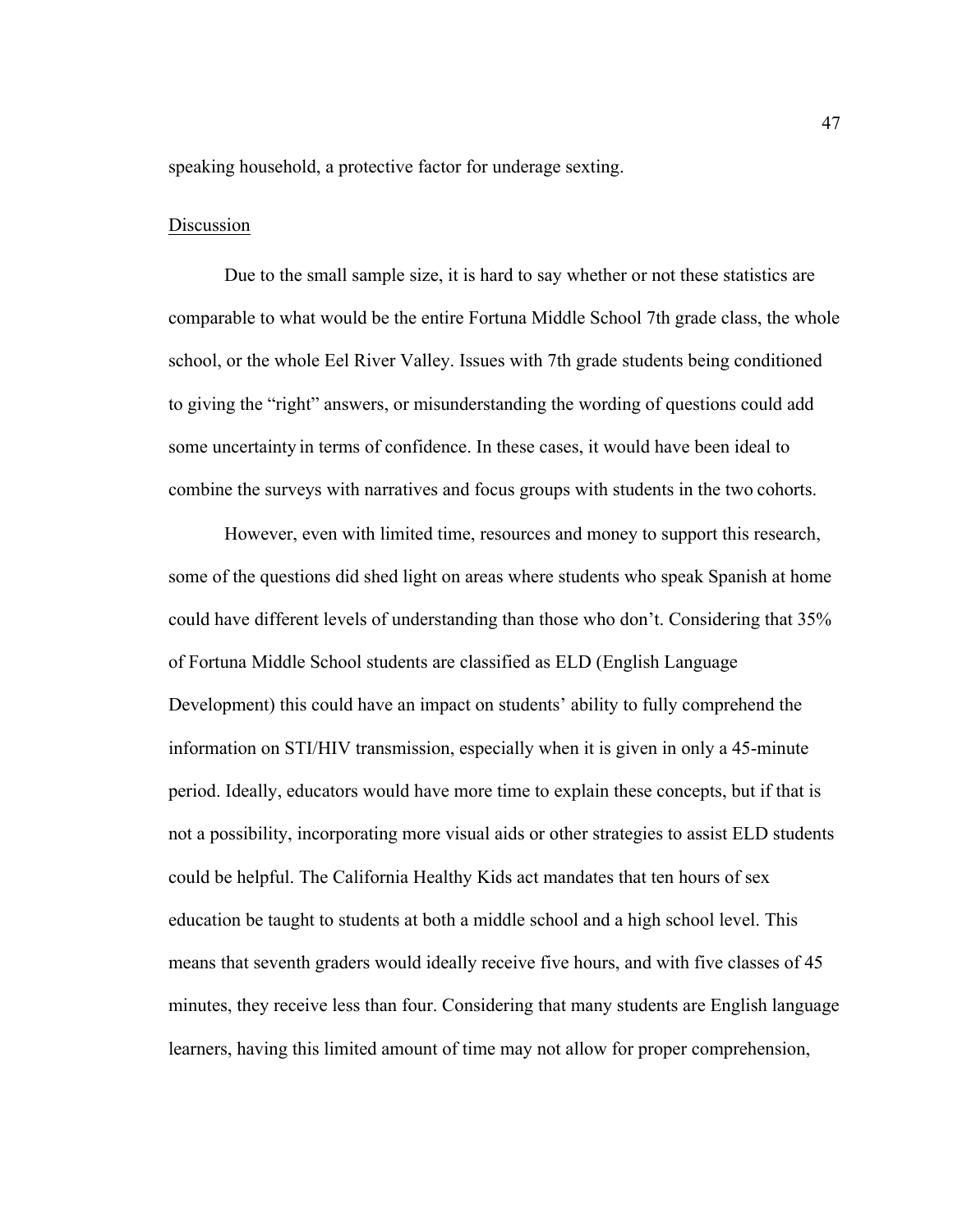speaking household, a protective factor for underage sexting.

## Discussion

Due to the small sample size, it is hard to say whether or not these statistics are comparable to what would be the entire Fortuna Middle School 7th grade class, the whole school, or the whole Eel River Valley. Issues with 7th grade students being conditioned to giving the "right" answers, or misunderstanding the wording of questions could add some uncertainty in terms of confidence. In these cases, it would have been ideal to combine the surveys with narratives and focus groups with students in the two cohorts.

However, even with limited time, resources and money to support this research, some of the questions did shed light on areas where students who speak Spanish at home could have different levels of understanding than those who don't. Considering that 35% of Fortuna Middle School students are classified as ELD (English Language Development) this could have an impact on students' ability to fully comprehend the information on STI/HIV transmission, especially when it is given in only a 45-minute period. Ideally, educators would have more time to explain these concepts, but if that is not a possibility, incorporating more visual aids or other strategies to assist ELD students could be helpful. The California Healthy Kids act mandates that ten hours of sex education be taught to students at both a middle school and a high school level. This means that seventh graders would ideally receive five hours, and with five classes of 45 minutes, they receive less than four. Considering that many students are English language learners, having this limited amount of time may not allow for proper comprehension,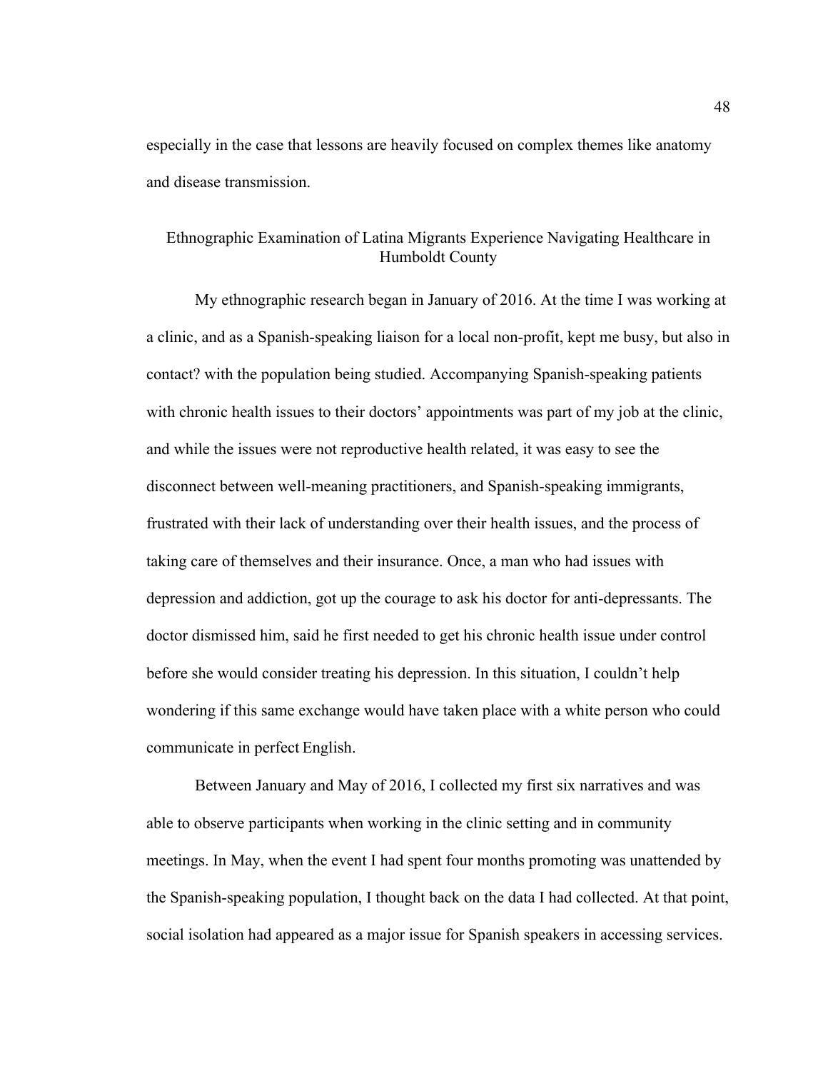especially in the case that lessons are heavily focused on complex themes like anatomy and disease transmission.

## Ethnographic Examination of Latina Migrants Experience Navigating Healthcare in Humboldt County

My ethnographic research began in January of 2016. At the time I was working at a clinic, and as a Spanish-speaking liaison for a local non-profit, kept me busy, but also in contact? with the population being studied. Accompanying Spanish-speaking patients with chronic health issues to their doctors' appointments was part of my job at the clinic, and while the issues were not reproductive health related, it was easy to see the disconnect between well-meaning practitioners, and Spanish-speaking immigrants, frustrated with their lack of understanding over their health issues, and the process of taking care of themselves and their insurance. Once, a man who had issues with depression and addiction, got up the courage to ask his doctor for anti-depressants. The doctor dismissed him, said he first needed to get his chronic health issue under control before she would consider treating his depression. In this situation, I couldn't help wondering if this same exchange would have taken place with a white person who could communicate in perfect English.

Between January and May of 2016, I collected my first six narratives and was able to observe participants when working in the clinic setting and in community meetings. In May, when the event I had spent four months promoting was unattended by the Spanish-speaking population, I thought back on the data I had collected. At that point, social isolation had appeared as a major issue for Spanish speakers in accessing services.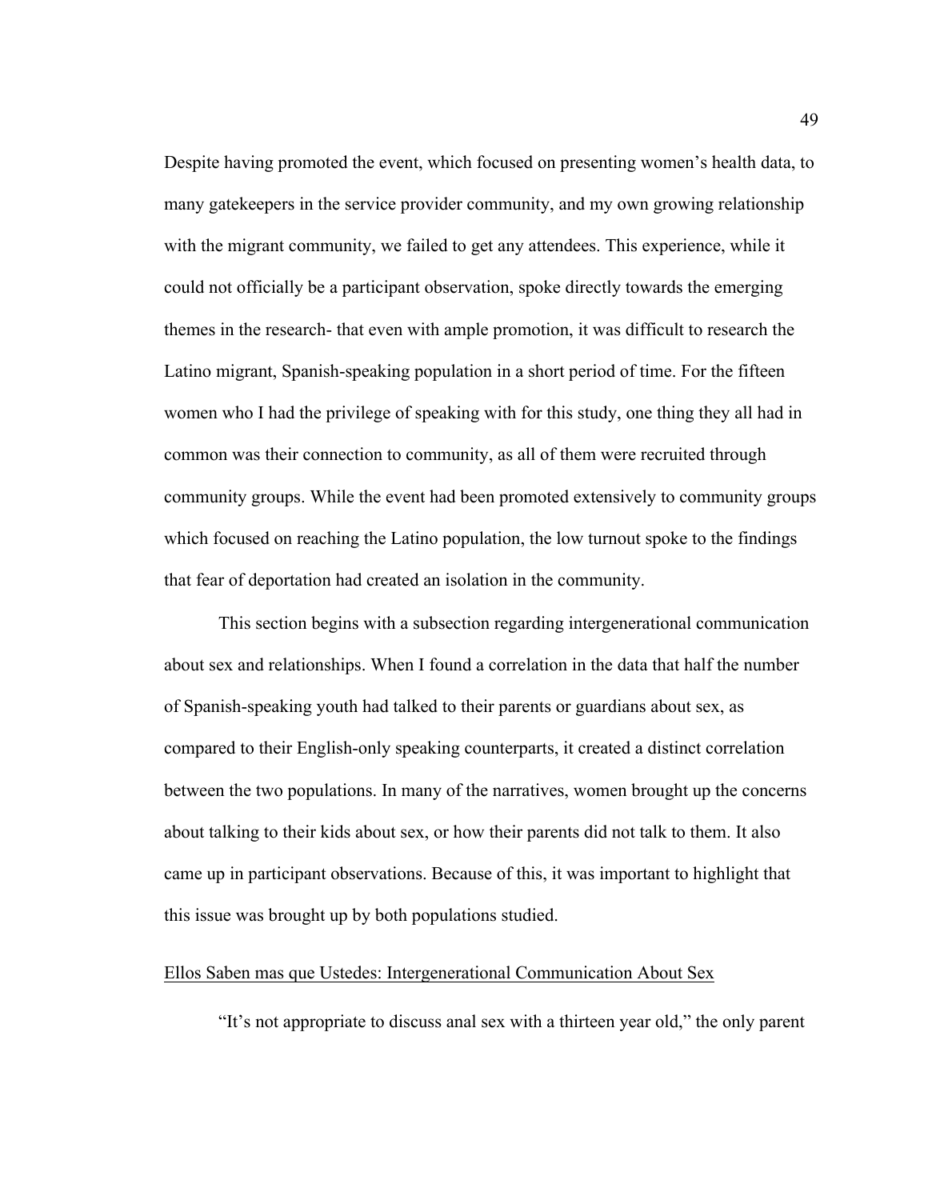Despite having promoted the event, which focused on presenting women's health data, to many gatekeepers in the service provider community, and my own growing relationship with the migrant community, we failed to get any attendees. This experience, while it could not officially be a participant observation, spoke directly towards the emerging themes in the research- that even with ample promotion, it was difficult to research the Latino migrant, Spanish-speaking population in a short period of time. For the fifteen women who I had the privilege of speaking with for this study, one thing they all had in common was their connection to community, as all of them were recruited through community groups. While the event had been promoted extensively to community groups which focused on reaching the Latino population, the low turnout spoke to the findings that fear of deportation had created an isolation in the community.

This section begins with a subsection regarding intergenerational communication about sex and relationships. When I found a correlation in the data that half the number of Spanish-speaking youth had talked to their parents or guardians about sex, as compared to their English-only speaking counterparts, it created a distinct correlation between the two populations. In many of the narratives, women brought up the concerns about talking to their kids about sex, or how their parents did not talk to them. It also came up in participant observations. Because of this, it was important to highlight that this issue was brought up by both populations studied.

### Ellos Saben mas que Ustedes: Intergenerational Communication About Sex

"It's not appropriate to discuss anal sex with a thirteen year old," the only parent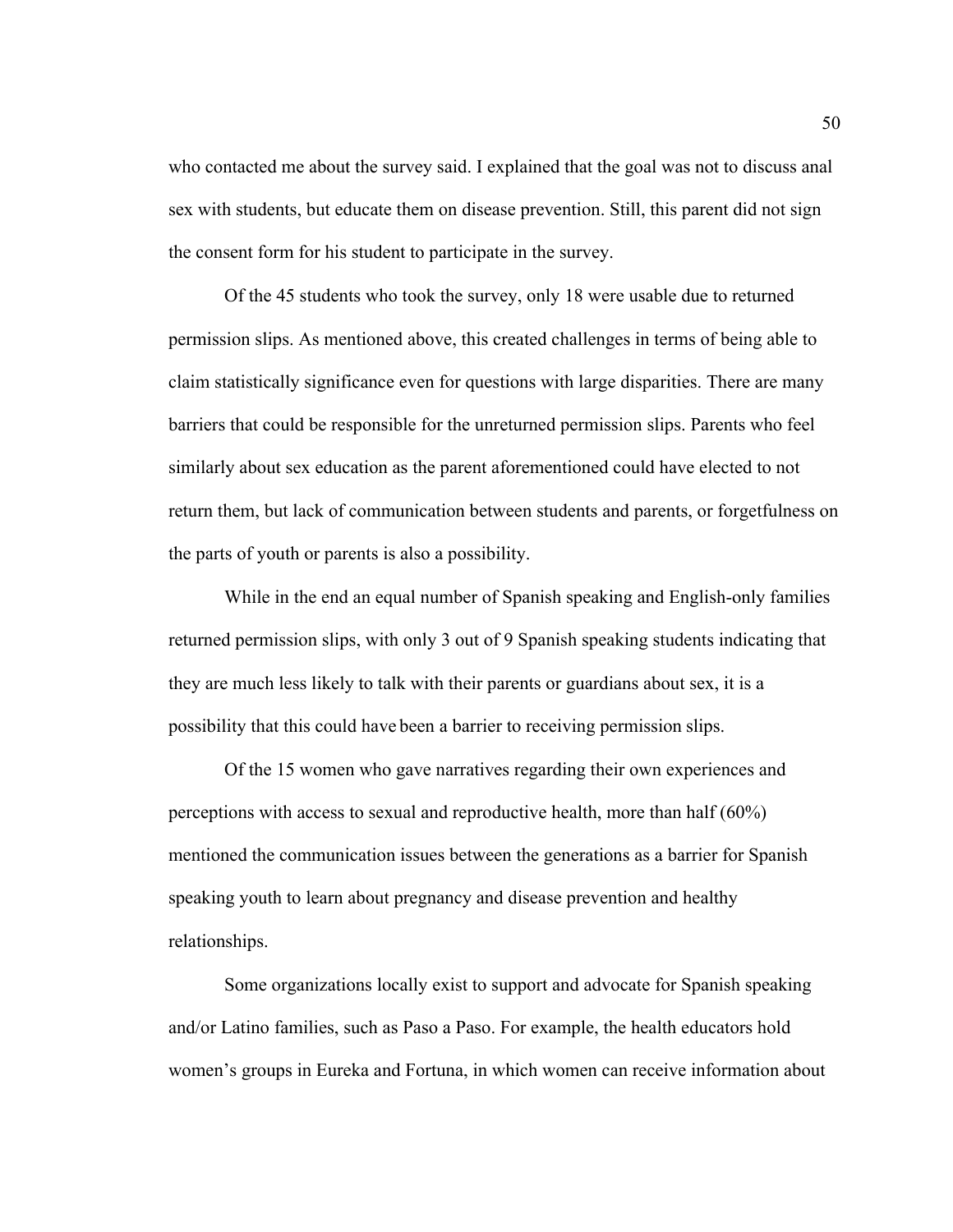who contacted me about the survey said. I explained that the goal was not to discuss anal sex with students, but educate them on disease prevention. Still, this parent did not sign the consent form for his student to participate in the survey.

Of the 45 students who took the survey, only 18 were usable due to returned permission slips. As mentioned above, this created challenges in terms of being able to claim statistically significance even for questions with large disparities. There are many barriers that could be responsible for the unreturned permission slips. Parents who feel similarly about sex education as the parent aforementioned could have elected to not return them, but lack of communication between students and parents, or forgetfulness on the parts of youth or parents is also a possibility.

While in the end an equal number of Spanish speaking and English-only families returned permission slips, with only 3 out of 9 Spanish speaking students indicating that they are much less likely to talk with their parents or guardians about sex, it is a possibility that this could have been a barrier to receiving permission slips.

Of the 15 women who gave narratives regarding their own experiences and perceptions with access to sexual and reproductive health, more than half (60%) mentioned the communication issues between the generations as a barrier for Spanish speaking youth to learn about pregnancy and disease prevention and healthy relationships.

Some organizations locally exist to support and advocate for Spanish speaking and/or Latino families, such as Paso a Paso. For example, the health educators hold women's groups in Eureka and Fortuna, in which women can receive information about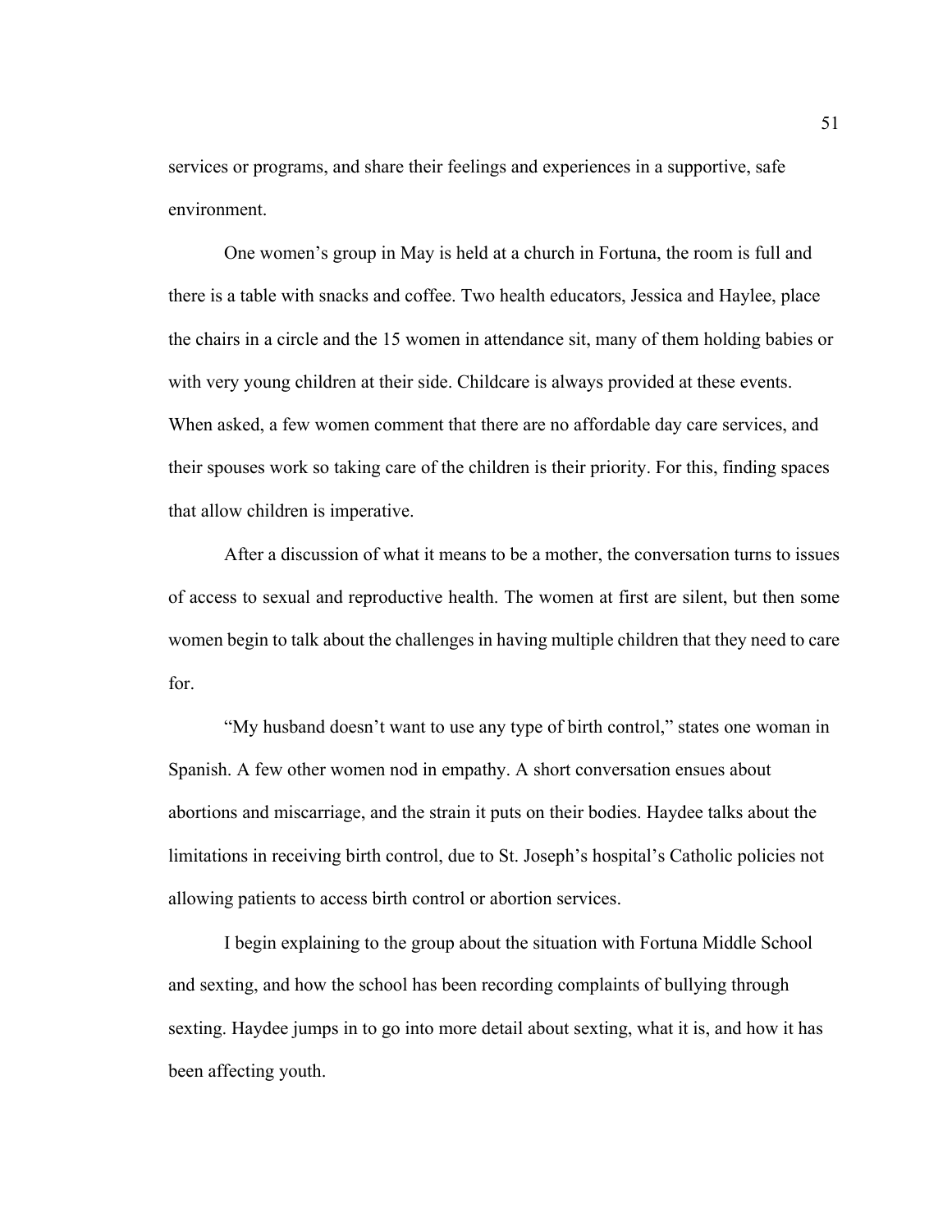services or programs, and share their feelings and experiences in a supportive, safe environment.

One women's group in May is held at a church in Fortuna, the room is full and there is a table with snacks and coffee. Two health educators, Jessica and Haylee, place the chairs in a circle and the 15 women in attendance sit, many of them holding babies or with very young children at their side. Childcare is always provided at these events. When asked, a few women comment that there are no affordable day care services, and their spouses work so taking care of the children is their priority. For this, finding spaces that allow children is imperative.

After a discussion of what it means to be a mother, the conversation turns to issues of access to sexual and reproductive health. The women at first are silent, but then some women begin to talk about the challenges in having multiple children that they need to care for.

"My husband doesn't want to use any type of birth control," states one woman in Spanish. A few other women nod in empathy. A short conversation ensues about abortions and miscarriage, and the strain it puts on their bodies. Haydee talks about the limitations in receiving birth control, due to St. Joseph's hospital's Catholic policies not allowing patients to access birth control or abortion services.

I begin explaining to the group about the situation with Fortuna Middle School and sexting, and how the school has been recording complaints of bullying through sexting. Haydee jumps in to go into more detail about sexting, what it is, and how it has been affecting youth.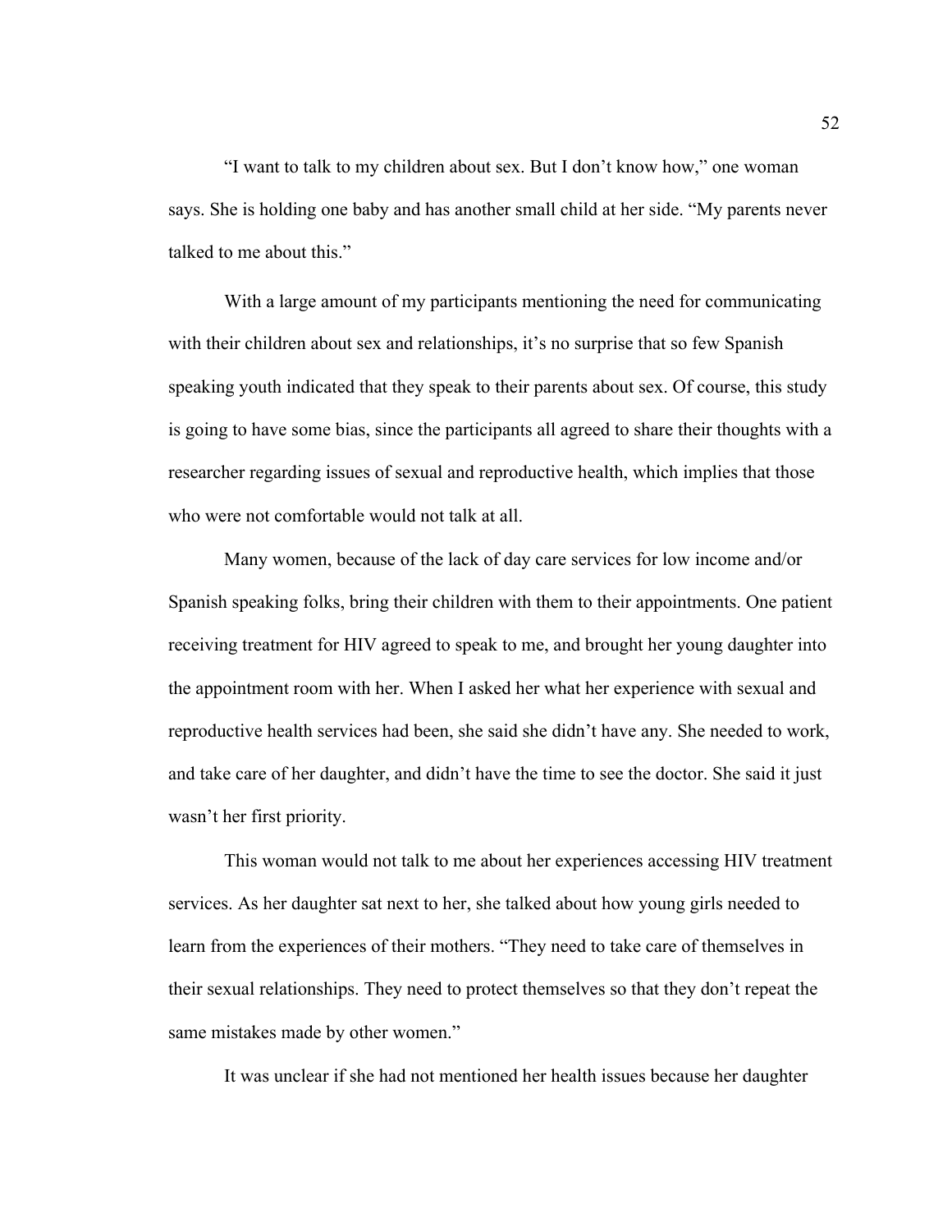“I want to talk to my children about sex. But I don’t know how,” one woman says. She is holding one baby and has another small child at her side. “My parents never talked to me about this.”

With a large amount of my participants mentioning the need for communicating with their children about sex and relationships, it’s no surprise that so few Spanish speaking youth indicated that they speak to their parents about sex. Of course, this study is going to have some bias, since the participants all agreed to share their thoughts with a researcher regarding issues of sexual and reproductive health, which implies that those who were not comfortable would not talk at all.

Many women, because of the lack of day care services for low income and/or Spanish speaking folks, bring their children with them to their appointments. One patient receiving treatment for HIV agreed to speak to me, and brought her young daughter into the appointment room with her. When I asked her what her experience with sexual and reproductive health services had been, she said she didn’t have any. She needed to work, and take care of her daughter, and didn’t have the time to see the doctor. She said it just wasn’t her first priority.

This woman would not talk to me about her experiences accessing HIV treatment services. As her daughter sat next to her, she talked about how young girls needed to learn from the experiences of their mothers. “They need to take care of themselves in their sexual relationships. They need to protect themselves so that they don’t repeat the same mistakes made by other women.”

It was unclear if she had not mentioned her health issues because her daughter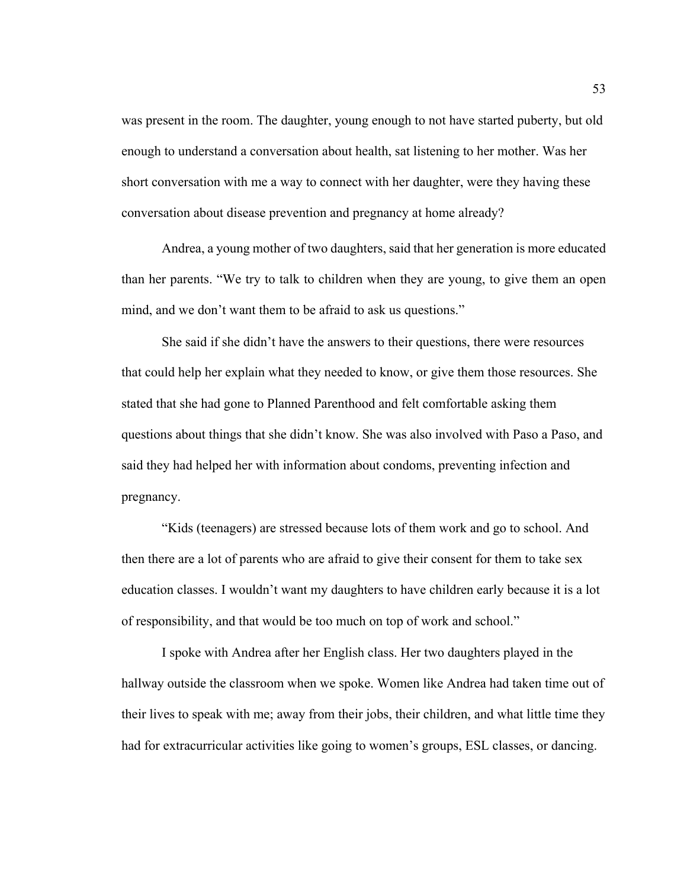was present in the room. The daughter, young enough to not have started puberty, but old enough to understand a conversation about health, sat listening to her mother. Was her short conversation with me a way to connect with her daughter, were they having these conversation about disease prevention and pregnancy at home already?

Andrea, a young mother of two daughters, said that her generation is more educated than her parents. "We try to talk to children when they are young, to give them an open mind, and we don't want them to be afraid to ask us questions."

She said if she didn't have the answers to their questions, there were resources that could help her explain what they needed to know, or give them those resources. She stated that she had gone to Planned Parenthood and felt comfortable asking them questions about things that she didn't know. She was also involved with Paso a Paso, and said they had helped her with information about condoms, preventing infection and pregnancy.

"Kids (teenagers) are stressed because lots of them work and go to school. And then there are a lot of parents who are afraid to give their consent for them to take sex education classes. I wouldn't want my daughters to have children early because it is a lot of responsibility, and that would be too much on top of work and school."

I spoke with Andrea after her English class. Her two daughters played in the hallway outside the classroom when we spoke. Women like Andrea had taken time out of their lives to speak with me; away from their jobs, their children, and what little time they had for extracurricular activities like going to women's groups, ESL classes, or dancing.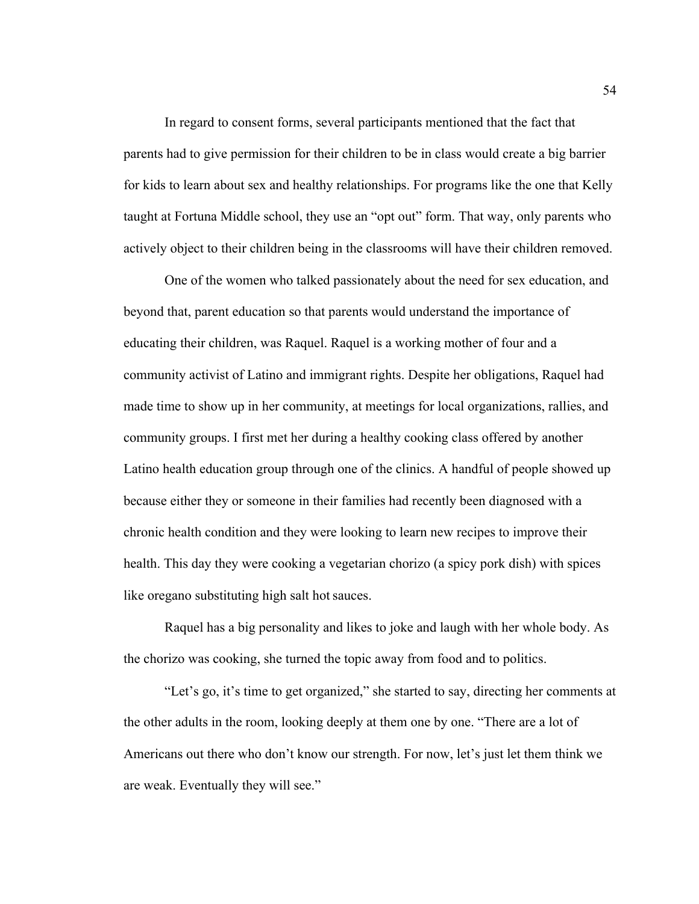In regard to consent forms, several participants mentioned that the fact that parents had to give permission for their children to be in class would create a big barrier for kids to learn about sex and healthy relationships. For programs like the one that Kelly taught at Fortuna Middle school, they use an "opt out" form. That way, only parents who actively object to their children being in the classrooms will have their children removed.

One of the women who talked passionately about the need for sex education, and beyond that, parent education so that parents would understand the importance of educating their children, was Raquel. Raquel is a working mother of four and a community activist of Latino and immigrant rights. Despite her obligations, Raquel had made time to show up in her community, at meetings for local organizations, rallies, and community groups. I first met her during a healthy cooking class offered by another Latino health education group through one of the clinics. A handful of people showed up because either they or someone in their families had recently been diagnosed with a chronic health condition and they were looking to learn new recipes to improve their health. This day they were cooking a vegetarian chorizo (a spicy pork dish) with spices like oregano substituting high salt hot sauces.

Raquel has a big personality and likes to joke and laugh with her whole body. As the chorizo was cooking, she turned the topic away from food and to politics.

"Let's go, it's time to get organized," she started to say, directing her comments at the other adults in the room, looking deeply at them one by one. "There are a lot of Americans out there who don't know our strength. For now, let's just let them think we are weak. Eventually they will see."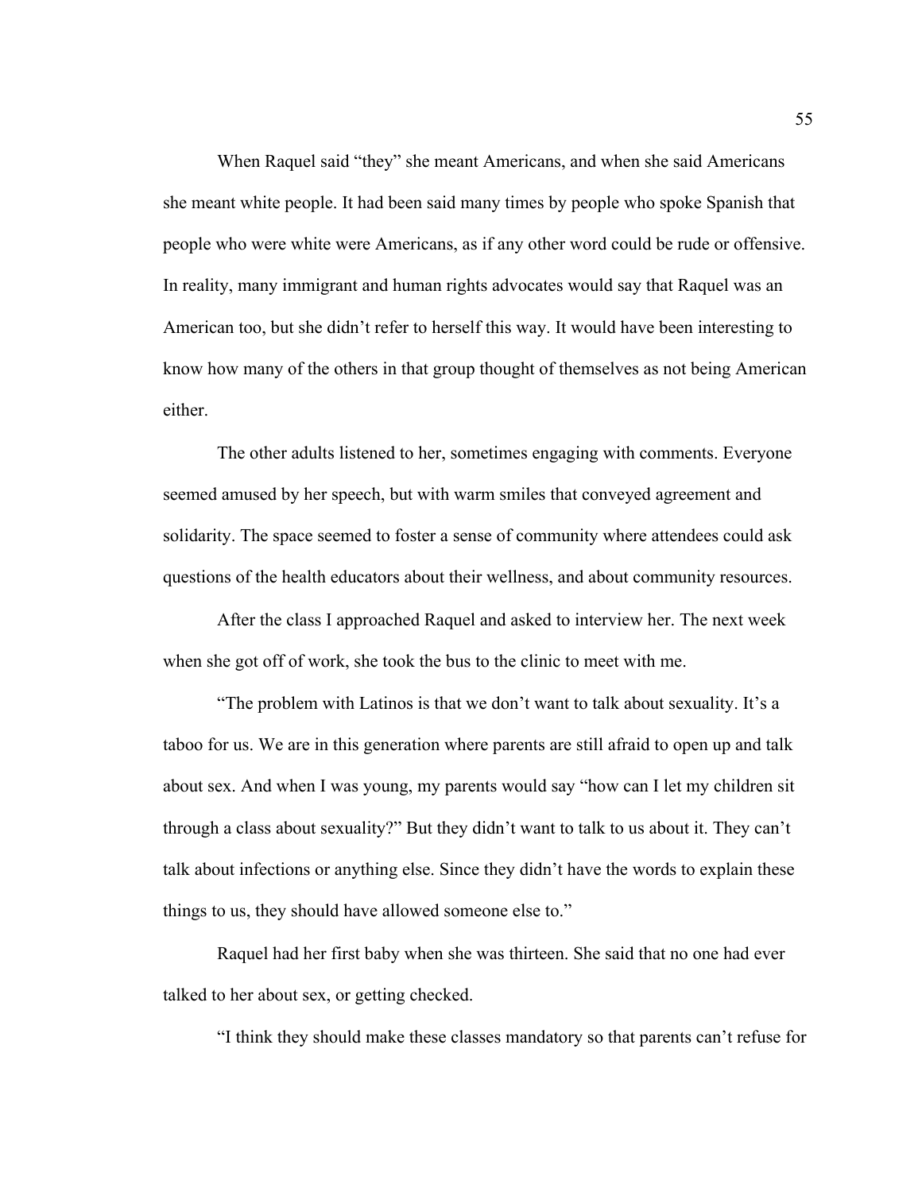When Raquel said "they" she meant Americans, and when she said Americans she meant white people. It had been said many times by people who spoke Spanish that people who were white were Americans, as if any other word could be rude or offensive. In reality, many immigrant and human rights advocates would say that Raquel was an American too, but she didn't refer to herself this way. It would have been interesting to know how many of the others in that group thought of themselves as not being American either.

The other adults listened to her, sometimes engaging with comments. Everyone seemed amused by her speech, but with warm smiles that conveyed agreement and solidarity. The space seemed to foster a sense of community where attendees could ask questions of the health educators about their wellness, and about community resources.

After the class I approached Raquel and asked to interview her. The next week when she got off of work, she took the bus to the clinic to meet with me.

"The problem with Latinos is that we don't want to talk about sexuality. It's a taboo for us. We are in this generation where parents are still afraid to open up and talk about sex. And when I was young, my parents would say "how can I let my children sit through a class about sexuality?" But they didn't want to talk to us about it. They can't talk about infections or anything else. Since they didn't have the words to explain these things to us, they should have allowed someone else to."

Raquel had her first baby when she was thirteen. She said that no one had ever talked to her about sex, or getting checked.

"I think they should make these classes mandatory so that parents can't refuse for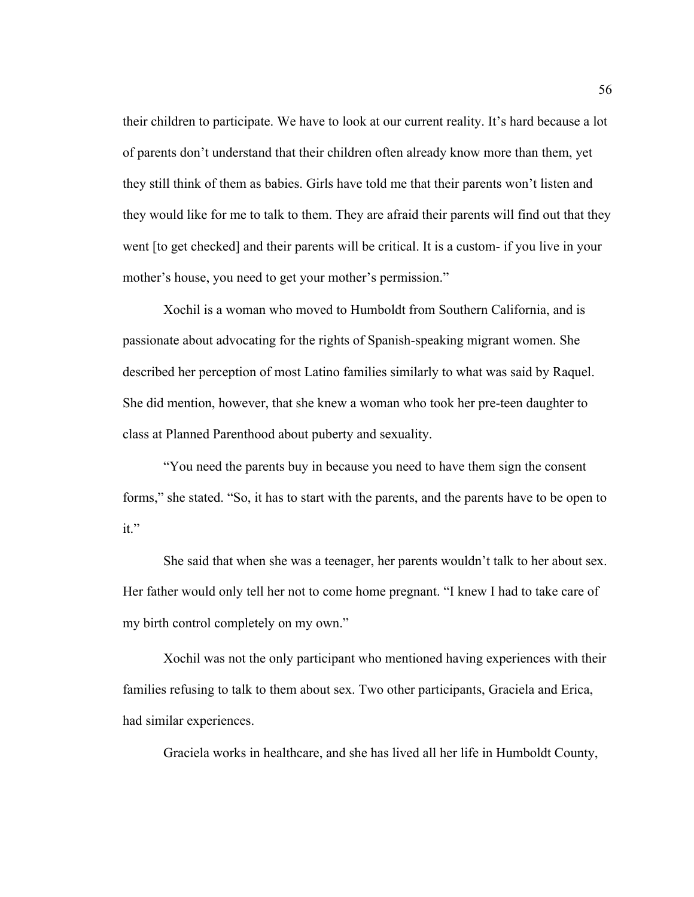their children to participate. We have to look at our current reality. It's hard because a lot of parents don't understand that their children often already know more than them, yet they still think of them as babies. Girls have told me that their parents won't listen and they would like for me to talk to them. They are afraid their parents will find out that they went [to get checked] and their parents will be critical. It is a custom- if you live in your mother's house, you need to get your mother's permission."

Xochil is a woman who moved to Humboldt from Southern California, and is passionate about advocating for the rights of Spanish-speaking migrant women. She described her perception of most Latino families similarly to what was said by Raquel. She did mention, however, that she knew a woman who took her pre-teen daughter to class at Planned Parenthood about puberty and sexuality.

"You need the parents buy in because you need to have them sign the consent forms," she stated. "So, it has to start with the parents, and the parents have to be open to it."

She said that when she was a teenager, her parents wouldn't talk to her about sex. Her father would only tell her not to come home pregnant. "I knew I had to take care of my birth control completely on my own."

Xochil was not the only participant who mentioned having experiences with their families refusing to talk to them about sex. Two other participants, Graciela and Erica, had similar experiences.

Graciela works in healthcare, and she has lived all her life in Humboldt County,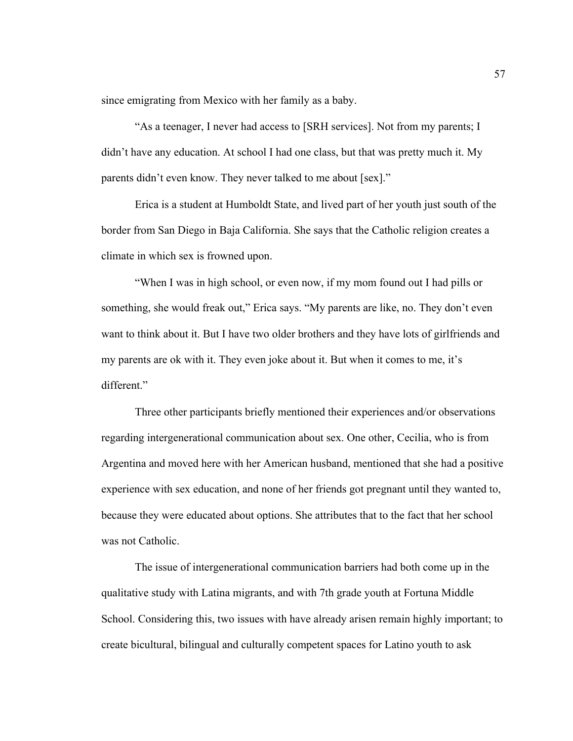since emigrating from Mexico with her family as a baby.

"As a teenager, I never had access to [SRH services]. Not from my parents; I didn't have any education. At school I had one class, but that was pretty much it. My parents didn't even know. They never talked to me about [sex]."

Erica is a student at Humboldt State, and lived part of her youth just south of the border from San Diego in Baja California. She says that the Catholic religion creates a climate in which sex is frowned upon.

"When I was in high school, or even now, if my mom found out I had pills or something, she would freak out," Erica says. "My parents are like, no. They don't even want to think about it. But I have two older brothers and they have lots of girlfriends and my parents are ok with it. They even joke about it. But when it comes to me, it's different."

Three other participants briefly mentioned their experiences and/or observations regarding intergenerational communication about sex. One other, Cecilia, who is from Argentina and moved here with her American husband, mentioned that she had a positive experience with sex education, and none of her friends got pregnant until they wanted to, because they were educated about options. She attributes that to the fact that her school was not Catholic.

The issue of intergenerational communication barriers had both come up in the qualitative study with Latina migrants, and with 7th grade youth at Fortuna Middle School. Considering this, two issues with have already arisen remain highly important; to create bicultural, bilingual and culturally competent spaces for Latino youth to ask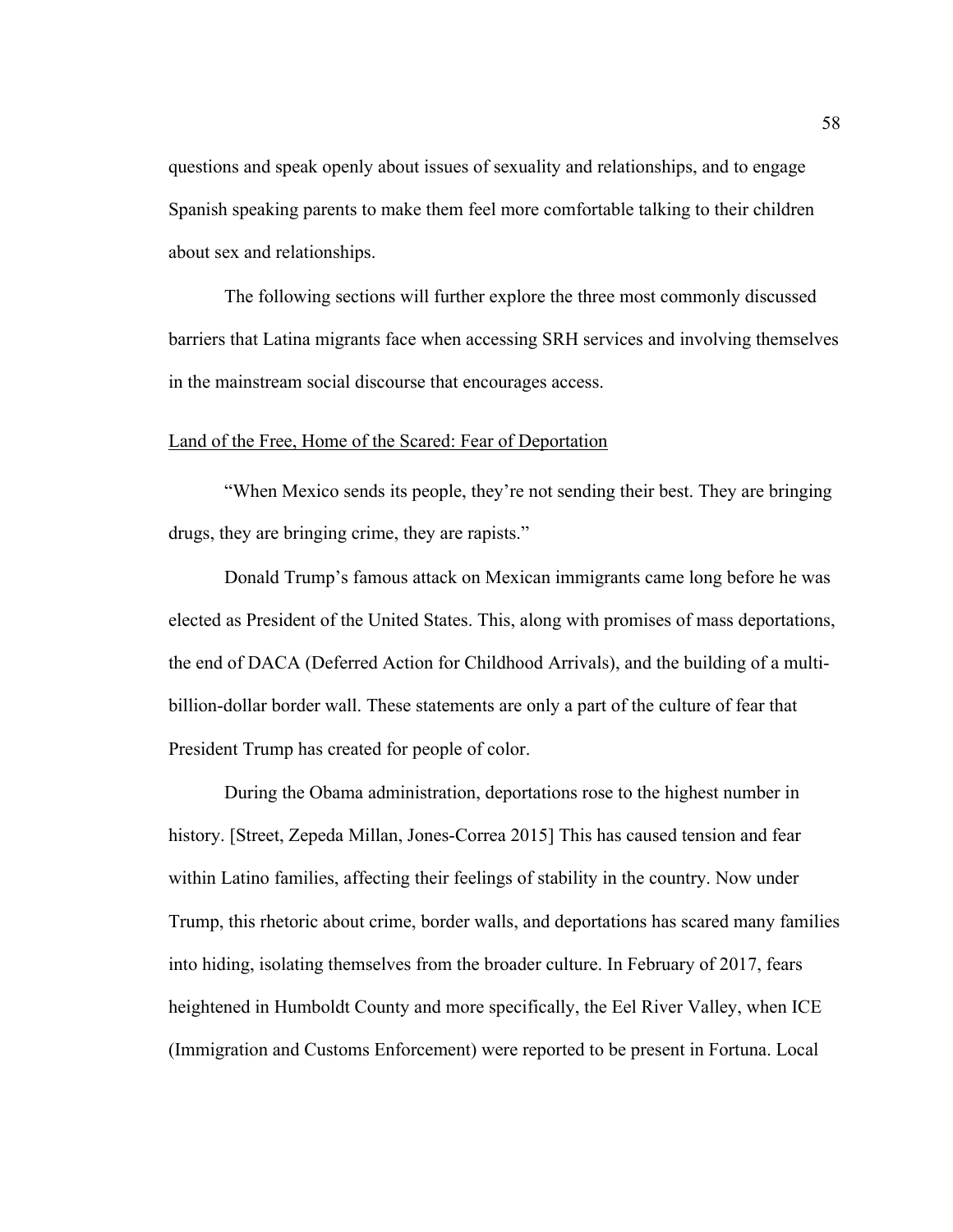questions and speak openly about issues of sexuality and relationships, and to engage Spanish speaking parents to make them feel more comfortable talking to their children about sex and relationships.

The following sections will further explore the three most commonly discussed barriers that Latina migrants face when accessing SRH services and involving themselves in the mainstream social discourse that encourages access.

<u>Land of the Free, Home of the Scared: Fear of Deportation</u>

"When Mexico sends its people, they're not sending their best. They are bringing drugs, they are bringing crime, they are rapists."

Donald Trump's famous attack on Mexican immigrants came long before he was elected as President of the United States. This, along with promises of mass deportations, the end of DACA (Deferred Action for Childhood Arrivals), and the building of a multi-billion-dollar border wall. These statements are only a part of the culture of fear that President Trump has created for people of color.

During the Obama administration, deportations rose to the highest number in history. [Street, Zepeda Millan, Jones-Correa 2015] This has caused tension and fear within Latino families, affecting their feelings of stability in the country. Now under Trump, this rhetoric about crime, border walls, and deportations has scared many families into hiding, isolating themselves from the broader culture. In February of 2017, fears heightened in Humboldt County and more specifically, the Eel River Valley, when ICE (Immigration and Customs Enforcement) were reported to be present in Fortuna. Local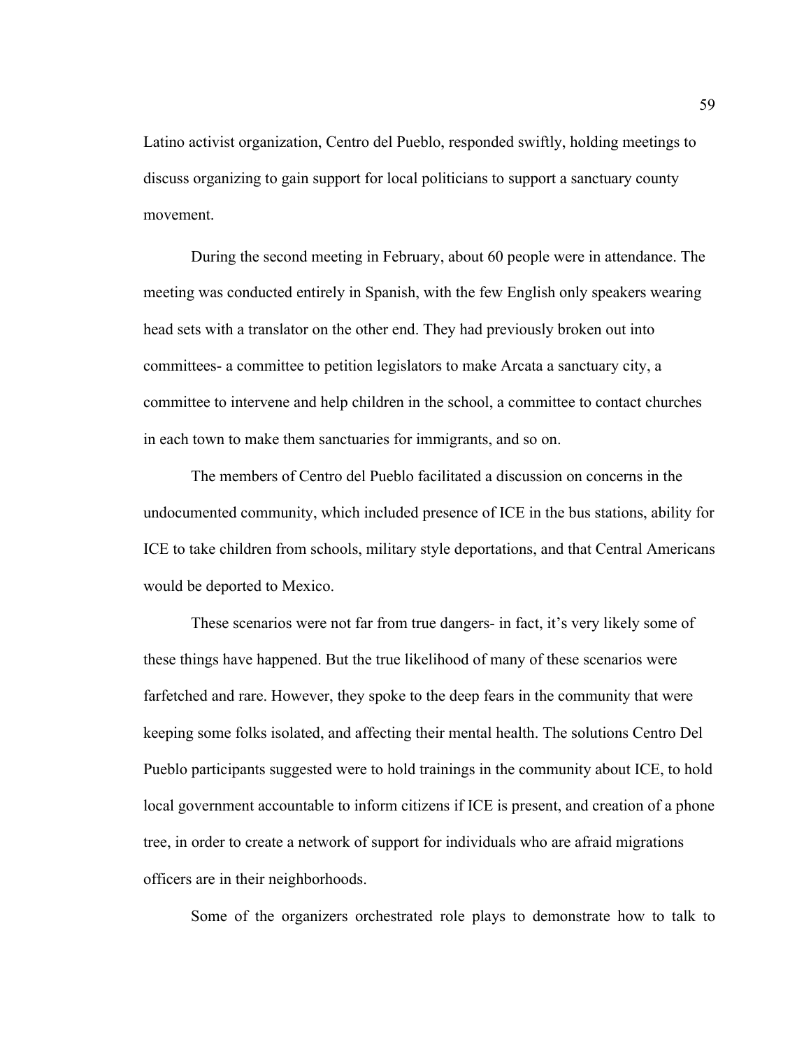Latino activist organization, Centro del Pueblo, responded swiftly, holding meetings to discuss organizing to gain support for local politicians to support a sanctuary county movement.

During the second meeting in February, about 60 people were in attendance. The meeting was conducted entirely in Spanish, with the few English only speakers wearing head sets with a translator on the other end. They had previously broken out into committees- a committee to petition legislators to make Arcata a sanctuary city, a committee to intervene and help children in the school, a committee to contact churches in each town to make them sanctuaries for immigrants, and so on.

The members of Centro del Pueblo facilitated a discussion on concerns in the undocumented community, which included presence of ICE in the bus stations, ability for ICE to take children from schools, military style deportations, and that Central Americans would be deported to Mexico.

These scenarios were not far from true dangers- in fact, it's very likely some of these things have happened. But the true likelihood of many of these scenarios were farfetched and rare. However, they spoke to the deep fears in the community that were keeping some folks isolated, and affecting their mental health. The solutions Centro Del Pueblo participants suggested were to hold trainings in the community about ICE, to hold local government accountable to inform citizens if ICE is present, and creation of a phone tree, in order to create a network of support for individuals who are afraid migrations officers are in their neighborhoods.

Some of the organizers orchestrated role plays to demonstrate how to talk to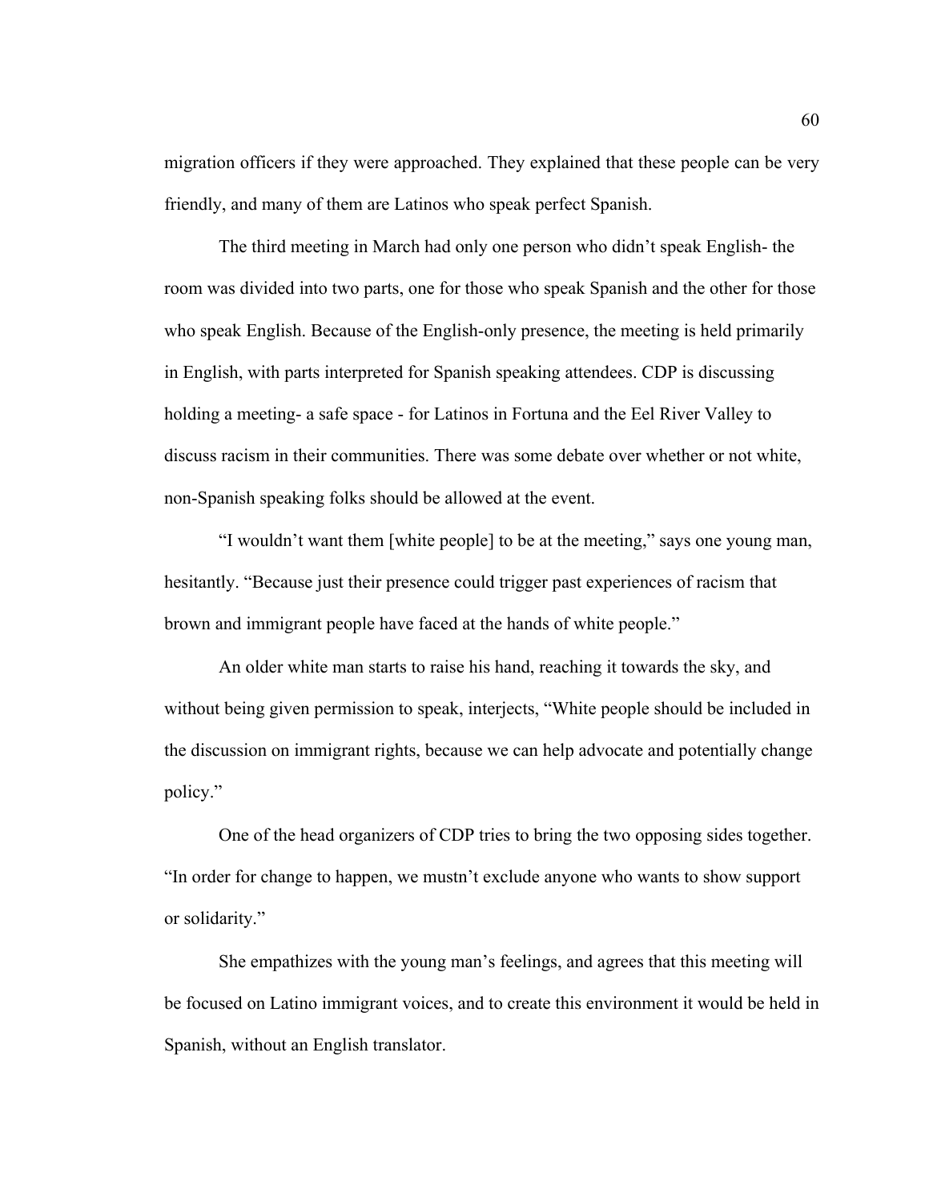migration officers if they were approached. They explained that these people can be very friendly, and many of them are Latinos who speak perfect Spanish.

The third meeting in March had only one person who didn't speak English- the room was divided into two parts, one for those who speak Spanish and the other for those who speak English. Because of the English-only presence, the meeting is held primarily in English, with parts interpreted for Spanish speaking attendees. CDP is discussing holding a meeting- a safe space - for Latinos in Fortuna and the Eel River Valley to discuss racism in their communities. There was some debate over whether or not white, non-Spanish speaking folks should be allowed at the event.

"I wouldn't want them [white people] to be at the meeting," says one young man, hesitantly. "Because just their presence could trigger past experiences of racism that brown and immigrant people have faced at the hands of white people."

An older white man starts to raise his hand, reaching it towards the sky, and without being given permission to speak, interjects, "White people should be included in the discussion on immigrant rights, because we can help advocate and potentially change policy."

One of the head organizers of CDP tries to bring the two opposing sides together. "In order for change to happen, we mustn't exclude anyone who wants to show support or solidarity."

She empathizes with the young man's feelings, and agrees that this meeting will be focused on Latino immigrant voices, and to create this environment it would be held in Spanish, without an English translator.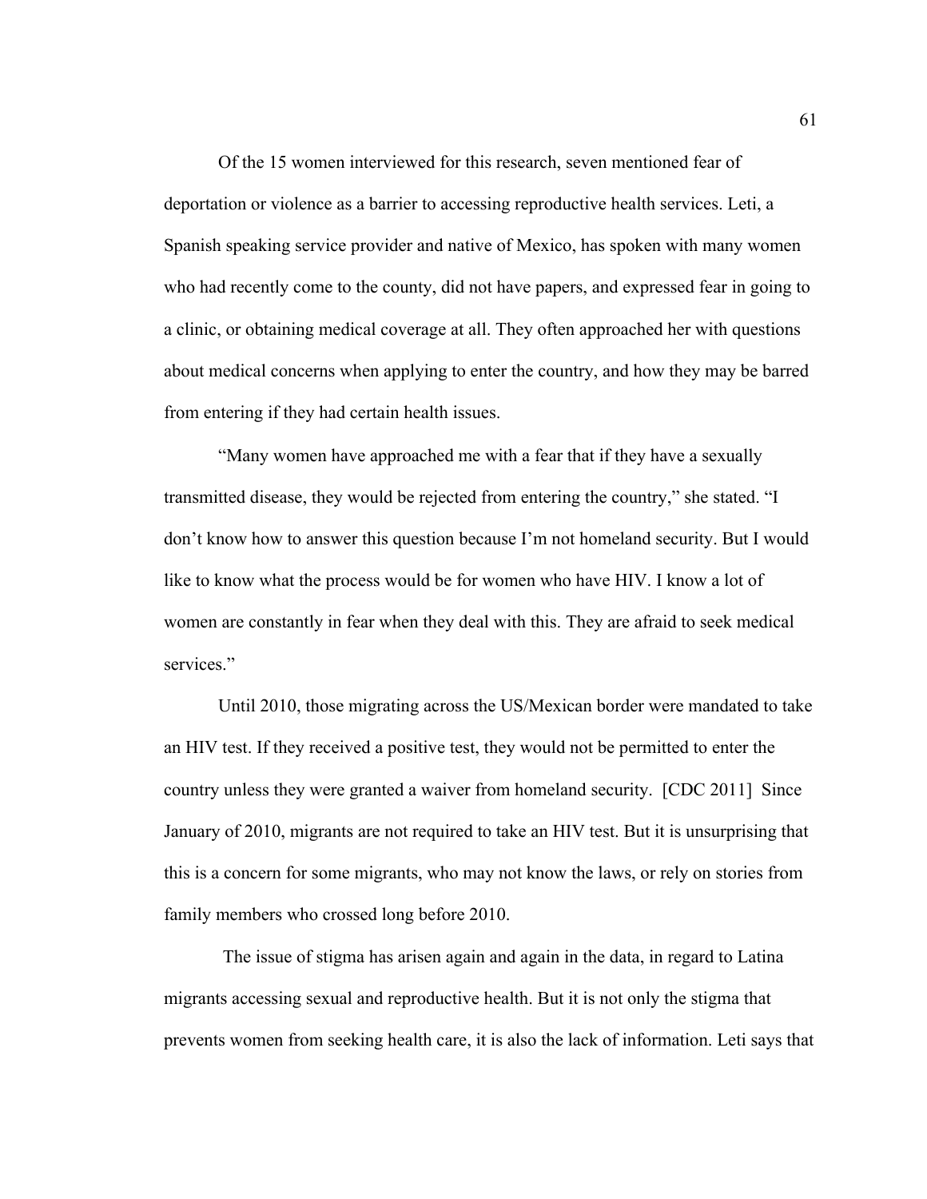Of the 15 women interviewed for this research, seven mentioned fear of deportation or violence as a barrier to accessing reproductive health services. Leti, a Spanish speaking service provider and native of Mexico, has spoken with many women who had recently come to the county, did not have papers, and expressed fear in going to a clinic, or obtaining medical coverage at all. They often approached her with questions about medical concerns when applying to enter the country, and how they may be barred from entering if they had certain health issues.

"Many women have approached me with a fear that if they have a sexually transmitted disease, they would be rejected from entering the country," she stated. "I don't know how to answer this question because I'm not homeland security. But I would like to know what the process would be for women who have HIV. I know a lot of women are constantly in fear when they deal with this. They are afraid to seek medical services."

Until 2010, those migrating across the US/Mexican border were mandated to take an HIV test. If they received a positive test, they would not be permitted to enter the country unless they were granted a waiver from homeland security. [CDC 2011] Since January of 2010, migrants are not required to take an HIV test. But it is unsurprising that this is a concern for some migrants, who may not know the laws, or rely on stories from family members who crossed long before 2010.

The issue of stigma has arisen again and again in the data, in regard to Latina migrants accessing sexual and reproductive health. But it is not only the stigma that prevents women from seeking health care, it is also the lack of information. Leti says that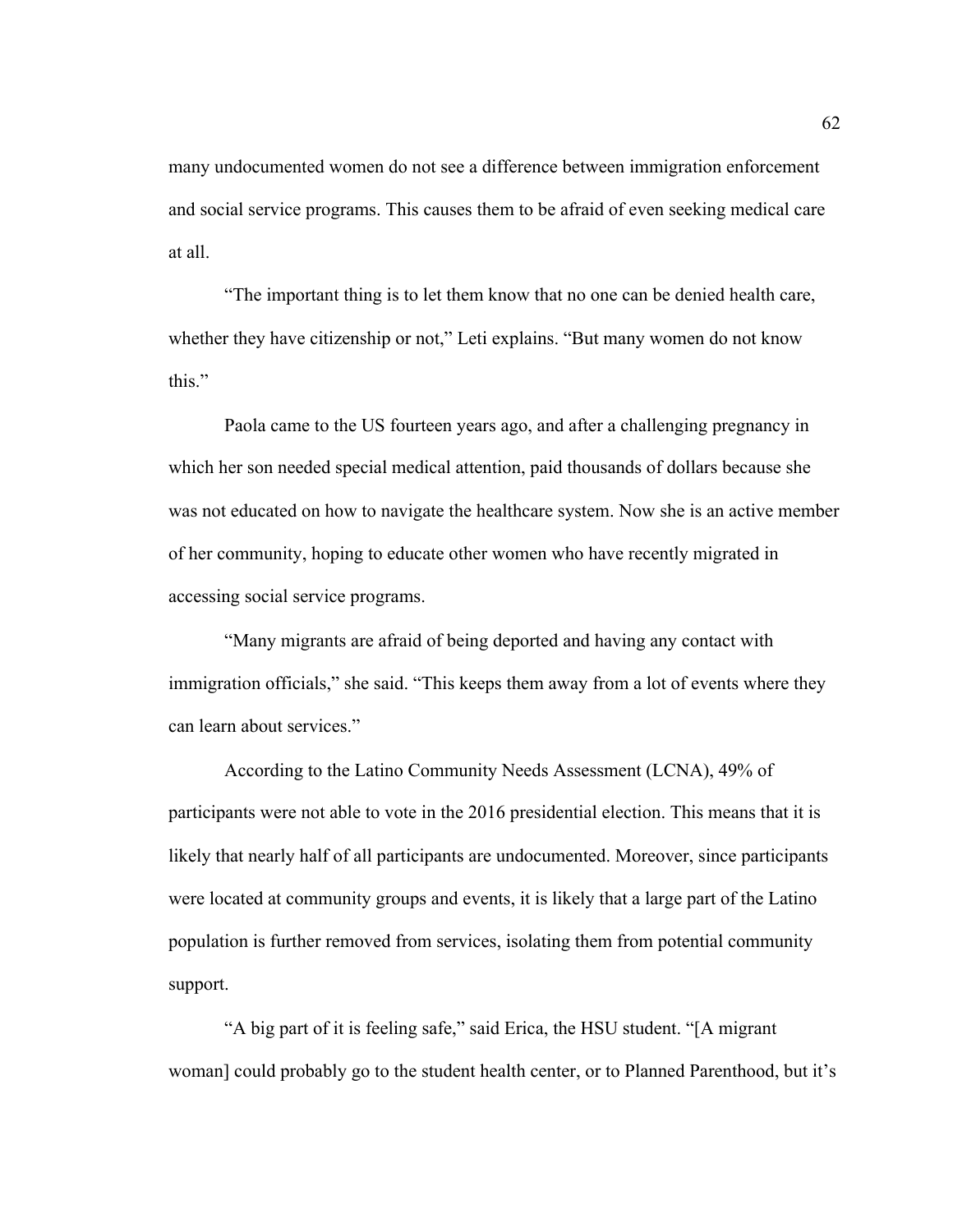many undocumented women do not see a difference between immigration enforcement and social service programs. This causes them to be afraid of even seeking medical care at all.

"The important thing is to let them know that no one can be denied health care, whether they have citizenship or not," Leti explains. "But many women do not know this."

Paola came to the US fourteen years ago, and after a challenging pregnancy in which her son needed special medical attention, paid thousands of dollars because she was not educated on how to navigate the healthcare system. Now she is an active member of her community, hoping to educate other women who have recently migrated in accessing social service programs.

"Many migrants are afraid of being deported and having any contact with immigration officials," she said. "This keeps them away from a lot of events where they can learn about services."

According to the Latino Community Needs Assessment (LCNA), 49% of participants were not able to vote in the 2016 presidential election. This means that it is likely that nearly half of all participants are undocumented. Moreover, since participants were located at community groups and events, it is likely that a large part of the Latino population is further removed from services, isolating them from potential community support.

"A big part of it is feeling safe," said Erica, the HSU student. "[A migrant woman] could probably go to the student health center, or to Planned Parenthood, but it's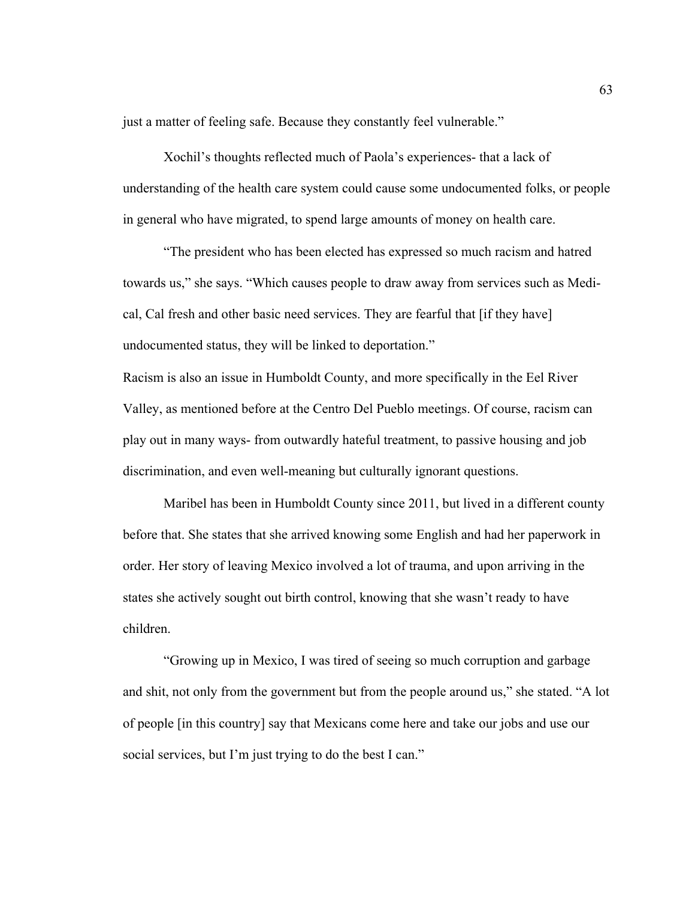just a matter of feeling safe. Because they constantly feel vulnerable."

Xochil's thoughts reflected much of Paola's experiences- that a lack of understanding of the health care system could cause some undocumented folks, or people in general who have migrated, to spend large amounts of money on health care.

"The president who has been elected has expressed so much racism and hatred towards us," she says. "Which causes people to draw away from services such as Medi-cal, Cal fresh and other basic need services. They are fearful that [if they have] undocumented status, they will be linked to deportation."

Racism is also an issue in Humboldt County, and more specifically in the Eel River Valley, as mentioned before at the Centro Del Pueblo meetings. Of course, racism can play out in many ways- from outwardly hateful treatment, to passive housing and job discrimination, and even well-meaning but culturally ignorant questions.

Maribel has been in Humboldt County since 2011, but lived in a different county before that. She states that she arrived knowing some English and had her paperwork in order. Her story of leaving Mexico involved a lot of trauma, and upon arriving in the states she actively sought out birth control, knowing that she wasn't ready to have children.

"Growing up in Mexico, I was tired of seeing so much corruption and garbage and shit, not only from the government but from the people around us," she stated. "A lot of people [in this country] say that Mexicans come here and take our jobs and use our social services, but I'm just trying to do the best I can."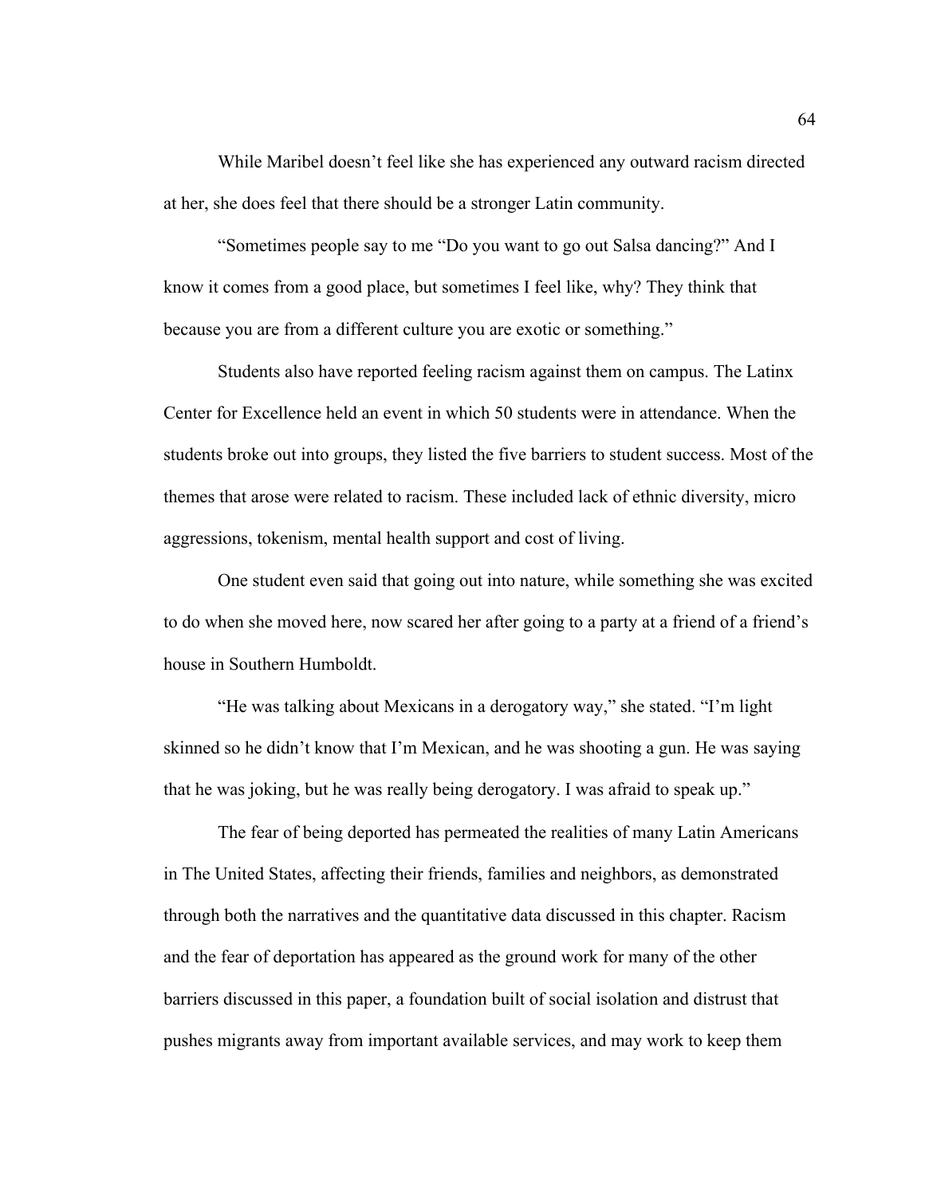While Maribel doesn't feel like she has experienced any outward racism directed at her, she does feel that there should be a stronger Latin community.

"Sometimes people say to me "Do you want to go out Salsa dancing?" And I know it comes from a good place, but sometimes I feel like, why? They think that because you are from a different culture you are exotic or something."

Students also have reported feeling racism against them on campus. The Latinx Center for Excellence held an event in which 50 students were in attendance. When the students broke out into groups, they listed the five barriers to student success. Most of the themes that arose were related to racism. These included lack of ethnic diversity, micro aggressions, tokenism, mental health support and cost of living.

One student even said that going out into nature, while something she was excited to do when she moved here, now scared her after going to a party at a friend of a friend's house in Southern Humboldt.

"He was talking about Mexicans in a derogatory way," she stated. "I'm light skinned so he didn't know that I'm Mexican, and he was shooting a gun. He was saying that he was joking, but he was really being derogatory. I was afraid to speak up."

The fear of being deported has permeated the realities of many Latin Americans in The United States, affecting their friends, families and neighbors, as demonstrated through both the narratives and the quantitative data discussed in this chapter. Racism and the fear of deportation has appeared as the ground work for many of the other barriers discussed in this paper, a foundation built of social isolation and distrust that pushes migrants away from important available services, and may work to keep them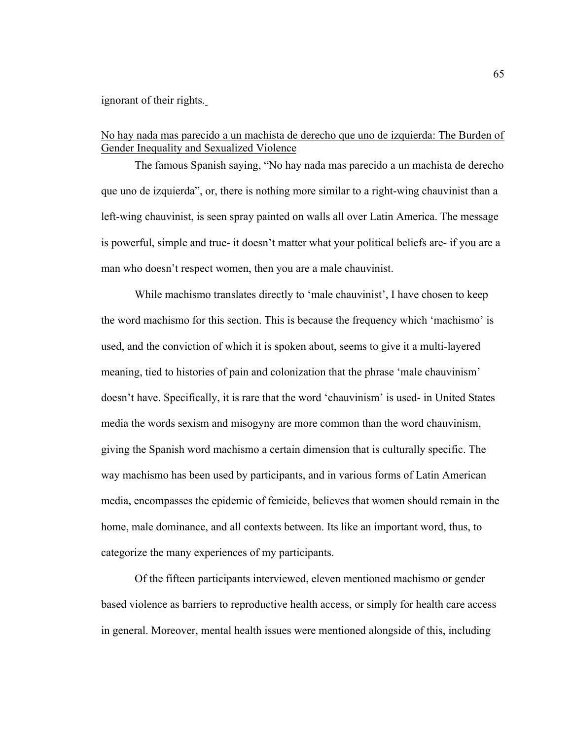ignorant of their rights.

## No hay nada mas parecido a un machista de derecho que uno de izquierda: The Burden of Gender Inequality and Sexualized Violence

The famous Spanish saying, "No hay nada mas parecido a un machista de derecho que uno de izquierda", or, there is nothing more similar to a right-wing chauvinist than a left-wing chauvinist, is seen spray painted on walls all over Latin America. The message is powerful, simple and true- it doesn't matter what your political beliefs are- if you are a man who doesn't respect women, then you are a male chauvinist.

While machismo translates directly to 'male chauvinist', I have chosen to keep the word machismo for this section. This is because the frequency which 'machismo' is used, and the conviction of which it is spoken about, seems to give it a multi-layered meaning, tied to histories of pain and colonization that the phrase 'male chauvinism' doesn't have. Specifically, it is rare that the word 'chauvinism' is used- in United States media the words sexism and misogyny are more common than the word chauvinism, giving the Spanish word machismo a certain dimension that is culturally specific. The way machismo has been used by participants, and in various forms of Latin American media, encompasses the epidemic of femicide, believes that women should remain in the home, male dominance, and all contexts between. Its like an important word, thus, to categorize the many experiences of my participants.

Of the fifteen participants interviewed, eleven mentioned machismo or gender based violence as barriers to reproductive health access, or simply for health care access in general. Moreover, mental health issues were mentioned alongside of this, including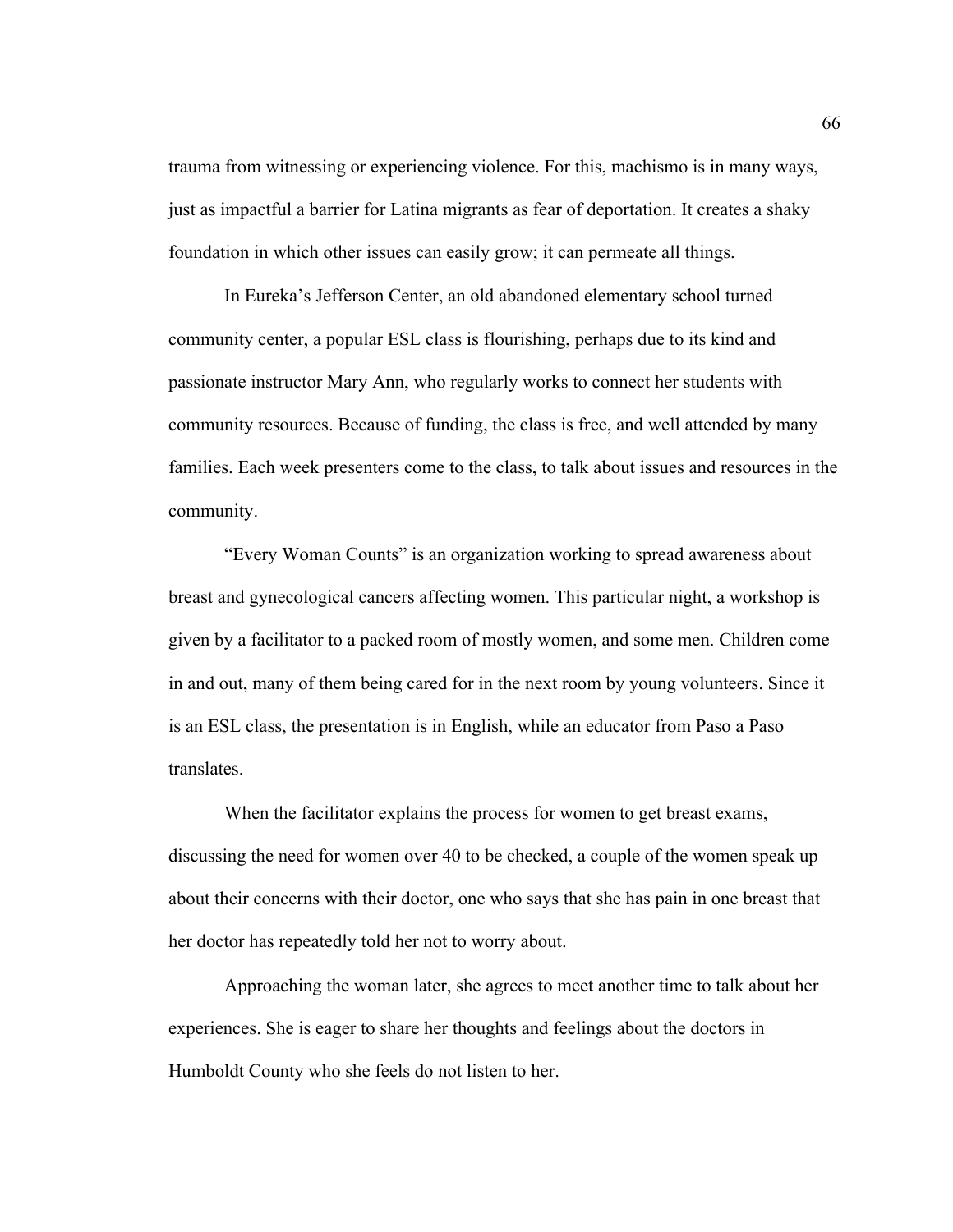trauma from witnessing or experiencing violence. For this, machismo is in many ways, just as impactful a barrier for Latina migrants as fear of deportation. It creates a shaky foundation in which other issues can easily grow; it can permeate all things.

In Eureka's Jefferson Center, an old abandoned elementary school turned community center, a popular ESL class is flourishing, perhaps due to its kind and passionate instructor Mary Ann, who regularly works to connect her students with community resources. Because of funding, the class is free, and well attended by many families. Each week presenters come to the class, to talk about issues and resources in the community.

"Every Woman Counts" is an organization working to spread awareness about breast and gynecological cancers affecting women. This particular night, a workshop is given by a facilitator to a packed room of mostly women, and some men. Children come in and out, many of them being cared for in the next room by young volunteers. Since it is an ESL class, the presentation is in English, while an educator from Paso a Paso translates.

When the facilitator explains the process for women to get breast exams, discussing the need for women over 40 to be checked, a couple of the women speak up about their concerns with their doctor, one who says that she has pain in one breast that her doctor has repeatedly told her not to worry about.

Approaching the woman later, she agrees to meet another time to talk about her experiences. She is eager to share her thoughts and feelings about the doctors in Humboldt County who she feels do not listen to her.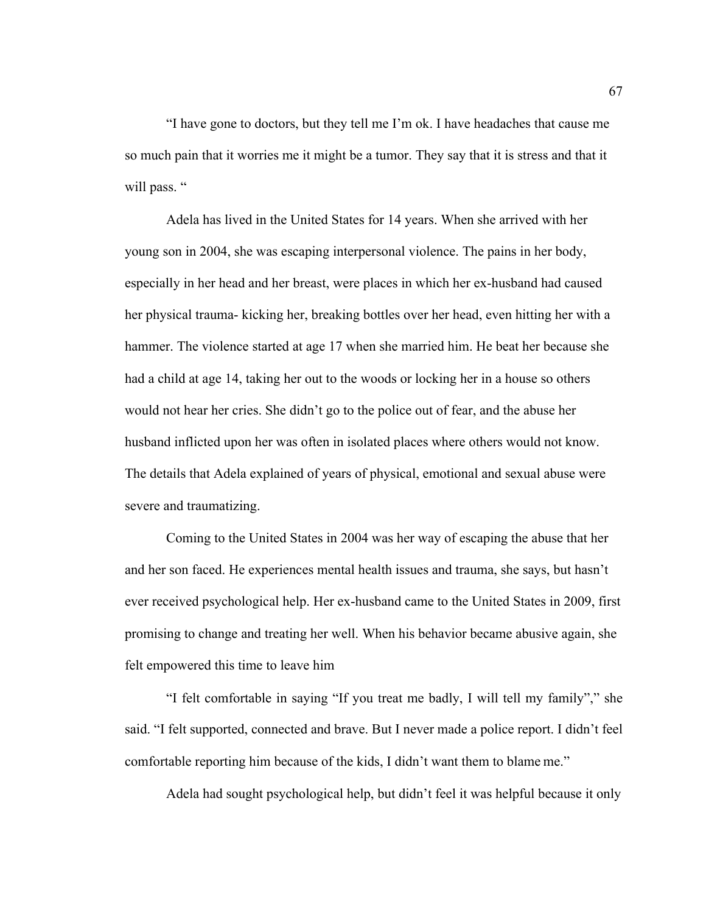“I have gone to doctors, but they tell me I’m ok. I have headaches that cause me so much pain that it worries me it might be a tumor. They say that it is stress and that it will pass. “

Adela has lived in the United States for 14 years. When she arrived with her young son in 2004, she was escaping interpersonal violence. The pains in her body, especially in her head and her breast, were places in which her ex-husband had caused her physical trauma- kicking her, breaking bottles over her head, even hitting her with a hammer. The violence started at age 17 when she married him. He beat her because she had a child at age 14, taking her out to the woods or locking her in a house so others would not hear her cries. She didn’t go to the police out of fear, and the abuse her husband inflicted upon her was often in isolated places where others would not know. The details that Adela explained of years of physical, emotional and sexual abuse were severe and traumatizing.

Coming to the United States in 2004 was her way of escaping the abuse that her and her son faced. He experiences mental health issues and trauma, she says, but hasn’t ever received psychological help. Her ex-husband came to the United States in 2009, first promising to change and treating her well. When his behavior became abusive again, she felt empowered this time to leave him

“I felt comfortable in saying “If you treat me badly, I will tell my family”,” she said. “I felt supported, connected and brave. But I never made a police report. I didn’t feel comfortable reporting him because of the kids, I didn’t want them to blame me.”

Adela had sought psychological help, but didn’t feel it was helpful because it only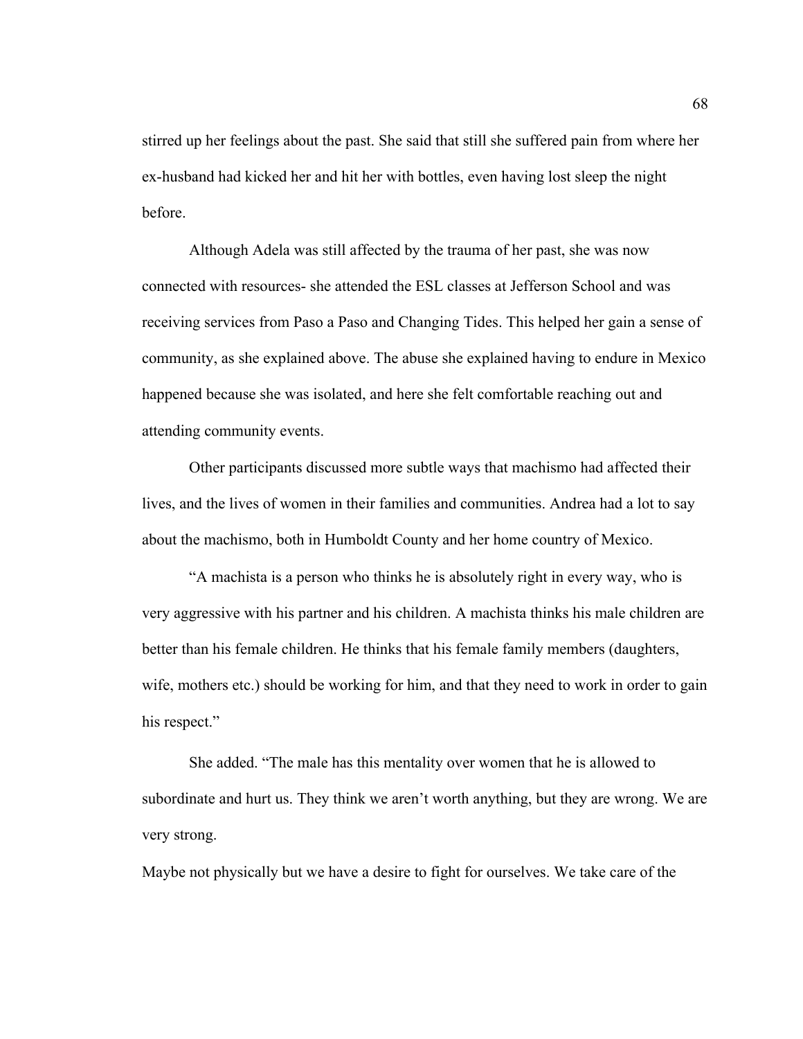stirred up her feelings about the past. She said that still she suffered pain from where her ex-husband had kicked her and hit her with bottles, even having lost sleep the night before.

Although Adela was still affected by the trauma of her past, she was now connected with resources- she attended the ESL classes at Jefferson School and was receiving services from Paso a Paso and Changing Tides. This helped her gain a sense of community, as she explained above. The abuse she explained having to endure in Mexico happened because she was isolated, and here she felt comfortable reaching out and attending community events.

Other participants discussed more subtle ways that machismo had affected their lives, and the lives of women in their families and communities. Andrea had a lot to say about the machismo, both in Humboldt County and her home country of Mexico.

"A machista is a person who thinks he is absolutely right in every way, who is very aggressive with his partner and his children. A machista thinks his male children are better than his female children. He thinks that his female family members (daughters, wife, mothers etc.) should be working for him, and that they need to work in order to gain his respect."

She added. "The male has this mentality over women that he is allowed to subordinate and hurt us. They think we aren't worth anything, but they are wrong. We are very strong.

Maybe not physically but we have a desire to fight for ourselves. We take care of the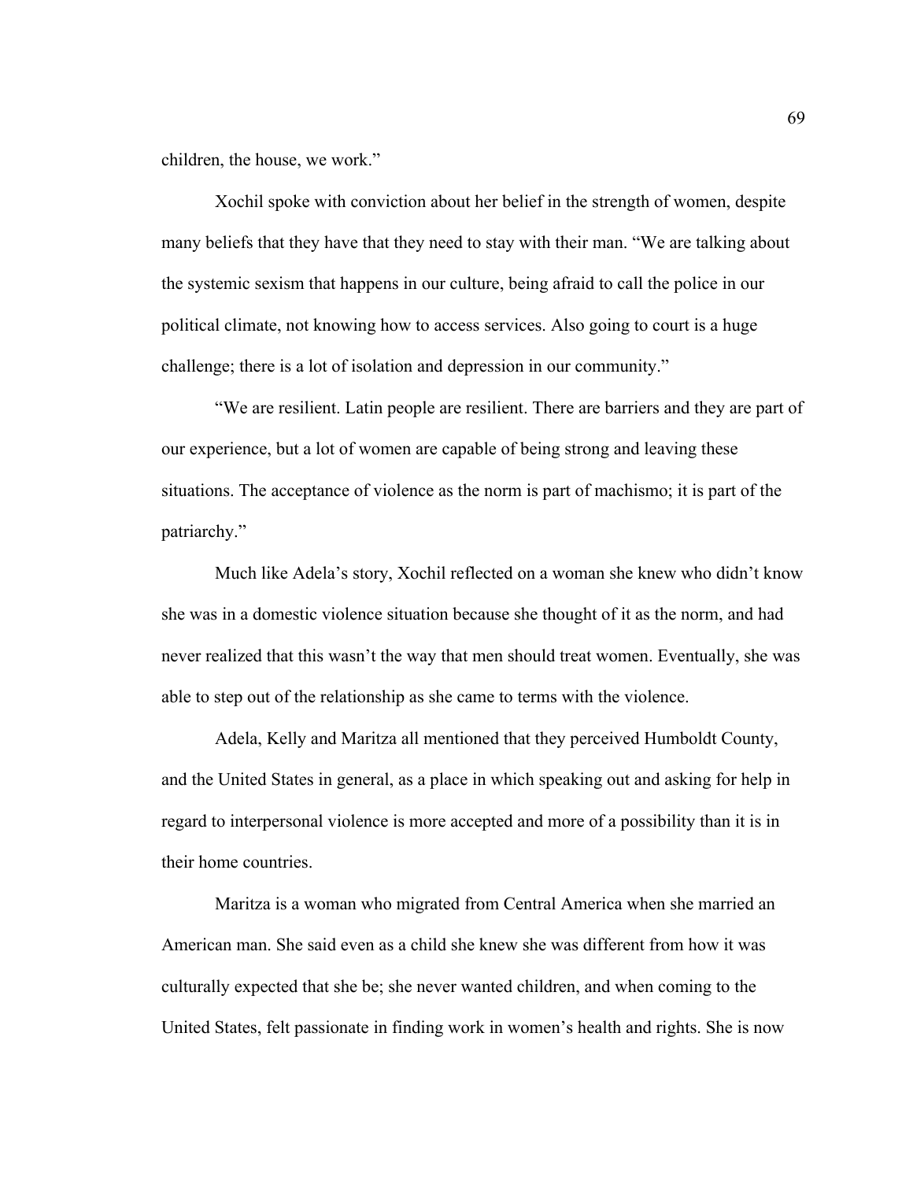children, the house, we work."

Xochil spoke with conviction about her belief in the strength of women, despite many beliefs that they have that they need to stay with their man. "We are talking about the systemic sexism that happens in our culture, being afraid to call the police in our political climate, not knowing how to access services. Also going to court is a huge challenge; there is a lot of isolation and depression in our community."

"We are resilient. Latin people are resilient. There are barriers and they are part of our experience, but a lot of women are capable of being strong and leaving these situations. The acceptance of violence as the norm is part of machismo; it is part of the patriarchy."

Much like Adela's story, Xochil reflected on a woman she knew who didn't know she was in a domestic violence situation because she thought of it as the norm, and had never realized that this wasn't the way that men should treat women. Eventually, she was able to step out of the relationship as she came to terms with the violence.

Adela, Kelly and Maritza all mentioned that they perceived Humboldt County, and the United States in general, as a place in which speaking out and asking for help in regard to interpersonal violence is more accepted and more of a possibility than it is in their home countries.

Maritza is a woman who migrated from Central America when she married an American man. She said even as a child she knew she was different from how it was culturally expected that she be; she never wanted children, and when coming to the United States, felt passionate in finding work in women's health and rights. She is now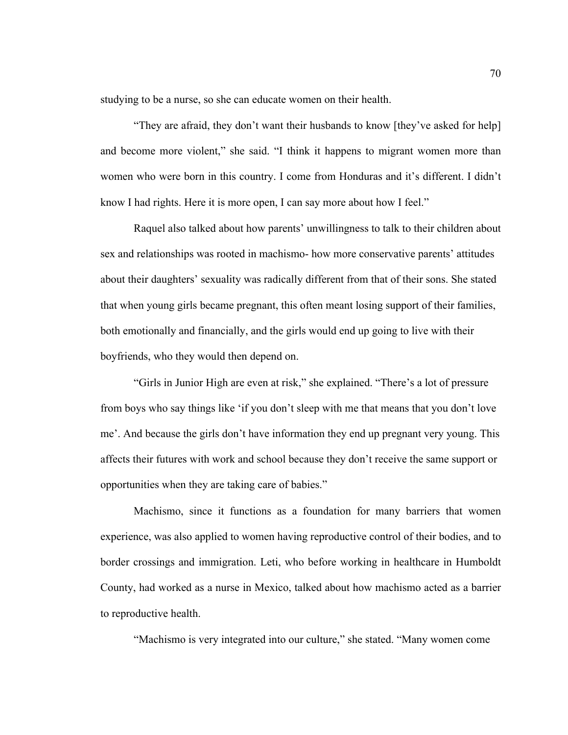studying to be a nurse, so she can educate women on their health.

"They are afraid, they don't want their husbands to know [they've asked for help] and become more violent," she said. "I think it happens to migrant women more than women who were born in this country. I come from Honduras and it's different. I didn't know I had rights. Here it is more open, I can say more about how I feel."

Raquel also talked about how parents' unwillingness to talk to their children about sex and relationships was rooted in machismo- how more conservative parents' attitudes about their daughters' sexuality was radically different from that of their sons. She stated that when young girls became pregnant, this often meant losing support of their families, both emotionally and financially, and the girls would end up going to live with their boyfriends, who they would then depend on.

"Girls in Junior High are even at risk," she explained. "There's a lot of pressure from boys who say things like 'if you don't sleep with me that means that you don't love me'. And because the girls don't have information they end up pregnant very young. This affects their futures with work and school because they don't receive the same support or opportunities when they are taking care of babies."

Machismo, since it functions as a foundation for many barriers that women experience, was also applied to women having reproductive control of their bodies, and to border crossings and immigration. Leti, who before working in healthcare in Humboldt County, had worked as a nurse in Mexico, talked about how machismo acted as a barrier to reproductive health.

"Machismo is very integrated into our culture," she stated. "Many women come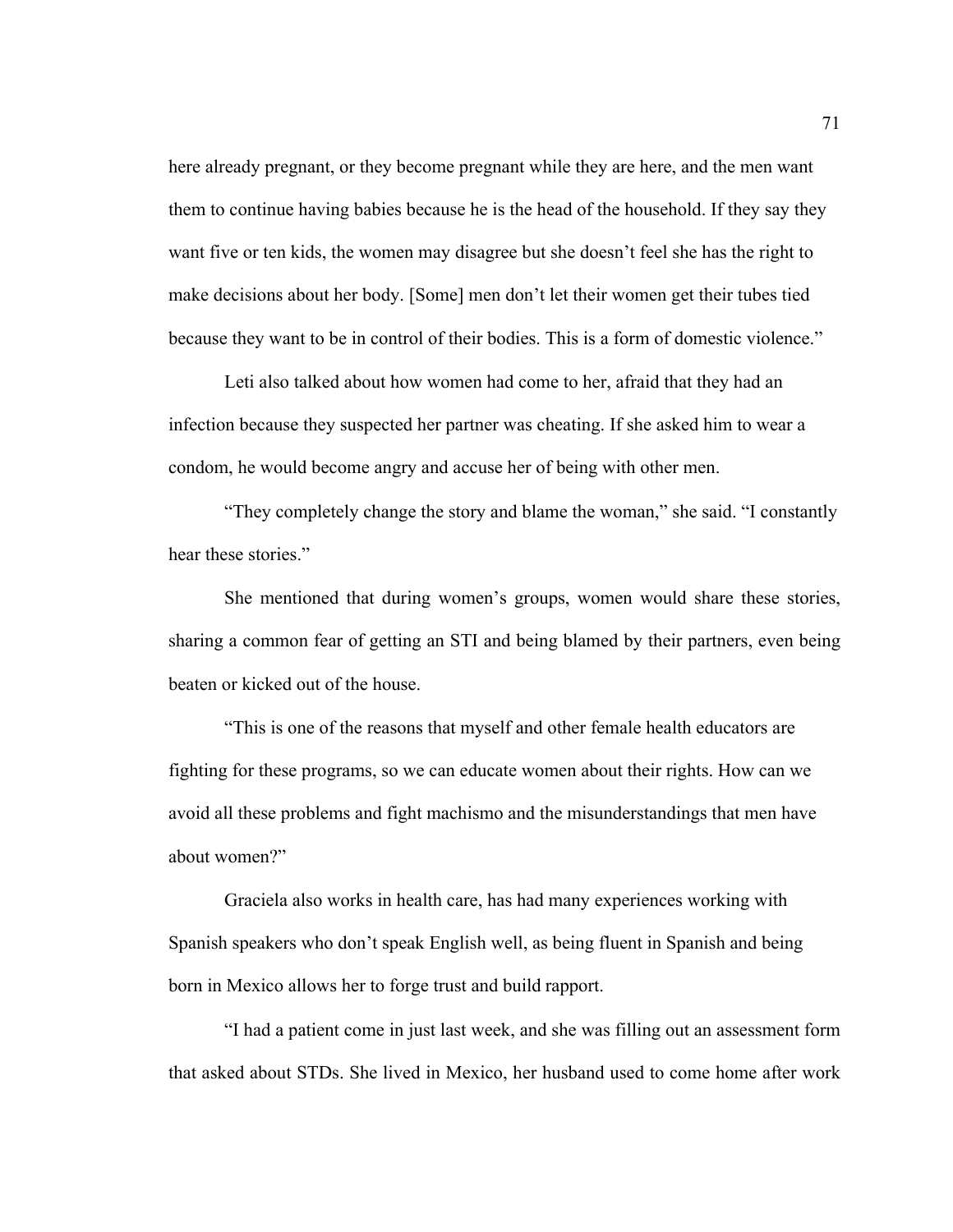here already pregnant, or they become pregnant while they are here, and the men want them to continue having babies because he is the head of the household. If they say they want five or ten kids, the women may disagree but she doesn't feel she has the right to make decisions about her body. [Some] men don't let their women get their tubes tied because they want to be in control of their bodies. This is a form of domestic violence."

Leti also talked about how women had come to her, afraid that they had an infection because they suspected her partner was cheating. If she asked him to wear a condom, he would become angry and accuse her of being with other men.

"They completely change the story and blame the woman," she said. "I constantly hear these stories."

She mentioned that during women's groups, women would share these stories, sharing a common fear of getting an STI and being blamed by their partners, even being beaten or kicked out of the house.

"This is one of the reasons that myself and other female health educators are fighting for these programs, so we can educate women about their rights. How can we avoid all these problems and fight machismo and the misunderstandings that men have about women?"

Graciela also works in health care, has had many experiences working with Spanish speakers who don't speak English well, as being fluent in Spanish and being born in Mexico allows her to forge trust and build rapport.

"I had a patient come in just last week, and she was filling out an assessment form that asked about STDs. She lived in Mexico, her husband used to come home after work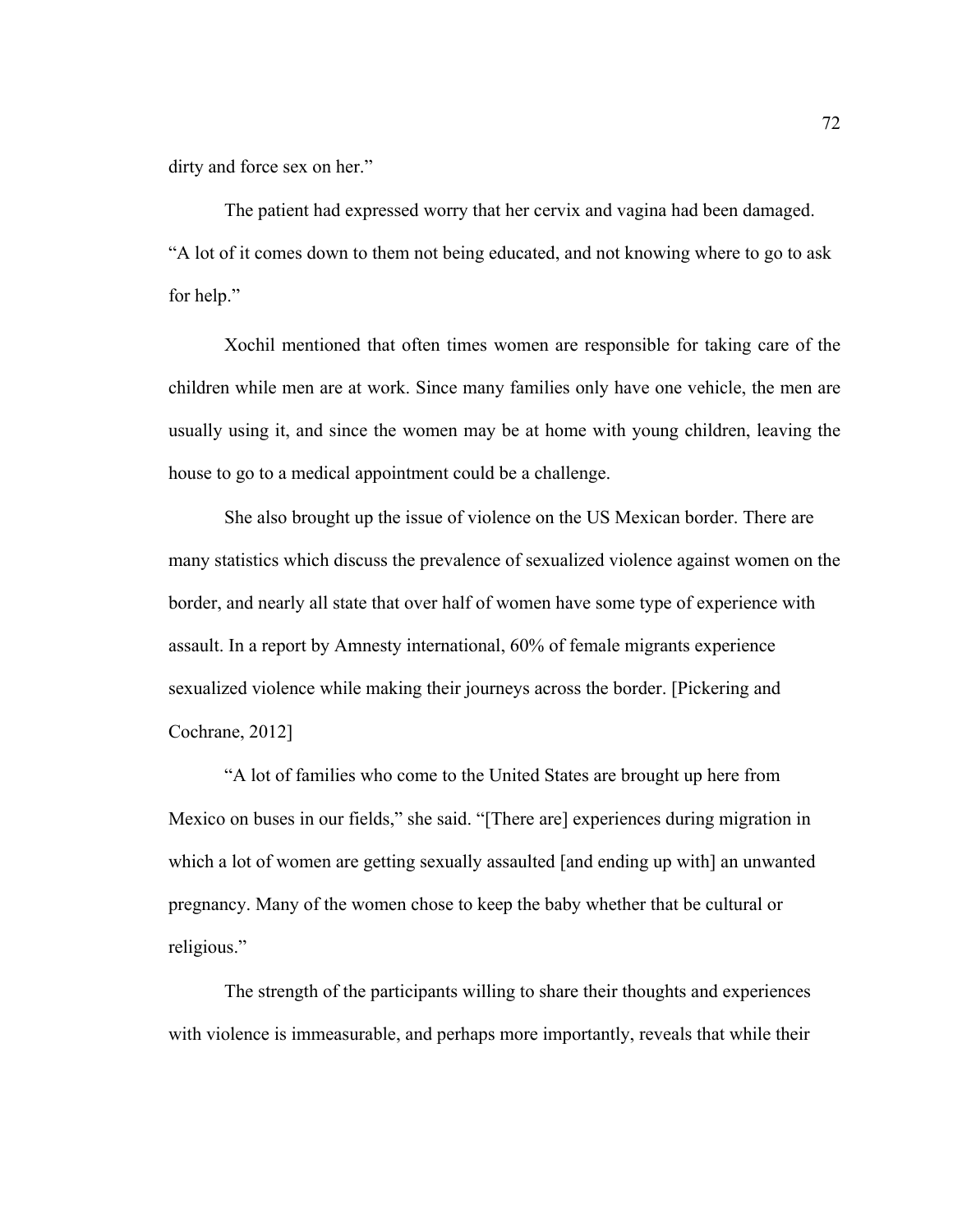dirty and force sex on her."

The patient had expressed worry that her cervix and vagina had been damaged. "A lot of it comes down to them not being educated, and not knowing where to go to ask for help."

Xochil mentioned that often times women are responsible for taking care of the children while men are at work. Since many families only have one vehicle, the men are usually using it, and since the women may be at home with young children, leaving the house to go to a medical appointment could be a challenge.

She also brought up the issue of violence on the US Mexican border. There are many statistics which discuss the prevalence of sexualized violence against women on the border, and nearly all state that over half of women have some type of experience with assault. In a report by Amnesty international, 60% of female migrants experience sexualized violence while making their journeys across the border. [Pickering and Cochrane, 2012]

"A lot of families who come to the United States are brought up here from Mexico on buses in our fields," she said. "[There are] experiences during migration in which a lot of women are getting sexually assaulted [and ending up with] an unwanted pregnancy. Many of the women chose to keep the baby whether that be cultural or religious."

The strength of the participants willing to share their thoughts and experiences with violence is immeasurable, and perhaps more importantly, reveals that while their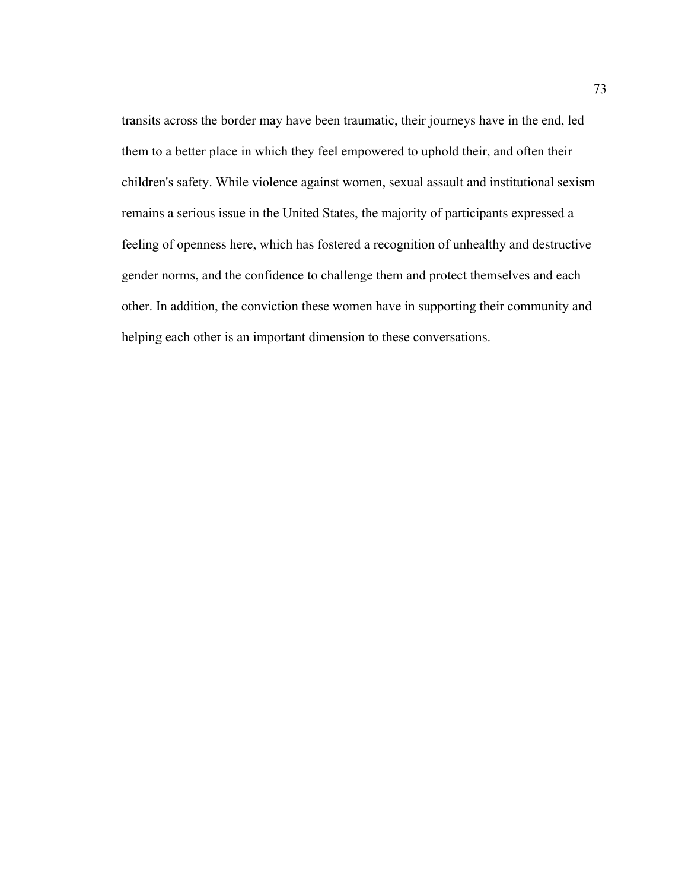transits across the border may have been traumatic, their journeys have in the end, led them to a better place in which they feel empowered to uphold their, and often their children's safety. While violence against women, sexual assault and institutional sexism remains a serious issue in the United States, the majority of participants expressed a feeling of openness here, which has fostered a recognition of unhealthy and destructive gender norms, and the confidence to challenge them and protect themselves and each other. In addition, the conviction these women have in supporting their community and helping each other is an important dimension to these conversations.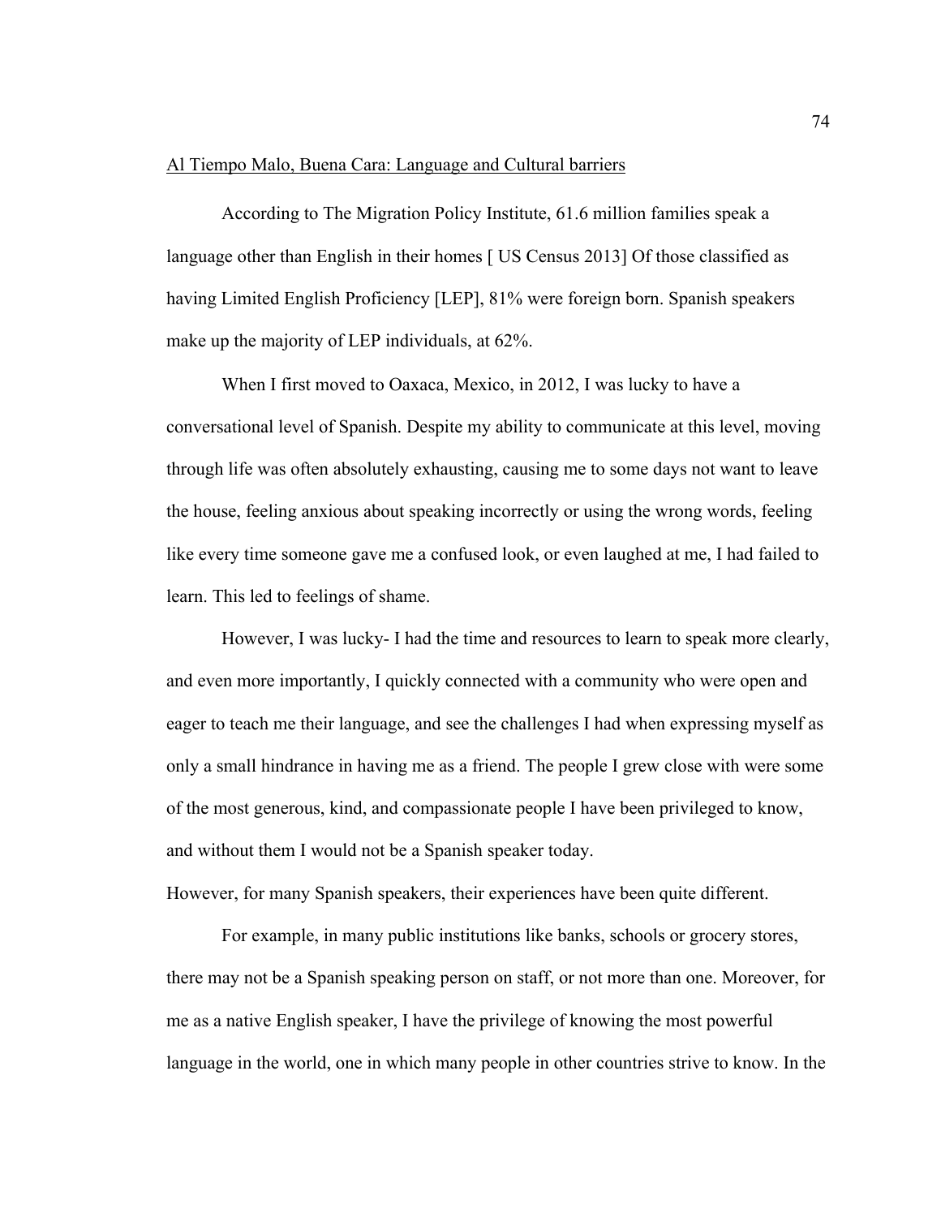<u>Al Tiempo Malo, Buena Cara: Language and Cultural barriers</u>

According to The Migration Policy Institute, 61.6 million families speak a language other than English in their homes [ US Census 2013] Of those classified as having Limited English Proficiency [LEP], 81% were foreign born. Spanish speakers make up the majority of LEP individuals, at 62%.

When I first moved to Oaxaca, Mexico, in 2012, I was lucky to have a conversational level of Spanish. Despite my ability to communicate at this level, moving through life was often absolutely exhausting, causing me to some days not want to leave the house, feeling anxious about speaking incorrectly or using the wrong words, feeling like every time someone gave me a confused look, or even laughed at me, I had failed to learn. This led to feelings of shame.

However, I was lucky- I had the time and resources to learn to speak more clearly, and even more importantly, I quickly connected with a community who were open and eager to teach me their language, and see the challenges I had when expressing myself as only a small hindrance in having me as a friend. The people I grew close with were some of the most generous, kind, and compassionate people I have been privileged to know, and without them I would not be a Spanish speaker today.

However, for many Spanish speakers, their experiences have been quite different.

For example, in many public institutions like banks, schools or grocery stores, there may not be a Spanish speaking person on staff, or not more than one. Moreover, for me as a native English speaker, I have the privilege of knowing the most powerful language in the world, one in which many people in other countries strive to know. In the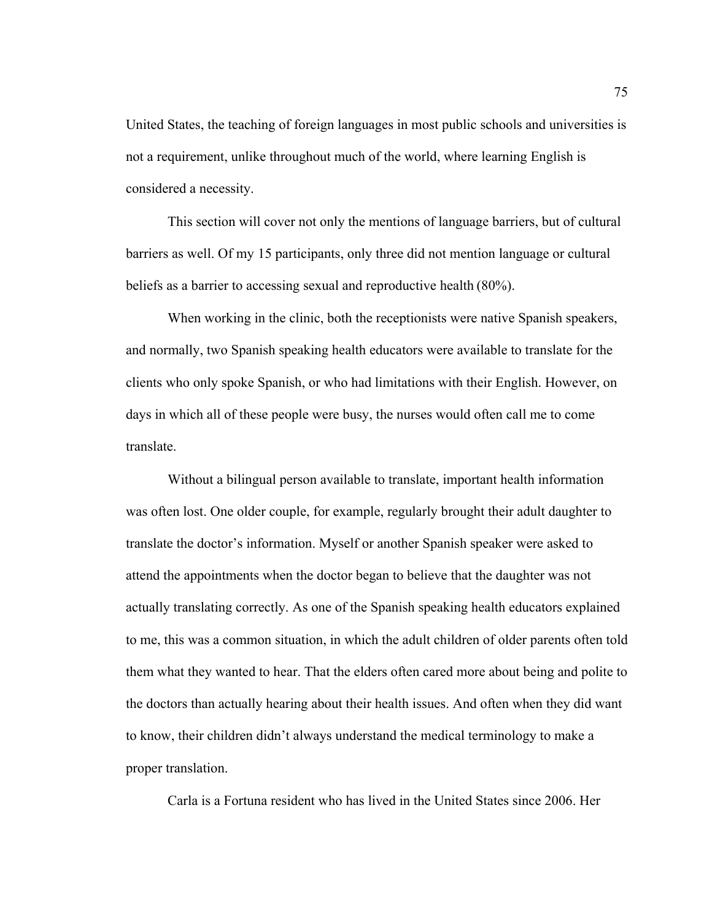United States, the teaching of foreign languages in most public schools and universities is not a requirement, unlike throughout much of the world, where learning English is considered a necessity.

This section will cover not only the mentions of language barriers, but of cultural barriers as well. Of my 15 participants, only three did not mention language or cultural beliefs as a barrier to accessing sexual and reproductive health (80%).

When working in the clinic, both the receptionists were native Spanish speakers, and normally, two Spanish speaking health educators were available to translate for the clients who only spoke Spanish, or who had limitations with their English. However, on days in which all of these people were busy, the nurses would often call me to come translate.

Without a bilingual person available to translate, important health information was often lost. One older couple, for example, regularly brought their adult daughter to translate the doctor's information. Myself or another Spanish speaker were asked to attend the appointments when the doctor began to believe that the daughter was not actually translating correctly. As one of the Spanish speaking health educators explained to me, this was a common situation, in which the adult children of older parents often told them what they wanted to hear. That the elders often cared more about being and polite to the doctors than actually hearing about their health issues. And often when they did want to know, their children didn't always understand the medical terminology to make a proper translation.

Carla is a Fortuna resident who has lived in the United States since 2006. Her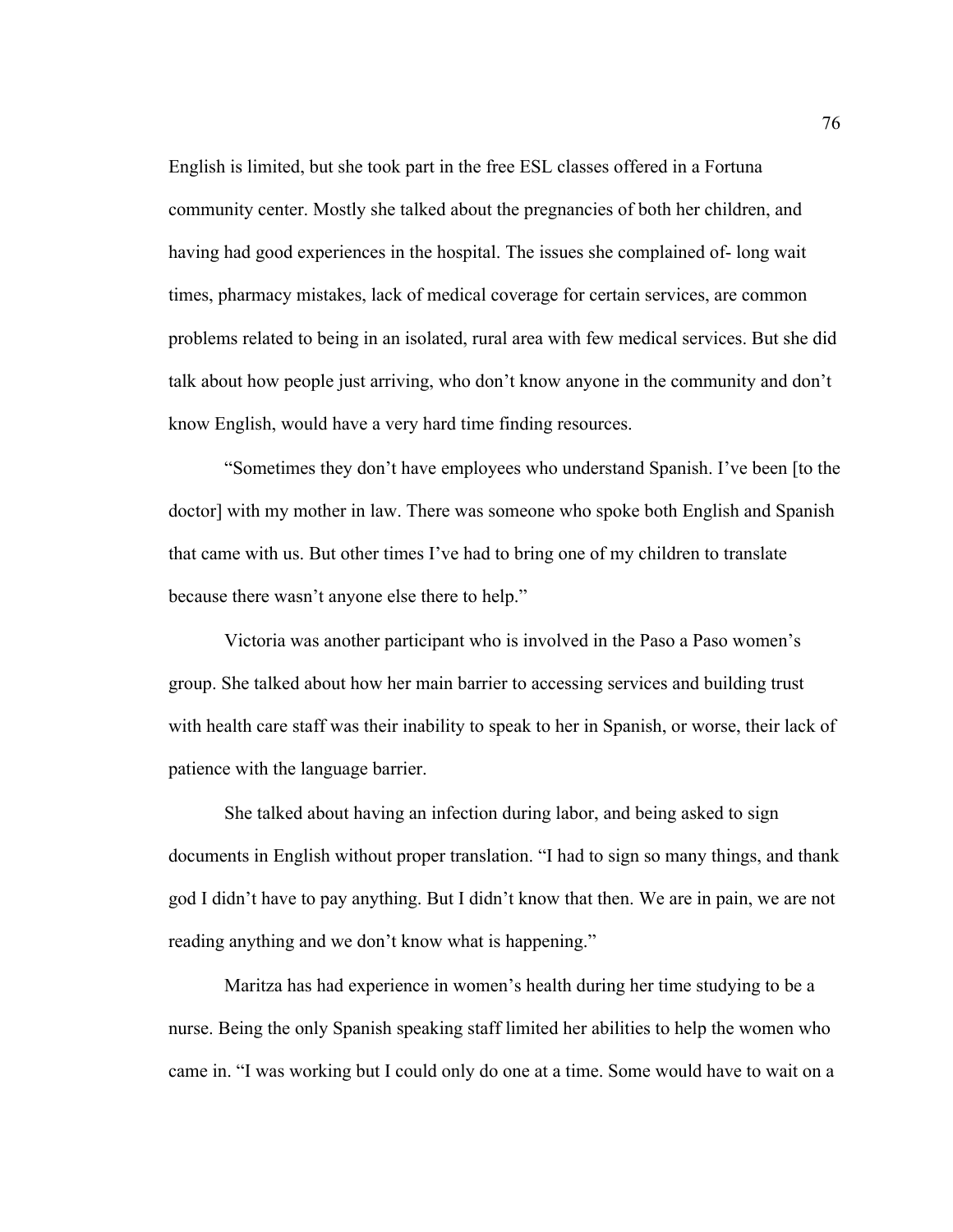English is limited, but she took part in the free ESL classes offered in a Fortuna community center. Mostly she talked about the pregnancies of both her children, and having had good experiences in the hospital. The issues she complained of- long wait times, pharmacy mistakes, lack of medical coverage for certain services, are common problems related to being in an isolated, rural area with few medical services. But she did talk about how people just arriving, who don't know anyone in the community and don't know English, would have a very hard time finding resources.

"Sometimes they don't have employees who understand Spanish. I've been [to the doctor] with my mother in law. There was someone who spoke both English and Spanish that came with us. But other times I've had to bring one of my children to translate because there wasn't anyone else there to help."

Victoria was another participant who is involved in the Paso a Paso women's group. She talked about how her main barrier to accessing services and building trust with health care staff was their inability to speak to her in Spanish, or worse, their lack of patience with the language barrier.

She talked about having an infection during labor, and being asked to sign documents in English without proper translation. "I had to sign so many things, and thank god I didn't have to pay anything. But I didn't know that then. We are in pain, we are not reading anything and we don't know what is happening."

Maritza has had experience in women's health during her time studying to be a nurse. Being the only Spanish speaking staff limited her abilities to help the women who came in. "I was working but I could only do one at a time. Some would have to wait on a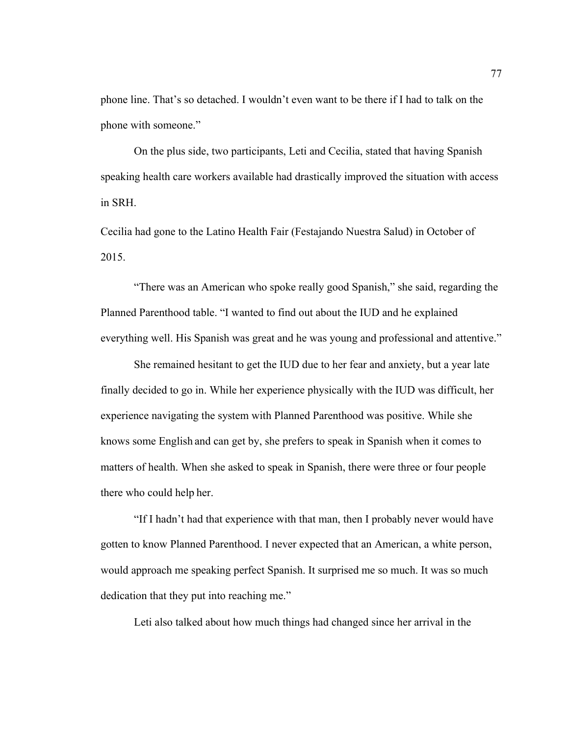phone line. That's so detached. I wouldn't even want to be there if I had to talk on the phone with someone."

On the plus side, two participants, Leti and Cecilia, stated that having Spanish speaking health care workers available had drastically improved the situation with access in SRH.

Cecilia had gone to the Latino Health Fair (Festajando Nuestra Salud) in October of 2015.

"There was an American who spoke really good Spanish," she said, regarding the Planned Parenthood table. "I wanted to find out about the IUD and he explained everything well. His Spanish was great and he was young and professional and attentive."

She remained hesitant to get the IUD due to her fear and anxiety, but a year late finally decided to go in. While her experience physically with the IUD was difficult, her experience navigating the system with Planned Parenthood was positive. While she knows some English and can get by, she prefers to speak in Spanish when it comes to matters of health. When she asked to speak in Spanish, there were three or four people there who could help her.

"If I hadn't had that experience with that man, then I probably never would have gotten to know Planned Parenthood. I never expected that an American, a white person, would approach me speaking perfect Spanish. It surprised me so much. It was so much dedication that they put into reaching me."

Leti also talked about how much things had changed since her arrival in the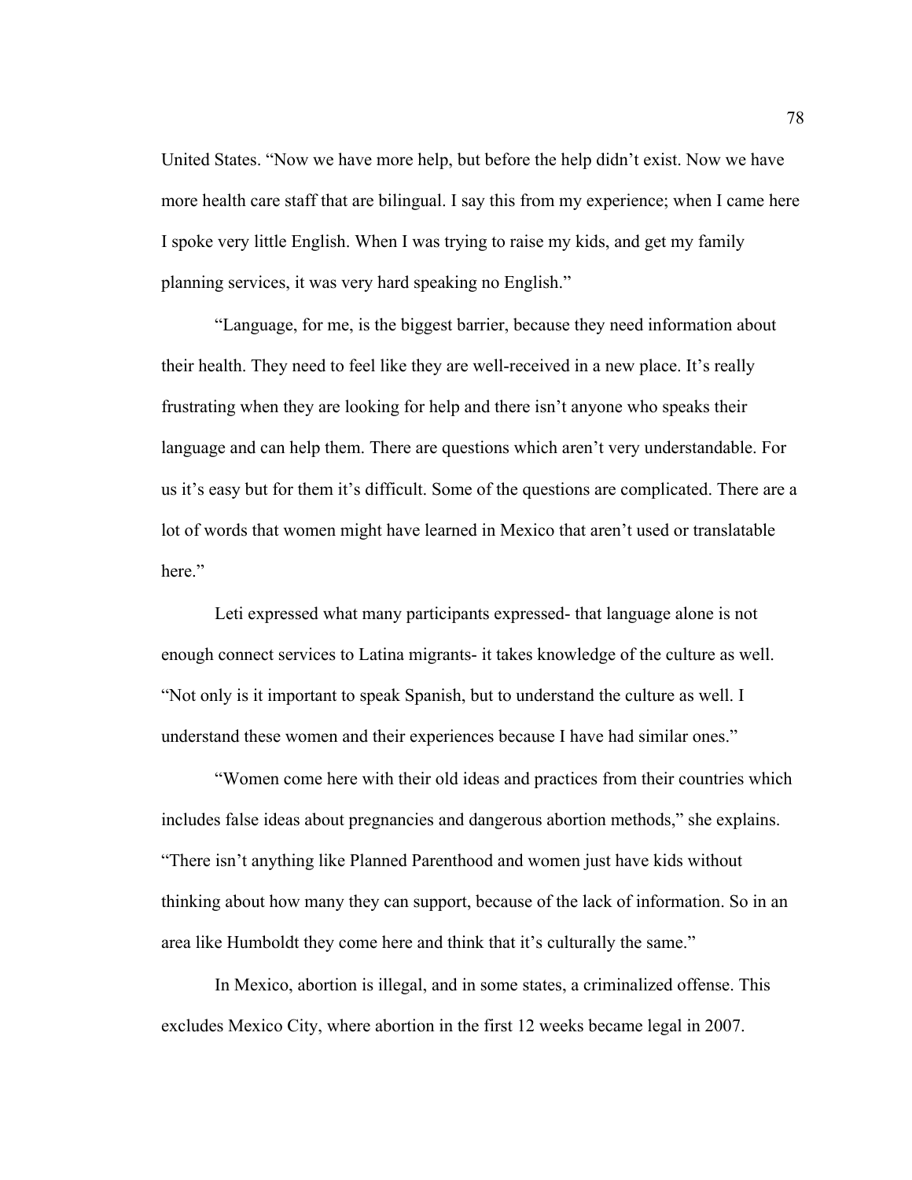United States. "Now we have more help, but before the help didn't exist. Now we have more health care staff that are bilingual. I say this from my experience; when I came here I spoke very little English. When I was trying to raise my kids, and get my family planning services, it was very hard speaking no English."

"Language, for me, is the biggest barrier, because they need information about their health. They need to feel like they are well-received in a new place. It's really frustrating when they are looking for help and there isn't anyone who speaks their language and can help them. There are questions which aren't very understandable. For us it's easy but for them it's difficult. Some of the questions are complicated. There are a lot of words that women might have learned in Mexico that aren't used or translatable here."

Leti expressed what many participants expressed- that language alone is not enough connect services to Latina migrants- it takes knowledge of the culture as well. "Not only is it important to speak Spanish, but to understand the culture as well. I understand these women and their experiences because I have had similar ones."

"Women come here with their old ideas and practices from their countries which includes false ideas about pregnancies and dangerous abortion methods," she explains. "There isn't anything like Planned Parenthood and women just have kids without thinking about how many they can support, because of the lack of information. So in an area like Humboldt they come here and think that it's culturally the same."

In Mexico, abortion is illegal, and in some states, a criminalized offense. This excludes Mexico City, where abortion in the first 12 weeks became legal in 2007.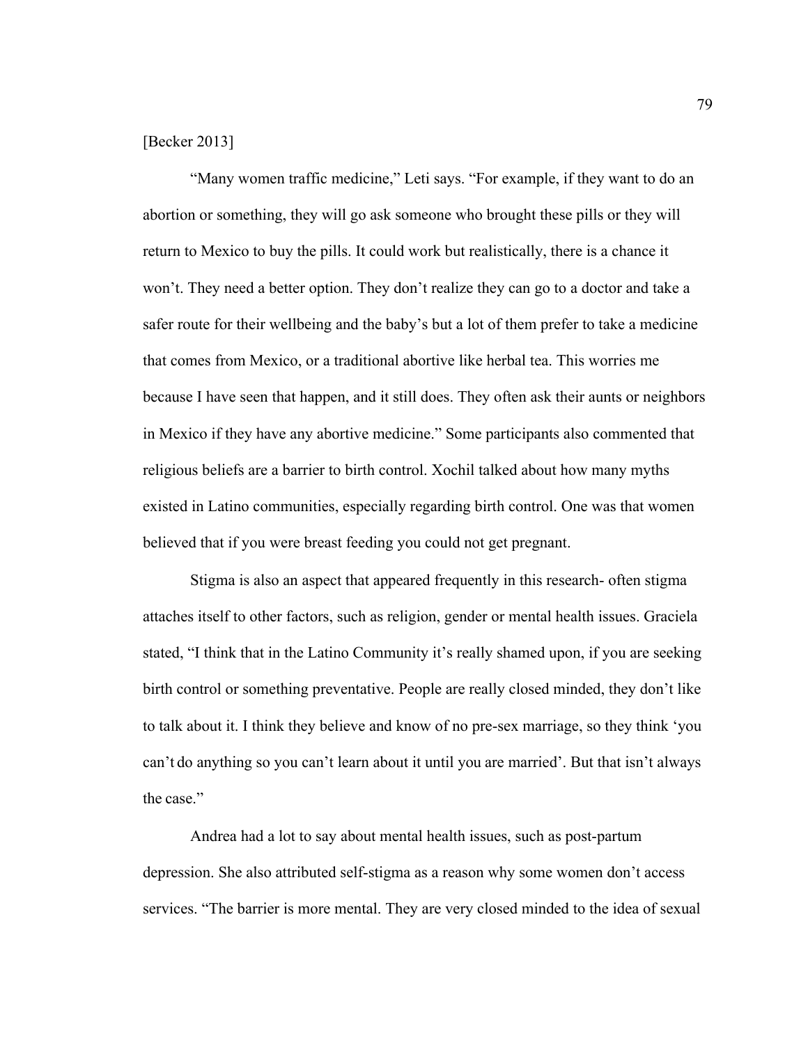[Becker 2013]

"Many women traffic medicine," Leti says. "For example, if they want to do an abortion or something, they will go ask someone who brought these pills or they will return to Mexico to buy the pills. It could work but realistically, there is a chance it won't. They need a better option. They don't realize they can go to a doctor and take a safer route for their wellbeing and the baby's but a lot of them prefer to take a medicine that comes from Mexico, or a traditional abortive like herbal tea. This worries me because I have seen that happen, and it still does. They often ask their aunts or neighbors in Mexico if they have any abortive medicine." Some participants also commented that religious beliefs are a barrier to birth control. Xochil talked about how many myths existed in Latino communities, especially regarding birth control. One was that women believed that if you were breast feeding you could not get pregnant.

Stigma is also an aspect that appeared frequently in this research- often stigma attaches itself to other factors, such as religion, gender or mental health issues. Graciela stated, "I think that in the Latino Community it's really shamed upon, if you are seeking birth control or something preventative. People are really closed minded, they don't like to talk about it. I think they believe and know of no pre-sex marriage, so they think 'you can't do anything so you can't learn about it until you are married'. But that isn't always the case."

Andrea had a lot to say about mental health issues, such as post-partum depression. She also attributed self-stigma as a reason why some women don't access services. "The barrier is more mental. They are very closed minded to the idea of sexual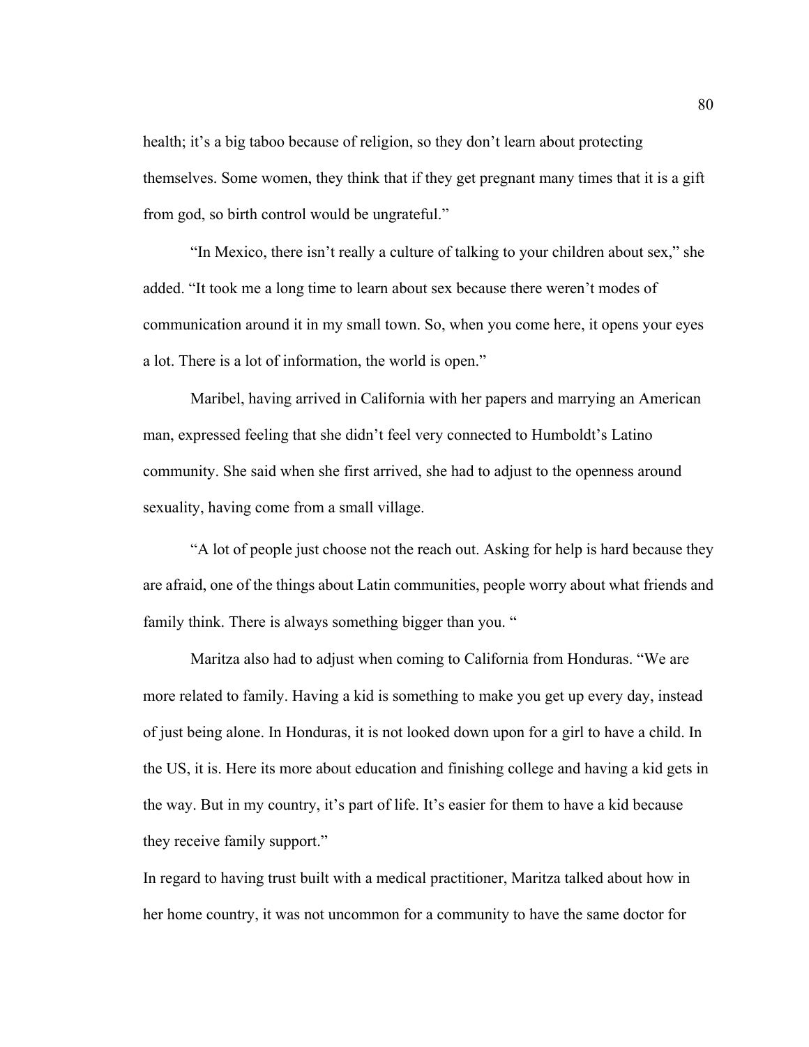health; it's a big taboo because of religion, so they don't learn about protecting themselves. Some women, they think that if they get pregnant many times that it is a gift from god, so birth control would be ungrateful."

"In Mexico, there isn't really a culture of talking to your children about sex," she added. "It took me a long time to learn about sex because there weren't modes of communication around it in my small town. So, when you come here, it opens your eyes a lot. There is a lot of information, the world is open."

Maribel, having arrived in California with her papers and marrying an American man, expressed feeling that she didn't feel very connected to Humboldt's Latino community. She said when she first arrived, she had to adjust to the openness around sexuality, having come from a small village.

"A lot of people just choose not the reach out. Asking for help is hard because they are afraid, one of the things about Latin communities, people worry about what friends and family think. There is always something bigger than you. "

Maritza also had to adjust when coming to California from Honduras. "We are more related to family. Having a kid is something to make you get up every day, instead of just being alone. In Honduras, it is not looked down upon for a girl to have a child. In the US, it is. Here its more about education and finishing college and having a kid gets in the way. But in my country, it's part of life. It's easier for them to have a kid because they receive family support."

In regard to having trust built with a medical practitioner, Maritza talked about how in her home country, it was not uncommon for a community to have the same doctor for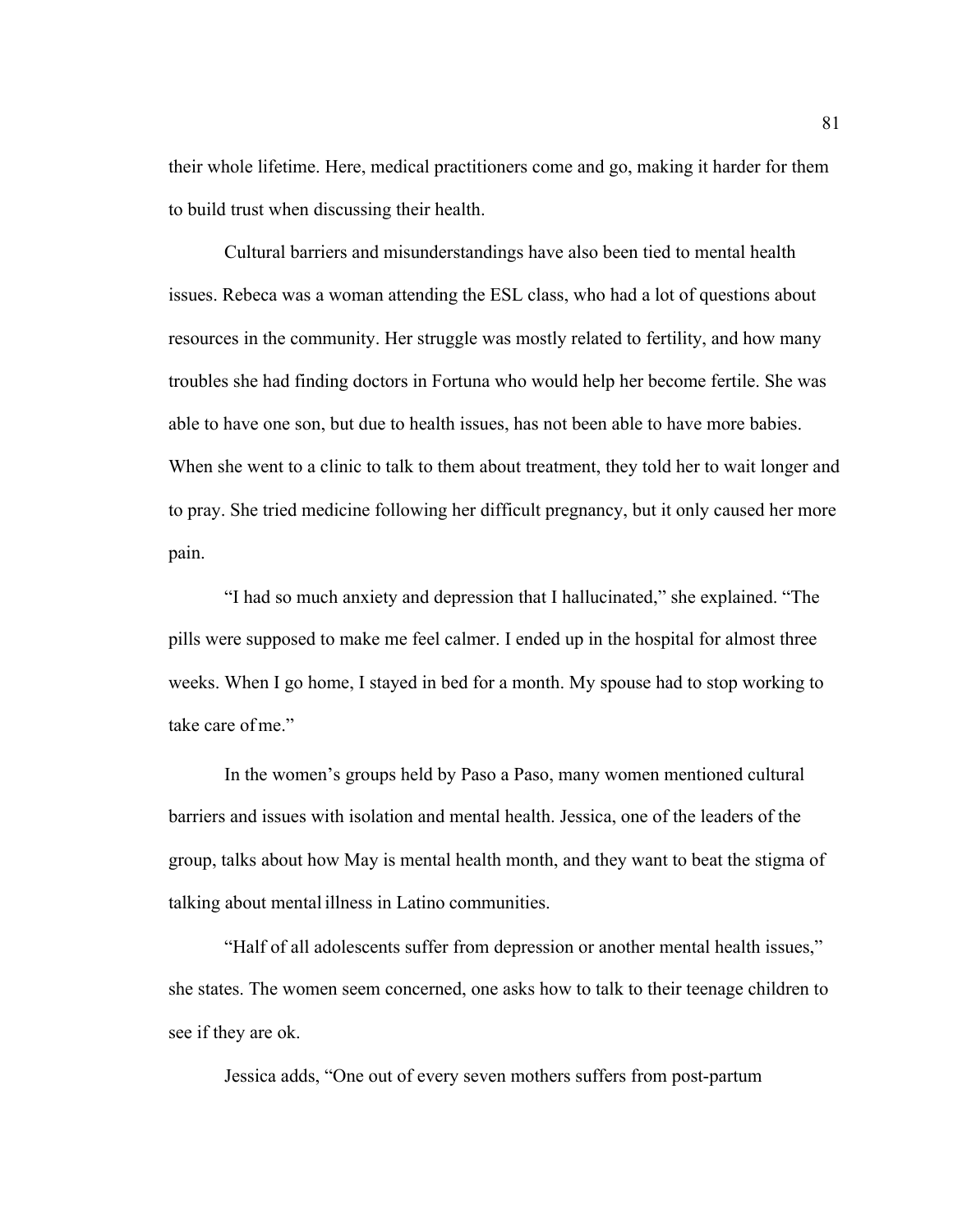their whole lifetime. Here, medical practitioners come and go, making it harder for them to build trust when discussing their health.

Cultural barriers and misunderstandings have also been tied to mental health issues. Rebeca was a woman attending the ESL class, who had a lot of questions about resources in the community. Her struggle was mostly related to fertility, and how many troubles she had finding doctors in Fortuna who would help her become fertile. She was able to have one son, but due to health issues, has not been able to have more babies. When she went to a clinic to talk to them about treatment, they told her to wait longer and to pray. She tried medicine following her difficult pregnancy, but it only caused her more pain.

"I had so much anxiety and depression that I hallucinated," she explained. "The pills were supposed to make me feel calmer. I ended up in the hospital for almost three weeks. When I go home, I stayed in bed for a month. My spouse had to stop working to take care of me."

In the women's groups held by Paso a Paso, many women mentioned cultural barriers and issues with isolation and mental health. Jessica, one of the leaders of the group, talks about how May is mental health month, and they want to beat the stigma of talking about mental illness in Latino communities.

"Half of all adolescents suffer from depression or another mental health issues," she states. The women seem concerned, one asks how to talk to their teenage children to see if they are ok.

Jessica adds, "One out of every seven mothers suffers from post-partum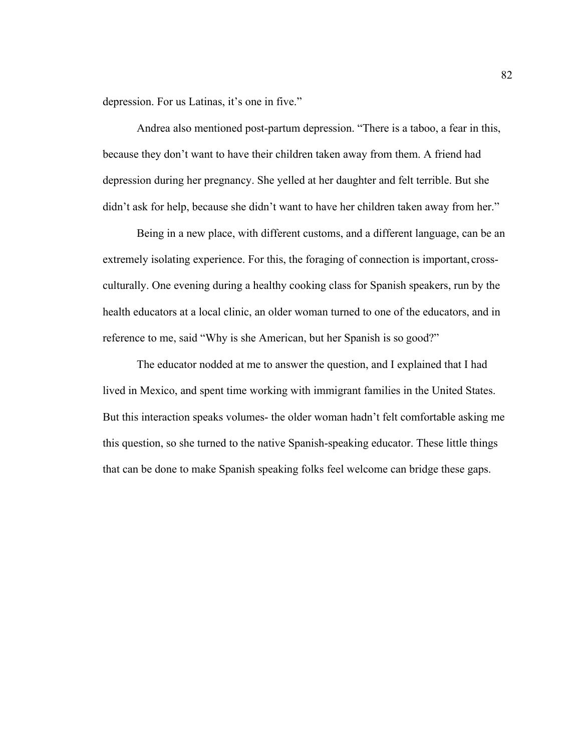depression. For us Latinas, it's one in five."

Andrea also mentioned post-partum depression. "There is a taboo, a fear in this, because they don't want to have their children taken away from them. A friend had depression during her pregnancy. She yelled at her daughter and felt terrible. But she didn't ask for help, because she didn't want to have her children taken away from her."

Being in a new place, with different customs, and a different language, can be an extremely isolating experience. For this, the foraging of connection is important, cross-culturally. One evening during a healthy cooking class for Spanish speakers, run by the health educators at a local clinic, an older woman turned to one of the educators, and in reference to me, said "Why is she American, but her Spanish is so good?"

The educator nodded at me to answer the question, and I explained that I had lived in Mexico, and spent time working with immigrant families in the United States. But this interaction speaks volumes- the older woman hadn't felt comfortable asking me this question, so she turned to the native Spanish-speaking educator. These little things that can be done to make Spanish speaking folks feel welcome can bridge these gaps.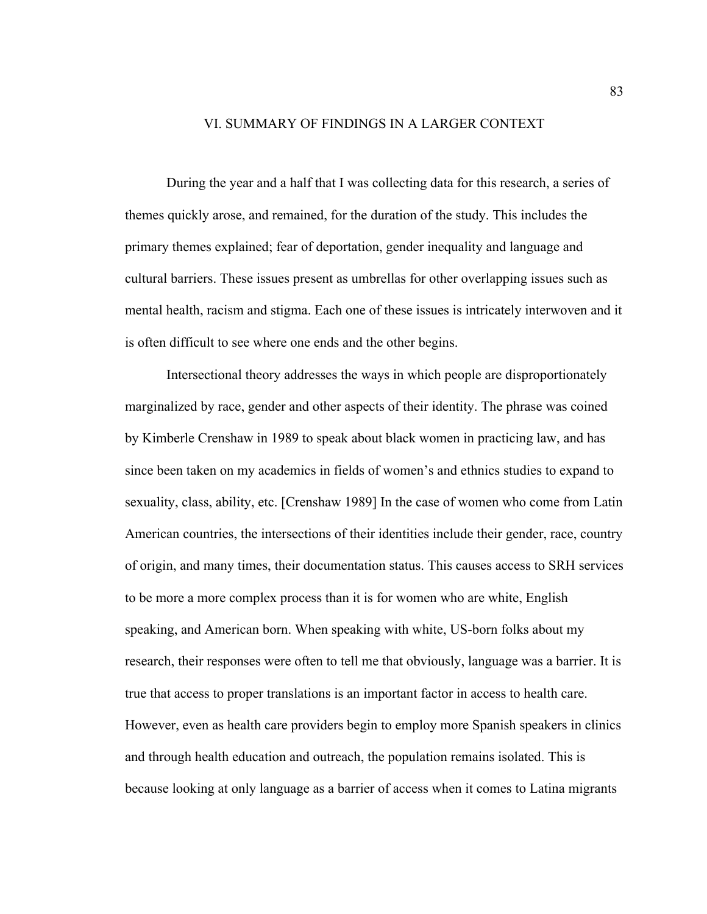# VI. SUMMARY OF FINDINGS IN A LARGER CONTEXT

During the year and a half that I was collecting data for this research, a series of themes quickly arose, and remained, for the duration of the study. This includes the primary themes explained; fear of deportation, gender inequality and language and cultural barriers. These issues present as umbrellas for other overlapping issues such as mental health, racism and stigma. Each one of these issues is intricately interwoven and it is often difficult to see where one ends and the other begins.

Intersectional theory addresses the ways in which people are disproportionately marginalized by race, gender and other aspects of their identity. The phrase was coined by Kimberle Crenshaw in 1989 to speak about black women in practicing law, and has since been taken on my academics in fields of women's and ethnics studies to expand to sexuality, class, ability, etc. [Crenshaw 1989] In the case of women who come from Latin American countries, the intersections of their identities include their gender, race, country of origin, and many times, their documentation status. This causes access to SRH services to be more a more complex process than it is for women who are white, English speaking, and American born. When speaking with white, US-born folks about my research, their responses were often to tell me that obviously, language was a barrier. It is true that access to proper translations is an important factor in access to health care. However, even as health care providers begin to employ more Spanish speakers in clinics and through health education and outreach, the population remains isolated. This is because looking at only language as a barrier of access when it comes to Latina migrants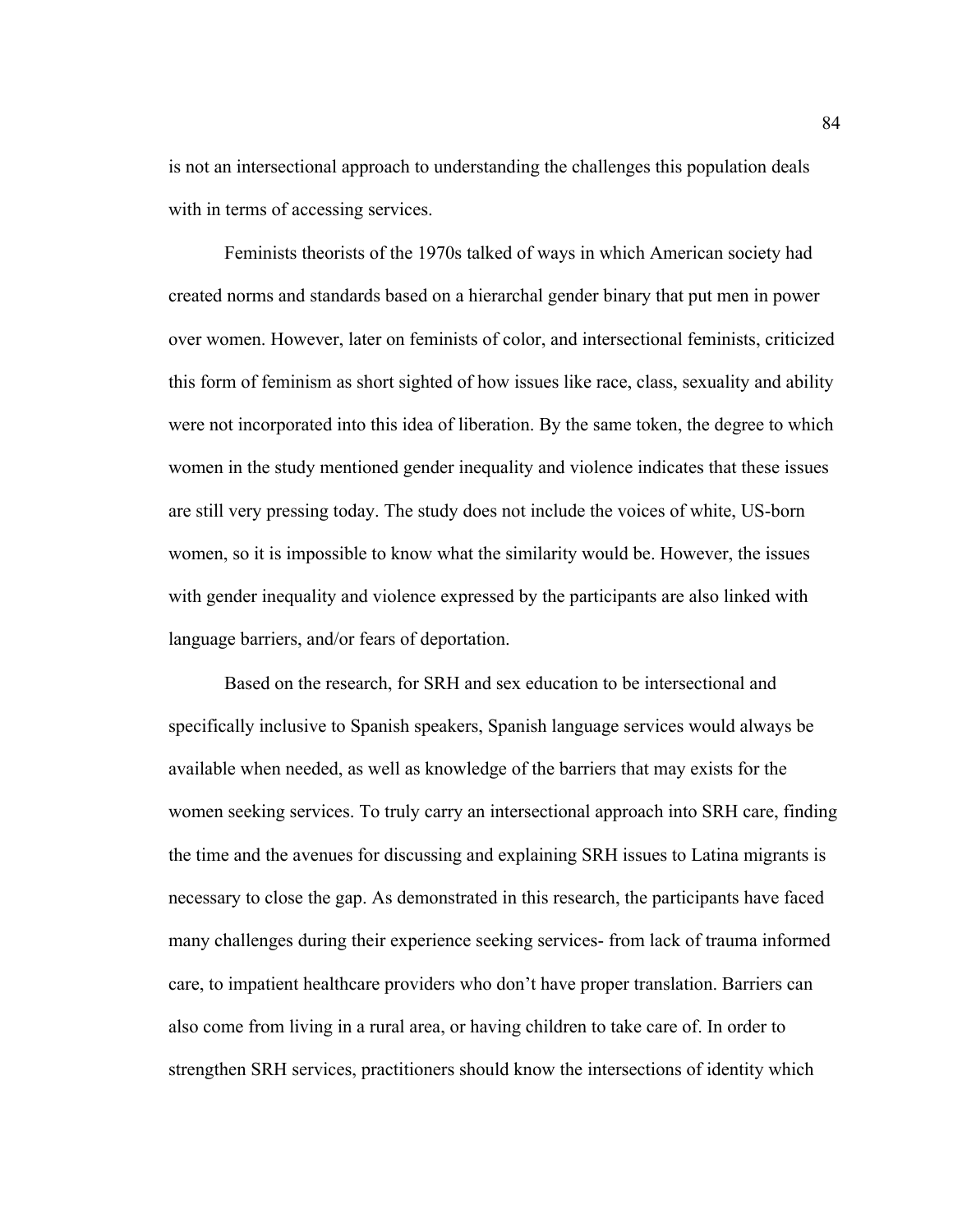is not an intersectional approach to understanding the challenges this population deals with in terms of accessing services.

Feminists theorists of the 1970s talked of ways in which American society had created norms and standards based on a hierarchal gender binary that put men in power over women. However, later on feminists of color, and intersectional feminists, criticized this form of feminism as short sighted of how issues like race, class, sexuality and ability were not incorporated into this idea of liberation. By the same token, the degree to which women in the study mentioned gender inequality and violence indicates that these issues are still very pressing today. The study does not include the voices of white, US-born women, so it is impossible to know what the similarity would be. However, the issues with gender inequality and violence expressed by the participants are also linked with language barriers, and/or fears of deportation.

Based on the research, for SRH and sex education to be intersectional and specifically inclusive to Spanish speakers, Spanish language services would always be available when needed, as well as knowledge of the barriers that may exists for the women seeking services. To truly carry an intersectional approach into SRH care, finding the time and the avenues for discussing and explaining SRH issues to Latina migrants is necessary to close the gap. As demonstrated in this research, the participants have faced many challenges during their experience seeking services- from lack of trauma informed care, to impatient healthcare providers who don't have proper translation. Barriers can also come from living in a rural area, or having children to take care of. In order to strengthen SRH services, practitioners should know the intersections of identity which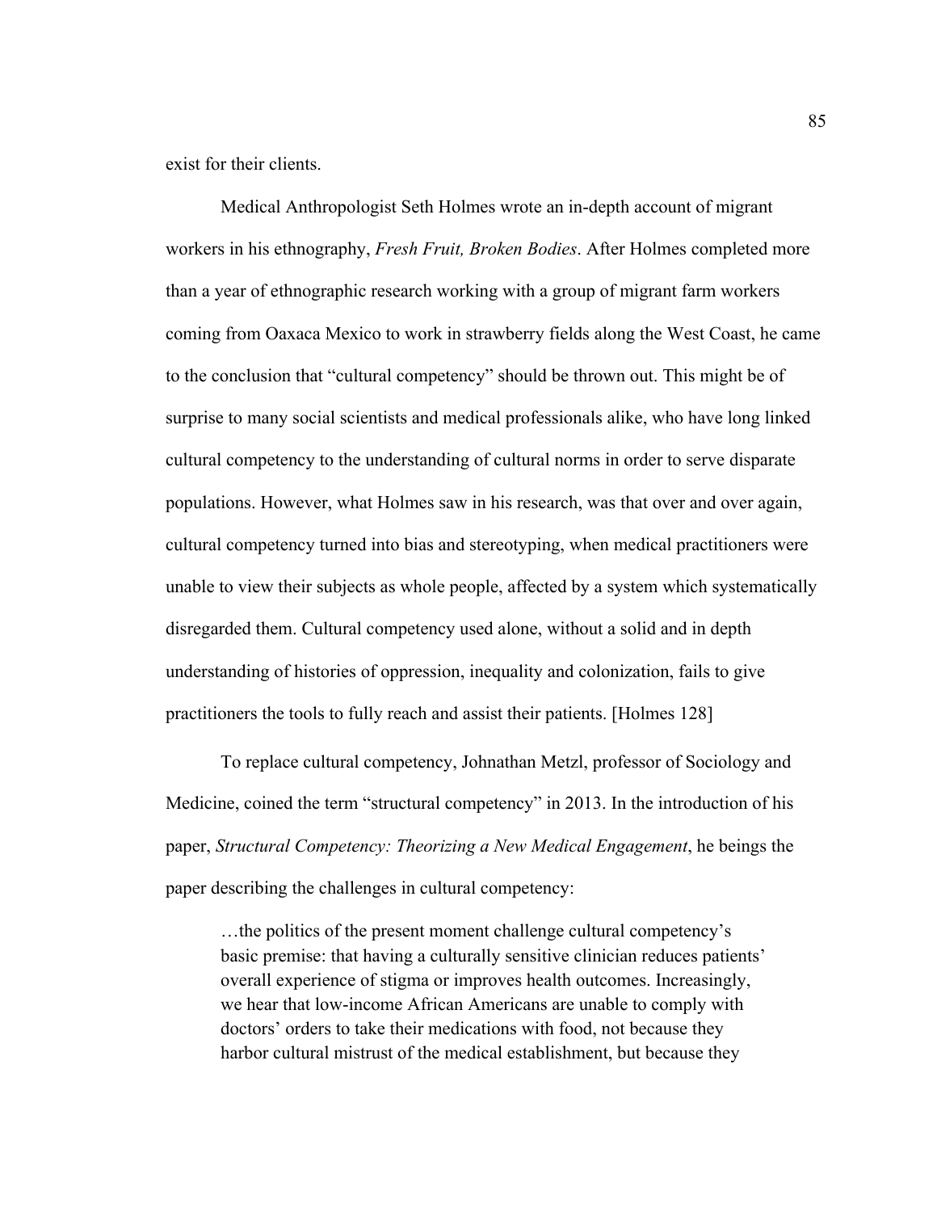exist for their clients.

Medical Anthropologist Seth Holmes wrote an in-depth account of migrant workers in his ethnography, *Fresh Fruit, Broken Bodies*. After Holmes completed more than a year of ethnographic research working with a group of migrant farm workers coming from Oaxaca Mexico to work in strawberry fields along the West Coast, he came to the conclusion that "cultural competency" should be thrown out. This might be of surprise to many social scientists and medical professionals alike, who have long linked cultural competency to the understanding of cultural norms in order to serve disparate populations. However, what Holmes saw in his research, was that over and over again, cultural competency turned into bias and stereotyping, when medical practitioners were unable to view their subjects as whole people, affected by a system which systematically disregarded them. Cultural competency used alone, without a solid and in depth understanding of histories of oppression, inequality and colonization, fails to give practitioners the tools to fully reach and assist their patients. [Holmes 128]

To replace cultural competency, Johnathan Metzl, professor of Sociology and Medicine, coined the term "structural competency" in 2013. In the introduction of his paper, *Structural Competency: Theorizing a New Medical Engagement*, he beings the paper describing the challenges in cultural competency:

> …the politics of the present moment challenge cultural competency's basic premise: that having a culturally sensitive clinician reduces patients' overall experience of stigma or improves health outcomes. Increasingly, we hear that low-income African Americans are unable to comply with doctors' orders to take their medications with food, not because they harbor cultural mistrust of the medical establishment, but because they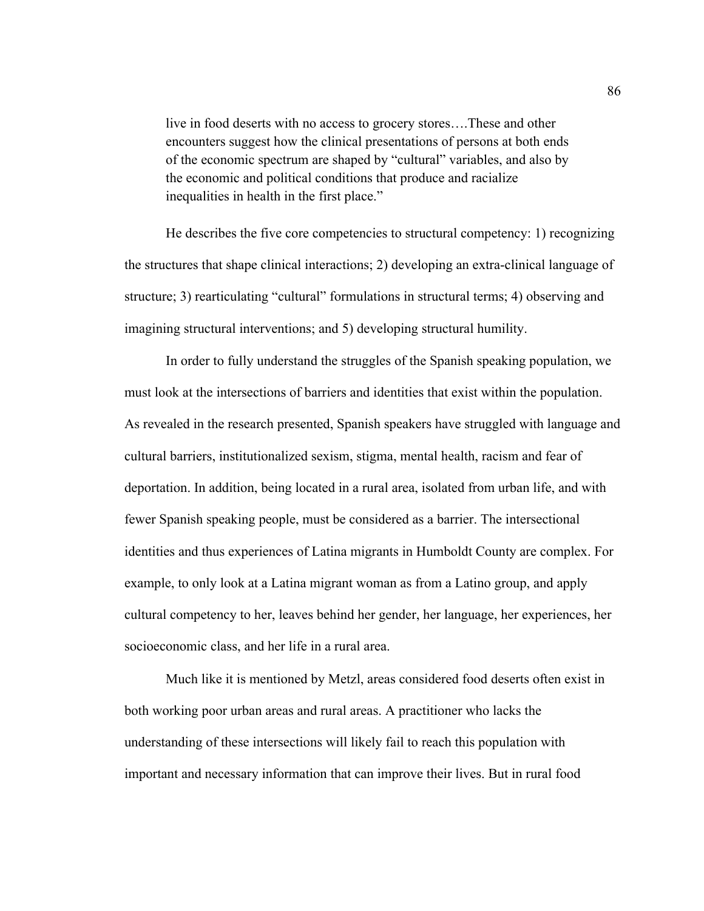> live in food deserts with no access to grocery stores….These and other encounters suggest how the clinical presentations of persons at both ends of the economic spectrum are shaped by "cultural" variables, and also by the economic and political conditions that produce and racialize inequalities in health in the first place."

He describes the five core competencies to structural competency: 1) recognizing the structures that shape clinical interactions; 2) developing an extra-clinical language of structure; 3) rearticulating "cultural" formulations in structural terms; 4) observing and imagining structural interventions; and 5) developing structural humility.

In order to fully understand the struggles of the Spanish speaking population, we must look at the intersections of barriers and identities that exist within the population. As revealed in the research presented, Spanish speakers have struggled with language and cultural barriers, institutionalized sexism, stigma, mental health, racism and fear of deportation. In addition, being located in a rural area, isolated from urban life, and with fewer Spanish speaking people, must be considered as a barrier. The intersectional identities and thus experiences of Latina migrants in Humboldt County are complex. For example, to only look at a Latina migrant woman as from a Latino group, and apply cultural competency to her, leaves behind her gender, her language, her experiences, her socioeconomic class, and her life in a rural area.

Much like it is mentioned by Metzl, areas considered food deserts often exist in both working poor urban areas and rural areas. A practitioner who lacks the understanding of these intersections will likely fail to reach this population with important and necessary information that can improve their lives. But in rural food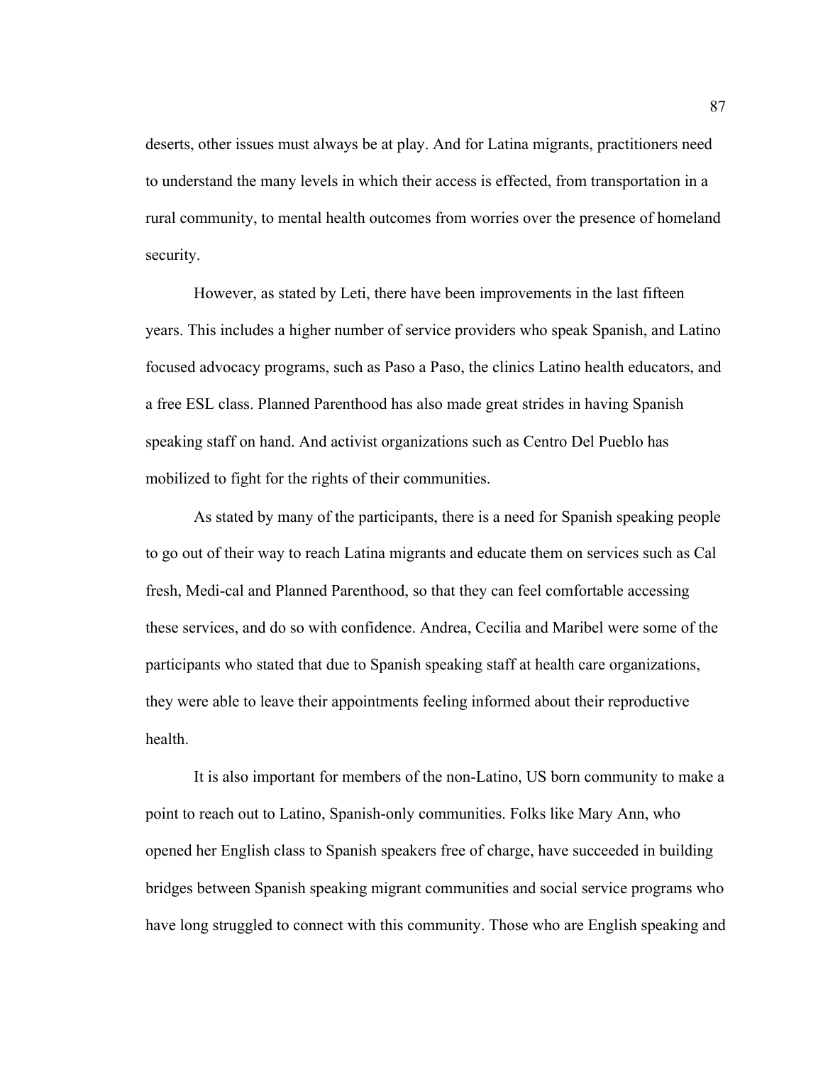deserts, other issues must always be at play. And for Latina migrants, practitioners need to understand the many levels in which their access is effected, from transportation in a rural community, to mental health outcomes from worries over the presence of homeland security.

However, as stated by Leti, there have been improvements in the last fifteen years. This includes a higher number of service providers who speak Spanish, and Latino focused advocacy programs, such as Paso a Paso, the clinics Latino health educators, and a free ESL class. Planned Parenthood has also made great strides in having Spanish speaking staff on hand. And activist organizations such as Centro Del Pueblo has mobilized to fight for the rights of their communities.

As stated by many of the participants, there is a need for Spanish speaking people to go out of their way to reach Latina migrants and educate them on services such as Cal fresh, Medi-cal and Planned Parenthood, so that they can feel comfortable accessing these services, and do so with confidence. Andrea, Cecilia and Maribel were some of the participants who stated that due to Spanish speaking staff at health care organizations, they were able to leave their appointments feeling informed about their reproductive health.

It is also important for members of the non-Latino, US born community to make a point to reach out to Latino, Spanish-only communities. Folks like Mary Ann, who opened her English class to Spanish speakers free of charge, have succeeded in building bridges between Spanish speaking migrant communities and social service programs who have long struggled to connect with this community. Those who are English speaking and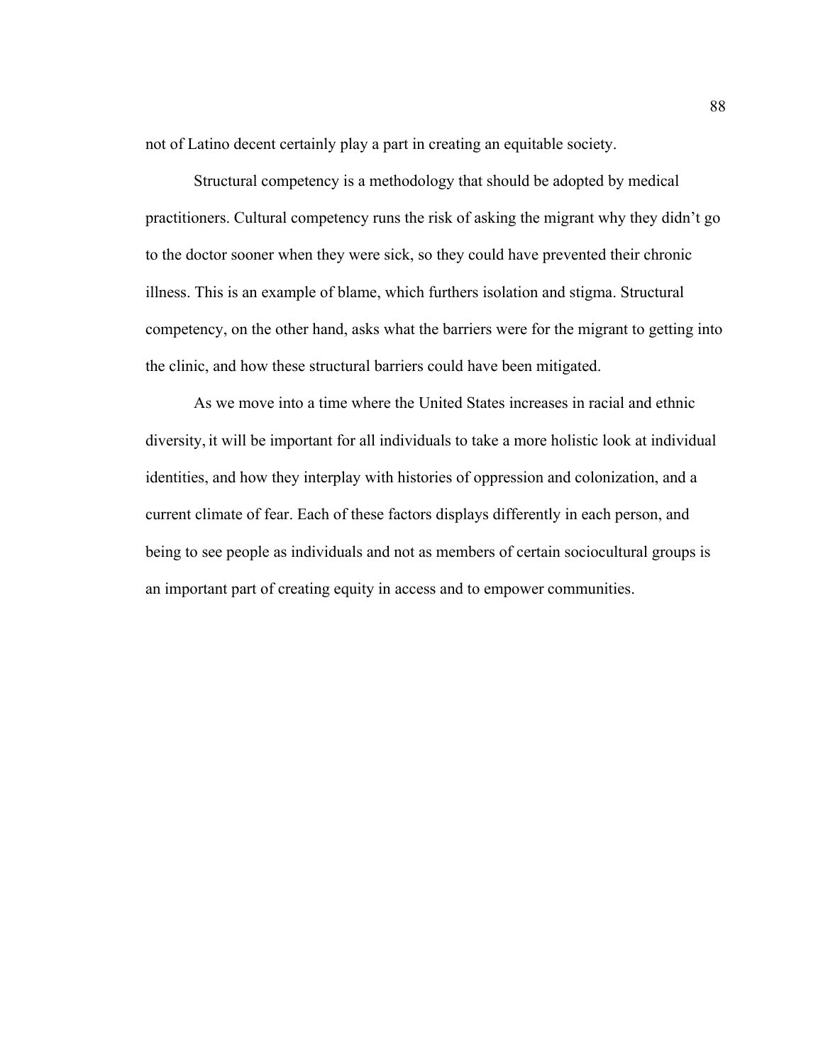not of Latino decent certainly play a part in creating an equitable society.

Structural competency is a methodology that should be adopted by medical practitioners. Cultural competency runs the risk of asking the migrant why they didn't go to the doctor sooner when they were sick, so they could have prevented their chronic illness. This is an example of blame, which furthers isolation and stigma. Structural competency, on the other hand, asks what the barriers were for the migrant to getting into the clinic, and how these structural barriers could have been mitigated.

As we move into a time where the United States increases in racial and ethnic diversity, it will be important for all individuals to take a more holistic look at individual identities, and how they interplay with histories of oppression and colonization, and a current climate of fear. Each of these factors displays differently in each person, and being to see people as individuals and not as members of certain sociocultural groups is an important part of creating equity in access and to empower communities.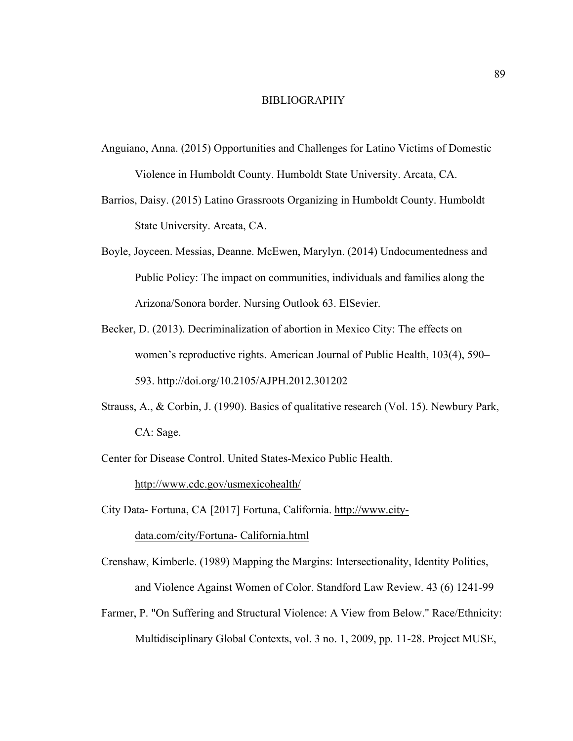# BIBLIOGRAPHY

Anguiano, Anna. (2015) Opportunities and Challenges for Latino Victims of Domestic Violence in Humboldt County. Humboldt State University. Arcata, CA.

Barrios, Daisy. (2015) Latino Grassroots Organizing in Humboldt County. Humboldt State University. Arcata, CA.

Boyle, Joyceen. Messias, Deanne. McEwen, Marylyn. (2014) Undocumentedness and Public Policy: The impact on communities, individuals and families along the Arizona/Sonora border. Nursing Outlook 63. ElSevier.

Becker, D. (2013). Decriminalization of abortion in Mexico City: The effects on women's reproductive rights. American Journal of Public Health, 103(4), 590–593. http://doi.org/10.2105/AJPH.2012.301202

Strauss, A., & Corbin, J. (1990). Basics of qualitative research (Vol. 15). Newbury Park, CA: Sage.

Center for Disease Control. United States-Mexico Public Health. http://www.cdc.gov/usmexicohealth/

City Data- Fortuna, CA [2017] Fortuna, California. http://www.city-data.com/city/Fortuna- California.html

Crenshaw, Kimberle. (1989) Mapping the Margins: Intersectionality, Identity Politics, and Violence Against Women of Color. Standford Law Review. 43 (6) 1241-99

Farmer, P. "On Suffering and Structural Violence: A View from Below." Race/Ethnicity: Multidisciplinary Global Contexts, vol. 3 no. 1, 2009, pp. 11-28. Project MUSE,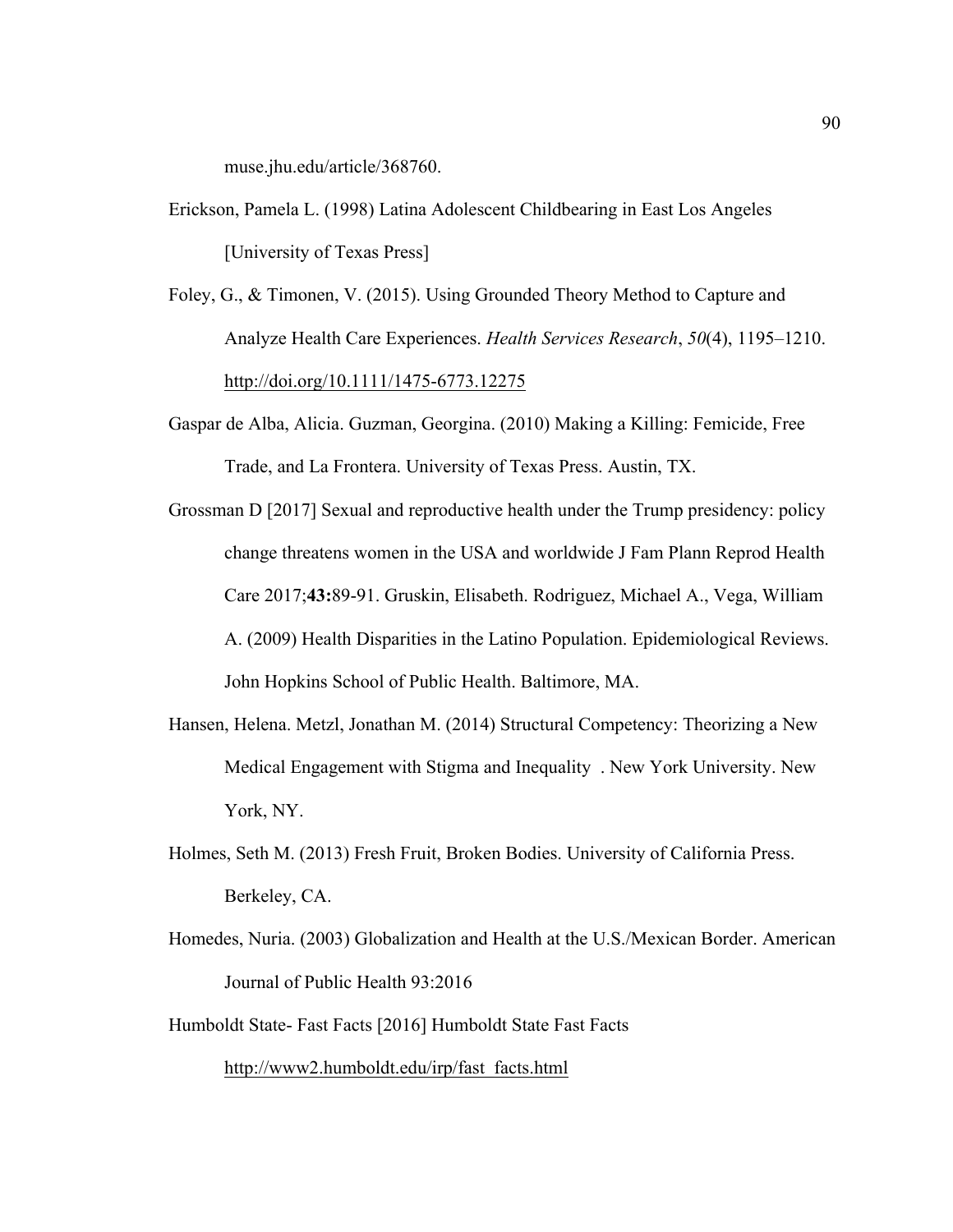muse.jhu.edu/article/368760.

Erickson, Pamela L. (1998) Latina Adolescent Childbearing in East Los Angeles [University of Texas Press]

Foley, G., & Timonen, V. (2015). Using Grounded Theory Method to Capture and Analyze Health Care Experiences. *Health Services Research*, *50*(4), 1195–1210. http://doi.org/10.1111/1475-6773.12275

Gaspar de Alba, Alicia. Guzman, Georgina. (2010) Making a Killing: Femicide, Free Trade, and La Frontera. University of Texas Press. Austin, TX.

Grossman D [2017] Sexual and reproductive health under the Trump presidency: policy change threatens women in the USA and worldwide J Fam Plann Reprod Health Care 2017;**43:**89-91. Gruskin, Elisabeth. Rodriguez, Michael A., Vega, William A. (2009) Health Disparities in the Latino Population. Epidemiological Reviews. John Hopkins School of Public Health. Baltimore, MA.

Hansen, Helena. Metzl, Jonathan M. (2014) Structural Competency: Theorizing a New Medical Engagement with Stigma and Inequality . New York University. New York, NY.

Holmes, Seth M. (2013) Fresh Fruit, Broken Bodies. University of California Press. Berkeley, CA.

Homedes, Nuria. (2003) Globalization and Health at the U.S./Mexican Border. American Journal of Public Health 93:2016

Humboldt State- Fast Facts [2016] Humboldt State Fast Facts http://www2.humboldt.edu/irp/fast_facts.html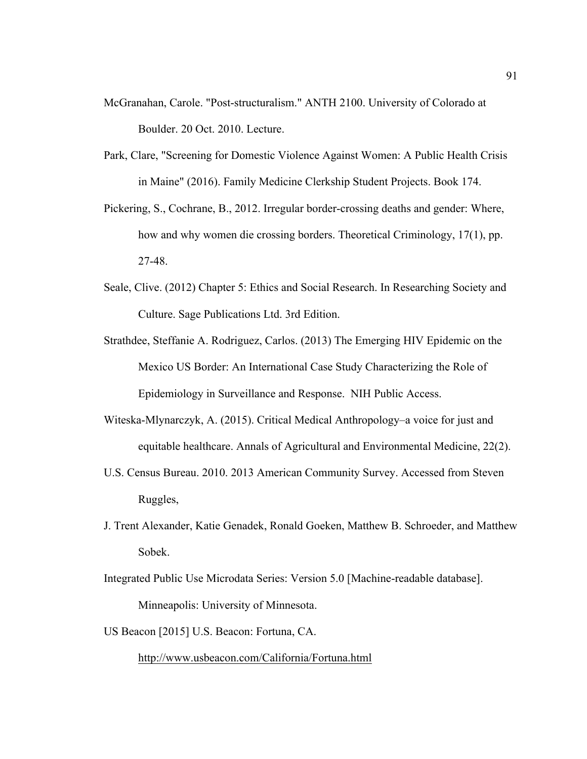McGranahan, Carole. "Post-structuralism." ANTH 2100. University of Colorado at Boulder. 20 Oct. 2010. Lecture.

Park, Clare, "Screening for Domestic Violence Against Women: A Public Health Crisis in Maine" (2016). Family Medicine Clerkship Student Projects. Book 174.

Pickering, S., Cochrane, B., 2012. Irregular border-crossing deaths and gender: Where, how and why women die crossing borders. Theoretical Criminology, 17(1), pp. 27-48.

Seale, Clive. (2012) Chapter 5: Ethics and Social Research. In Researching Society and Culture. Sage Publications Ltd. 3rd Edition.

Strathdee, Steffanie A. Rodriguez, Carlos. (2013) The Emerging HIV Epidemic on the Mexico US Border: An International Case Study Characterizing the Role of Epidemiology in Surveillance and Response. NIH Public Access.

Witeska-Mlynarczyk, A. (2015). Critical Medical Anthropology–a voice for just and equitable healthcare. Annals of Agricultural and Environmental Medicine, 22(2).

U.S. Census Bureau. 2010. 2013 American Community Survey. Accessed from Steven Ruggles,

J. Trent Alexander, Katie Genadek, Ronald Goeken, Matthew B. Schroeder, and Matthew Sobek.

Integrated Public Use Microdata Series: Version 5.0 [Machine-readable database]. Minneapolis: University of Minnesota.

US Beacon [2015] U.S. Beacon: Fortuna, CA.

http://www.usbeacon.com/California/Fortuna.html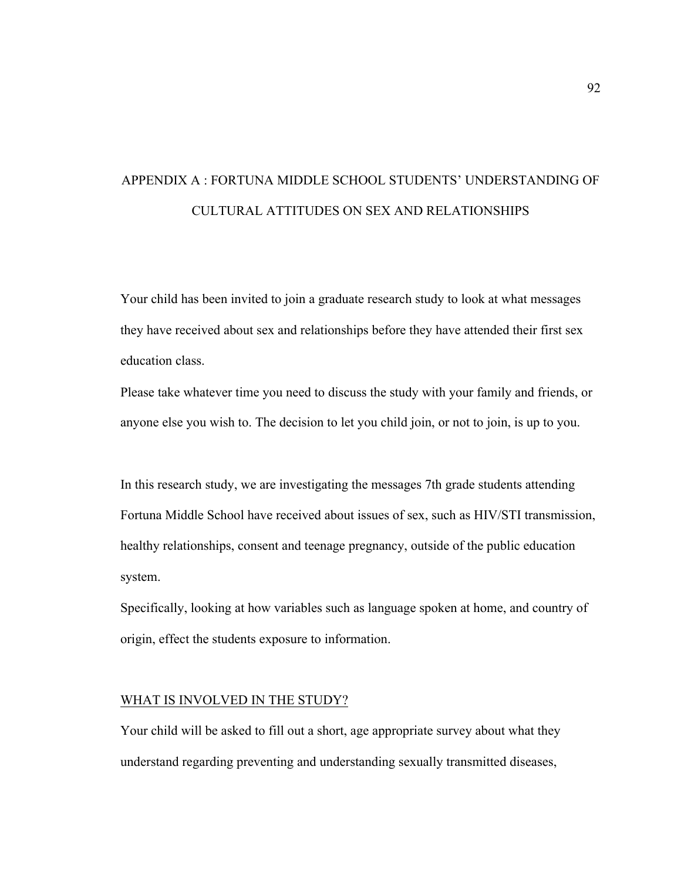# APPENDIX A : FORTUNA MIDDLE SCHOOL STUDENTS' UNDERSTANDING OF CULTURAL ATTITUDES ON SEX AND RELATIONSHIPS

Your child has been invited to join a graduate research study to look at what messages they have received about sex and relationships before they have attended their first sex education class.

Please take whatever time you need to discuss the study with your family and friends, or anyone else you wish to. The decision to let you child join, or not to join, is up to you.

In this research study, we are investigating the messages 7th grade students attending Fortuna Middle School have received about issues of sex, such as HIV/STI transmission, healthy relationships, consent and teenage pregnancy, outside of the public education system.

Specifically, looking at how variables such as language spoken at home, and country of origin, effect the students exposure to information.

## WHAT IS INVOLVED IN THE STUDY?

Your child will be asked to fill out a short, age appropriate survey about what they understand regarding preventing and understanding sexually transmitted diseases,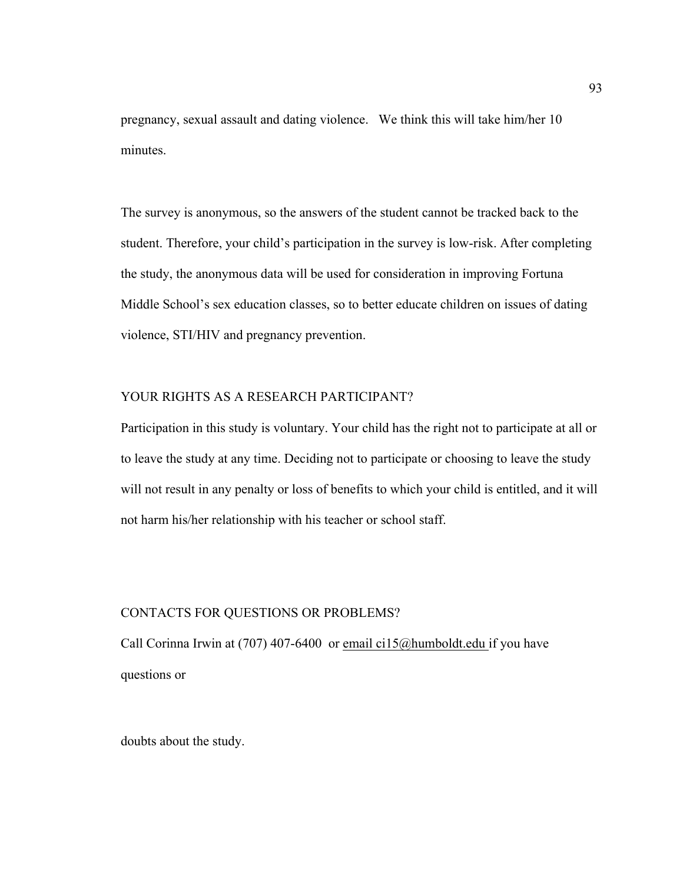pregnancy, sexual assault and dating violence. We think this will take him/her 10 minutes.

The survey is anonymous, so the answers of the student cannot be tracked back to the student. Therefore, your child's participation in the survey is low-risk. After completing the study, the anonymous data will be used for consideration in improving Fortuna Middle School's sex education classes, so to better educate children on issues of dating violence, STI/HIV and pregnancy prevention.

YOUR RIGHTS AS A RESEARCH PARTICIPANT?

Participation in this study is voluntary. Your child has the right not to participate at all or to leave the study at any time. Deciding not to participate or choosing to leave the study will not result in any penalty or loss of benefits to which your child is entitled, and it will not harm his/her relationship with his teacher or school staff.

CONTACTS FOR QUESTIONS OR PROBLEMS?

Call Corinna Irwin at (707) 407-6400 or email ci15@humboldt.edu if you have questions or

doubts about the study.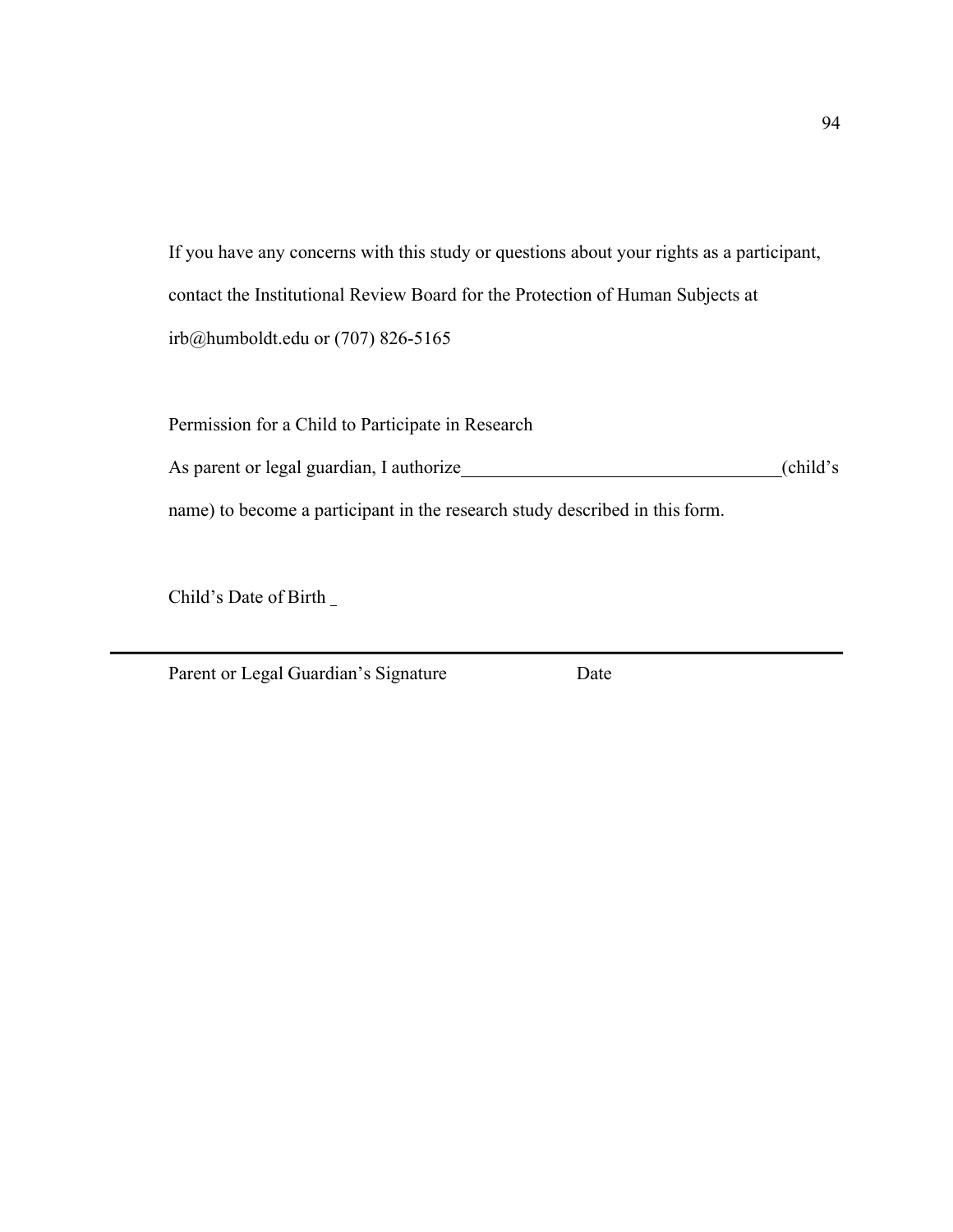If you have any concerns with this study or questions about your rights as a participant, contact the Institutional Review Board for the Protection of Human Subjects at irb@humboldt.edu or (707) 826-5165

Permission for a Child to Participate in Research

As parent or legal guardian, I authorize___________________________________(child's name) to become a participant in the research study described in this form.

Child's Date of Birth _

______________________________________________________________________

Parent or Legal Guardian's Signature                    Date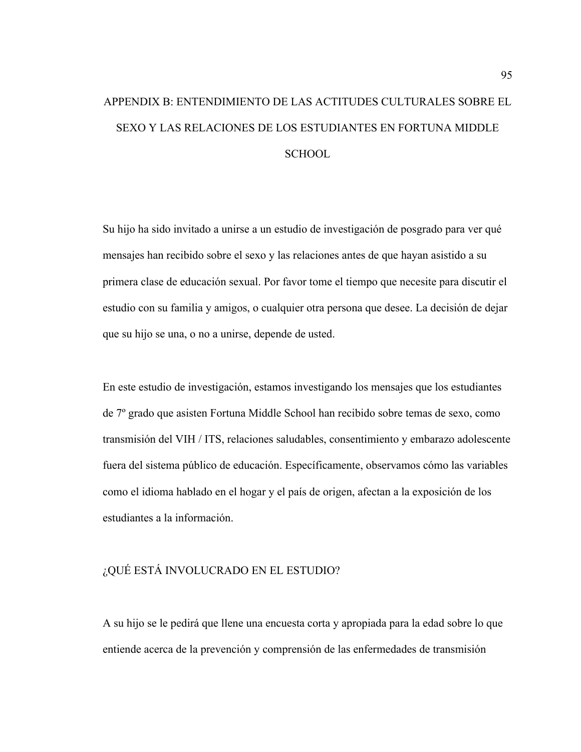# APPENDIX B: ENTENDIMIENTO DE LAS ACTITUDES CULTURALES SOBRE EL SEXO Y LAS RELACIONES DE LOS ESTUDIANTES EN FORTUNA MIDDLE SCHOOL

Su hijo ha sido invitado a unirse a un estudio de investigación de posgrado para ver qué mensajes han recibido sobre el sexo y las relaciones antes de que hayan asistido a su primera clase de educación sexual. Por favor tome el tiempo que necesite para discutir el estudio con su familia y amigos, o cualquier otra persona que desee. La decisión de dejar que su hijo se una, o no a unirse, depende de usted.

En este estudio de investigación, estamos investigando los mensajes que los estudiantes de 7º grado que asisten Fortuna Middle School han recibido sobre temas de sexo, como transmisión del VIH / ITS, relaciones saludables, consentimiento y embarazo adolescente fuera del sistema público de educación. Específicamente, observamos cómo las variables como el idioma hablado en el hogar y el país de origen, afectan a la exposición de los estudiantes a la información.

## ¿QUÉ ESTÁ INVOLUCRADO EN EL ESTUDIO?

A su hijo se le pedirá que llene una encuesta corta y apropiada para la edad sobre lo que entiende acerca de la prevención y comprensión de las enfermedades de transmisión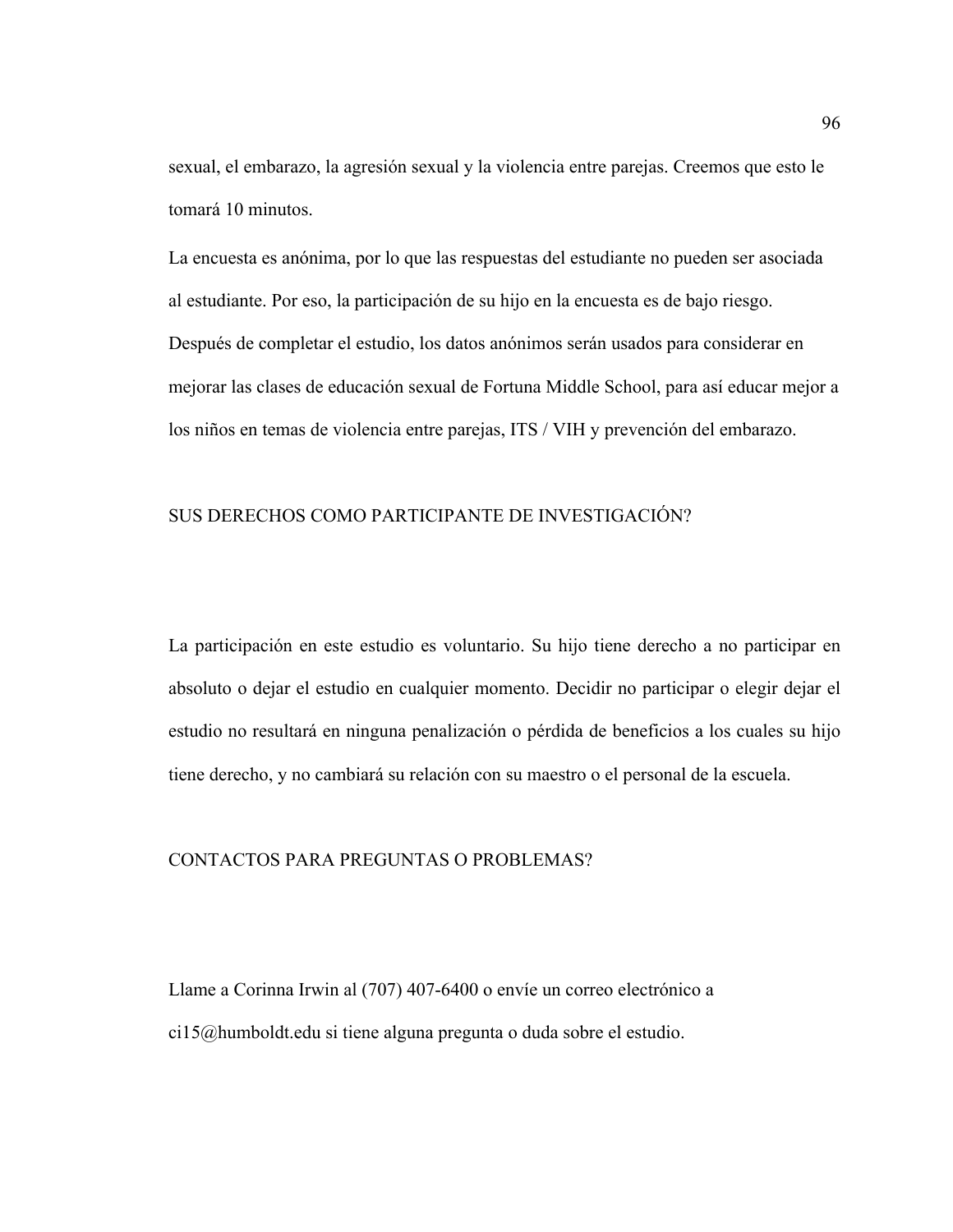sexual, el embarazo, la agresión sexual y la violencia entre parejas. Creemos que esto le tomará 10 minutos.

La encuesta es anónima, por lo que las respuestas del estudiante no pueden ser asociada al estudiante. Por eso, la participación de su hijo en la encuesta es de bajo riesgo. Después de completar el estudio, los datos anónimos serán usados para considerar en mejorar las clases de educación sexual de Fortuna Middle School, para así educar mejor a los niños en temas de violencia entre parejas, ITS / VIH y prevención del embarazo.

SUS DERECHOS COMO PARTICIPANTE DE INVESTIGACIÓN?

La participación en este estudio es voluntario. Su hijo tiene derecho a no participar en absoluto o dejar el estudio en cualquier momento. Decidir no participar o elegir dejar el estudio no resultará en ninguna penalización o pérdida de beneficios a los cuales su hijo tiene derecho, y no cambiará su relación con su maestro o el personal de la escuela.

CONTACTOS PARA PREGUNTAS O PROBLEMAS?

Llame a Corinna Irwin al (707) 407-6400 o envíe un correo electrónico a ci15@humboldt.edu si tiene alguna pregunta o duda sobre el estudio.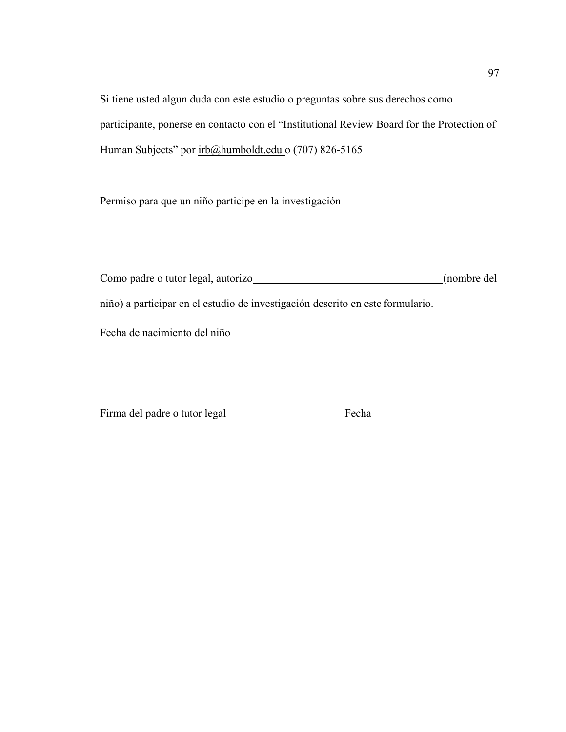Si tiene usted algun duda con este estudio o preguntas sobre sus derechos como participante, ponerse en contacto con el "Institutional Review Board for the Protection of Human Subjects" por irb@humboldt.edu o (707) 826-5165

Permiso para que un niño participe en la investigación

Como padre o tutor legal, autorizo___________________________________(nombre del niño) a participar en el estudio de investigación descrito en este formulario.

Fecha de nacimiento del niño ______________________

Firma del padre o tutor legal                                        Fecha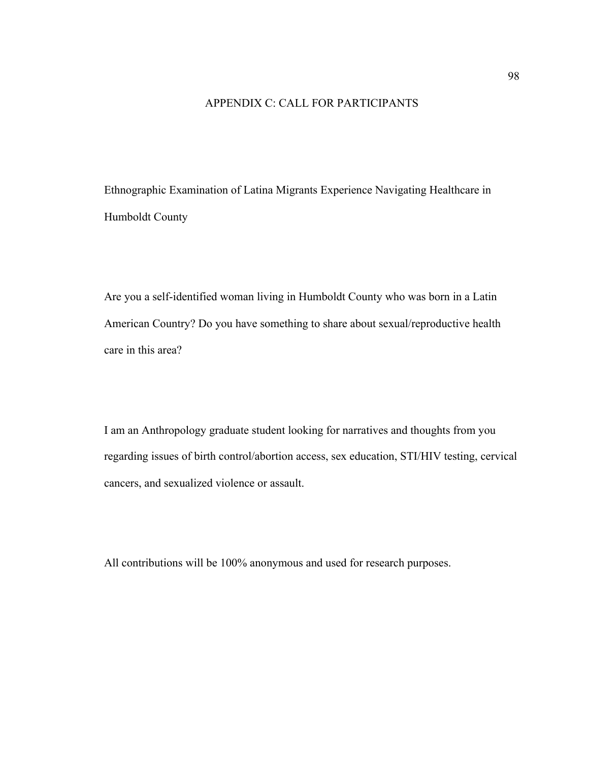# APPENDIX C: CALL FOR PARTICIPANTS

Ethnographic Examination of Latina Migrants Experience Navigating Healthcare in Humboldt County

Are you a self-identified woman living in Humboldt County who was born in a Latin American Country? Do you have something to share about sexual/reproductive health care in this area?

I am an Anthropology graduate student looking for narratives and thoughts from you regarding issues of birth control/abortion access, sex education, STI/HIV testing, cervical cancers, and sexualized violence or assault.

All contributions will be 100% anonymous and used for research purposes.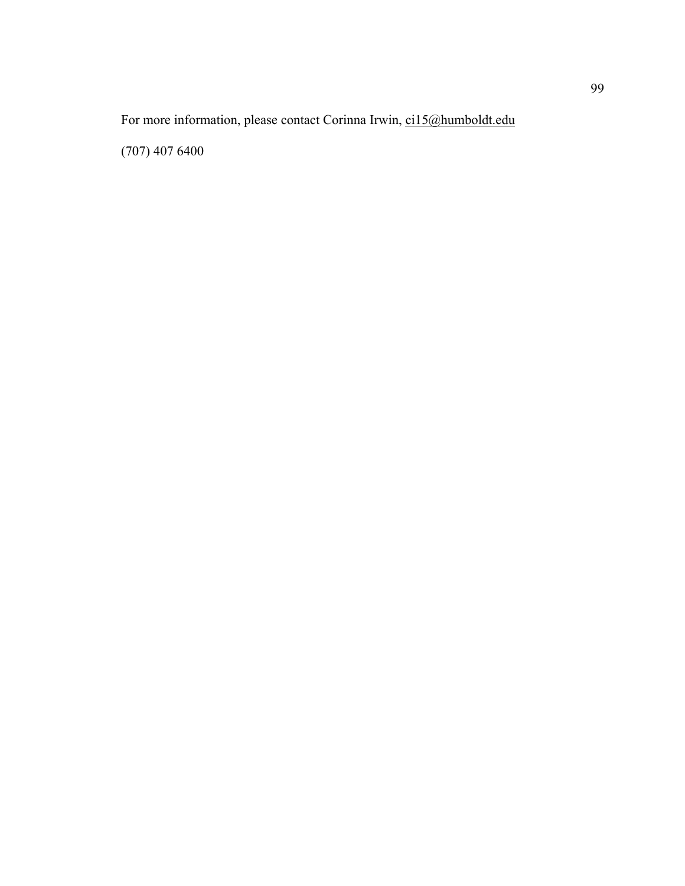For more information, please contact Corinna Irwin, ci15@humboldt.edu

(707) 407 6400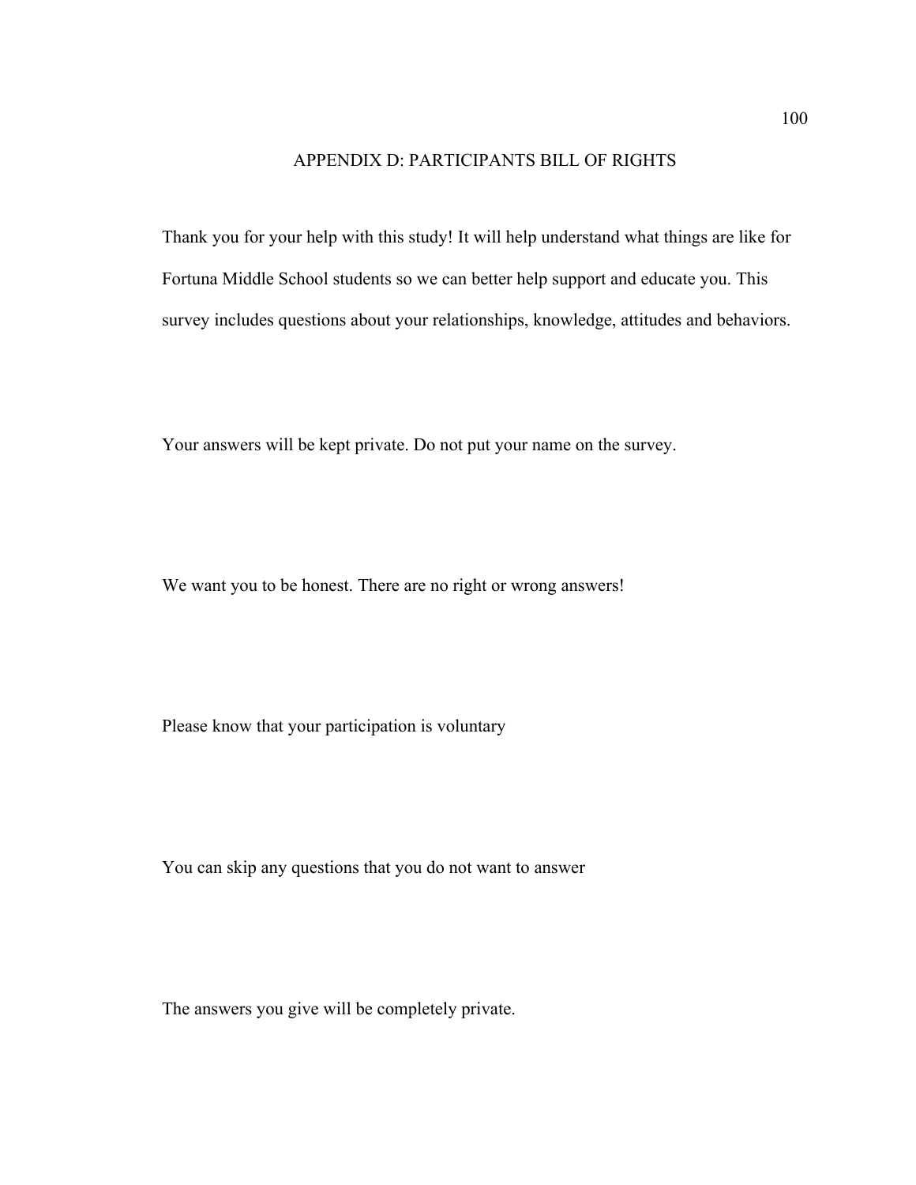# APPENDIX D: PARTICIPANTS BILL OF RIGHTS

Thank you for your help with this study! It will help understand what things are like for Fortuna Middle School students so we can better help support and educate you. This survey includes questions about your relationships, knowledge, attitudes and behaviors.

Your answers will be kept private. Do not put your name on the survey.

We want you to be honest. There are no right or wrong answers!

Please know that your participation is voluntary

You can skip any questions that you do not want to answer

The answers you give will be completely private.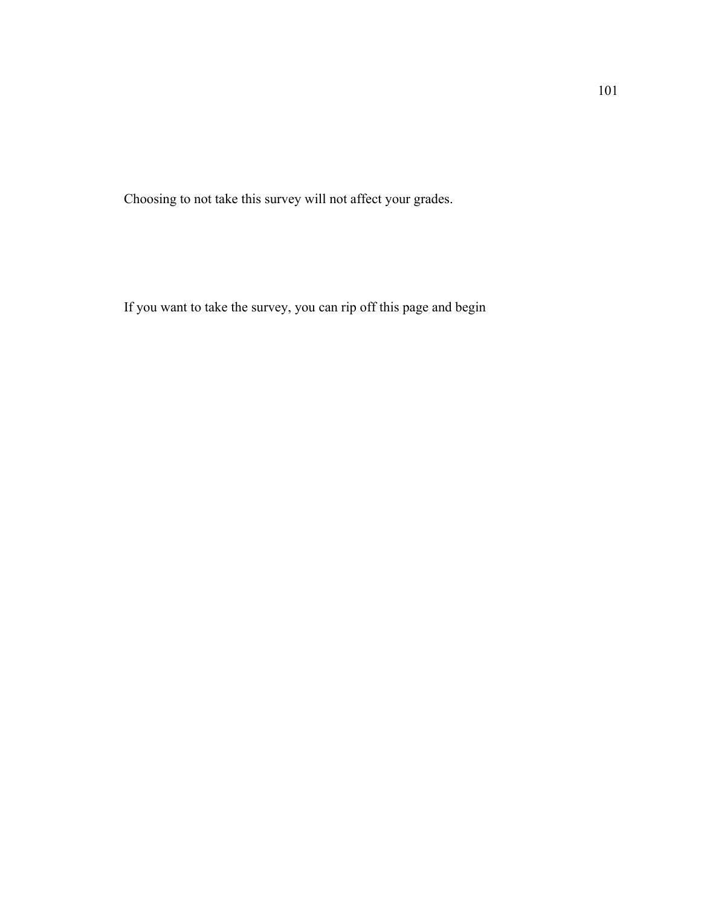Choosing to not take this survey will not affect your grades.

If you want to take the survey, you can rip off this page and begin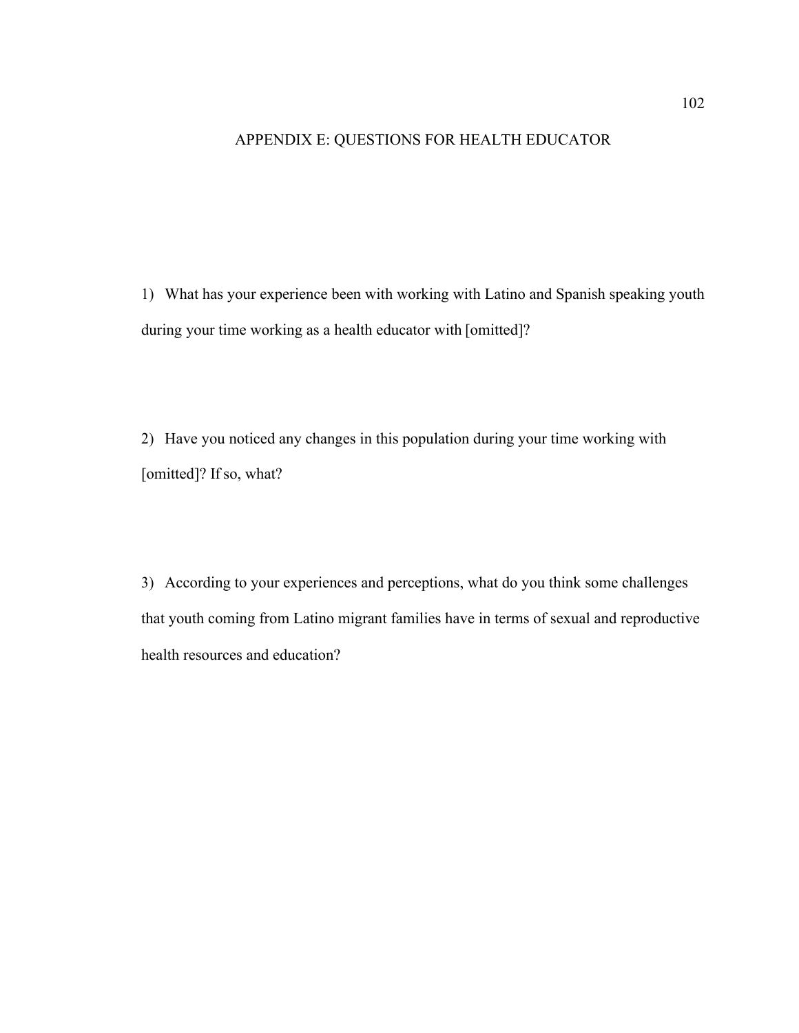# APPENDIX E: QUESTIONS FOR HEALTH EDUCATOR

1) What has your experience been with working with Latino and Spanish speaking youth during your time working as a health educator with [omitted]?

2) Have you noticed any changes in this population during your time working with [omitted]? If so, what?

3) According to your experiences and perceptions, what do you think some challenges that youth coming from Latino migrant families have in terms of sexual and reproductive health resources and education?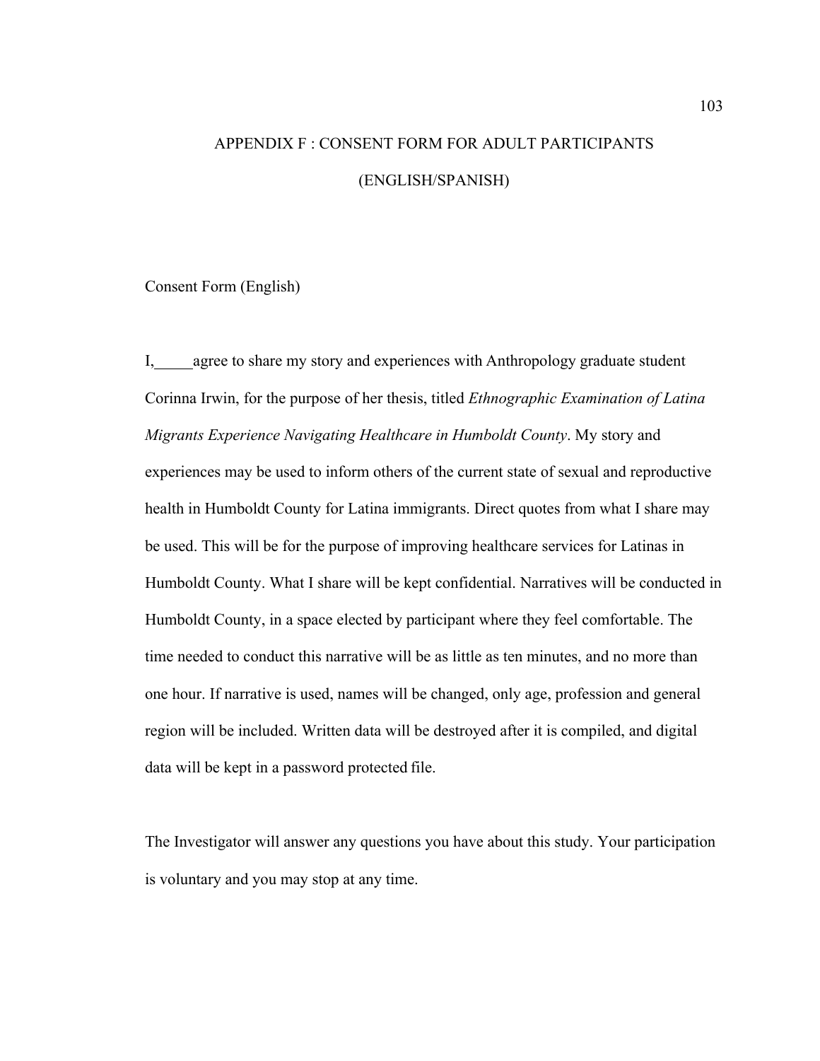# APPENDIX F : CONSENT FORM FOR ADULT PARTICIPANTS (ENGLISH/SPANISH)

Consent Form (English)

I,_____agree to share my story and experiences with Anthropology graduate student Corinna Irwin, for the purpose of her thesis, titled *Ethnographic Examination of Latina Migrants Experience Navigating Healthcare in Humboldt County*. My story and experiences may be used to inform others of the current state of sexual and reproductive health in Humboldt County for Latina immigrants. Direct quotes from what I share may be used. This will be for the purpose of improving healthcare services for Latinas in Humboldt County. What I share will be kept confidential. Narratives will be conducted in Humboldt County, in a space elected by participant where they feel comfortable. The time needed to conduct this narrative will be as little as ten minutes, and no more than one hour. If narrative is used, names will be changed, only age, profession and general region will be included. Written data will be destroyed after it is compiled, and digital data will be kept in a password protected file.

The Investigator will answer any questions you have about this study. Your participation is voluntary and you may stop at any time.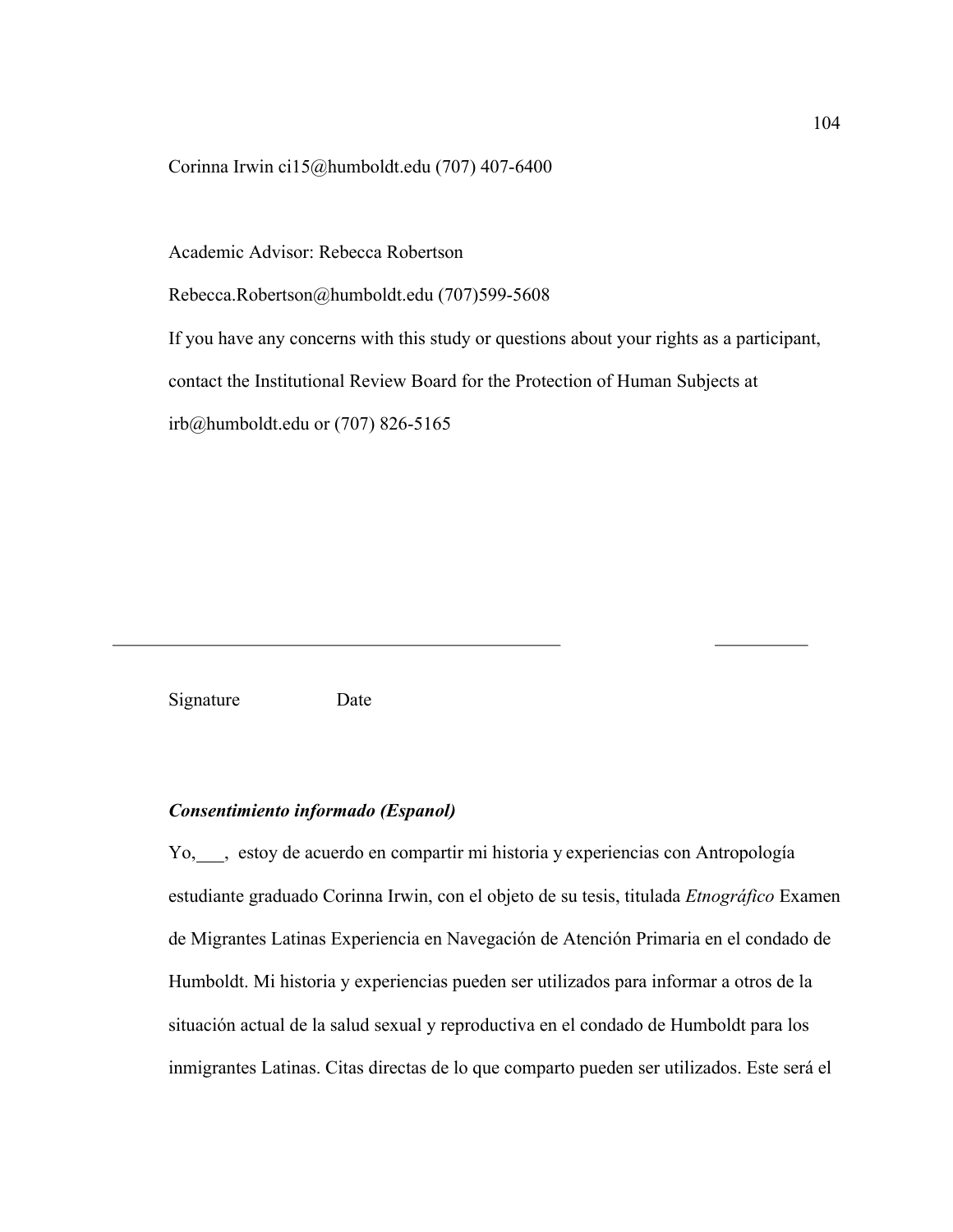Corinna Irwin ci15@humboldt.edu (707) 407-6400

Academic Advisor: Rebecca Robertson

Rebecca.Robertson@humboldt.edu (707)599-5608

If you have any concerns with this study or questions about your rights as a participant, contact the Institutional Review Board for the Protection of Human Subjects at irb@humboldt.edu or (707) 826-5165

_______________________________________________ __________

Signature Date

***Consentimiento informado (Espanol)***

Yo,___, estoy de acuerdo en compartir mi historia y experiencias con Antropología estudiante graduado Corinna Irwin, con el objeto de su tesis, titulada *Etnográfico* Examen de Migrantes Latinas Experiencia en Navegación de Atención Primaria en el condado de Humboldt. Mi historia y experiencias pueden ser utilizados para informar a otros de la situación actual de la salud sexual y reproductiva en el condado de Humboldt para los inmigrantes Latinas. Citas directas de lo que comparto pueden ser utilizados. Este será el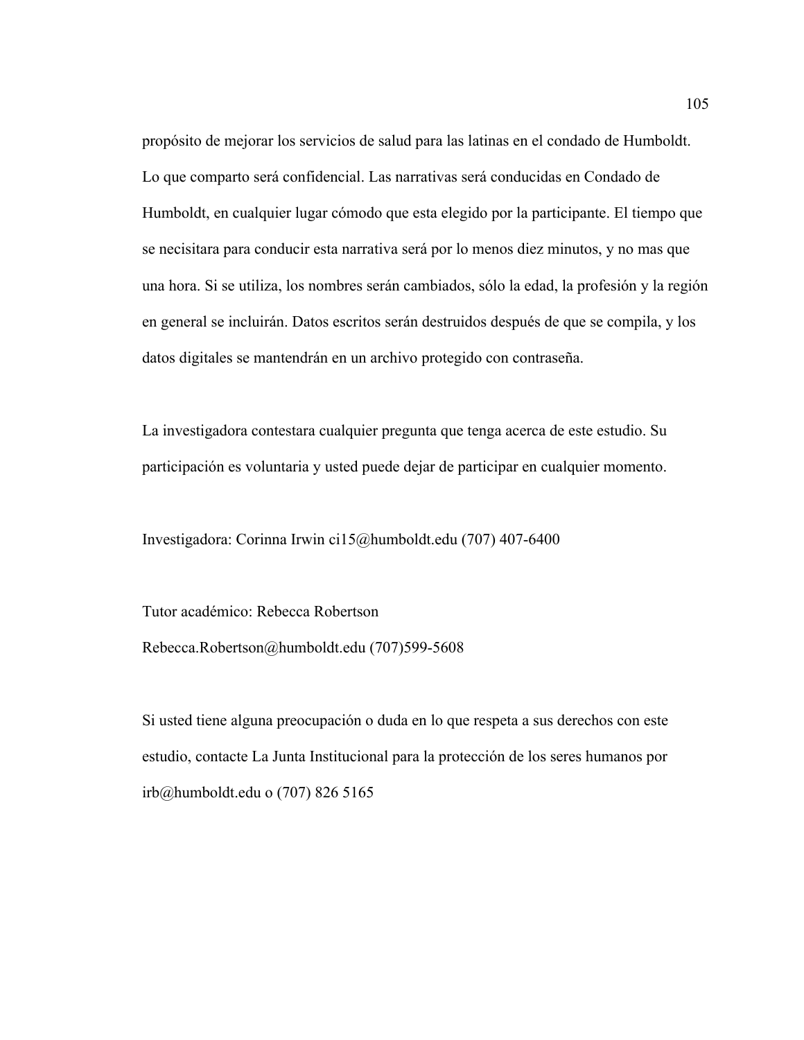propósito de mejorar los servicios de salud para las latinas en el condado de Humboldt. Lo que comparto será confidencial. Las narrativas será conducidas en Condado de Humboldt, en cualquier lugar cómodo que esta elegido por la participante. El tiempo que se necisitara para conducir esta narrativa será por lo menos diez minutos, y no mas que una hora. Si se utiliza, los nombres serán cambiados, sólo la edad, la profesión y la región en general se incluirán. Datos escritos serán destruidos después de que se compila, y los datos digitales se mantendrán en un archivo protegido con contraseña.

La investigadora contestara cualquier pregunta que tenga acerca de este estudio. Su participación es voluntaria y usted puede dejar de participar en cualquier momento.

Investigadora: Corinna Irwin ci15@humboldt.edu (707) 407-6400

Tutor académico: Rebecca Robertson
Rebecca.Robertson@humboldt.edu (707)599-5608

Si usted tiene alguna preocupación o duda en lo que respeta a sus derechos con este estudio, contacte La Junta Institucional para la protección de los seres humanos por irb@humboldt.edu o (707) 826 5165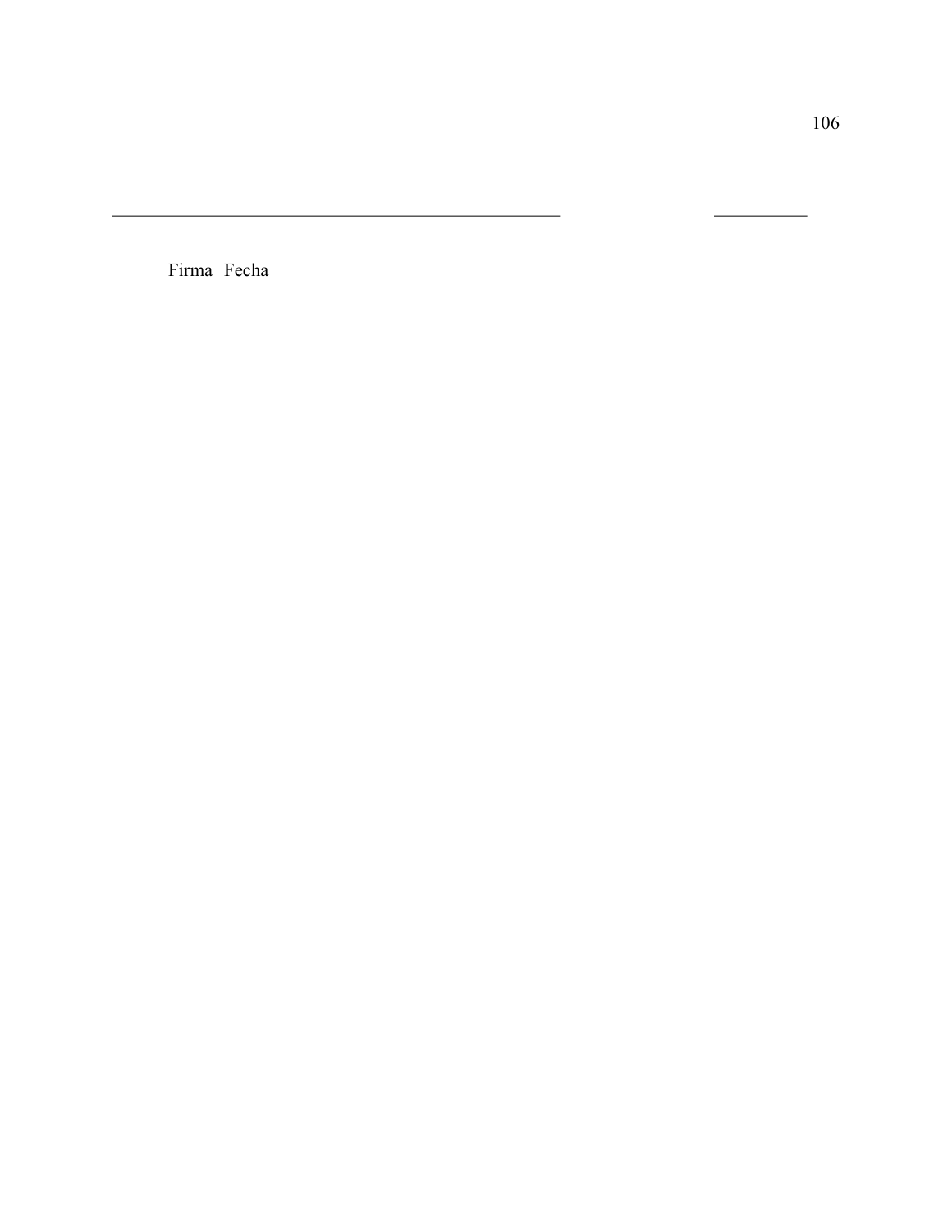_______________________________________________ __________

Firma Fecha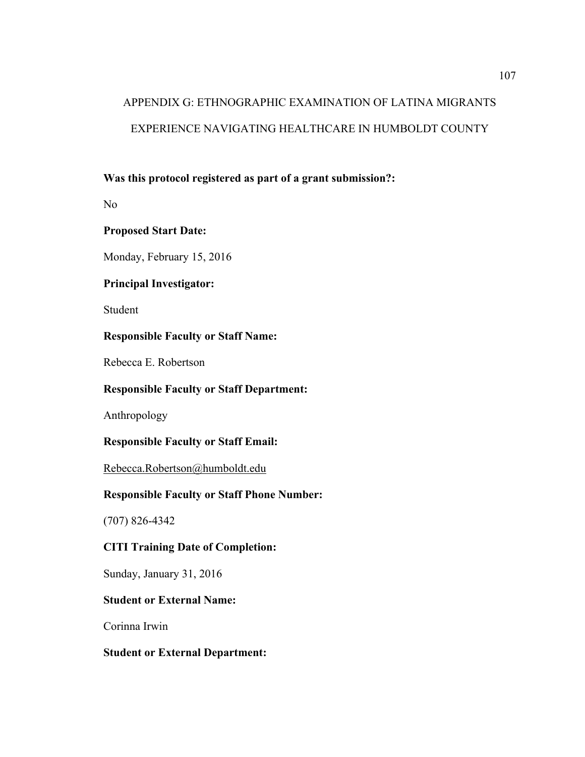# APPENDIX G: ETHNOGRAPHIC EXAMINATION OF LATINA MIGRANTS EXPERIENCE NAVIGATING HEALTHCARE IN HUMBOLDT COUNTY

**Was this protocol registered as part of a grant submission?:**

No

**Proposed Start Date:**

Monday, February 15, 2016

**Principal Investigator:**

Student

**Responsible Faculty or Staff Name:**

Rebecca E. Robertson

**Responsible Faculty or Staff Department:**

Anthropology

**Responsible Faculty or Staff Email:**

Rebecca.Robertson@humboldt.edu

**Responsible Faculty or Staff Phone Number:**

(707) 826-4342

**CITI Training Date of Completion:**

Sunday, January 31, 2016

**Student or External Name:**

Corinna Irwin

**Student or External Department:**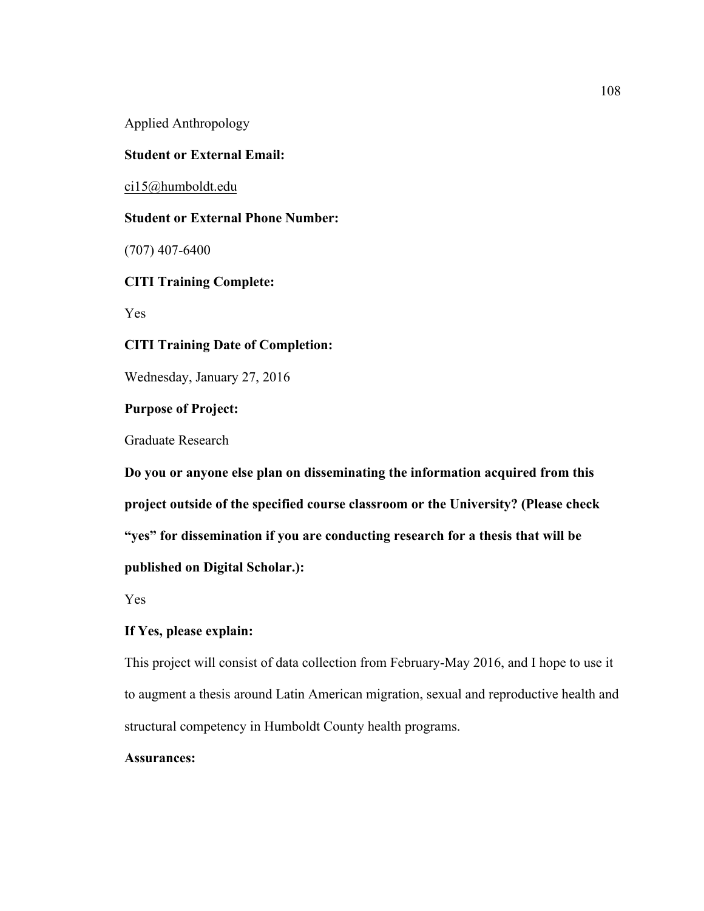Applied Anthropology

**Student or External Email:**

ci15@humboldt.edu

**Student or External Phone Number:**

(707) 407-6400

**CITI Training Complete:**

Yes

**CITI Training Date of Completion:**

Wednesday, January 27, 2016

**Purpose of Project:**

Graduate Research

**Do you or anyone else plan on disseminating the information acquired from this project outside of the specified course classroom or the University? (Please check "yes" for dissemination if you are conducting research for a thesis that will be published on Digital Scholar.):**

Yes

**If Yes, please explain:**

This project will consist of data collection from February-May 2016, and I hope to use it to augment a thesis around Latin American migration, sexual and reproductive health and structural competency in Humboldt County health programs.

**Assurances:**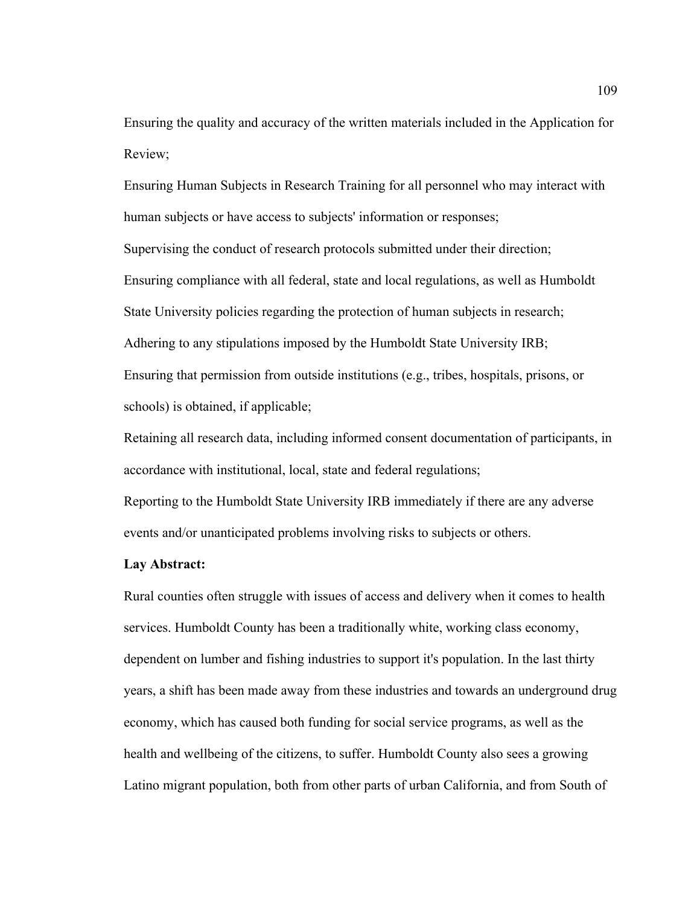Ensuring the quality and accuracy of the written materials included in the Application for Review;

Ensuring Human Subjects in Research Training for all personnel who may interact with human subjects or have access to subjects' information or responses;

Supervising the conduct of research protocols submitted under their direction;

Ensuring compliance with all federal, state and local regulations, as well as Humboldt State University policies regarding the protection of human subjects in research;

Adhering to any stipulations imposed by the Humboldt State University IRB;

Ensuring that permission from outside institutions (e.g., tribes, hospitals, prisons, or schools) is obtained, if applicable;

Retaining all research data, including informed consent documentation of participants, in accordance with institutional, local, state and federal regulations;

Reporting to the Humboldt State University IRB immediately if there are any adverse events and/or unanticipated problems involving risks to subjects or others.

**Lay Abstract:**

Rural counties often struggle with issues of access and delivery when it comes to health services. Humboldt County has been a traditionally white, working class economy, dependent on lumber and fishing industries to support it's population. In the last thirty years, a shift has been made away from these industries and towards an underground drug economy, which has caused both funding for social service programs, as well as the health and wellbeing of the citizens, to suffer. Humboldt County also sees a growing Latino migrant population, both from other parts of urban California, and from South of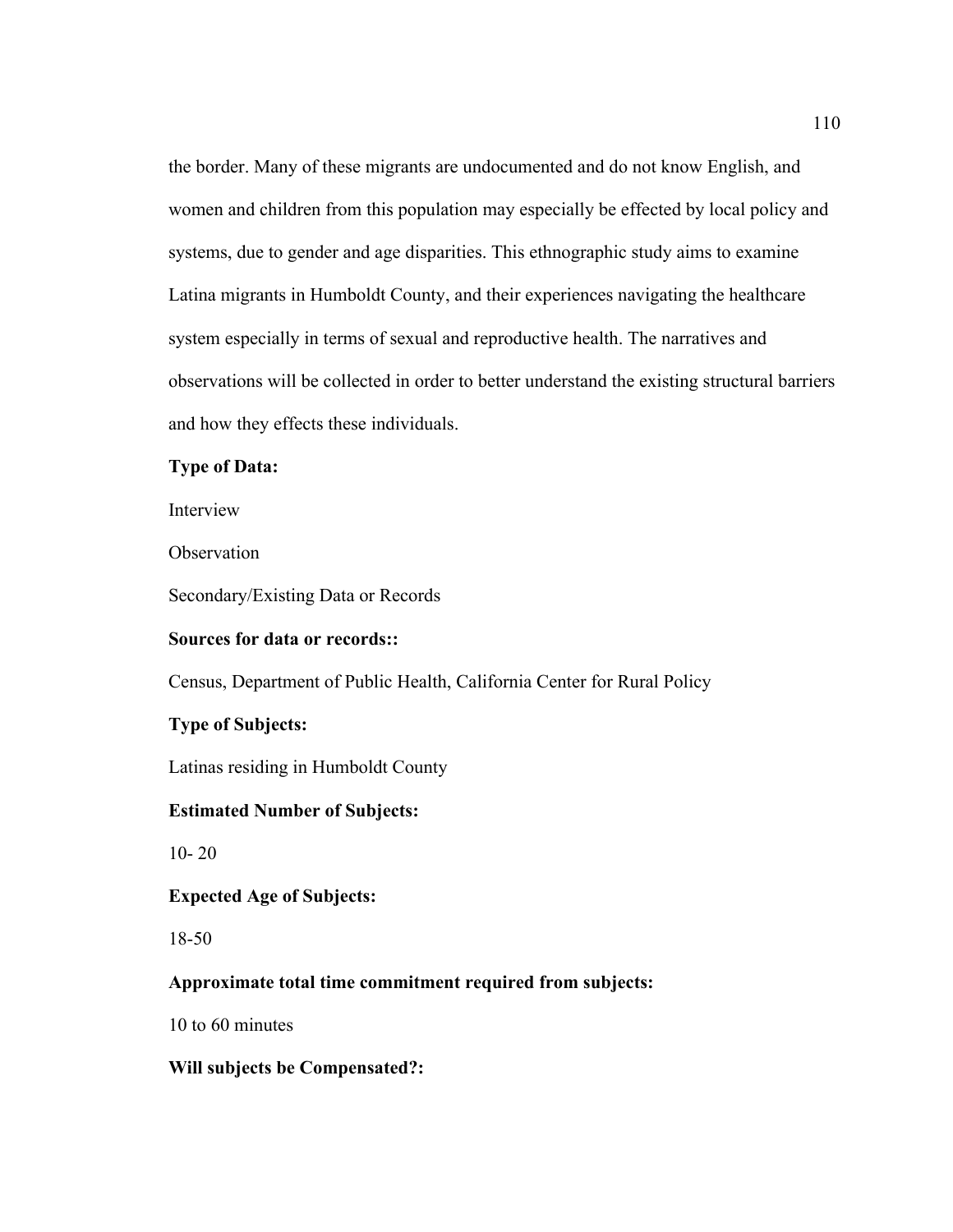the border. Many of these migrants are undocumented and do not know English, and women and children from this population may especially be effected by local policy and systems, due to gender and age disparities. This ethnographic study aims to examine Latina migrants in Humboldt County, and their experiences navigating the healthcare system especially in terms of sexual and reproductive health. The narratives and observations will be collected in order to better understand the existing structural barriers and how they effects these individuals.

**Type of Data:**

Interview

Observation

Secondary/Existing Data or Records

**Sources for data or records::**

Census, Department of Public Health, California Center for Rural Policy

**Type of Subjects:**

Latinas residing in Humboldt County

**Estimated Number of Subjects:**

10- 20

**Expected Age of Subjects:**

18-50

**Approximate total time commitment required from subjects:**

10 to 60 minutes

**Will subjects be Compensated?:**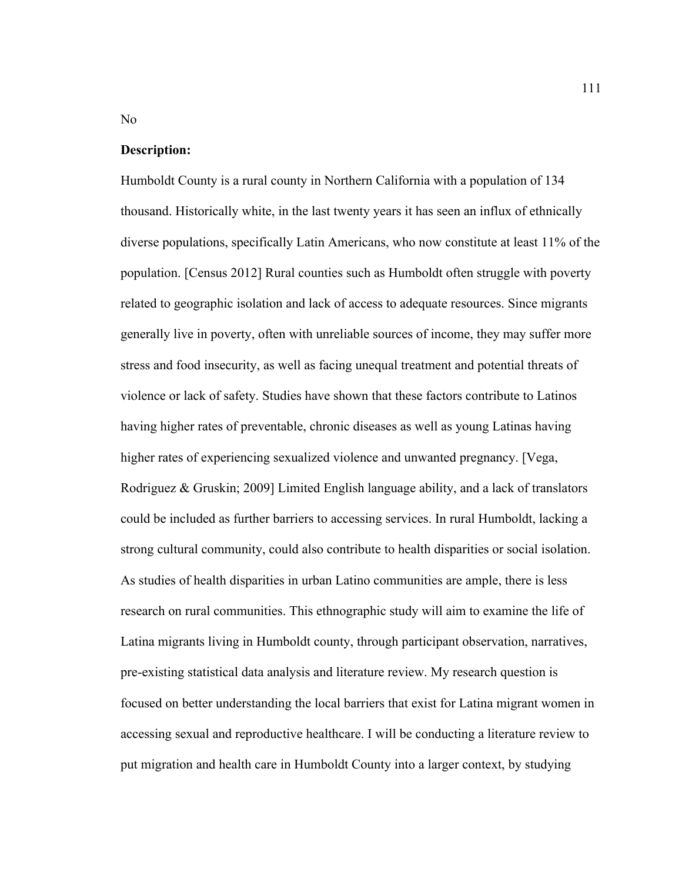No

**Description:**

Humboldt County is a rural county in Northern California with a population of 134 thousand. Historically white, in the last twenty years it has seen an influx of ethnically diverse populations, specifically Latin Americans, who now constitute at least 11% of the population. [Census 2012] Rural counties such as Humboldt often struggle with poverty related to geographic isolation and lack of access to adequate resources. Since migrants generally live in poverty, often with unreliable sources of income, they may suffer more stress and food insecurity, as well as facing unequal treatment and potential threats of violence or lack of safety. Studies have shown that these factors contribute to Latinos having higher rates of preventable, chronic diseases as well as young Latinas having higher rates of experiencing sexualized violence and unwanted pregnancy. [Vega, Rodriguez & Gruskin; 2009] Limited English language ability, and a lack of translators could be included as further barriers to accessing services. In rural Humboldt, lacking a strong cultural community, could also contribute to health disparities or social isolation. As studies of health disparities in urban Latino communities are ample, there is less research on rural communities. This ethnographic study will aim to examine the life of Latina migrants living in Humboldt county, through participant observation, narratives, pre-existing statistical data analysis and literature review. My research question is focused on better understanding the local barriers that exist for Latina migrant women in accessing sexual and reproductive healthcare. I will be conducting a literature review to put migration and health care in Humboldt County into a larger context, by studying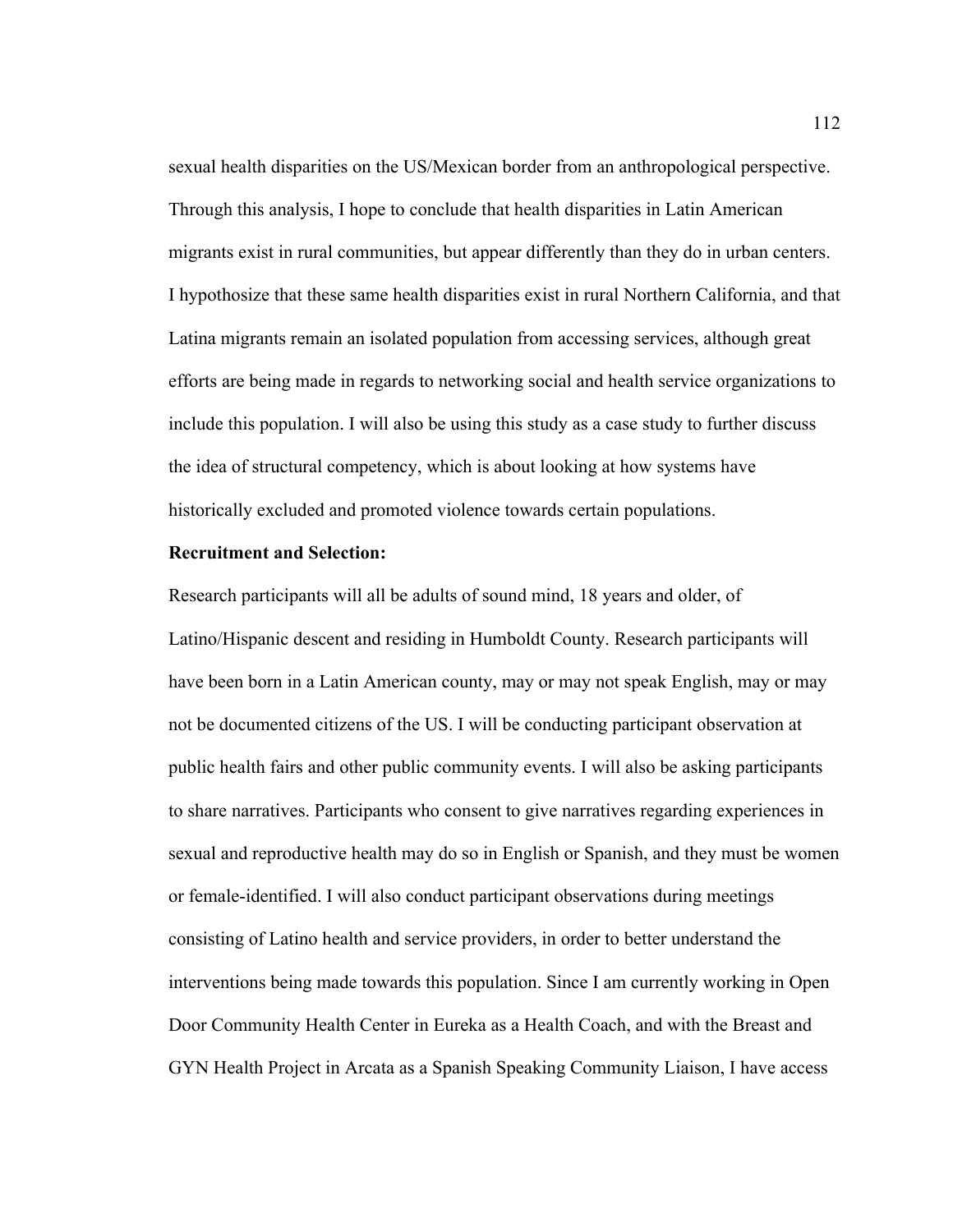sexual health disparities on the US/Mexican border from an anthropological perspective. Through this analysis, I hope to conclude that health disparities in Latin American migrants exist in rural communities, but appear differently than they do in urban centers. I hypothosize that these same health disparities exist in rural Northern California, and that Latina migrants remain an isolated population from accessing services, although great efforts are being made in regards to networking social and health service organizations to include this population. I will also be using this study as a case study to further discuss the idea of structural competency, which is about looking at how systems have historically excluded and promoted violence towards certain populations.

**Recruitment and Selection:**

Research participants will all be adults of sound mind, 18 years and older, of Latino/Hispanic descent and residing in Humboldt County. Research participants will have been born in a Latin American county, may or may not speak English, may or may not be documented citizens of the US. I will be conducting participant observation at public health fairs and other public community events. I will also be asking participants to share narratives. Participants who consent to give narratives regarding experiences in sexual and reproductive health may do so in English or Spanish, and they must be women or female-identified. I will also conduct participant observations during meetings consisting of Latino health and service providers, in order to better understand the interventions being made towards this population. Since I am currently working in Open Door Community Health Center in Eureka as a Health Coach, and with the Breast and GYN Health Project in Arcata as a Spanish Speaking Community Liaison, I have access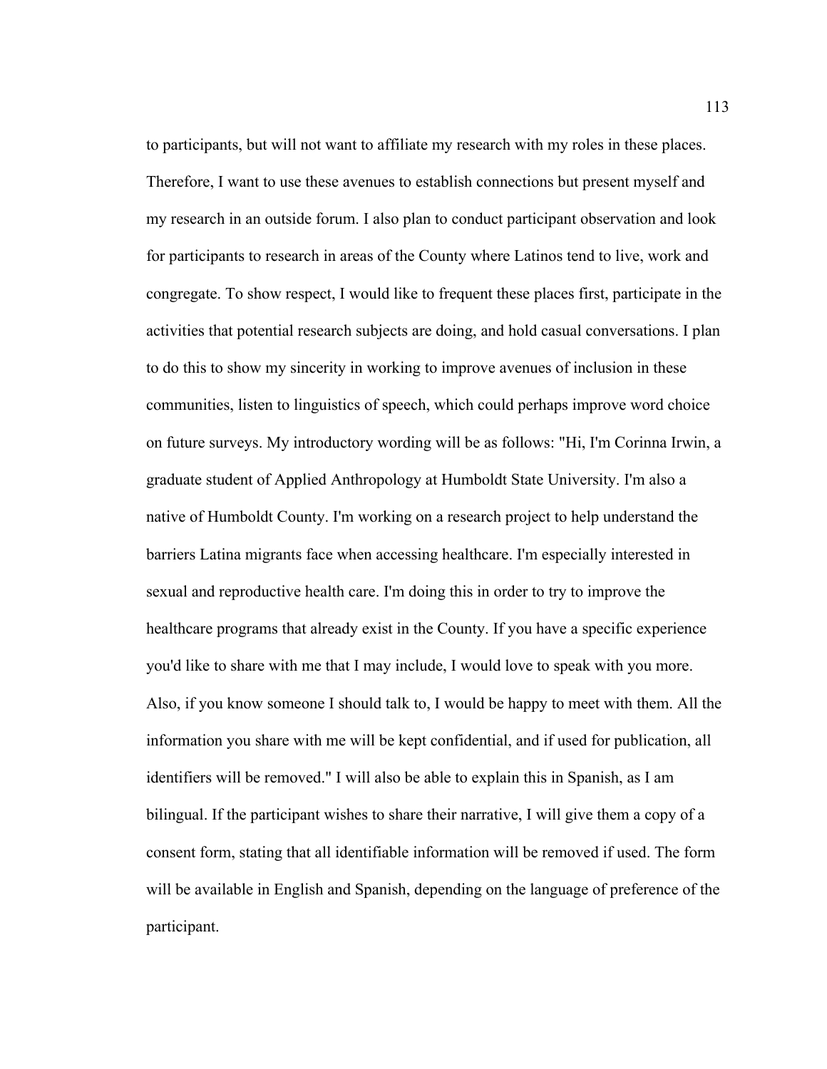to participants, but will not want to affiliate my research with my roles in these places. Therefore, I want to use these avenues to establish connections but present myself and my research in an outside forum. I also plan to conduct participant observation and look for participants to research in areas of the County where Latinos tend to live, work and congregate. To show respect, I would like to frequent these places first, participate in the activities that potential research subjects are doing, and hold casual conversations. I plan to do this to show my sincerity in working to improve avenues of inclusion in these communities, listen to linguistics of speech, which could perhaps improve word choice on future surveys. My introductory wording will be as follows: "Hi, I'm Corinna Irwin, a graduate student of Applied Anthropology at Humboldt State University. I'm also a native of Humboldt County. I'm working on a research project to help understand the barriers Latina migrants face when accessing healthcare. I'm especially interested in sexual and reproductive health care. I'm doing this in order to try to improve the healthcare programs that already exist in the County. If you have a specific experience you'd like to share with me that I may include, I would love to speak with you more. Also, if you know someone I should talk to, I would be happy to meet with them. All the information you share with me will be kept confidential, and if used for publication, all identifiers will be removed." I will also be able to explain this in Spanish, as I am bilingual. If the participant wishes to share their narrative, I will give them a copy of a consent form, stating that all identifiable information will be removed if used. The form will be available in English and Spanish, depending on the language of preference of the participant.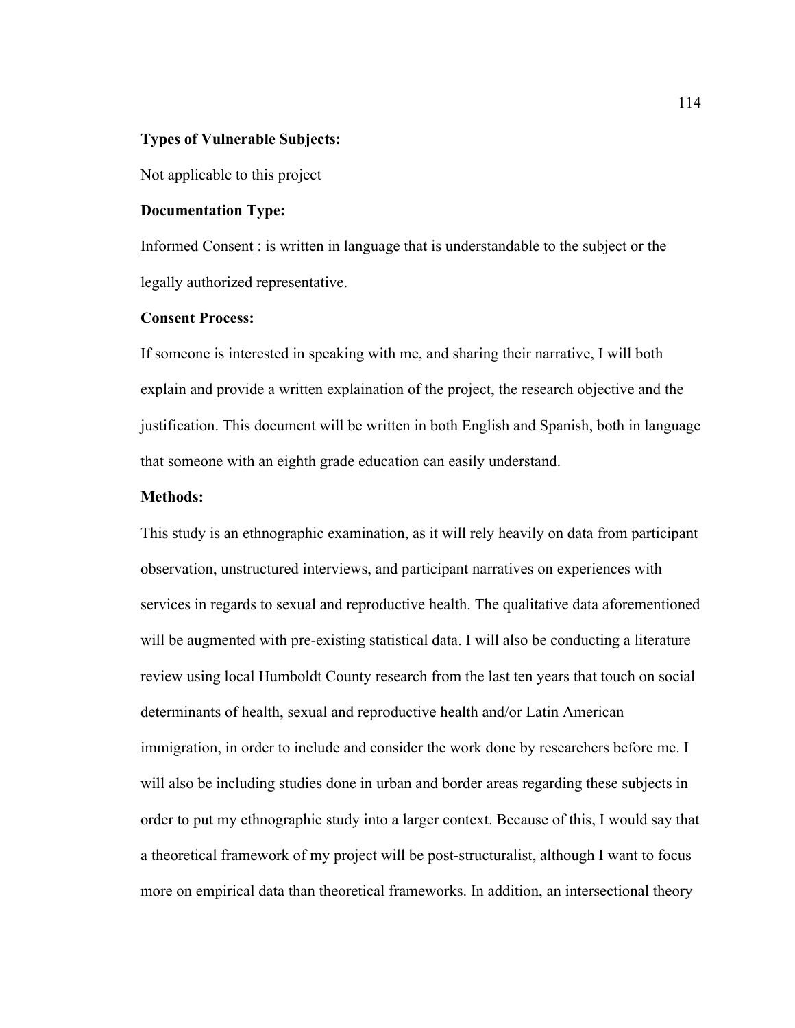**Types of Vulnerable Subjects:**

Not applicable to this project

**Documentation Type:**

<u>Informed Consent</u> : is written in language that is understandable to the subject or the legally authorized representative.

**Consent Process:**

If someone is interested in speaking with me, and sharing their narrative, I will both explain and provide a written explaination of the project, the research objective and the justification. This document will be written in both English and Spanish, both in language that someone with an eighth grade education can easily understand.

**Methods:**

This study is an ethnographic examination, as it will rely heavily on data from participant observation, unstructured interviews, and participant narratives on experiences with services in regards to sexual and reproductive health. The qualitative data aforementioned will be augmented with pre-existing statistical data. I will also be conducting a literature review using local Humboldt County research from the last ten years that touch on social determinants of health, sexual and reproductive health and/or Latin American immigration, in order to include and consider the work done by researchers before me. I will also be including studies done in urban and border areas regarding these subjects in order to put my ethnographic study into a larger context. Because of this, I would say that a theoretical framework of my project will be post-structuralist, although I want to focus more on empirical data than theoretical frameworks. In addition, an intersectional theory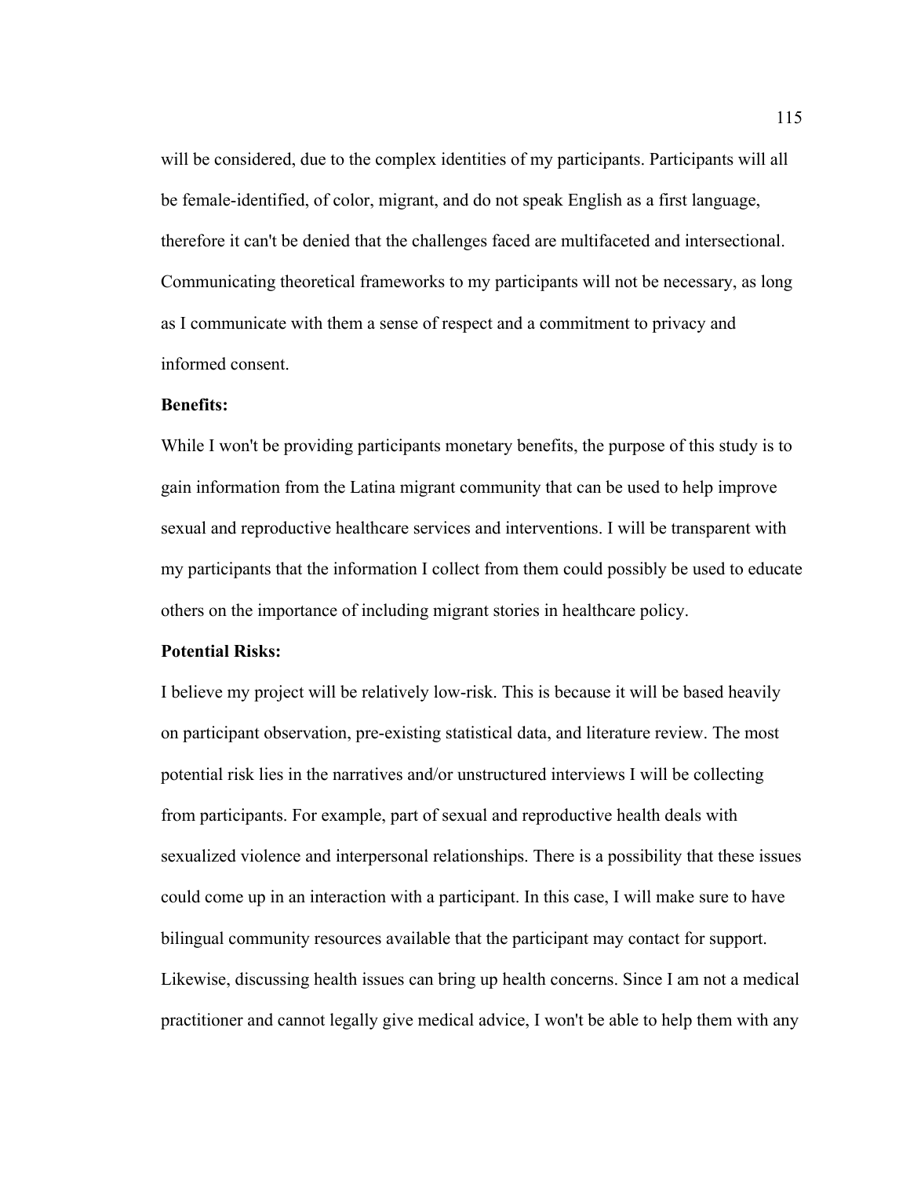will be considered, due to the complex identities of my participants. Participants will all be female-identified, of color, migrant, and do not speak English as a first language, therefore it can't be denied that the challenges faced are multifaceted and intersectional. Communicating theoretical frameworks to my participants will not be necessary, as long as I communicate with them a sense of respect and a commitment to privacy and informed consent.

**Benefits:**

While I won't be providing participants monetary benefits, the purpose of this study is to gain information from the Latina migrant community that can be used to help improve sexual and reproductive healthcare services and interventions. I will be transparent with my participants that the information I collect from them could possibly be used to educate others on the importance of including migrant stories in healthcare policy.

**Potential Risks:**

I believe my project will be relatively low-risk. This is because it will be based heavily on participant observation, pre-existing statistical data, and literature review. The most potential risk lies in the narratives and/or unstructured interviews I will be collecting from participants. For example, part of sexual and reproductive health deals with sexualized violence and interpersonal relationships. There is a possibility that these issues could come up in an interaction with a participant. In this case, I will make sure to have bilingual community resources available that the participant may contact for support. Likewise, discussing health issues can bring up health concerns. Since I am not a medical practitioner and cannot legally give medical advice, I won't be able to help them with any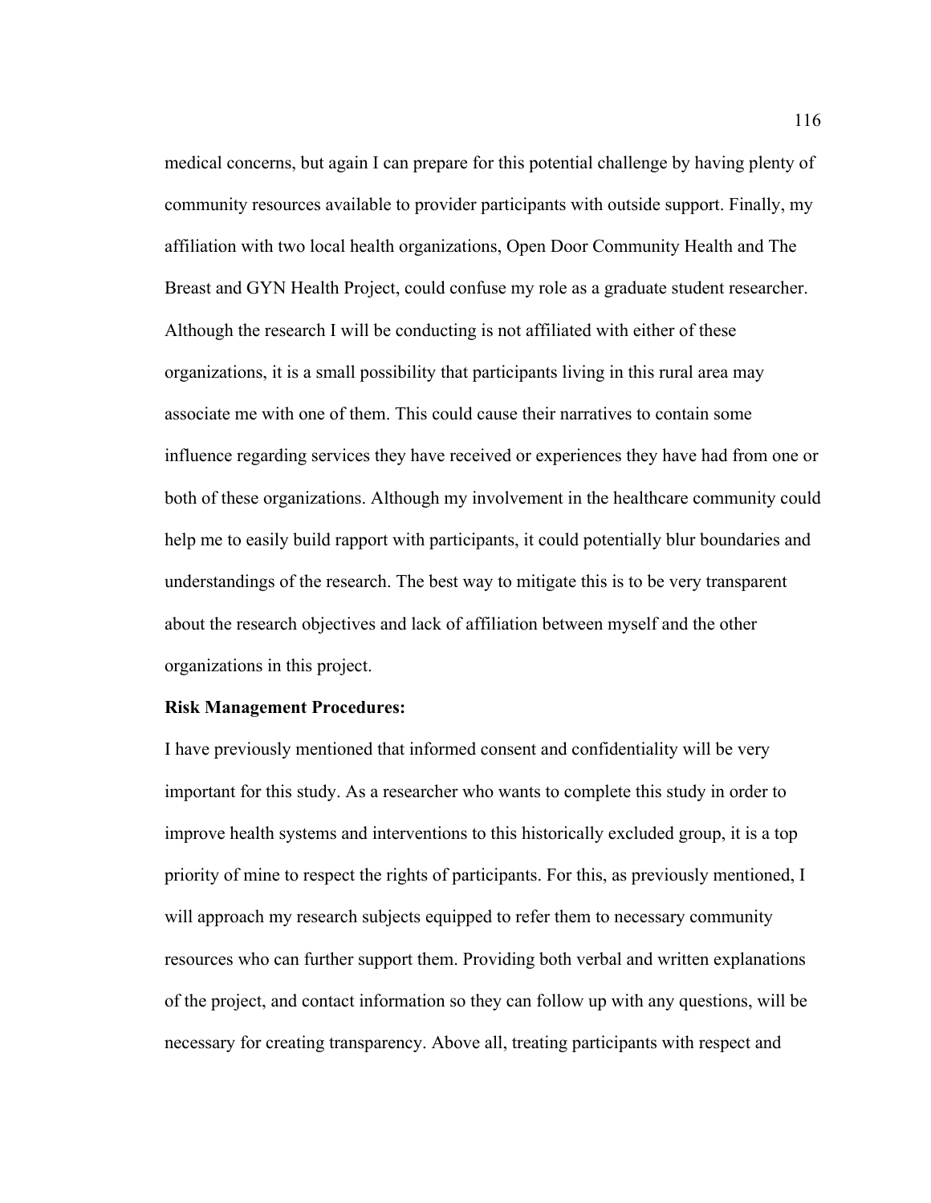medical concerns, but again I can prepare for this potential challenge by having plenty of community resources available to provider participants with outside support. Finally, my affiliation with two local health organizations, Open Door Community Health and The Breast and GYN Health Project, could confuse my role as a graduate student researcher. Although the research I will be conducting is not affiliated with either of these organizations, it is a small possibility that participants living in this rural area may associate me with one of them. This could cause their narratives to contain some influence regarding services they have received or experiences they have had from one or both of these organizations. Although my involvement in the healthcare community could help me to easily build rapport with participants, it could potentially blur boundaries and understandings of the research. The best way to mitigate this is to be very transparent about the research objectives and lack of affiliation between myself and the other organizations in this project.

**Risk Management Procedures:**

I have previously mentioned that informed consent and confidentiality will be very important for this study. As a researcher who wants to complete this study in order to improve health systems and interventions to this historically excluded group, it is a top priority of mine to respect the rights of participants. For this, as previously mentioned, I will approach my research subjects equipped to refer them to necessary community resources who can further support them. Providing both verbal and written explanations of the project, and contact information so they can follow up with any questions, will be necessary for creating transparency. Above all, treating participants with respect and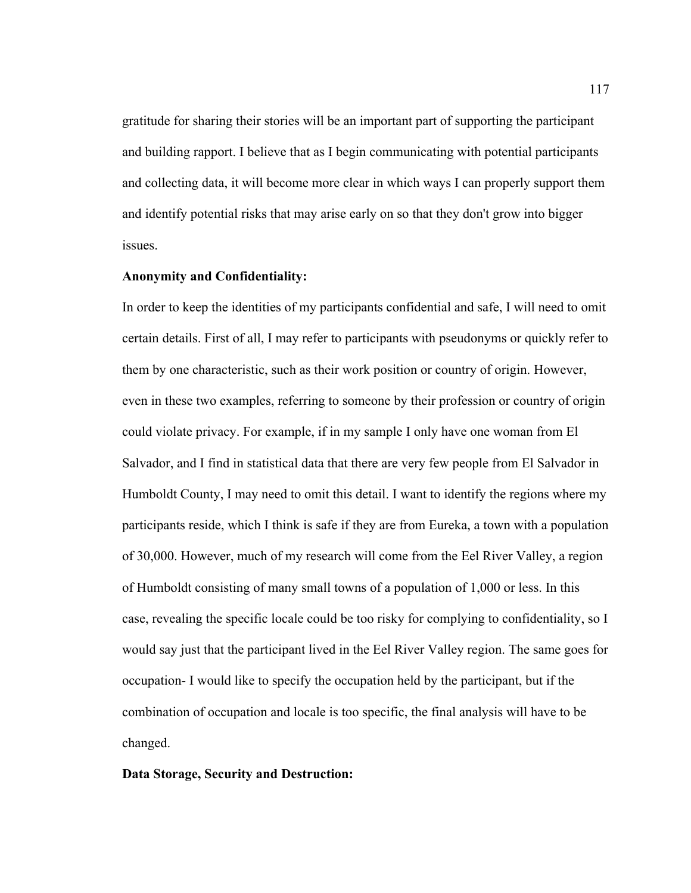gratitude for sharing their stories will be an important part of supporting the participant and building rapport. I believe that as I begin communicating with potential participants and collecting data, it will become more clear in which ways I can properly support them and identify potential risks that may arise early on so that they don't grow into bigger issues.

**Anonymity and Confidentiality:**

In order to keep the identities of my participants confidential and safe, I will need to omit certain details. First of all, I may refer to participants with pseudonyms or quickly refer to them by one characteristic, such as their work position or country of origin. However, even in these two examples, referring to someone by their profession or country of origin could violate privacy. For example, if in my sample I only have one woman from El Salvador, and I find in statistical data that there are very few people from El Salvador in Humboldt County, I may need to omit this detail. I want to identify the regions where my participants reside, which I think is safe if they are from Eureka, a town with a population of 30,000. However, much of my research will come from the Eel River Valley, a region of Humboldt consisting of many small towns of a population of 1,000 or less. In this case, revealing the specific locale could be too risky for complying to confidentiality, so I would say just that the participant lived in the Eel River Valley region. The same goes for occupation- I would like to specify the occupation held by the participant, but if the combination of occupation and locale is too specific, the final analysis will have to be changed.

**Data Storage, Security and Destruction:**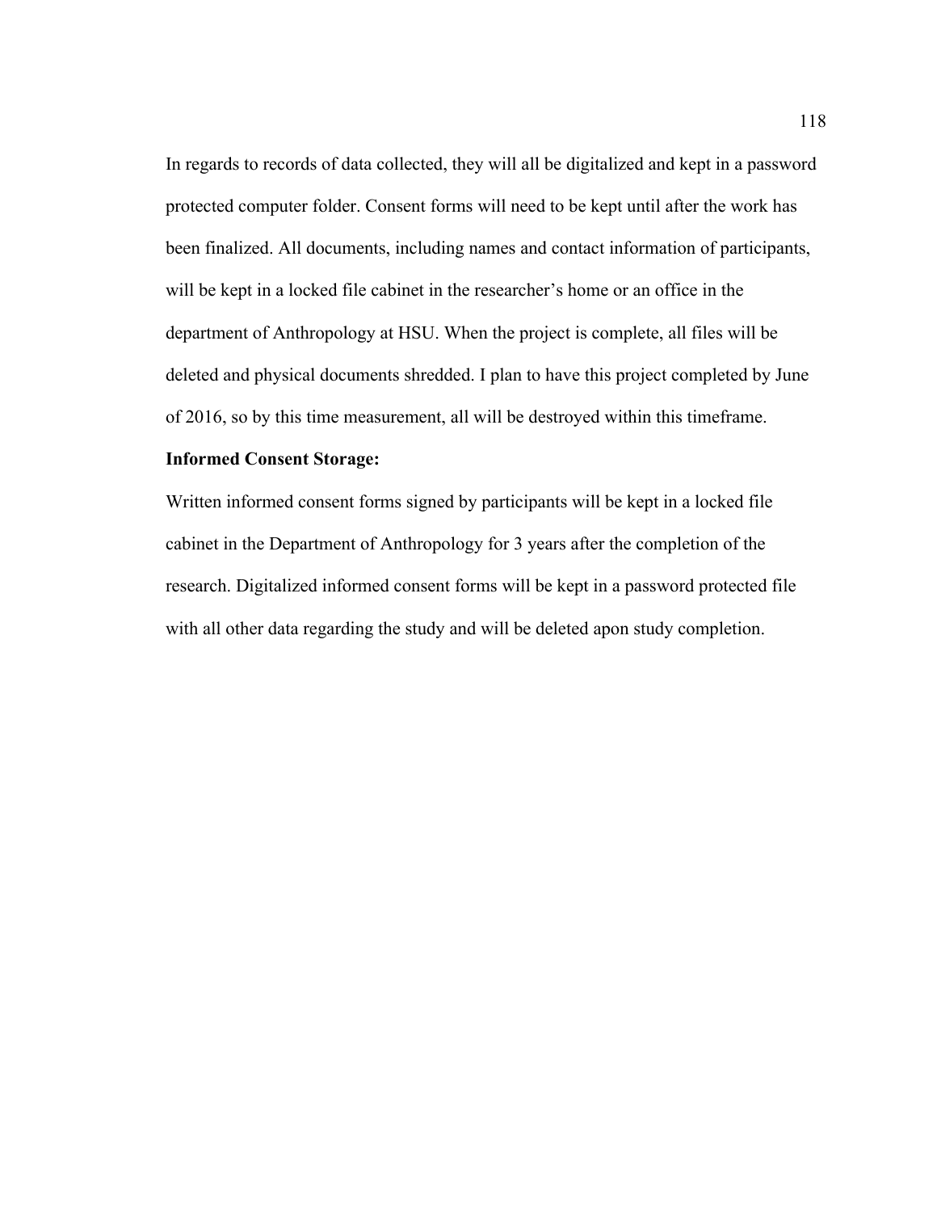In regards to records of data collected, they will all be digitalized and kept in a password protected computer folder. Consent forms will need to be kept until after the work has been finalized. All documents, including names and contact information of participants, will be kept in a locked file cabinet in the researcher's home or an office in the department of Anthropology at HSU. When the project is complete, all files will be deleted and physical documents shredded. I plan to have this project completed by June of 2016, so by this time measurement, all will be destroyed within this timeframe.

**Informed Consent Storage:**

Written informed consent forms signed by participants will be kept in a locked file cabinet in the Department of Anthropology for 3 years after the completion of the research. Digitalized informed consent forms will be kept in a password protected file with all other data regarding the study and will be deleted apon study completion.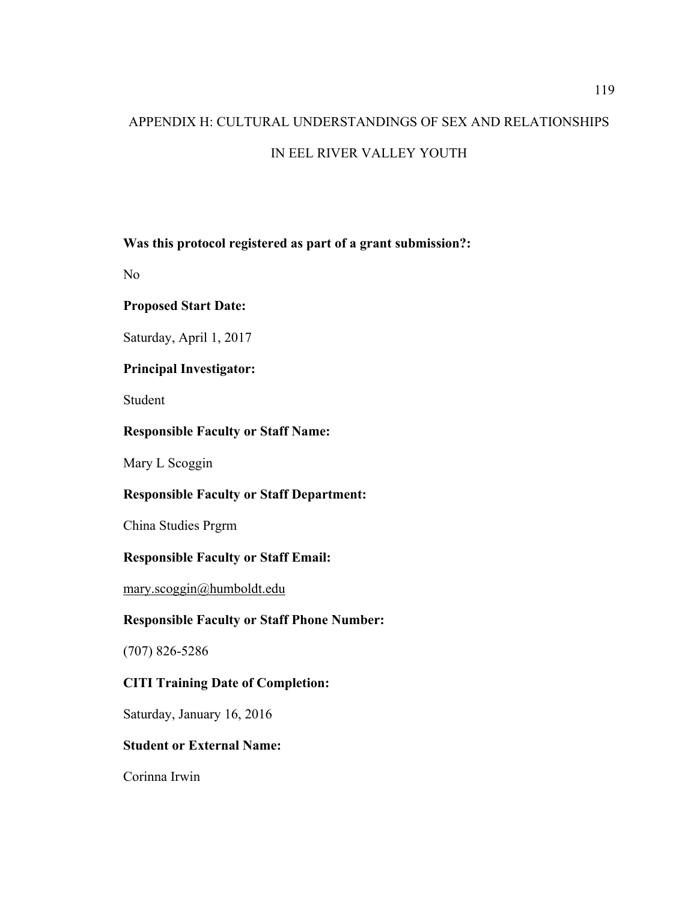# APPENDIX H: CULTURAL UNDERSTANDINGS OF SEX AND RELATIONSHIPS IN EEL RIVER VALLEY YOUTH

**Was this protocol registered as part of a grant submission?:**

No

**Proposed Start Date:**

Saturday, April 1, 2017

**Principal Investigator:**

Student

**Responsible Faculty or Staff Name:**

Mary L Scoggin

**Responsible Faculty or Staff Department:**

China Studies Prgrm

**Responsible Faculty or Staff Email:**

mary.scoggin@humboldt.edu

**Responsible Faculty or Staff Phone Number:**

(707) 826-5286

**CITI Training Date of Completion:**

Saturday, January 16, 2016

**Student or External Name:**

Corinna Irwin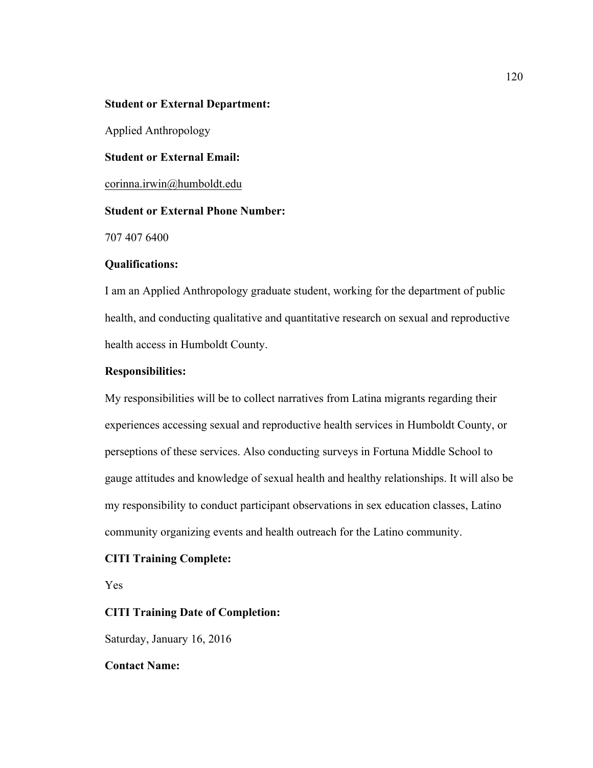**Student or External Department:**

Applied Anthropology

**Student or External Email:**

corinna.irwin@humboldt.edu

**Student or External Phone Number:**

707 407 6400

**Qualifications:**

I am an Applied Anthropology graduate student, working for the department of public health, and conducting qualitative and quantitative research on sexual and reproductive health access in Humboldt County.

**Responsibilities:**

My responsibilities will be to collect narratives from Latina migrants regarding their experiences accessing sexual and reproductive health services in Humboldt County, or perseptions of these services. Also conducting surveys in Fortuna Middle School to gauge attitudes and knowledge of sexual health and healthy relationships. It will also be my responsibility to conduct participant observations in sex education classes, Latino community organizing events and health outreach for the Latino community.

**CITI Training Complete:**

Yes

**CITI Training Date of Completion:**

Saturday, January 16, 2016

**Contact Name:**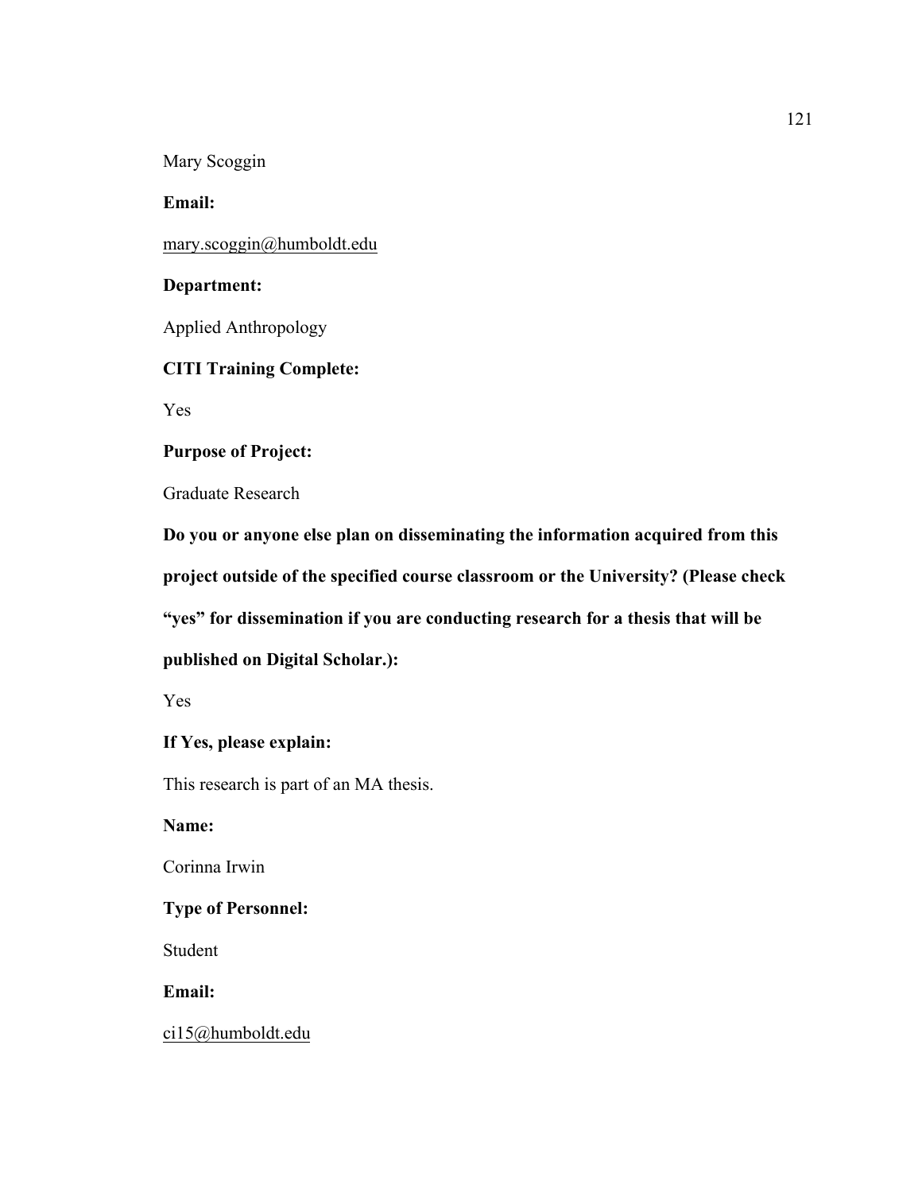Mary Scoggin

**Email:**

mary.scoggin@humboldt.edu

**Department:**

Applied Anthropology

**CITI Training Complete:**

Yes

**Purpose of Project:**

Graduate Research

**Do you or anyone else plan on disseminating the information acquired from this project outside of the specified course classroom or the University? (Please check "yes" for dissemination if you are conducting research for a thesis that will be published on Digital Scholar.):**

Yes

**If Yes, please explain:**

This research is part of an MA thesis.

**Name:**

Corinna Irwin

**Type of Personnel:**

Student

**Email:**

ci15@humboldt.edu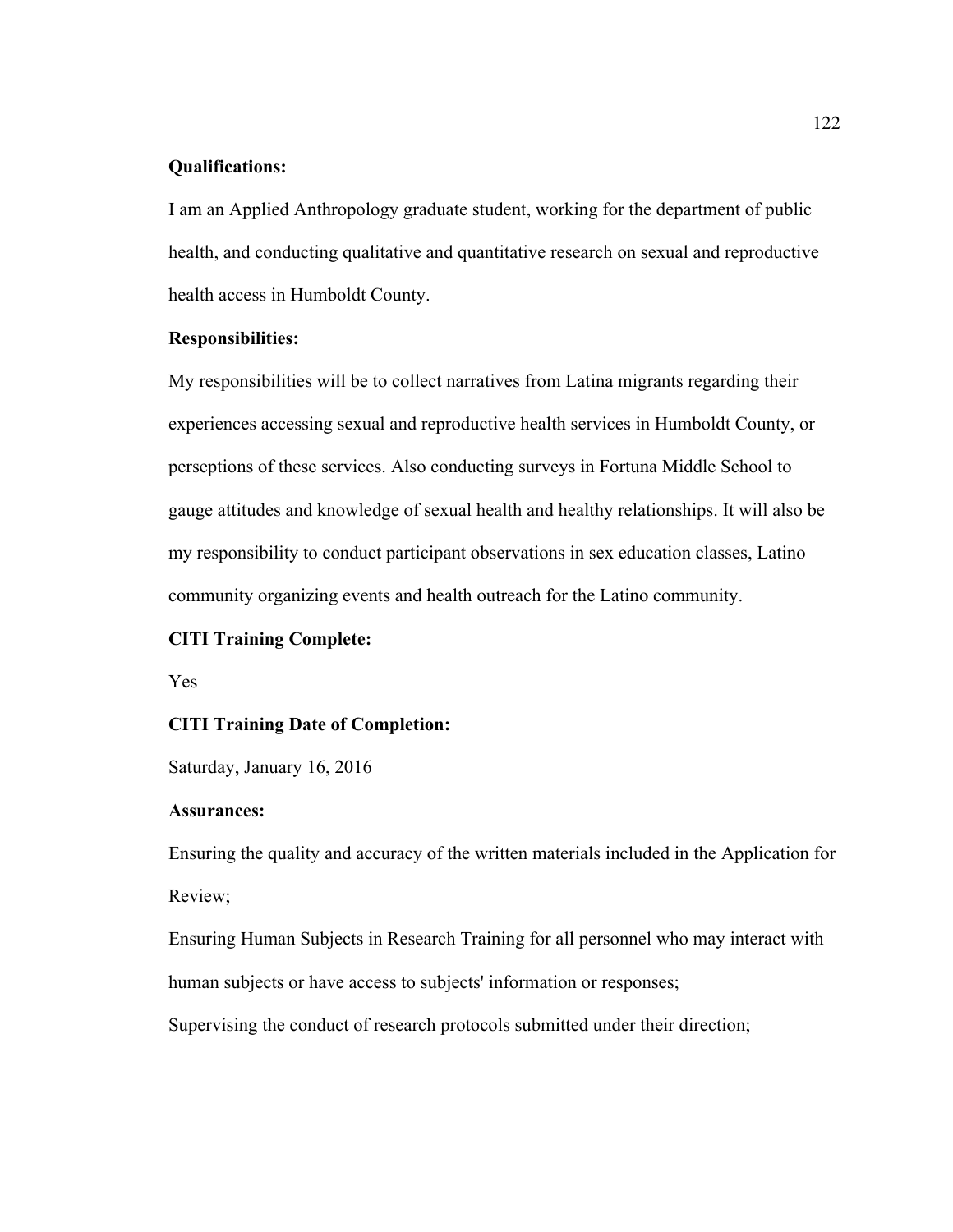**Qualifications:**

I am an Applied Anthropology graduate student, working for the department of public health, and conducting qualitative and quantitative research on sexual and reproductive health access in Humboldt County.

**Responsibilities:**

My responsibilities will be to collect narratives from Latina migrants regarding their experiences accessing sexual and reproductive health services in Humboldt County, or perseptions of these services. Also conducting surveys in Fortuna Middle School to gauge attitudes and knowledge of sexual health and healthy relationships. It will also be my responsibility to conduct participant observations in sex education classes, Latino community organizing events and health outreach for the Latino community.

**CITI Training Complete:**

Yes

**CITI Training Date of Completion:**

Saturday, January 16, 2016

**Assurances:**

Ensuring the quality and accuracy of the written materials included in the Application for Review;

Ensuring Human Subjects in Research Training for all personnel who may interact with human subjects or have access to subjects' information or responses;

Supervising the conduct of research protocols submitted under their direction;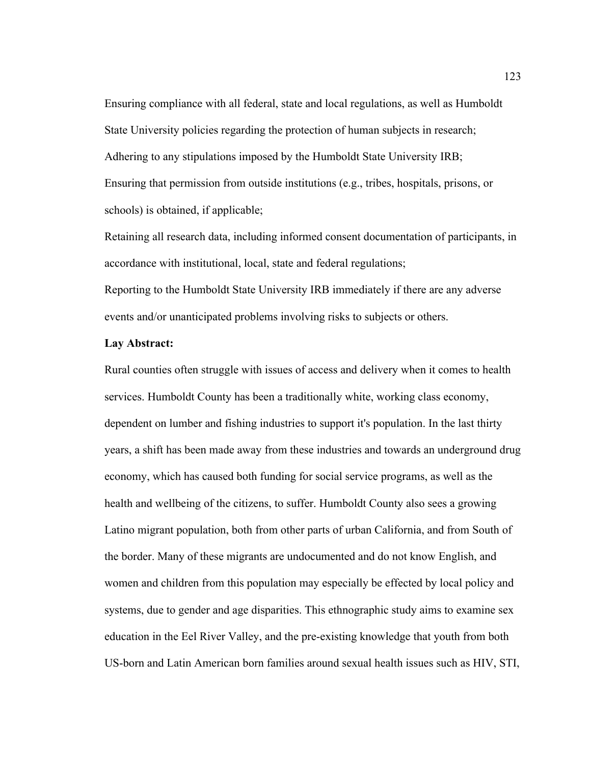Ensuring compliance with all federal, state and local regulations, as well as Humboldt State University policies regarding the protection of human subjects in research;

Adhering to any stipulations imposed by the Humboldt State University IRB;

Ensuring that permission from outside institutions (e.g., tribes, hospitals, prisons, or schools) is obtained, if applicable;

Retaining all research data, including informed consent documentation of participants, in accordance with institutional, local, state and federal regulations;

Reporting to the Humboldt State University IRB immediately if there are any adverse events and/or unanticipated problems involving risks to subjects or others.

**Lay Abstract:**

Rural counties often struggle with issues of access and delivery when it comes to health services. Humboldt County has been a traditionally white, working class economy, dependent on lumber and fishing industries to support it's population. In the last thirty years, a shift has been made away from these industries and towards an underground drug economy, which has caused both funding for social service programs, as well as the health and wellbeing of the citizens, to suffer. Humboldt County also sees a growing Latino migrant population, both from other parts of urban California, and from South of the border. Many of these migrants are undocumented and do not know English, and women and children from this population may especially be effected by local policy and systems, due to gender and age disparities. This ethnographic study aims to examine sex education in the Eel River Valley, and the pre-existing knowledge that youth from both US-born and Latin American born families around sexual health issues such as HIV, STI,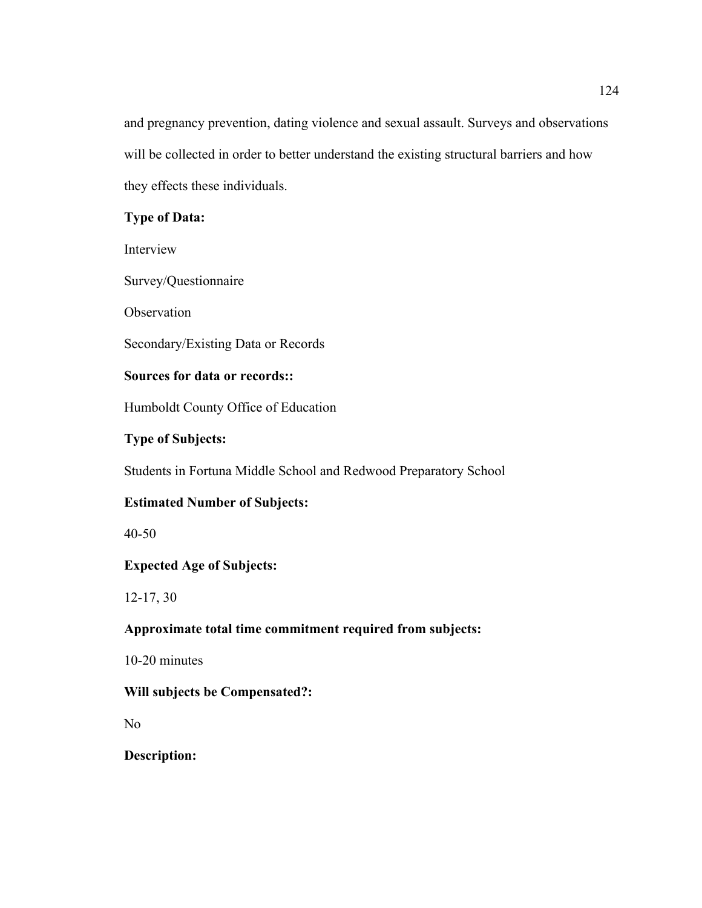and pregnancy prevention, dating violence and sexual assault. Surveys and observations will be collected in order to better understand the existing structural barriers and how they effects these individuals.

**Type of Data:**

Interview

Survey/Questionnaire

Observation

Secondary/Existing Data or Records

**Sources for data or records::**

Humboldt County Office of Education

**Type of Subjects:**

Students in Fortuna Middle School and Redwood Preparatory School

**Estimated Number of Subjects:**

40-50

**Expected Age of Subjects:**

12-17, 30

**Approximate total time commitment required from subjects:**

10-20 minutes

**Will subjects be Compensated?:**

No

**Description:**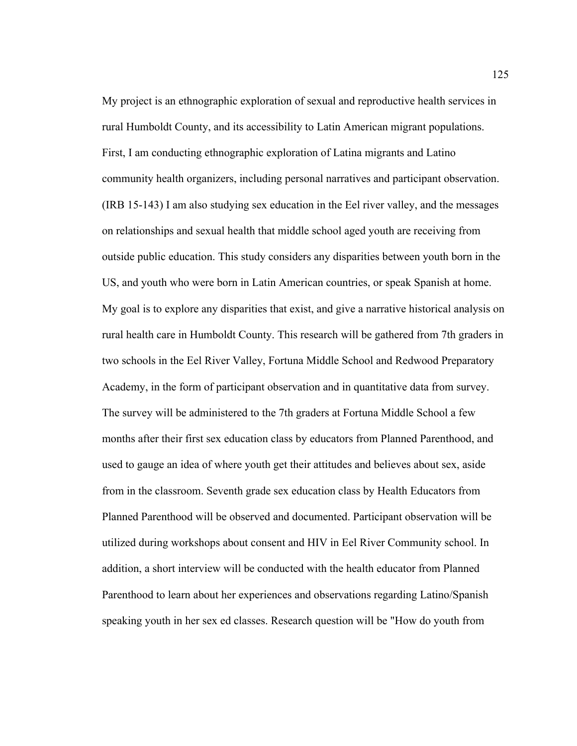My project is an ethnographic exploration of sexual and reproductive health services in rural Humboldt County, and its accessibility to Latin American migrant populations. First, I am conducting ethnographic exploration of Latina migrants and Latino community health organizers, including personal narratives and participant observation. (IRB 15-143) I am also studying sex education in the Eel river valley, and the messages on relationships and sexual health that middle school aged youth are receiving from outside public education. This study considers any disparities between youth born in the US, and youth who were born in Latin American countries, or speak Spanish at home. My goal is to explore any disparities that exist, and give a narrative historical analysis on rural health care in Humboldt County. This research will be gathered from 7th graders in two schools in the Eel River Valley, Fortuna Middle School and Redwood Preparatory Academy, in the form of participant observation and in quantitative data from survey. The survey will be administered to the 7th graders at Fortuna Middle School a few months after their first sex education class by educators from Planned Parenthood, and used to gauge an idea of where youth get their attitudes and believes about sex, aside from in the classroom. Seventh grade sex education class by Health Educators from Planned Parenthood will be observed and documented. Participant observation will be utilized during workshops about consent and HIV in Eel River Community school. In addition, a short interview will be conducted with the health educator from Planned Parenthood to learn about her experiences and observations regarding Latino/Spanish speaking youth in her sex ed classes. Research question will be "How do youth from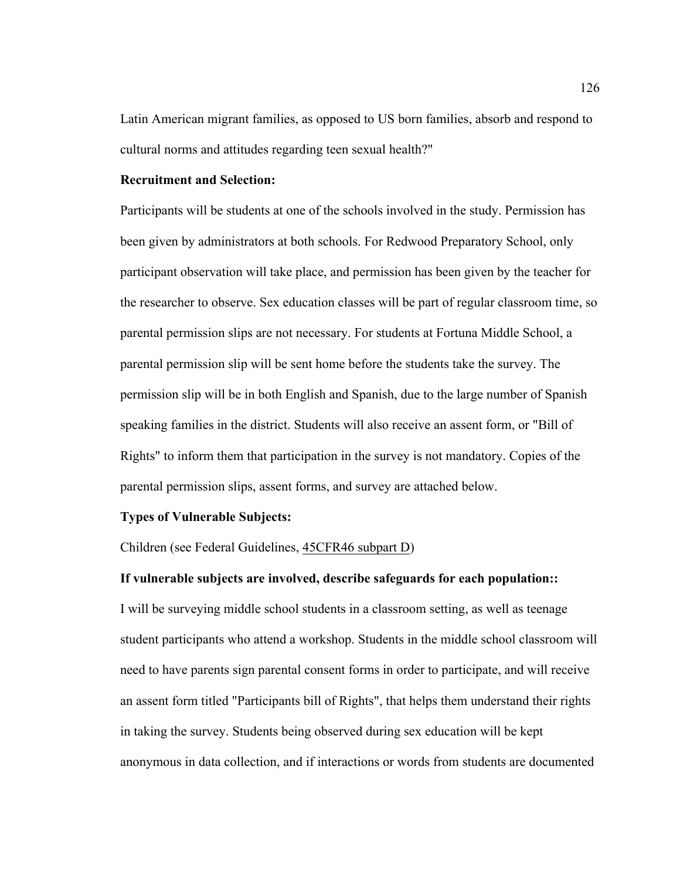Latin American migrant families, as opposed to US born families, absorb and respond to cultural norms and attitudes regarding teen sexual health?"

**Recruitment and Selection:**

Participants will be students at one of the schools involved in the study. Permission has been given by administrators at both schools. For Redwood Preparatory School, only participant observation will take place, and permission has been given by the teacher for the researcher to observe. Sex education classes will be part of regular classroom time, so parental permission slips are not necessary. For students at Fortuna Middle School, a parental permission slip will be sent home before the students take the survey. The permission slip will be in both English and Spanish, due to the large number of Spanish speaking families in the district. Students will also receive an assent form, or "Bill of Rights" to inform them that participation in the survey is not mandatory. Copies of the parental permission slips, assent forms, and survey are attached below.

**Types of Vulnerable Subjects:**

Children (see Federal Guidelines, 45CFR46 subpart D)

**If vulnerable subjects are involved, describe safeguards for each population::**

I will be surveying middle school students in a classroom setting, as well as teenage student participants who attend a workshop. Students in the middle school classroom will need to have parents sign parental consent forms in order to participate, and will receive an assent form titled "Participants bill of Rights", that helps them understand their rights in taking the survey. Students being observed during sex education will be kept anonymous in data collection, and if interactions or words from students are documented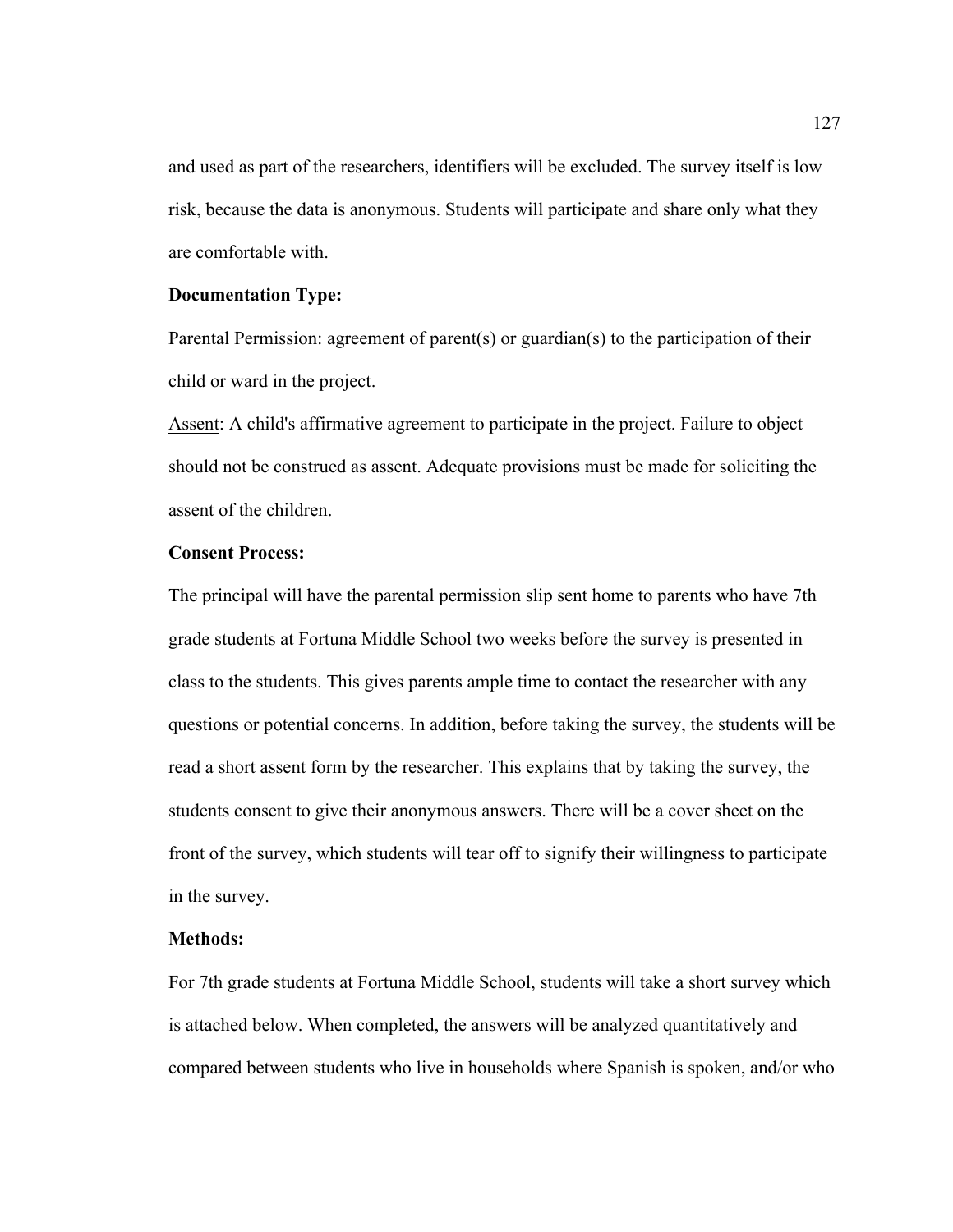and used as part of the researchers, identifiers will be excluded. The survey itself is low risk, because the data is anonymous. Students will participate and share only what they are comfortable with.

**Documentation Type:**

Parental Permission: agreement of parent(s) or guardian(s) to the participation of their child or ward in the project.

Assent: A child's affirmative agreement to participate in the project. Failure to object should not be construed as assent. Adequate provisions must be made for soliciting the assent of the children.

**Consent Process:**

The principal will have the parental permission slip sent home to parents who have 7th grade students at Fortuna Middle School two weeks before the survey is presented in class to the students. This gives parents ample time to contact the researcher with any questions or potential concerns. In addition, before taking the survey, the students will be read a short assent form by the researcher. This explains that by taking the survey, the students consent to give their anonymous answers. There will be a cover sheet on the front of the survey, which students will tear off to signify their willingness to participate in the survey.

**Methods:**

For 7th grade students at Fortuna Middle School, students will take a short survey which is attached below. When completed, the answers will be analyzed quantitatively and compared between students who live in households where Spanish is spoken, and/or who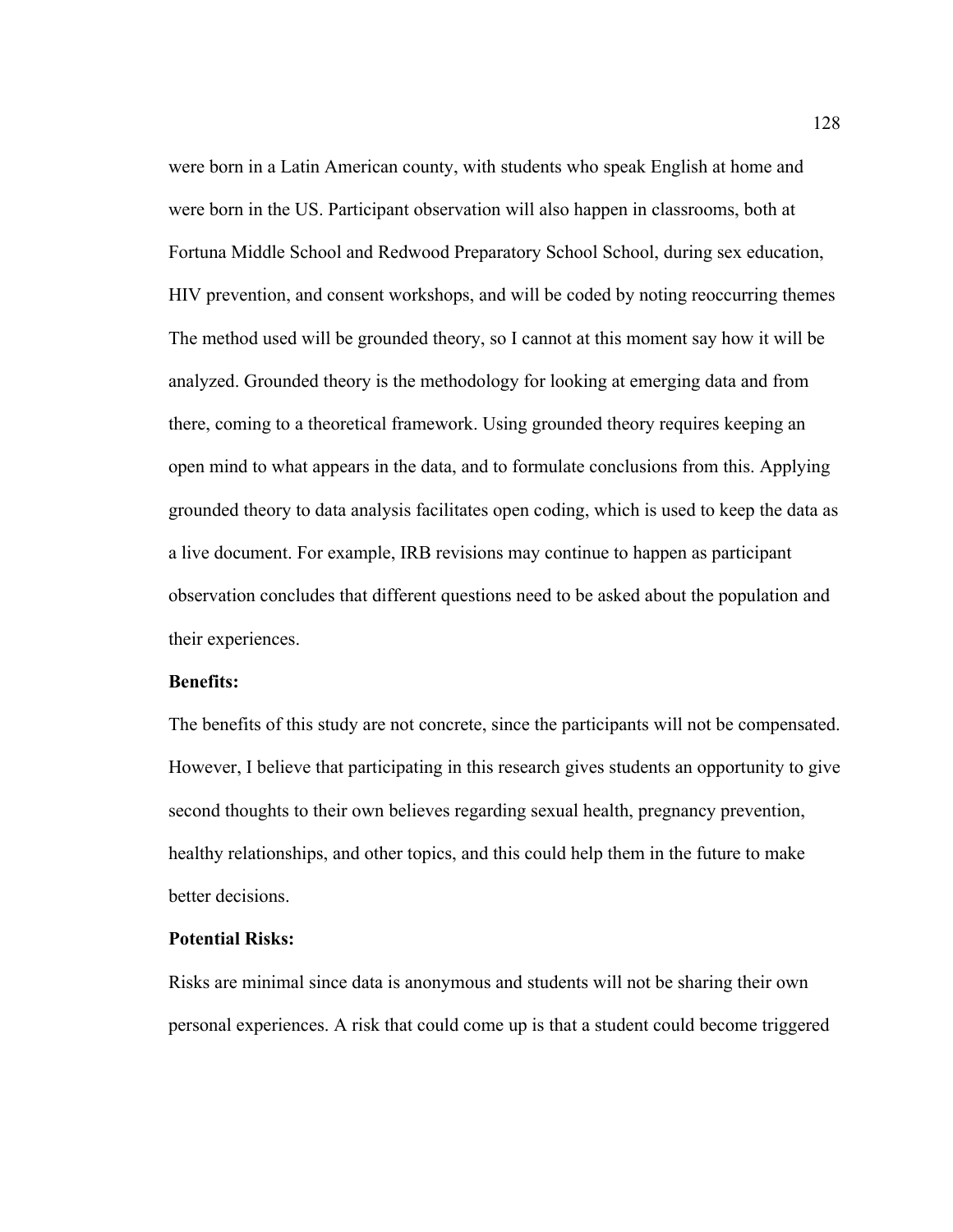were born in a Latin American county, with students who speak English at home and were born in the US. Participant observation will also happen in classrooms, both at Fortuna Middle School and Redwood Preparatory School School, during sex education, HIV prevention, and consent workshops, and will be coded by noting reoccurring themes The method used will be grounded theory, so I cannot at this moment say how it will be analyzed. Grounded theory is the methodology for looking at emerging data and from there, coming to a theoretical framework. Using grounded theory requires keeping an open mind to what appears in the data, and to formulate conclusions from this. Applying grounded theory to data analysis facilitates open coding, which is used to keep the data as a live document. For example, IRB revisions may continue to happen as participant observation concludes that different questions need to be asked about the population and their experiences.

**Benefits:**

The benefits of this study are not concrete, since the participants will not be compensated. However, I believe that participating in this research gives students an opportunity to give second thoughts to their own believes regarding sexual health, pregnancy prevention, healthy relationships, and other topics, and this could help them in the future to make better decisions.

**Potential Risks:**

Risks are minimal since data is anonymous and students will not be sharing their own personal experiences. A risk that could come up is that a student could become triggered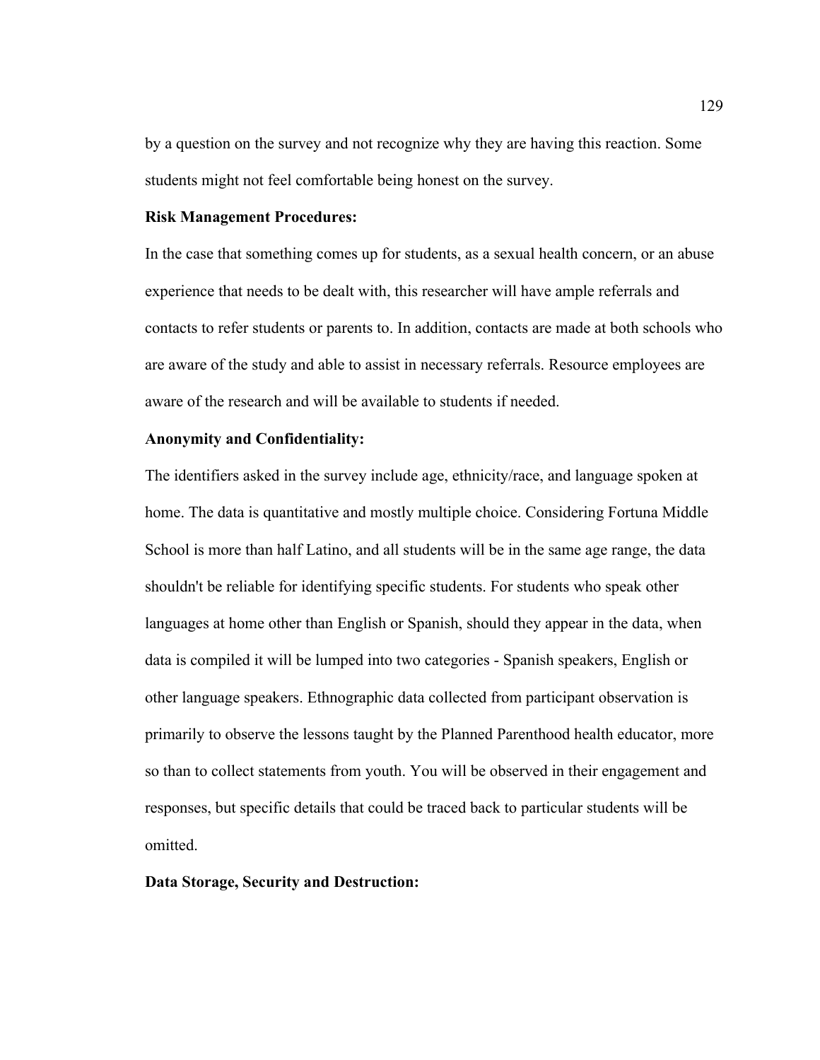by a question on the survey and not recognize why they are having this reaction. Some students might not feel comfortable being honest on the survey.

**Risk Management Procedures:**

In the case that something comes up for students, as a sexual health concern, or an abuse experience that needs to be dealt with, this researcher will have ample referrals and contacts to refer students or parents to. In addition, contacts are made at both schools who are aware of the study and able to assist in necessary referrals. Resource employees are aware of the research and will be available to students if needed.

**Anonymity and Confidentiality:**

The identifiers asked in the survey include age, ethnicity/race, and language spoken at home. The data is quantitative and mostly multiple choice. Considering Fortuna Middle School is more than half Latino, and all students will be in the same age range, the data shouldn't be reliable for identifying specific students. For students who speak other languages at home other than English or Spanish, should they appear in the data, when data is compiled it will be lumped into two categories - Spanish speakers, English or other language speakers. Ethnographic data collected from participant observation is primarily to observe the lessons taught by the Planned Parenthood health educator, more so than to collect statements from youth. You will be observed in their engagement and responses, but specific details that could be traced back to particular students will be omitted.

**Data Storage, Security and Destruction:**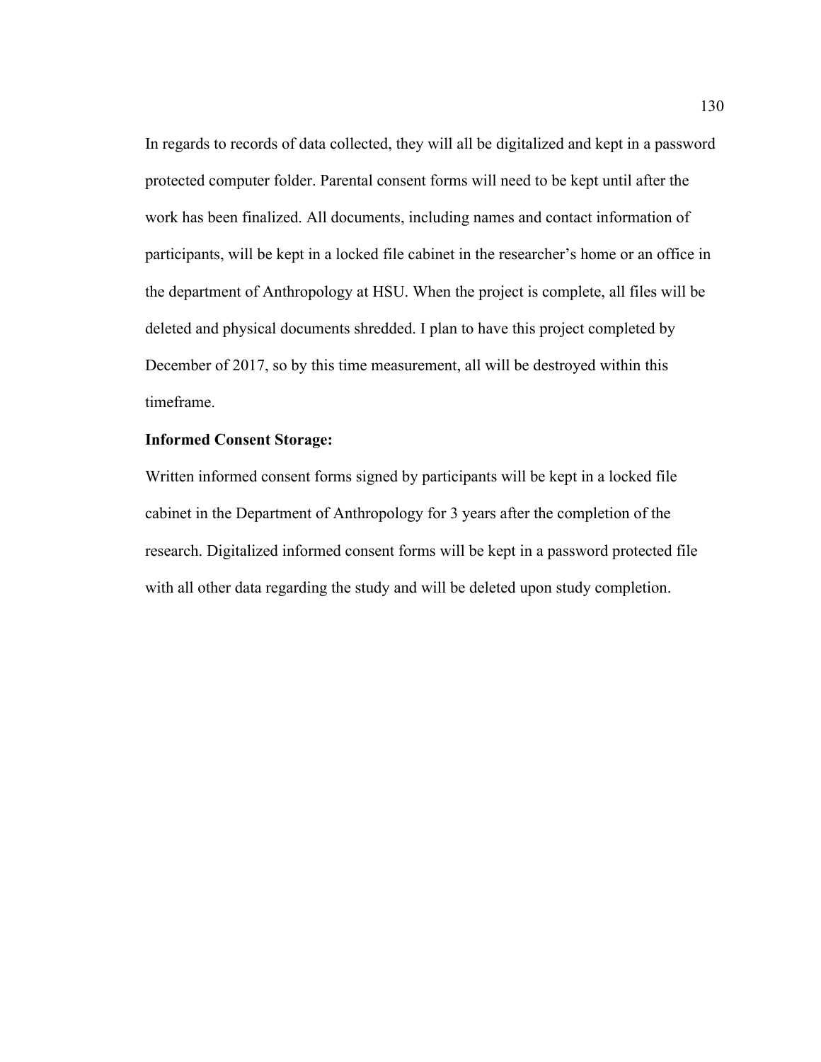In regards to records of data collected, they will all be digitalized and kept in a password protected computer folder. Parental consent forms will need to be kept until after the work has been finalized. All documents, including names and contact information of participants, will be kept in a locked file cabinet in the researcher's home or an office in the department of Anthropology at HSU. When the project is complete, all files will be deleted and physical documents shredded. I plan to have this project completed by December of 2017, so by this time measurement, all will be destroyed within this timeframe.

**Informed Consent Storage:**

Written informed consent forms signed by participants will be kept in a locked file cabinet in the Department of Anthropology for 3 years after the completion of the research. Digitalized informed consent forms will be kept in a password protected file with all other data regarding the study and will be deleted upon study completion.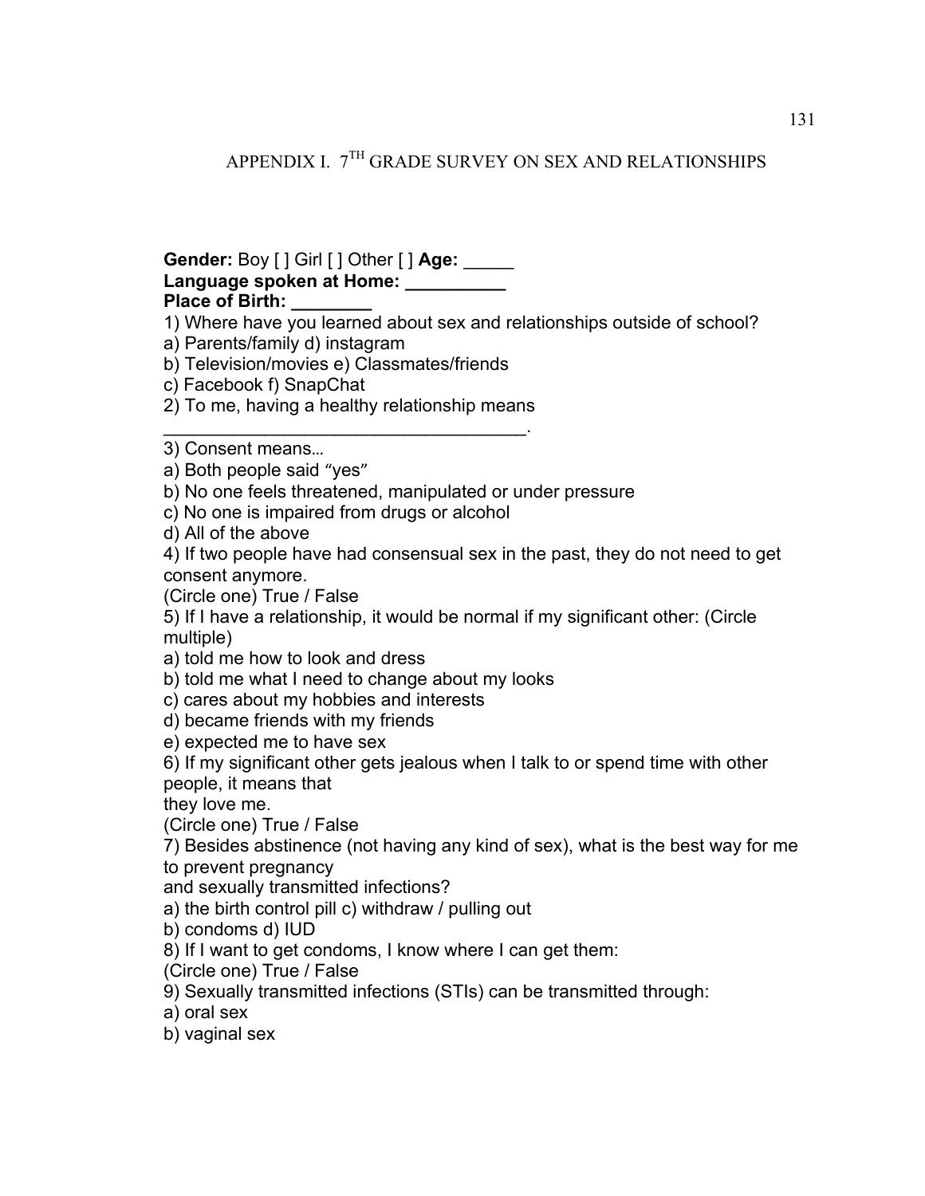# APPENDIX I. 7TH GRADE SURVEY ON SEX AND RELATIONSHIPS

**Gender:** Boy [ ] Girl [ ] Other [ ] **Age:** _____
**Language spoken at Home:** __________
**Place of Birth:** ________

1) Where have you learned about sex and relationships outside of school?
a) Parents/family d) instagram
b) Television/movies e) Classmates/friends
c) Facebook f) SnapChat

2) To me, having a healthy relationship means
____________________________________.

3) Consent means…
a) Both people said "yes"
b) No one feels threatened, manipulated or under pressure
c) No one is impaired from drugs or alcohol
d) All of the above

4) If two people have had consensual sex in the past, they do not need to get consent anymore.
(Circle one) True / False

5) If I have a relationship, it would be normal if my significant other: (Circle multiple)
a) told me how to look and dress
b) told me what I need to change about my looks
c) cares about my hobbies and interests
d) became friends with my friends
e) expected me to have sex

6) If my significant other gets jealous when I talk to or spend time with other people, it means that
they love me.
(Circle one) True / False

7) Besides abstinence (not having any kind of sex), what is the best way for me to prevent pregnancy
and sexually transmitted infections?
a) the birth control pill c) withdraw / pulling out
b) condoms d) IUD

8) If I want to get condoms, I know where I can get them:
(Circle one) True / False

9) Sexually transmitted infections (STIs) can be transmitted through:
a) oral sex
b) vaginal sex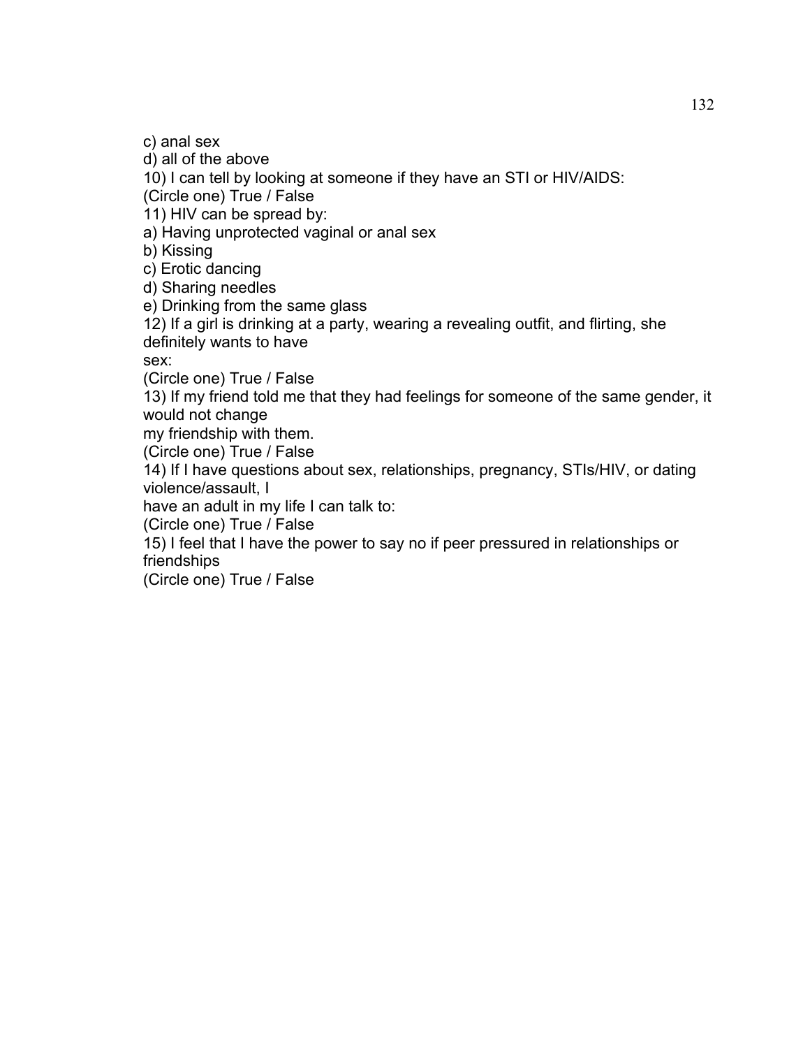c) anal sex

d) all of the above

10) I can tell by looking at someone if they have an STI or HIV/AIDS:
(Circle one) True / False

11) HIV can be spread by:

a) Having unprotected vaginal or anal sex

b) Kissing

c) Erotic dancing

d) Sharing needles

e) Drinking from the same glass

12) If a girl is drinking at a party, wearing a revealing outfit, and flirting, she definitely wants to have sex:
(Circle one) True / False

13) If my friend told me that they had feelings for someone of the same gender, it would not change my friendship with them.
(Circle one) True / False

14) If I have questions about sex, relationships, pregnancy, STIs/HIV, or dating violence/assault, I have an adult in my life I can talk to:
(Circle one) True / False

15) I feel that I have the power to say no if peer pressured in relationships or friendships
(Circle one) True / False